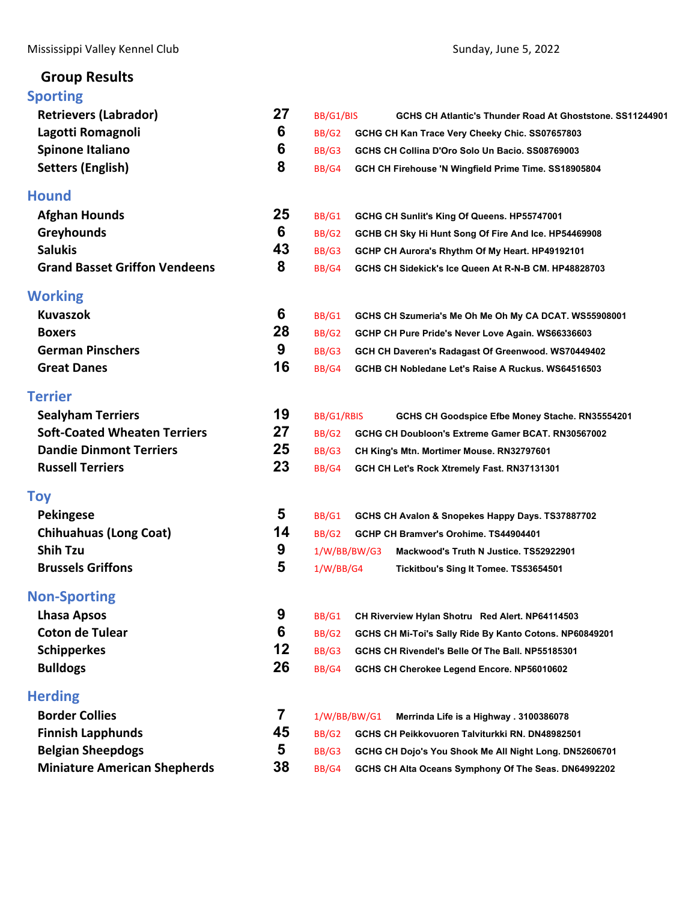Mississippi Valley Kennel Club — Sunday, June 5, 2022

## Group Results

### Sporting

| Breed | Entries | Award | Dog |
|---|---|---|---|
| Retrievers (Labrador) | 27 | BB/G1/BIS | GCHS CH Atlantic's Thunder Road At Ghoststone. SS11244901 |
| Lagotti Romagnoli | 6 | BB/G2 | GCHG CH Kan Trace Very Cheeky Chic. SS07657803 |
| Spinone Italiano | 6 | BB/G3 | GCHS CH Collina D'Oro Solo Un Bacio. SS08769003 |
| Setters (English) | 8 | BB/G4 | GCH CH Firehouse 'N Wingfield Prime Time. SS18905804 |

### Hound

| Breed | Entries | Award | Dog |
|---|---|---|---|
| Afghan Hounds | 25 | BB/G1 | GCHG CH Sunlit's King Of Queens. HP55747001 |
| Greyhounds | 6 | BB/G2 | GCHB CH Sky Hi Hunt Song Of Fire And Ice. HP54469908 |
| Salukis | 43 | BB/G3 | GCHP CH Aurora's Rhythm Of My Heart. HP49192101 |
| Grand Basset Griffon Vendeens | 8 | BB/G4 | GCHS CH Sidekick's Ice Queen At R-N-B CM. HP48828703 |

### Working

| Breed | Entries | Award | Dog |
|---|---|---|---|
| Kuvaszok | 6 | BB/G1 | GCHS CH Szumeria's Me Oh Me Oh My CA DCAT. WS55908001 |
| Boxers | 28 | BB/G2 | GCHP CH Pure Pride's Never Love Again. WS66336603 |
| German Pinschers | 9 | BB/G3 | GCH CH Daveren's Radagast Of Greenwood. WS70449402 |
| Great Danes | 16 | BB/G4 | GCHB CH Nobledane Let's Raise A Ruckus. WS64516503 |

### Terrier

| Breed | Entries | Award | Dog |
|---|---|---|---|
| Sealyham Terriers | 19 | BB/G1/RBIS | GCHS CH Goodspice Efbe Money Stache. RN35554201 |
| Soft-Coated Wheaten Terriers | 27 | BB/G2 | GCHG CH Doubloon's Extreme Gamer BCAT. RN30567002 |
| Dandie Dinmont Terriers | 25 | BB/G3 | CH King's Mtn. Mortimer Mouse. RN32797601 |
| Russell Terriers | 23 | BB/G4 | GCH CH Let's Rock Xtremely Fast. RN37131301 |

### Toy

| Breed | Entries | Award | Dog |
|---|---|---|---|
| Pekingese | 5 | BB/G1 | GCHS CH Avalon & Snopekes Happy Days. TS37887702 |
| Chihuahuas (Long Coat) | 14 | BB/G2 | GCHP CH Bramver's Orohime. TS44904401 |
| Shih Tzu | 9 | 1/W/BB/BW/G3 | Mackwood's Truth N Justice. TS52922901 |
| Brussels Griffons | 5 | 1/W/BB/G4 | Tickitbou's Sing It Tomee. TS53654501 |

### Non-Sporting

| Breed | Entries | Award | Dog |
|---|---|---|---|
| Lhasa Apsos | 9 | BB/G1 | CH Riverview Hylan Shotru Red Alert. NP64114503 |
| Coton de Tulear | 6 | BB/G2 | GCHS CH Mi-Toi's Sally Ride By Kanto Cotons. NP60849201 |
| Schipperkes | 12 | BB/G3 | GCHS CH Rivendel's Belle Of The Ball. NP55185301 |
| Bulldogs | 26 | BB/G4 | GCHS CH Cherokee Legend Encore. NP56010602 |

### Herding

| Breed | Entries | Award | Dog |
|---|---|---|---|
| Border Collies | 7 | 1/W/BB/BW/G1 | Merrinda Life is a Highway . 3100386078 |
| Finnish Lapphunds | 45 | BB/G2 | GCHS CH Peikkovuoren Talviturkki RN. DN48982501 |
| Belgian Sheepdogs | 5 | BB/G3 | GCHG CH Dojo's You Shook Me All Night Long. DN52606701 |
| Miniature American Shepherds | 38 | BB/G4 | GCHS CH Alta Oceans Symphony Of The Seas. DN64992202 |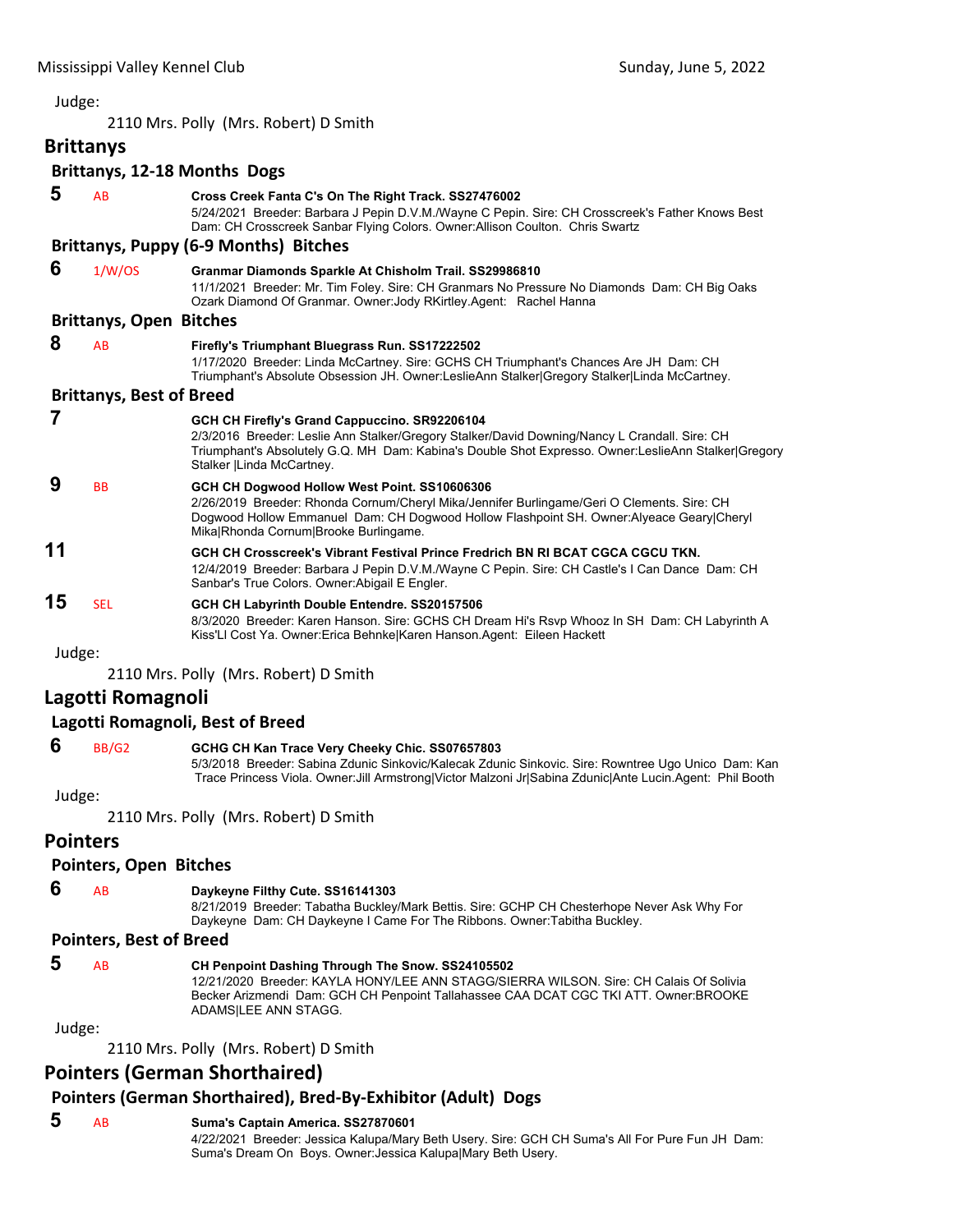Judge:

2110 Mrs. Polly (Mrs. Robert) D Smith

## Brittanys

### Brittanys, 12-18 Months Dogs

**5** AB **Cross Creek Fanta C's On The Right Track. SS27476002**
5/24/2021 Breeder: Barbara J Pepin D.V.M./Wayne C Pepin. Sire: CH Crosscreek's Father Knows Best Dam: CH Crosscreek Sanbar Flying Colors. Owner:Allison Coulton. Chris Swartz

### Brittanys, Puppy (6-9 Months) Bitches

**6** 1/W/OS **Granmar Diamonds Sparkle At Chisholm Trail. SS29986810**
11/1/2021 Breeder: Mr. Tim Foley. Sire: CH Granmars No Pressure No Diamonds Dam: CH Big Oaks Ozark Diamond Of Granmar. Owner:Jody RKirtley.Agent: Rachel Hanna

### Brittanys, Open Bitches

**8** AB **Firefly's Triumphant Bluegrass Run. SS17222502**
1/17/2020 Breeder: Linda McCartney. Sire: GCHS CH Triumphant's Chances Are JH Dam: CH Triumphant's Absolute Obsession JH. Owner:LeslieAnn Stalker|Gregory Stalker|Linda McCartney.

### Brittanys, Best of Breed

**7** **GCH CH Firefly's Grand Cappuccino. SR92206104**
2/3/2016 Breeder: Leslie Ann Stalker/Gregory Stalker/David Downing/Nancy L Crandall. Sire: CH Triumphant's Absolutely G.Q. MH Dam: Kabina's Double Shot Expresso. Owner:LeslieAnn Stalker|Gregory Stalker |Linda McCartney.

**9** BB **GCH CH Dogwood Hollow West Point. SS10606306**
2/26/2019 Breeder: Rhonda Cornum/Cheryl Mika/Jennifer Burlingame/Geri O Clements. Sire: CH Dogwood Hollow Emmanuel Dam: CH Dogwood Hollow Flashpoint SH. Owner:Alyeace Geary|Cheryl Mika|Rhonda Cornum|Brooke Burlingame.

**11** **GCH CH Crosscreek's Vibrant Festival Prince Fredrich BN RI BCAT CGCA CGCU TKN.**
12/4/2019 Breeder: Barbara J Pepin D.V.M./Wayne C Pepin. Sire: CH Castle's I Can Dance Dam: CH Sanbar's True Colors. Owner:Abigail E Engler.

**15** SEL **GCH CH Labyrinth Double Entendre. SS20157506**
8/3/2020 Breeder: Karen Hanson. Sire: GCHS CH Dream Hi's Rsvp Whooz In SH Dam: CH Labyrinth A Kiss'Ll Cost Ya. Owner:Erica Behnke|Karen Hanson.Agent: Eileen Hackett

Judge:

2110 Mrs. Polly (Mrs. Robert) D Smith

## Lagotti Romagnoli

### Lagotti Romagnoli, Best of Breed

**6** BB/G2 **GCHG CH Kan Trace Very Cheeky Chic. SS07657803**
5/3/2018 Breeder: Sabina Zdunic Sinkovic/Kalecak Zdunic Sinkovic. Sire: Rowntree Ugo Unico Dam: Kan Trace Princess Viola. Owner:Jill Armstrong|Victor Malzoni Jr|Sabina Zdunic|Ante Lucin.Agent: Phil Booth

Judge:

2110 Mrs. Polly (Mrs. Robert) D Smith

## Pointers

### Pointers, Open Bitches

**6** AB **Daykeyne Filthy Cute. SS16141303**
8/21/2019 Breeder: Tabatha Buckley/Mark Bettis. Sire: GCHP CH Chesterhope Never Ask Why For Daykeyne Dam: CH Daykeyne I Came For The Ribbons. Owner:Tabitha Buckley.

### Pointers, Best of Breed

**5** AB **CH Penpoint Dashing Through The Snow. SS24105502**
12/21/2020 Breeder: KAYLA HONY/LEE ANN STAGG/SIERRA WILSON. Sire: CH Calais Of Solivia Becker Arizmendi Dam: GCH CH Penpoint Tallahassee CAA DCAT CGC TKI ATT. Owner:BROOKE ADAMS|LEE ANN STAGG.

Judge:

2110 Mrs. Polly (Mrs. Robert) D Smith

## Pointers (German Shorthaired)

### Pointers (German Shorthaired), Bred-By-Exhibitor (Adult) Dogs

**5** AB **Suma's Captain America. SS27870601**
4/22/2021 Breeder: Jessica Kalupa/Mary Beth Usery. Sire: GCH CH Suma's All For Pure Fun JH Dam: Suma's Dream On Boys. Owner:Jessica Kalupa|Mary Beth Usery.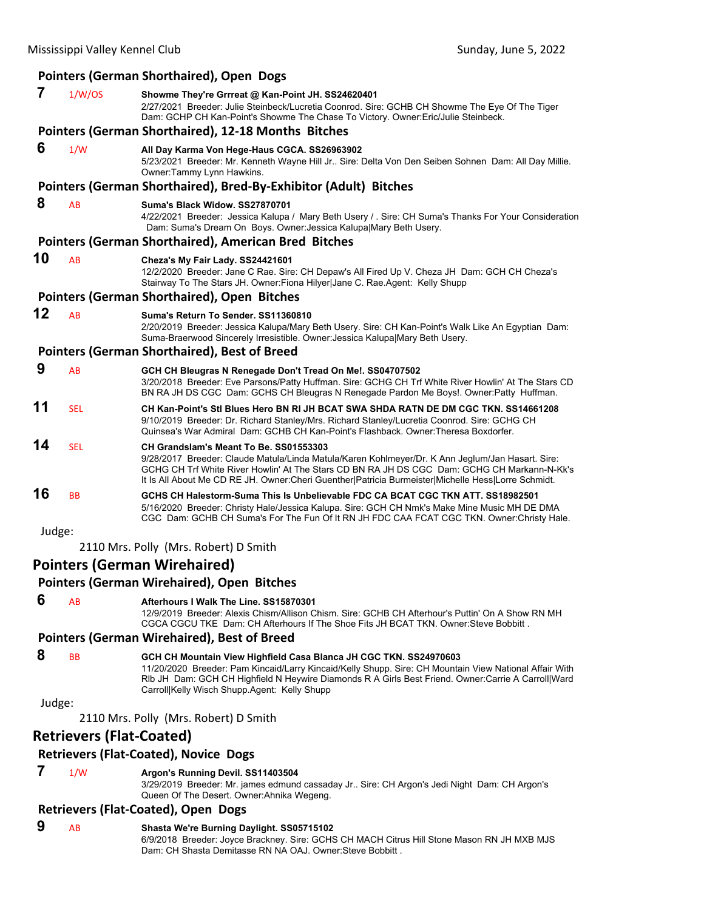### Pointers (German Shorthaired), Open Dogs

**7** 1/W/OS **Showme They're Grrreat @ Kan-Point JH. SS24620401**
2/27/2021 Breeder: Julie Steinbeck/Lucretia Coonrod. Sire: GCHB CH Showme The Eye Of The Tiger Dam: GCHP CH Kan-Point's Showme The Chase To Victory. Owner:Eric/Julie Steinbeck.

### Pointers (German Shorthaired), 12-18 Months Bitches

**6** 1/W **All Day Karma Von Hege-Haus CGCA. SS26963902**
5/23/2021 Breeder: Mr. Kenneth Wayne Hill Jr.. Sire: Delta Von Den Seiben Sohnen Dam: All Day Millie. Owner:Tammy Lynn Hawkins.

### Pointers (German Shorthaired), Bred-By-Exhibitor (Adult) Bitches

**8** AB **Suma's Black Widow. SS27870701**
4/22/2021 Breeder: Jessica Kalupa / Mary Beth Usery / . Sire: CH Suma's Thanks For Your Consideration Dam: Suma's Dream On Boys. Owner:Jessica Kalupa|Mary Beth Usery.

### Pointers (German Shorthaired), American Bred Bitches

**10** AB **Cheza's My Fair Lady. SS24421601**
12/2/2020 Breeder: Jane C Rae. Sire: CH Depaw's All Fired Up V. Cheza JH Dam: GCH CH Cheza's Stairway To The Stars JH. Owner:Fiona Hilyer|Jane C. Rae.Agent: Kelly Shupp

### Pointers (German Shorthaired), Open Bitches

**12** AB **Suma's Return To Sender. SS11360810**
2/20/2019 Breeder: Jessica Kalupa/Mary Beth Usery. Sire: CH Kan-Point's Walk Like An Egyptian Dam: Suma-Braerwood Sincerely Irresistible. Owner:Jessica Kalupa|Mary Beth Usery.

### Pointers (German Shorthaired), Best of Breed

**9** AB **GCH CH Bleugras N Renegade Don't Tread On Me!. SS04707502**
3/20/2018 Breeder: Eve Parsons/Patty Huffman. Sire: GCHG CH Trf White River Howlin' At The Stars CD BN RA JH DS CGC Dam: GCHS CH Bleugras N Renegade Pardon Me Boys!. Owner:Patty Huffman.

**11** SEL **CH Kan-Point's Stl Blues Hero BN RI JH BCAT SWA SHDA RATN DE DM CGC TKN. SS14661208**
9/10/2019 Breeder: Dr. Richard Stanley/Mrs. Richard Stanley/Lucretia Coonrod. Sire: GCHG CH Quinsea's War Admiral Dam: GCHB CH Kan-Point's Flashback. Owner:Theresa Boxdorfer.

**14** SEL **CH Grandslam's Meant To Be. SS01553303**
9/28/2017 Breeder: Claude Matula/Linda Matula/Karen Kohlmeyer/Dr. K Ann Jeglum/Jan Hasart. Sire: GCHG CH Trf White River Howlin' At The Stars CD BN RA JH DS CGC Dam: GCHG CH Markann-N-Kk's It Is All About Me CD RE JH. Owner:Cheri Guenther|Patricia Burmeister|Michelle Hess|Lorre Schmidt.

**16** BB **GCHS CH Halestorm-Suma This Is Unbelievable FDC CA BCAT CGC TKN ATT. SS18982501**
5/16/2020 Breeder: Christy Hale/Jessica Kalupa. Sire: GCH CH Nmk's Make Mine Music MH DE DMA CGC Dam: GCHB CH Suma's For The Fun Of It RN JH FDC CAA FCAT CGC TKN. Owner:Christy Hale.

Judge:

2110 Mrs. Polly (Mrs. Robert) D Smith

## Pointers (German Wirehaired)

### Pointers (German Wirehaired), Open Bitches

**6** AB **Afterhours I Walk The Line. SS15870301**
12/9/2019 Breeder: Alexis Chism/Allison Chism. Sire: GCHB CH Afterhour's Puttin' On A Show RN MH CGCA CGCU TKE Dam: CH Afterhours If The Shoe Fits JH BCAT TKN. Owner:Steve Bobbitt .

### Pointers (German Wirehaired), Best of Breed

**8** BB **GCH CH Mountain View Highfield Casa Blanca JH CGC TKN. SS24970603**
11/20/2020 Breeder: Pam Kincaid/Larry Kincaid/Kelly Shupp. Sire: CH Mountain View National Affair With Rlb JH Dam: GCH CH Highfield N Heywire Diamonds R A Girls Best Friend. Owner:Carrie A Carroll|Ward Carroll|Kelly Wisch Shupp.Agent: Kelly Shupp

Judge:

2110 Mrs. Polly (Mrs. Robert) D Smith

## Retrievers (Flat-Coated)

### Retrievers (Flat-Coated), Novice Dogs

**7** 1/W **Argon's Running Devil. SS11403504**
3/29/2019 Breeder: Mr. james edmund cassaday Jr.. Sire: CH Argon's Jedi Night Dam: CH Argon's Queen Of The Desert. Owner:Ahnika Wegeng.

### Retrievers (Flat-Coated), Open Dogs

**9** AB **Shasta We're Burning Daylight. SS05715102**
6/9/2018 Breeder: Joyce Brackney. Sire: GCHS CH MACH Citrus Hill Stone Mason RN JH MXB MJS Dam: CH Shasta Demitasse RN NA OAJ. Owner:Steve Bobbitt .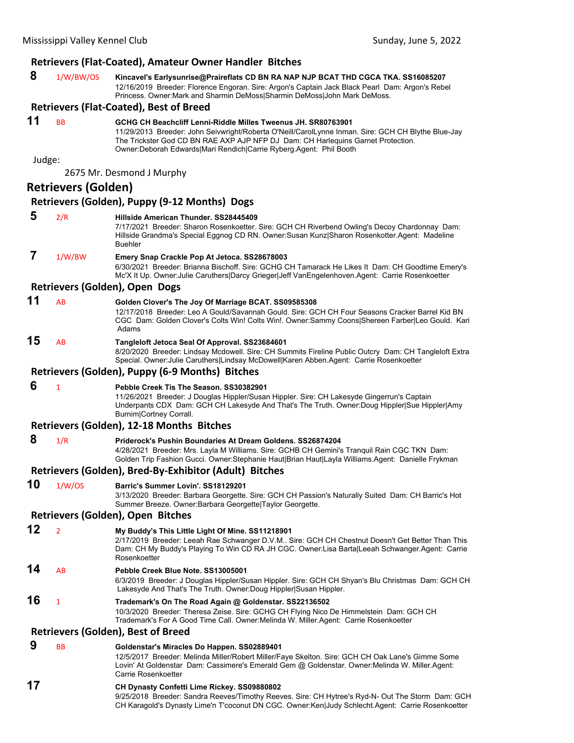### Retrievers (Flat-Coated), Amateur Owner Handler Bitches

**8** 1/W/BW/OS **Kincavel's Earlysunrise@Praireflats CD BN RA NAP NJP BCAT THD CGCA TKA. SS16085207**
12/16/2019 Breeder: Florence Engoran. Sire: Argon's Captain Jack Black Pearl Dam: Argon's Rebel Princess. Owner:Mark and Sharmin DeMoss|Sharmin DeMoss|John Mark DeMoss.

### Retrievers (Flat-Coated), Best of Breed

**11** BB **GCHG CH Beachcliff Lenni-Riddle Milles Tweenus JH. SR80763901**
11/29/2013 Breeder: John Seivwright/Roberta O'Neill/CarolLynne Inman. Sire: GCH CH Blythe Blue-Jay The Trickster God CD BN RAE AXP AJP NFP DJ Dam: CH Harlequins Garnet Protection. Owner:Deborah Edwards|Mari Rendich|Carrie Ryberg.Agent: Phil Booth

Judge:

2675 Mr. Desmond J Murphy

## Retrievers (Golden)

### Retrievers (Golden), Puppy (9-12 Months) Dogs

**5** 2/R **Hillside American Thunder. SS28445409**
7/17/2021 Breeder: Sharon Rosenkoetter. Sire: GCH CH Riverbend Owling's Decoy Chardonnay Dam: Hillside Grandma's Special Eggnog CD RN. Owner:Susan Kunz|Sharon Rosenkotter.Agent: Madeline Buehler

**7** 1/W/BW **Emery Snap Crackle Pop At Jetoca. SS28678003**
6/30/2021 Breeder: Brianna Bischoff. Sire: GCHG CH Tamarack He Likes It Dam: CH Goodtime Emery's Mc'X It Up. Owner:Julie Caruthers|Darcy Grieger|Jeff VanEngelenhoven.Agent: Carrie Rosenkoetter

### Retrievers (Golden), Open Dogs

**11** AB **Golden Clover's The Joy Of Marriage BCAT. SS09585308**
12/17/2018 Breeder: Leo A Gould/Savannah Gould. Sire: GCH CH Four Seasons Cracker Barrel Kid BN CGC Dam: Golden Clover's Colts Win! Colts Win!. Owner:Sammy Coons|Shereen Farber|Leo Gould. Kari Adams

**15** AB **Tangleloft Jetoca Seal Of Approval. SS23684601**
8/20/2020 Breeder: Lindsay Mcdowell. Sire: CH Summits Fireline Public Outcry Dam: CH Tangleloft Extra Special. Owner:Julie Caruthers|Lindsay McDowell|Karen Abben.Agent: Carrie Rosenkoetter

### Retrievers (Golden), Puppy (6-9 Months) Bitches

**6** 1 **Pebble Creek Tis The Season. SS30382901**
11/26/2021 Breeder: J Douglas Hippler/Susan Hippler. Sire: CH Lakesyde Gingerrun's Captain Underpants CDX Dam: GCH CH Lakesyde And That's The Truth. Owner:Doug Hippler|Sue Hippler|Amy Burnim|Cortney Corrall.

### Retrievers (Golden), 12-18 Months Bitches

**8** 1/R **Priderock's Pushin Boundaries At Dream Goldens. SS26874204**
4/28/2021 Breeder: Mrs. Layla M Williams. Sire: GCHB CH Gemini's Tranquil Rain CGC TKN Dam: Golden Trip Fashion Gucci. Owner:Stephanie Haut|Brian Haut|Layla Williams.Agent: Danielle Frykman

### Retrievers (Golden), Bred-By-Exhibitor (Adult) Bitches

**10** 1/W/OS **Barric's Summer Lovin'. SS18129201**
3/13/2020 Breeder: Barbara Georgette. Sire: GCH CH Passion's Naturally Suited Dam: CH Barric's Hot Summer Breeze. Owner:Barbara Georgette|Taylor Georgette.

### Retrievers (Golden), Open Bitches

**12** 2 **My Buddy's This Little Light Of Mine. SS11218901**
2/17/2019 Breeder: Leeah Rae Schwanger D.V.M.. Sire: GCH CH Chestnut Doesn't Get Better Than This Dam: CH My Buddy's Playing To Win CD RA JH CGC. Owner:Lisa Barta|Leeah Schwanger.Agent: Carrie Rosenkoetter

**14** AB **Pebble Creek Blue Note. SS13005001**
6/3/2019 Breeder: J Douglas Hippler/Susan Hippler. Sire: GCH CH Shyan's Blu Christmas Dam: GCH CH Lakesyde And That's The Truth. Owner:Doug Hippler|Susan Hippler.

**16** 1 **Trademark's On The Road Again @ Goldenstar. SS22136502**
10/3/2020 Breeder: Theresa Zeise. Sire: GCHG CH Flying Nico De Himmelstein Dam: GCH CH Trademark's For A Good Time Call. Owner:Melinda W. Miller.Agent: Carrie Rosenkoetter

### Retrievers (Golden), Best of Breed

**9** BB **Goldenstar's Miracles Do Happen. SS02889401**
12/5/2017 Breeder: Melinda Miller/Robert Miller/Faye Skelton. Sire: GCH CH Oak Lane's Gimme Some Lovin' At Goldenstar Dam: Cassimere's Emerald Gem @ Goldenstar. Owner:Melinda W. Miller.Agent: Carrie Rosenkoetter

**17** **CH Dynasty Confetti Lime Rickey. SS09880802**
9/25/2018 Breeder: Sandra Reeves/Timothy Reeves. Sire: CH Hytree's Ryd-N- Out The Storm Dam: GCH CH Karagold's Dynasty Lime'n T'coconut DN CGC. Owner:Ken|Judy Schlecht.Agent: Carrie Rosenkoetter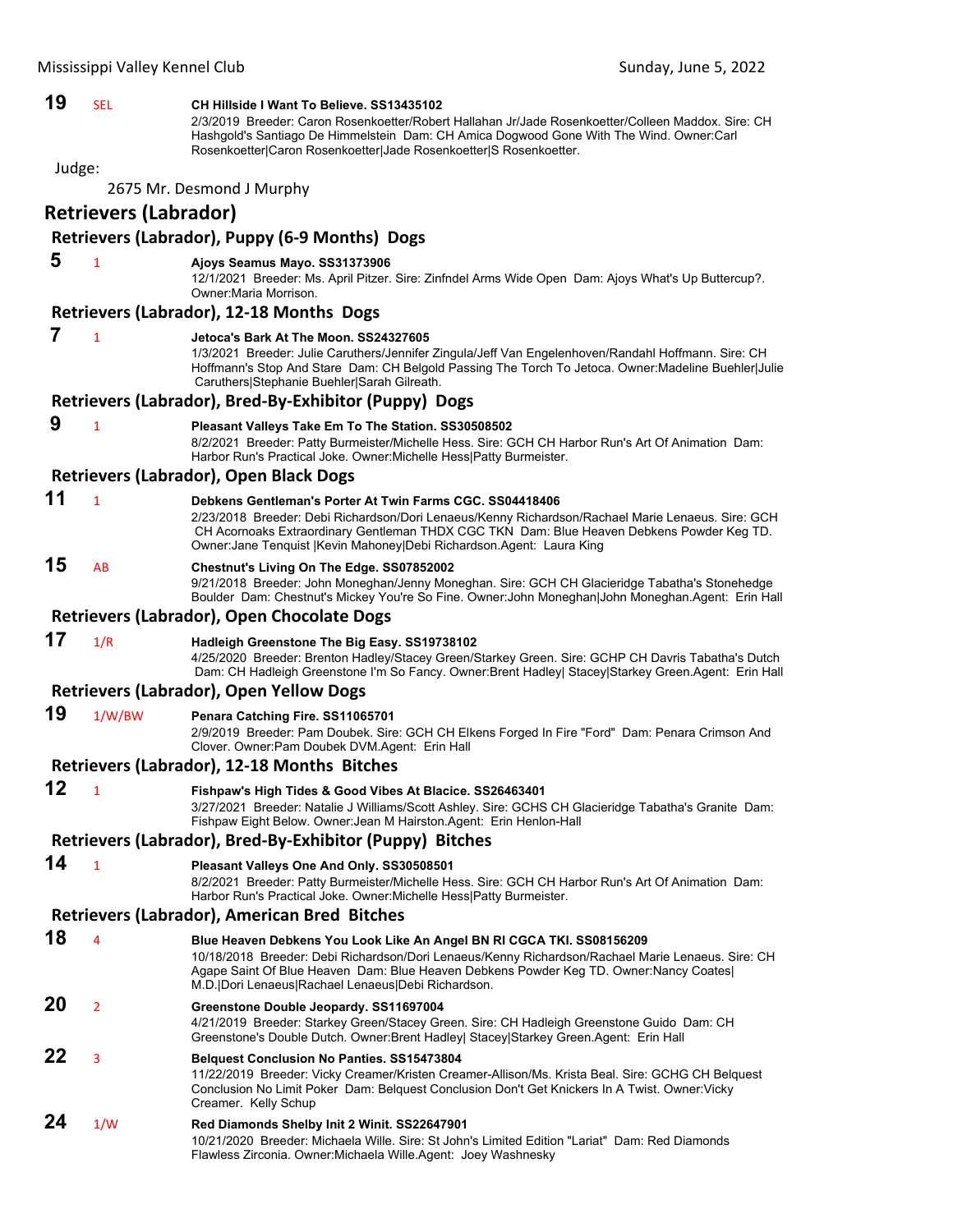**19** SEL **CH Hillside I Want To Believe. SS13435102**
2/3/2019 Breeder: Caron Rosenkoetter/Robert Hallahan Jr/Jade Rosenkoetter/Colleen Maddox. Sire: CH Hashgold's Santiago De Himmelstein Dam: CH Amica Dogwood Gone With The Wind. Owner:Carl Rosenkoetter|Caron Rosenkoetter|Jade Rosenkoetter|S Rosenkoetter.

Judge:

2675 Mr. Desmond J Murphy

## Retrievers (Labrador)

### Retrievers (Labrador), Puppy (6-9 Months) Dogs

**5** 1 **Ajoys Seamus Mayo. SS31373906**
12/1/2021 Breeder: Ms. April Pitzer. Sire: Zinfndel Arms Wide Open Dam: Ajoys What's Up Buttercup?. Owner:Maria Morrison.

### Retrievers (Labrador), 12-18 Months Dogs

**7** 1 **Jetoca's Bark At The Moon. SS24327605**
1/3/2021 Breeder: Julie Caruthers/Jennifer Zingula/Jeff Van Engelenhoven/Randahl Hoffmann. Sire: CH Hoffmann's Stop And Stare Dam: CH Belgold Passing The Torch To Jetoca. Owner:Madeline Buehler|Julie Caruthers|Stephanie Buehler|Sarah Gilreath.

### Retrievers (Labrador), Bred-By-Exhibitor (Puppy) Dogs

**9** 1 **Pleasant Valleys Take Em To The Station. SS30508502**
8/2/2021 Breeder: Patty Burmeister/Michelle Hess. Sire: GCH CH Harbor Run's Art Of Animation Dam: Harbor Run's Practical Joke. Owner:Michelle Hess|Patty Burmeister.

### Retrievers (Labrador), Open Black Dogs

**11** 1 **Debkens Gentleman's Porter At Twin Farms CGC. SS04418406**
2/23/2018 Breeder: Debi Richardson/Dori Lenaeus/Kenny Richardson/Rachael Marie Lenaeus. Sire: GCH CH Acornoaks Extraordinary Gentleman THDX CGC TKN Dam: Blue Heaven Debkens Powder Keg TD. Owner:Jane Tenquist |Kevin Mahoney|Debi Richardson.Agent: Laura King

**15** AB **Chestnut's Living On The Edge. SS07852002**
9/21/2018 Breeder: John Moneghan/Jenny Moneghan. Sire: GCH CH Glacieridge Tabatha's Stonehedge Boulder Dam: Chestnut's Mickey You're So Fine. Owner:John Moneghan|John Moneghan.Agent: Erin Hall

### Retrievers (Labrador), Open Chocolate Dogs

**17** 1/R **Hadleigh Greenstone The Big Easy. SS19738102**
4/25/2020 Breeder: Brenton Hadley/Stacey Green/Starkey Green. Sire: GCHP CH Davris Tabatha's Dutch Dam: CH Hadleigh Greenstone I'm So Fancy. Owner:Brent Hadley| Stacey|Starkey Green.Agent: Erin Hall

### Retrievers (Labrador), Open Yellow Dogs

**19** 1/W/BW **Penara Catching Fire. SS11065701**
2/9/2019 Breeder: Pam Doubek. Sire: GCH CH Elkens Forged In Fire "Ford" Dam: Penara Crimson And Clover. Owner:Pam Doubek DVM.Agent: Erin Hall

### Retrievers (Labrador), 12-18 Months Bitches

**12** 1 **Fishpaw's High Tides & Good Vibes At Blacice. SS26463401**
3/27/2021 Breeder: Natalie J Williams/Scott Ashley. Sire: GCHS CH Glacieridge Tabatha's Granite Dam: Fishpaw Eight Below. Owner:Jean M Hairston.Agent: Erin Henlon-Hall

### Retrievers (Labrador), Bred-By-Exhibitor (Puppy) Bitches

**14** 1 **Pleasant Valleys One And Only. SS30508501**
8/2/2021 Breeder: Patty Burmeister/Michelle Hess. Sire: GCH CH Harbor Run's Art Of Animation Dam: Harbor Run's Practical Joke. Owner:Michelle Hess|Patty Burmeister.

### Retrievers (Labrador), American Bred Bitches

**18** 4 **Blue Heaven Debkens You Look Like An Angel BN RI CGCA TKI. SS08156209**
10/18/2018 Breeder: Debi Richardson/Dori Lenaeus/Kenny Richardson/Rachael Marie Lenaeus. Sire: CH Agape Saint Of Blue Heaven Dam: Blue Heaven Debkens Powder Keg TD. Owner:Nancy Coates| M.D.|Dori Lenaeus|Rachael Lenaeus|Debi Richardson.

**20** 2 **Greenstone Double Jeopardy. SS11697004**
4/21/2019 Breeder: Starkey Green/Stacey Green. Sire: CH Hadleigh Greenstone Guido Dam: CH Greenstone's Double Dutch. Owner:Brent Hadley| Stacey|Starkey Green.Agent: Erin Hall

**22** 3 **Belquest Conclusion No Panties. SS15473804**
11/22/2019 Breeder: Vicky Creamer/Kristen Creamer-Allison/Ms. Krista Beal. Sire: GCHG CH Belquest Conclusion No Limit Poker Dam: Belquest Conclusion Don't Get Knickers In A Twist. Owner:Vicky Creamer. Kelly Schup

**24** 1/W **Red Diamonds Shelby Init 2 Winit. SS22647901**
10/21/2020 Breeder: Michaela Wille. Sire: St John's Limited Edition "Lariat" Dam: Red Diamonds Flawless Zirconia. Owner:Michaela Wille.Agent: Joey Washnesky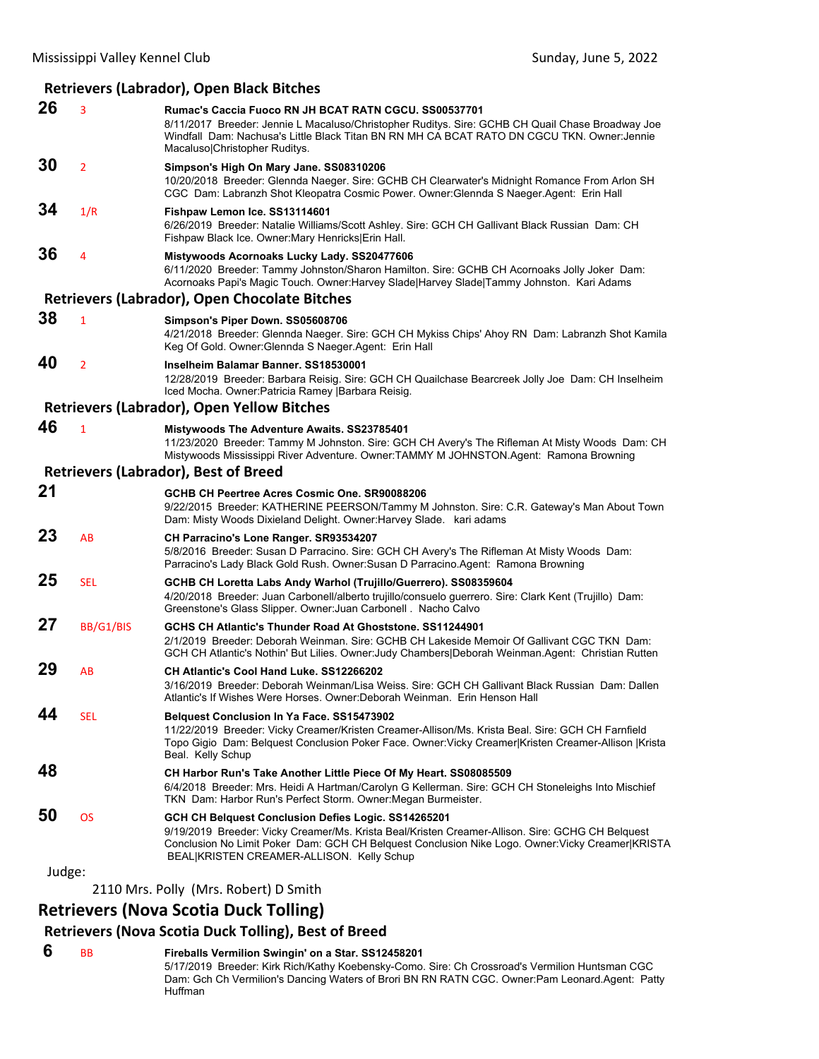### Retrievers (Labrador), Open Black Bitches

**26** 3 **Rumac's Caccia Fuoco RN JH BCAT RATN CGCU. SS00537701**
8/11/2017 Breeder: Jennie L Macaluso/Christopher Ruditys. Sire: GCHB CH Quail Chase Broadway Joe Windfall Dam: Nachusa's Little Black Titan BN RN MH CA BCAT RATO DN CGCU TKN. Owner:Jennie Macaluso|Christopher Ruditys.

**30** 2 **Simpson's High On Mary Jane. SS08310206**
10/20/2018 Breeder: Glennda Naeger. Sire: GCHB CH Clearwater's Midnight Romance From Arlon SH CGC Dam: Labranzh Shot Kleopatra Cosmic Power. Owner:Glennda S Naeger.Agent: Erin Hall

**34** 1/R **Fishpaw Lemon Ice. SS13114601**
6/26/2019 Breeder: Natalie Williams/Scott Ashley. Sire: GCH CH Gallivant Black Russian Dam: CH Fishpaw Black Ice. Owner:Mary Henricks|Erin Hall.

**36** 4 **Mistywoods Acornoaks Lucky Lady. SS20477606**
6/11/2020 Breeder: Tammy Johnston/Sharon Hamilton. Sire: GCHB CH Acornoaks Jolly Joker Dam: Acornoaks Papi's Magic Touch. Owner:Harvey Slade|Harvey Slade|Tammy Johnston. Kari Adams

### Retrievers (Labrador), Open Chocolate Bitches

**38** 1 **Simpson's Piper Down. SS05608706**
4/21/2018 Breeder: Glennda Naeger. Sire: GCH CH Mykiss Chips' Ahoy RN Dam: Labranzh Shot Kamila Keg Of Gold. Owner:Glennda S Naeger.Agent: Erin Hall

**40** 2 **Inselheim Balamar Banner. SS18530001**
12/28/2019 Breeder: Barbara Reisig. Sire: GCH CH Quailchase Bearcreek Jolly Joe Dam: CH Inselheim Iced Mocha. Owner:Patricia Ramey |Barbara Reisig.

### Retrievers (Labrador), Open Yellow Bitches

**46** 1 **Mistywoods The Adventure Awaits. SS23785401**
11/23/2020 Breeder: Tammy M Johnston. Sire: GCH CH Avery's The Rifleman At Misty Woods Dam: CH Mistywoods Mississippi River Adventure. Owner:TAMMY M JOHNSTON.Agent: Ramona Browning

### Retrievers (Labrador), Best of Breed

**21** **GCHB CH Peertree Acres Cosmic One. SR90088206**
9/22/2015 Breeder: KATHERINE PEERSON/Tammy M Johnston. Sire: C.R. Gateway's Man About Town Dam: Misty Woods Dixieland Delight. Owner:Harvey Slade. kari adams

**23** AB **CH Parracino's Lone Ranger. SR93534207**
5/8/2016 Breeder: Susan D Parracino. Sire: GCH CH Avery's The Rifleman At Misty Woods Dam: Parracino's Lady Black Gold Rush. Owner:Susan D Parracino.Agent: Ramona Browning

**25** SEL **GCHB CH Loretta Labs Andy Warhol (Trujillo/Guerrero). SS08359604**
4/20/2018 Breeder: Juan Carbonell/alberto trujillo/consuelo guerrero. Sire: Clark Kent (Trujillo) Dam: Greenstone's Glass Slipper. Owner:Juan Carbonell . Nacho Calvo

**27** BB/G1/BIS **GCHS CH Atlantic's Thunder Road At Ghoststone. SS11244901**
2/1/2019 Breeder: Deborah Weinman. Sire: GCHB CH Lakeside Memoir Of Gallivant CGC TKN Dam: GCH CH Atlantic's Nothin' But Lilies. Owner:Judy Chambers|Deborah Weinman.Agent: Christian Rutten

**29** AB **CH Atlantic's Cool Hand Luke. SS12266202**
3/16/2019 Breeder: Deborah Weinman/Lisa Weiss. Sire: GCH CH Gallivant Black Russian Dam: Dallen Atlantic's If Wishes Were Horses. Owner:Deborah Weinman. Erin Henson Hall

**44** SEL **Belquest Conclusion In Ya Face. SS15473902**
11/22/2019 Breeder: Vicky Creamer/Kristen Creamer-Allison/Ms. Krista Beal. Sire: GCH CH Farnfield Topo Gigio Dam: Belquest Conclusion Poker Face. Owner:Vicky Creamer|Kristen Creamer-Allison |Krista Beal. Kelly Schup

**48** **CH Harbor Run's Take Another Little Piece Of My Heart. SS08085509**
6/4/2018 Breeder: Mrs. Heidi A Hartman/Carolyn G Kellerman. Sire: GCH CH Stoneleighs Into Mischief TKN Dam: Harbor Run's Perfect Storm. Owner:Megan Burmeister.

**50** OS **GCH CH Belquest Conclusion Defies Logic. SS14265201**
9/19/2019 Breeder: Vicky Creamer/Ms. Krista Beal/Kristen Creamer-Allison. Sire: GCHG CH Belquest Conclusion No Limit Poker Dam: GCH CH Belquest Conclusion Nike Logo. Owner:Vicky Creamer|KRISTA BEAL|KRISTEN CREAMER-ALLISON. Kelly Schup

Judge:

2110 Mrs. Polly (Mrs. Robert) D Smith

## Retrievers (Nova Scotia Duck Tolling)

### Retrievers (Nova Scotia Duck Tolling), Best of Breed

**6** BB **Fireballs Vermilion Swingin' on a Star. SS12458201**
5/17/2019 Breeder: Kirk Rich/Kathy Koebensky-Como. Sire: Ch Crossroad's Vermilion Huntsman CGC Dam: Gch Ch Vermilion's Dancing Waters of Brori BN RN RATN CGC. Owner:Pam Leonard.Agent: Patty Huffman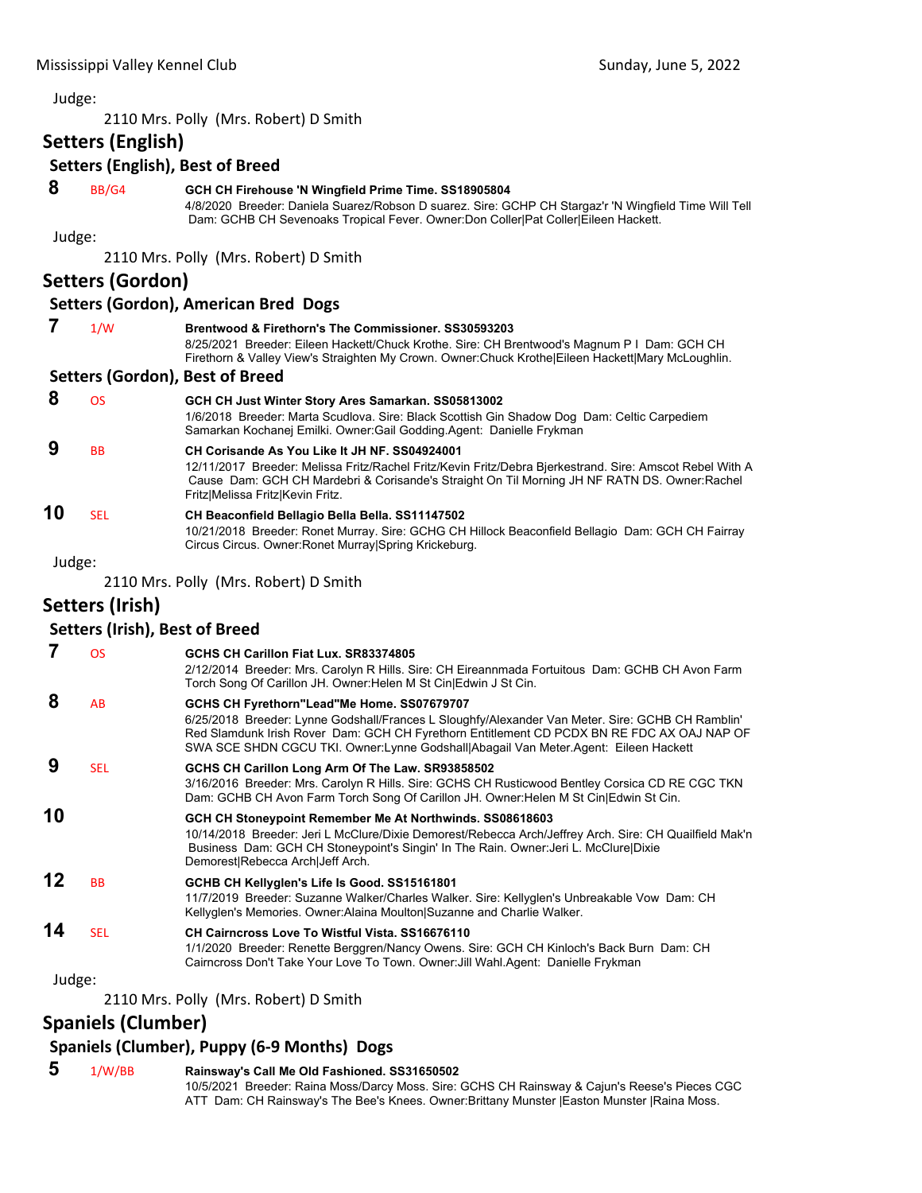Judge:

2110 Mrs. Polly (Mrs. Robert) D Smith

## Setters (English)

### Setters (English), Best of Breed

**8** BB/G4 **GCH CH Firehouse 'N Wingfield Prime Time. SS18905804**
4/8/2020 Breeder: Daniela Suarez/Robson D suarez. Sire: GCHP CH Stargaz'r 'N Wingfield Time Will Tell Dam: GCHB CH Sevenoaks Tropical Fever. Owner:Don Coller|Pat Coller|Eileen Hackett.

Judge:

2110 Mrs. Polly (Mrs. Robert) D Smith

## Setters (Gordon)

### Setters (Gordon), American Bred Dogs

**7** 1/W **Brentwood & Firethorn's The Commissioner. SS30593203**
8/25/2021 Breeder: Eileen Hackett/Chuck Krothe. Sire: CH Brentwood's Magnum P I Dam: GCH CH Firethorn & Valley View's Straighten My Crown. Owner:Chuck Krothe|Eileen Hackett|Mary McLoughlin.

### Setters (Gordon), Best of Breed

**8** OS **GCH CH Just Winter Story Ares Samarkan. SS05813002**
1/6/2018 Breeder: Marta Scudlova. Sire: Black Scottish Gin Shadow Dog Dam: Celtic Carpediem Samarkan Kochanej Emilki. Owner:Gail Godding.Agent: Danielle Frykman

**9** BB **CH Corisande As You Like It JH NF. SS04924001**
12/11/2017 Breeder: Melissa Fritz/Rachel Fritz/Kevin Fritz/Debra Bjerkestrand. Sire: Amscot Rebel With A Cause Dam: GCH CH Mardebri & Corisande's Straight On Til Morning JH NF RATN DS. Owner:Rachel Fritz|Melissa Fritz|Kevin Fritz.

**10** SEL **CH Beaconfield Bellagio Bella Bella. SS11147502**
10/21/2018 Breeder: Ronet Murray. Sire: GCHG CH Hillock Beaconfield Bellagio Dam: GCH CH Fairray Circus Circus. Owner:Ronet Murray|Spring Krickeburg.

Judge:

2110 Mrs. Polly (Mrs. Robert) D Smith

## Setters (Irish)

### Setters (Irish), Best of Breed

**7** OS **GCHS CH Carillon Fiat Lux. SR83374805**
2/12/2014 Breeder: Mrs. Carolyn R Hills. Sire: CH Eireannmada Fortuitous Dam: GCHB CH Avon Farm Torch Song Of Carillon JH. Owner:Helen M St Cin|Edwin J St Cin.

**8** AB **GCHS CH Fyrethorn"Lead"Me Home. SS07679707**
6/25/2018 Breeder: Lynne Godshall/Frances L Sloughfy/Alexander Van Meter. Sire: GCHB CH Ramblin' Red Slamdunk Irish Rover Dam: GCH CH Fyrethorn Entitlement CD PCDX BN RE FDC AX OAJ NAP OF SWA SCE SHDN CGCU TKI. Owner:Lynne Godshall|Abagail Van Meter.Agent: Eileen Hackett

**9** SEL **GCHS CH Carillon Long Arm Of The Law. SR93858502**
3/16/2016 Breeder: Mrs. Carolyn R Hills. Sire: GCHS CH Rusticwood Bentley Corsica CD RE CGC TKN Dam: GCHB CH Avon Farm Torch Song Of Carillon JH. Owner:Helen M St Cin|Edwin St Cin.

**10** **GCH CH Stoneypoint Remember Me At Northwinds. SS08618603**
10/14/2018 Breeder: Jeri L McClure/Dixie Demorest/Rebecca Arch/Jeffrey Arch. Sire: CH Quailfield Mak'n Business Dam: GCH CH Stoneypoint's Singin' In The Rain. Owner:Jeri L. McClure|Dixie Demorest|Rebecca Arch|Jeff Arch.

**12** BB **GCHB CH Kellyglen's Life Is Good. SS15161801**
11/7/2019 Breeder: Suzanne Walker/Charles Walker. Sire: Kellyglen's Unbreakable Vow Dam: CH Kellyglen's Memories. Owner:Alaina Moulton|Suzanne and Charlie Walker.

**14** SEL **CH Cairncross Love To Wistful Vista. SS16676110**
1/1/2020 Breeder: Renette Berggren/Nancy Owens. Sire: GCH CH Kinloch's Back Burn Dam: CH Cairncross Don't Take Your Love To Town. Owner:Jill Wahl.Agent: Danielle Frykman

Judge:

2110 Mrs. Polly (Mrs. Robert) D Smith

## Spaniels (Clumber)

### Spaniels (Clumber), Puppy (6-9 Months) Dogs

**5** 1/W/BB **Rainsway's Call Me Old Fashioned. SS31650502**
10/5/2021 Breeder: Raina Moss/Darcy Moss. Sire: GCHS CH Rainsway & Cajun's Reese's Pieces CGC ATT Dam: CH Rainsway's The Bee's Knees. Owner:Brittany Munster |Easton Munster |Raina Moss.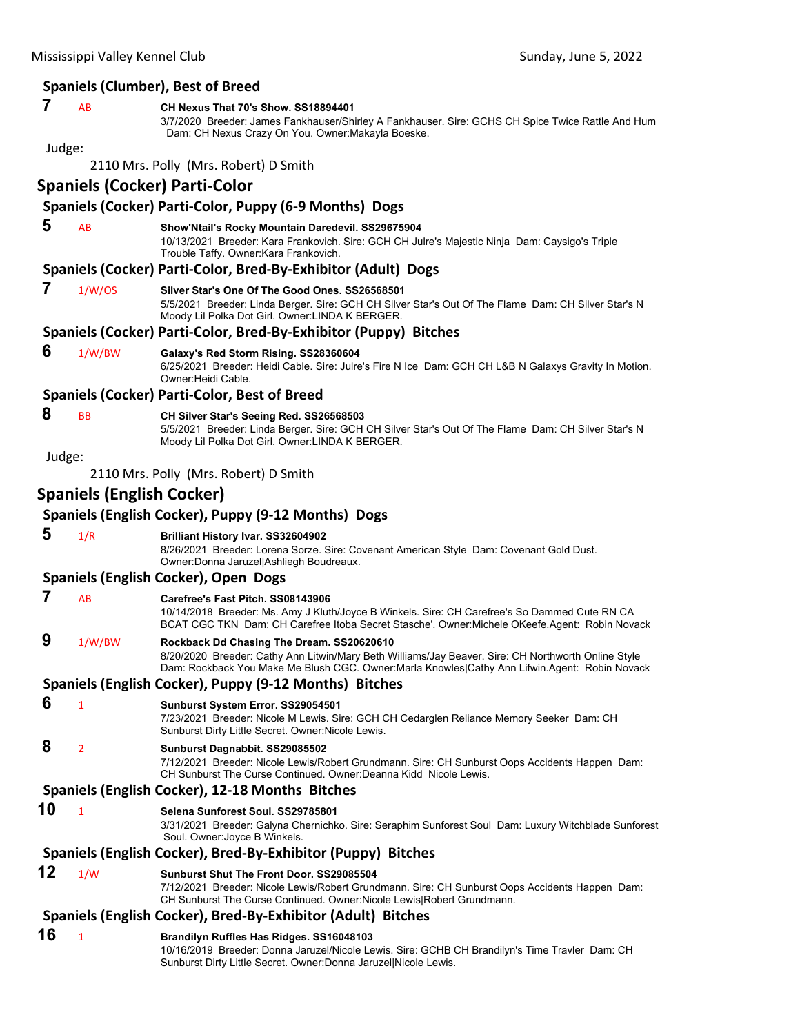### Spaniels (Clumber), Best of Breed

**7** AB **CH Nexus That 70's Show. SS18894401**
3/7/2020 Breeder: James Fankhauser/Shirley A Fankhauser. Sire: GCHS CH Spice Twice Rattle And Hum Dam: CH Nexus Crazy On You. Owner:Makayla Boeske.

Judge:

2110 Mrs. Polly (Mrs. Robert) D Smith

## Spaniels (Cocker) Parti-Color

### Spaniels (Cocker) Parti-Color, Puppy (6-9 Months) Dogs

**5** AB **Show'Ntail's Rocky Mountain Daredevil. SS29675904**
10/13/2021 Breeder: Kara Frankovich. Sire: GCH CH Julre's Majestic Ninja Dam: Caysigo's Triple Trouble Taffy. Owner:Kara Frankovich.

### Spaniels (Cocker) Parti-Color, Bred-By-Exhibitor (Adult) Dogs

**7** 1/W/OS **Silver Star's One Of The Good Ones. SS26568501**
5/5/2021 Breeder: Linda Berger. Sire: GCH CH Silver Star's Out Of The Flame Dam: CH Silver Star's N Moody Lil Polka Dot Girl. Owner:LINDA K BERGER.

### Spaniels (Cocker) Parti-Color, Bred-By-Exhibitor (Puppy) Bitches

**6** 1/W/BW **Galaxy's Red Storm Rising. SS28360604**
6/25/2021 Breeder: Heidi Cable. Sire: Julre's Fire N Ice Dam: GCH CH L&B N Galaxys Gravity In Motion. Owner:Heidi Cable.

### Spaniels (Cocker) Parti-Color, Best of Breed

**8** BB **CH Silver Star's Seeing Red. SS26568503**
5/5/2021 Breeder: Linda Berger. Sire: GCH CH Silver Star's Out Of The Flame Dam: CH Silver Star's N Moody Lil Polka Dot Girl. Owner:LINDA K BERGER.

Judge:

2110 Mrs. Polly (Mrs. Robert) D Smith

## Spaniels (English Cocker)

### Spaniels (English Cocker), Puppy (9-12 Months) Dogs

**5** 1/R **Brilliant History Ivar. SS32604902**
8/26/2021 Breeder: Lorena Sorze. Sire: Covenant American Style Dam: Covenant Gold Dust. Owner:Donna Jaruzel|Ashliegh Boudreaux.

### Spaniels (English Cocker), Open Dogs

**7** AB **Carefree's Fast Pitch. SS08143906**
10/14/2018 Breeder: Ms. Amy J Kluth/Joyce B Winkels. Sire: CH Carefree's So Dammed Cute RN CA BCAT CGC TKN Dam: CH Carefree Itoba Secret Stasche'. Owner:Michele OKeefe.Agent: Robin Novack

**9** 1/W/BW **Rockback Dd Chasing The Dream. SS20620610**
8/20/2020 Breeder: Cathy Ann Litwin/Mary Beth Williams/Jay Beaver. Sire: CH Northworth Online Style Dam: Rockback You Make Me Blush CGC. Owner:Marla Knowles|Cathy Ann Lifwin.Agent: Robin Novack

### Spaniels (English Cocker), Puppy (9-12 Months) Bitches

**6** 1 **Sunburst System Error. SS29054501**
7/23/2021 Breeder: Nicole M Lewis. Sire: GCH CH Cedarglen Reliance Memory Seeker Dam: CH Sunburst Dirty Little Secret. Owner:Nicole Lewis.

**8** 2 **Sunburst Dagnabbit. SS29085502**
7/12/2021 Breeder: Nicole Lewis/Robert Grundmann. Sire: CH Sunburst Oops Accidents Happen Dam: CH Sunburst The Curse Continued. Owner:Deanna Kidd Nicole Lewis.

### Spaniels (English Cocker), 12-18 Months Bitches

**10** 1 **Selena Sunforest Soul. SS29785801**
3/31/2021 Breeder: Galyna Chernichko. Sire: Seraphim Sunforest Soul Dam: Luxury Witchblade Sunforest Soul. Owner:Joyce B Winkels.

### Spaniels (English Cocker), Bred-By-Exhibitor (Puppy) Bitches

**12** 1/W **Sunburst Shut The Front Door. SS29085504**
7/12/2021 Breeder: Nicole Lewis/Robert Grundmann. Sire: CH Sunburst Oops Accidents Happen Dam: CH Sunburst The Curse Continued. Owner:Nicole Lewis|Robert Grundmann.

### Spaniels (English Cocker), Bred-By-Exhibitor (Adult) Bitches

**16** 1 **Brandilyn Ruffles Has Ridges. SS16048103**
10/16/2019 Breeder: Donna Jaruzel/Nicole Lewis. Sire: GCHB CH Brandilyn's Time Travler Dam: CH Sunburst Dirty Little Secret. Owner:Donna Jaruzel|Nicole Lewis.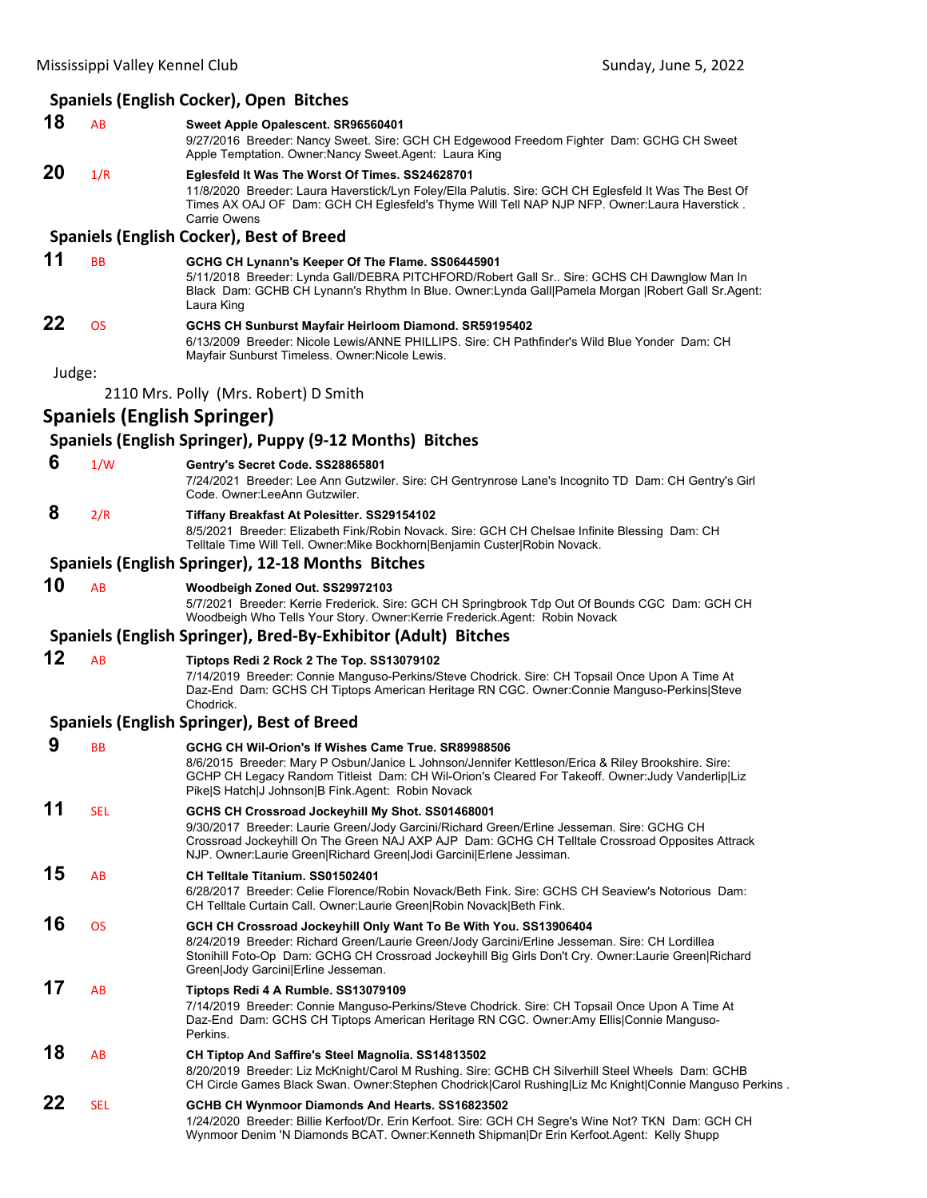### Spaniels (English Cocker), Open Bitches

**18** AB **Sweet Apple Opalescent. SR96560401**
9/27/2016 Breeder: Nancy Sweet. Sire: GCH CH Edgewood Freedom Fighter Dam: GCHG CH Sweet Apple Temptation. Owner:Nancy Sweet.Agent: Laura King

**20** 1/R **Eglesfeld It Was The Worst Of Times. SS24628701**
11/8/2020 Breeder: Laura Haverstick/Lyn Foley/Ella Palutis. Sire: GCH CH Eglesfeld It Was The Best Of Times AX OAJ OF Dam: GCH CH Eglesfeld's Thyme Will Tell NAP NJP NFP. Owner:Laura Haverstick . Carrie Owens

### Spaniels (English Cocker), Best of Breed

**11** BB **GCHG CH Lynann's Keeper Of The Flame. SS06445901**
5/11/2018 Breeder: Lynda Gall/DEBRA PITCHFORD/Robert Gall Sr.. Sire: GCHS CH Dawnglow Man In Black Dam: GCHB CH Lynann's Rhythm In Blue. Owner:Lynda Gall|Pamela Morgan |Robert Gall Sr.Agent: Laura King

**22** OS **GCHS CH Sunburst Mayfair Heirloom Diamond. SR59195402**
6/13/2009 Breeder: Nicole Lewis/ANNE PHILLIPS. Sire: CH Pathfinder's Wild Blue Yonder Dam: CH Mayfair Sunburst Timeless. Owner:Nicole Lewis.

Judge:

2110 Mrs. Polly (Mrs. Robert) D Smith

## Spaniels (English Springer)

### Spaniels (English Springer), Puppy (9-12 Months) Bitches

**6** 1/W **Gentry's Secret Code. SS28865801**
7/24/2021 Breeder: Lee Ann Gutzwiler. Sire: CH Gentrynrose Lane's Incognito TD Dam: CH Gentry's Girl Code. Owner:LeeAnn Gutzwiler.

**8** 2/R **Tiffany Breakfast At Polesitter. SS29154102**
8/5/2021 Breeder: Elizabeth Fink/Robin Novack. Sire: GCH CH Chelsae Infinite Blessing Dam: CH Telltale Time Will Tell. Owner:Mike Bockhorn|Benjamin Custer|Robin Novack.

### Spaniels (English Springer), 12-18 Months Bitches

**10** AB **Woodbeigh Zoned Out. SS29972103**
5/7/2021 Breeder: Kerrie Frederick. Sire: GCH CH Springbrook Tdp Out Of Bounds CGC Dam: GCH CH Woodbeigh Who Tells Your Story. Owner:Kerrie Frederick.Agent: Robin Novack

### Spaniels (English Springer), Bred-By-Exhibitor (Adult) Bitches

**12** AB **Tiptops Redi 2 Rock 2 The Top. SS13079102**
7/14/2019 Breeder: Connie Manguso-Perkins/Steve Chodrick. Sire: CH Topsail Once Upon A Time At Daz-End Dam: GCHS CH Tiptops American Heritage RN CGC. Owner:Connie Manguso-Perkins|Steve Chodrick.

### Spaniels (English Springer), Best of Breed

**9** BB **GCHG CH Wil-Orion's If Wishes Came True. SR89988506**
8/6/2015 Breeder: Mary P Osbun/Janice L Johnson/Jennifer Kettleson/Erica & Riley Brookshire. Sire: GCHP CH Legacy Random Titleist Dam: CH Wil-Orion's Cleared For Takeoff. Owner:Judy Vanderlip|Liz Pike|S Hatch|J Johnson|B Fink.Agent: Robin Novack

**11** SEL **GCHS CH Crossroad Jockeyhill My Shot. SS01468001**
9/30/2017 Breeder: Laurie Green/Jody Garcini/Richard Green/Erline Jesseman. Sire: GCHG CH Crossroad Jockeyhill On The Green NAJ AXP AJP Dam: GCHG CH Telltale Crossroad Opposites Attract NJP. Owner:Laurie Green|Richard Green|Jodi Garcini|Erlene Jessiman.

**15** AB **CH Telltale Titanium. SS01502401**
6/28/2017 Breeder: Celie Florence/Robin Novack/Beth Fink. Sire: GCHS CH Seaview's Notorious Dam: CH Telltale Curtain Call. Owner:Laurie Green|Robin Novack|Beth Fink.

**16** OS **GCH CH Crossroad Jockeyhill Only Want To Be With You. SS13906404**
8/24/2019 Breeder: Richard Green/Laurie Green/Jody Garcini/Erline Jesseman. Sire: CH Lordillea Stonihill Foto-Op Dam: GCHG CH Crossroad Jockeyhill Big Girls Don't Cry. Owner:Laurie Green|Richard Green|Jody Garcini|Erline Jesseman.

**17** AB **Tiptops Redi 4 A Rumble. SS13079109**
7/14/2019 Breeder: Connie Manguso-Perkins/Steve Chodrick. Sire: CH Topsail Once Upon A Time At Daz-End Dam: GCHS CH Tiptops American Heritage RN CGC. Owner:Amy Ellis|Connie Manguso-Perkins.

**18** AB **CH Tiptop And Saffire's Steel Magnolia. SS14813502**
8/20/2019 Breeder: Liz McKnight/Carol M Rushing. Sire: GCHB CH Silverhill Steel Wheels Dam: GCHB CH Circle Games Black Swan. Owner:Stephen Chodrick|Carol Rushing|Liz Mc Knight|Connie Manguso Perkins .

**22** SEL **GCHB CH Wynmoor Diamonds And Hearts. SS16823502**
1/24/2020 Breeder: Billie Kerfoot/Dr. Erin Kerfoot. Sire: GCH CH Segre's Wine Not? TKN Dam: GCH CH Wynmoor Denim 'N Diamonds BCAT. Owner:Kenneth Shipman|Dr Erin Kerfoot.Agent: Kelly Shupp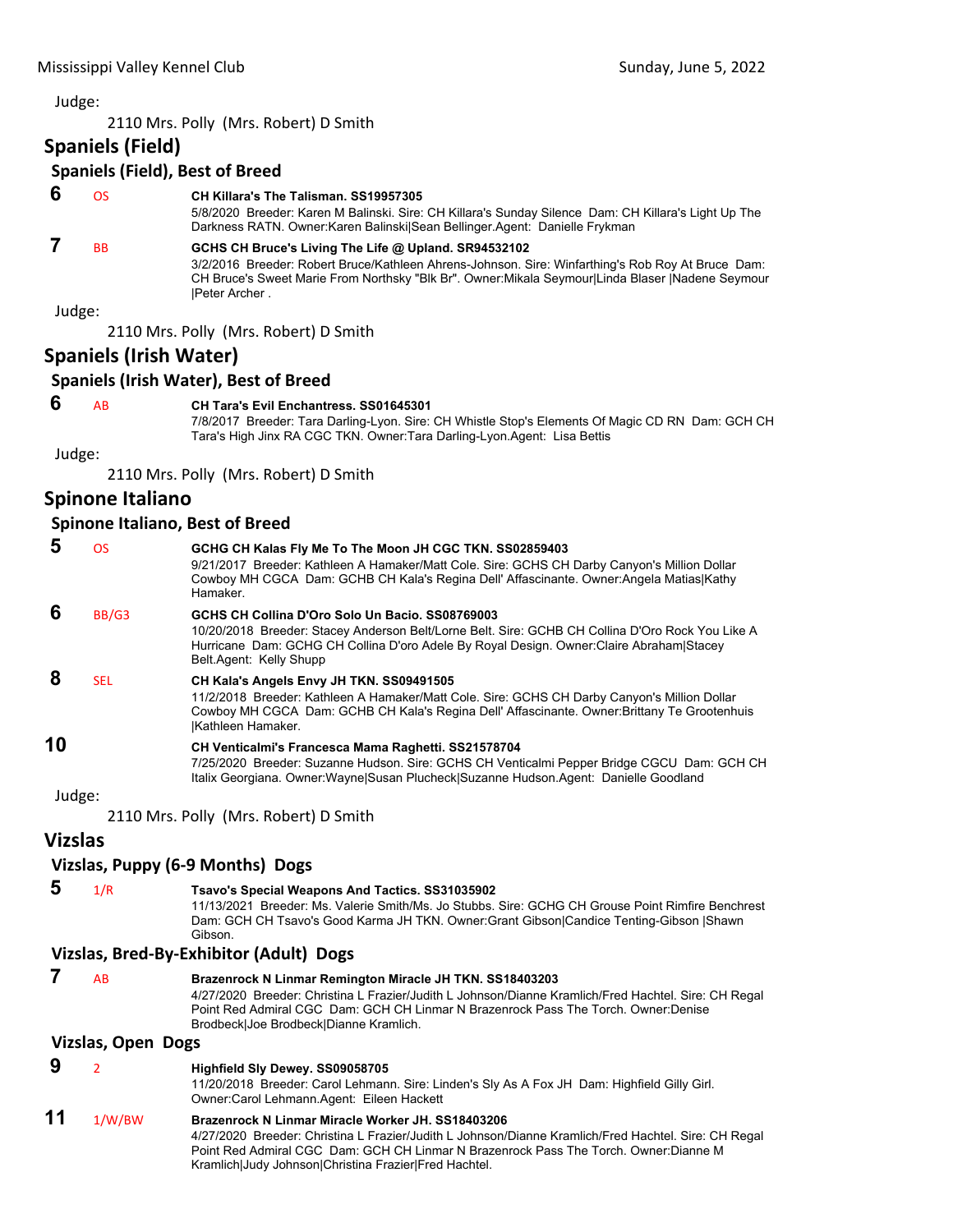Judge:

2110 Mrs. Polly (Mrs. Robert) D Smith

## Spaniels (Field)

### Spaniels (Field), Best of Breed

**6** OS **CH Killara's The Talisman. SS19957305**
5/8/2020 Breeder: Karen M Balinski. Sire: CH Killara's Sunday Silence Dam: CH Killara's Light Up The Darkness RATN. Owner:Karen Balinski|Sean Bellinger.Agent: Danielle Frykman

**7** BB **GCHS CH Bruce's Living The Life @ Upland. SR94532102**
3/2/2016 Breeder: Robert Bruce/Kathleen Ahrens-Johnson. Sire: Winfarthing's Rob Roy At Bruce Dam: CH Bruce's Sweet Marie From Northsky "Blk Br". Owner:Mikala Seymour|Linda Blaser |Nadene Seymour |Peter Archer .

Judge:

2110 Mrs. Polly (Mrs. Robert) D Smith

## Spaniels (Irish Water)

### Spaniels (Irish Water), Best of Breed

**6** AB **CH Tara's Evil Enchantress. SS01645301**
7/8/2017 Breeder: Tara Darling-Lyon. Sire: CH Whistle Stop's Elements Of Magic CD RN Dam: GCH CH Tara's High Jinx RA CGC TKN. Owner:Tara Darling-Lyon.Agent: Lisa Bettis

Judge:

2110 Mrs. Polly (Mrs. Robert) D Smith

## Spinone Italiano

### Spinone Italiano, Best of Breed

**5** OS **GCHG CH Kalas Fly Me To The Moon JH CGC TKN. SS02859403**
9/21/2017 Breeder: Kathleen A Hamaker/Matt Cole. Sire: GCHS CH Darby Canyon's Million Dollar Cowboy MH CGCA Dam: GCHB CH Kala's Regina Dell' Affascinante. Owner:Angela Matias|Kathy Hamaker.

**6** BB/G3 **GCHS CH Collina D'Oro Solo Un Bacio. SS08769003**
10/20/2018 Breeder: Stacey Anderson Belt/Lorne Belt. Sire: GCHB CH Collina D'Oro Rock You Like A Hurricane Dam: GCHG CH Collina D'oro Adele By Royal Design. Owner:Claire Abraham|Stacey Belt.Agent: Kelly Shupp

**8** SEL **CH Kala's Angels Envy JH TKN. SS09491505**
11/2/2018 Breeder: Kathleen A Hamaker/Matt Cole. Sire: GCHS CH Darby Canyon's Million Dollar Cowboy MH CGCA Dam: GCHB CH Kala's Regina Dell' Affascinante. Owner:Brittany Te Grootenhuis |Kathleen Hamaker.

**10** **CH Venticalmi's Francesca Mama Raghetti. SS21578704**
7/25/2020 Breeder: Suzanne Hudson. Sire: GCHS CH Venticalmi Pepper Bridge CGCU Dam: GCH CH Italix Georgiana. Owner:Wayne|Susan Plucheck|Suzanne Hudson.Agent: Danielle Goodland

Judge:

2110 Mrs. Polly (Mrs. Robert) D Smith

## Vizslas

### Vizslas, Puppy (6-9 Months) Dogs

**5** 1/R **Tsavo's Special Weapons And Tactics. SS31035902**
11/13/2021 Breeder: Ms. Valerie Smith/Ms. Jo Stubbs. Sire: GCHG CH Grouse Point Rimfire Benchrest Dam: GCH CH Tsavo's Good Karma JH TKN. Owner:Grant Gibson|Candice Tenting-Gibson |Shawn Gibson.

### Vizslas, Bred-By-Exhibitor (Adult) Dogs

**7** AB **Brazenrock N Linmar Remington Miracle JH TKN. SS18403203**
4/27/2020 Breeder: Christina L Frazier/Judith L Johnson/Dianne Kramlich/Fred Hachtel. Sire: CH Regal Point Red Admiral CGC Dam: GCH CH Linmar N Brazenrock Pass The Torch. Owner:Denise Brodbeck|Joe Brodbeck|Dianne Kramlich.

### Vizslas, Open Dogs

**9** 2 **Highfield Sly Dewey. SS09058705**
11/20/2018 Breeder: Carol Lehmann. Sire: Linden's Sly As A Fox JH Dam: Highfield Gilly Girl. Owner:Carol Lehmann.Agent: Eileen Hackett

**11** 1/W/BW **Brazenrock N Linmar Miracle Worker JH. SS18403206**
4/27/2020 Breeder: Christina L Frazier/Judith L Johnson/Dianne Kramlich/Fred Hachtel. Sire: CH Regal Point Red Admiral CGC Dam: GCH CH Linmar N Brazenrock Pass The Torch. Owner:Dianne M Kramlich|Judy Johnson|Christina Frazier|Fred Hachtel.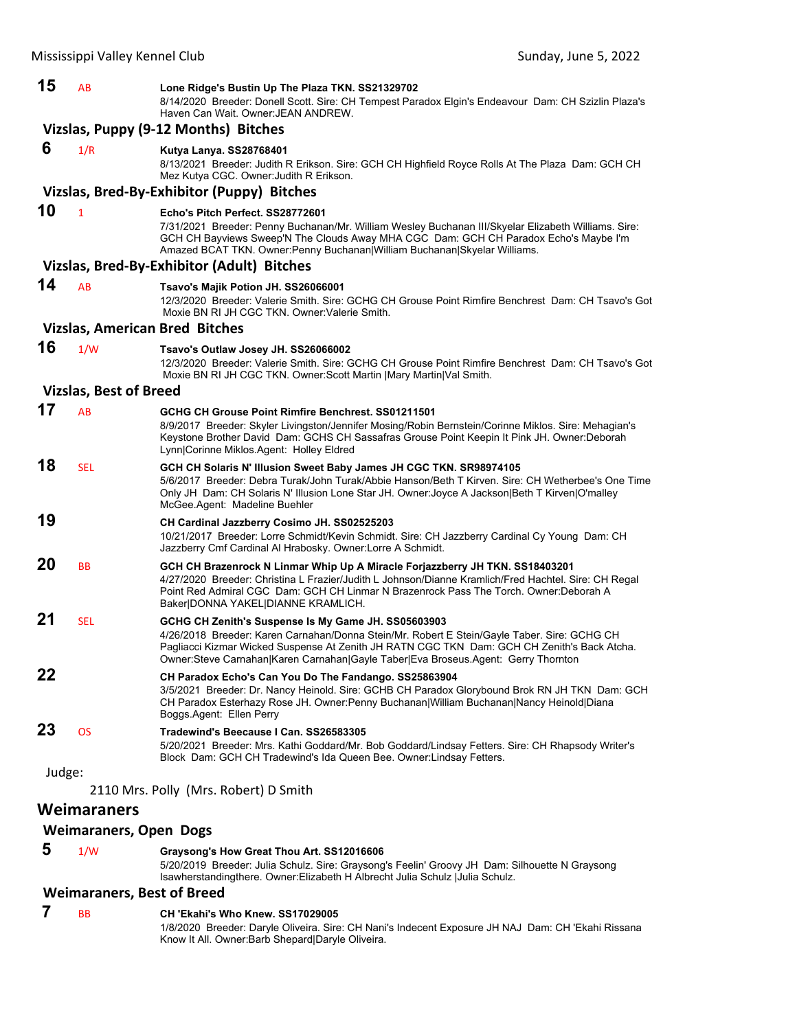**15** AB **Lone Ridge's Bustin Up The Plaza TKN. SS21329702**
8/14/2020 Breeder: Donell Scott. Sire: CH Tempest Paradox Elgin's Endeavour Dam: CH Szizlin Plaza's Haven Can Wait. Owner:JEAN ANDREW.

### Vizslas, Puppy (9-12 Months) Bitches

**6** 1/R **Kutya Lanya. SS28768401**
8/13/2021 Breeder: Judith R Erikson. Sire: GCH CH Highfield Royce Rolls At The Plaza Dam: GCH CH Mez Kutya CGC. Owner:Judith R Erikson.

### Vizslas, Bred-By-Exhibitor (Puppy) Bitches

**10** 1 **Echo's Pitch Perfect. SS28772601**
7/31/2021 Breeder: Penny Buchanan/Mr. William Wesley Buchanan III/Skyelar Elizabeth Williams. Sire: GCH CH Bayviews Sweep'N The Clouds Away MHA CGC Dam: GCH CH Paradox Echo's Maybe I'm Amazed BCAT TKN. Owner:Penny Buchanan|William Buchanan|Skyelar Williams.

### Vizslas, Bred-By-Exhibitor (Adult) Bitches

**14** AB **Tsavo's Majik Potion JH. SS26066001**
12/3/2020 Breeder: Valerie Smith. Sire: GCHG CH Grouse Point Rimfire Benchrest Dam: CH Tsavo's Got Moxie BN RI JH CGC TKN. Owner:Valerie Smith.

### Vizslas, American Bred Bitches

**16** 1/W **Tsavo's Outlaw Josey JH. SS26066002**
12/3/2020 Breeder: Valerie Smith. Sire: GCHG CH Grouse Point Rimfire Benchrest Dam: CH Tsavo's Got Moxie BN RI JH CGC TKN. Owner:Scott Martin |Mary Martin|Val Smith.

### Vizslas, Best of Breed

**17** AB **GCHG CH Grouse Point Rimfire Benchrest. SS01211501**
8/9/2017 Breeder: Skyler Livingston/Jennifer Mosing/Robin Bernstein/Corinne Miklos. Sire: Mehagian's Keystone Brother David Dam: GCHS CH Sassafras Grouse Point Keepin It Pink JH. Owner:Deborah Lynn|Corinne Miklos.Agent: Holley Eldred

**18** SEL **GCH CH Solaris N' Illusion Sweet Baby James JH CGC TKN. SR98974105**
5/6/2017 Breeder: Debra Turak/John Turak/Abbie Hanson/Beth T Kirven. Sire: CH Wetherbee's One Time Only JH Dam: CH Solaris N' Illusion Lone Star JH. Owner:Joyce A Jackson|Beth T Kirven|O'malley McGee.Agent: Madeline Buehler

**19** **CH Cardinal Jazzberry Cosimo JH. SS02525203**
10/21/2017 Breeder: Lorre Schmidt/Kevin Schmidt. Sire: CH Jazzberry Cardinal Cy Young Dam: CH Jazzberry Cmf Cardinal Al Hrabosky. Owner:Lorre A Schmidt.

**20** BB **GCH CH Brazenrock N Linmar Whip Up A Miracle Forjazzberry JH TKN. SS18403201**
4/27/2020 Breeder: Christina L Frazier/Judith L Johnson/Dianne Kramlich/Fred Hachtel. Sire: CH Regal Point Red Admiral CGC Dam: GCH CH Linmar N Brazenrock Pass The Torch. Owner:Deborah A Baker|DONNA YAKEL|DIANNE KRAMLICH.

**21** SEL **GCHG CH Zenith's Suspense Is My Game JH. SS05603903**
4/26/2018 Breeder: Karen Carnahan/Donna Stein/Mr. Robert E Stein/Gayle Taber. Sire: GCHG CH Pagliacci Kizmar Wicked Suspense At Zenith JH RATN CGC TKN Dam: GCH CH Zenith's Back Atcha. Owner:Steve Carnahan|Karen Carnahan|Gayle Taber|Eva Broseus.Agent: Gerry Thornton

**22** **CH Paradox Echo's Can You Do The Fandango. SS25863904**
3/5/2021 Breeder: Dr. Nancy Heinold. Sire: GCHB CH Paradox Glorybound Brok RN JH TKN Dam: GCH CH Paradox Esterhazy Rose JH. Owner:Penny Buchanan|William Buchanan|Nancy Heinold|Diana Boggs.Agent: Ellen Perry

**23** OS **Tradewind's Beecause I Can. SS26583305**
5/20/2021 Breeder: Mrs. Kathi Goddard/Mr. Bob Goddard/Lindsay Fetters. Sire: CH Rhapsody Writer's Block Dam: GCH CH Tradewind's Ida Queen Bee. Owner:Lindsay Fetters.

Judge:

2110 Mrs. Polly (Mrs. Robert) D Smith

## Weimaraners

### Weimaraners, Open Dogs

**5** 1/W **Graysong's How Great Thou Art. SS12016606**
5/20/2019 Breeder: Julia Schulz. Sire: Graysong's Feelin' Groovy JH Dam: Silhouette N Graysong Isawherstandingthere. Owner:Elizabeth H Albrecht Julia Schulz |Julia Schulz.

### Weimaraners, Best of Breed

**7** BB **CH 'Ekahi's Who Knew. SS17029005**
1/8/2020 Breeder: Daryle Oliveira. Sire: CH Nani's Indecent Exposure JH NAJ Dam: CH 'Ekahi Rissana Know It All. Owner:Barb Shepard|Daryle Oliveira.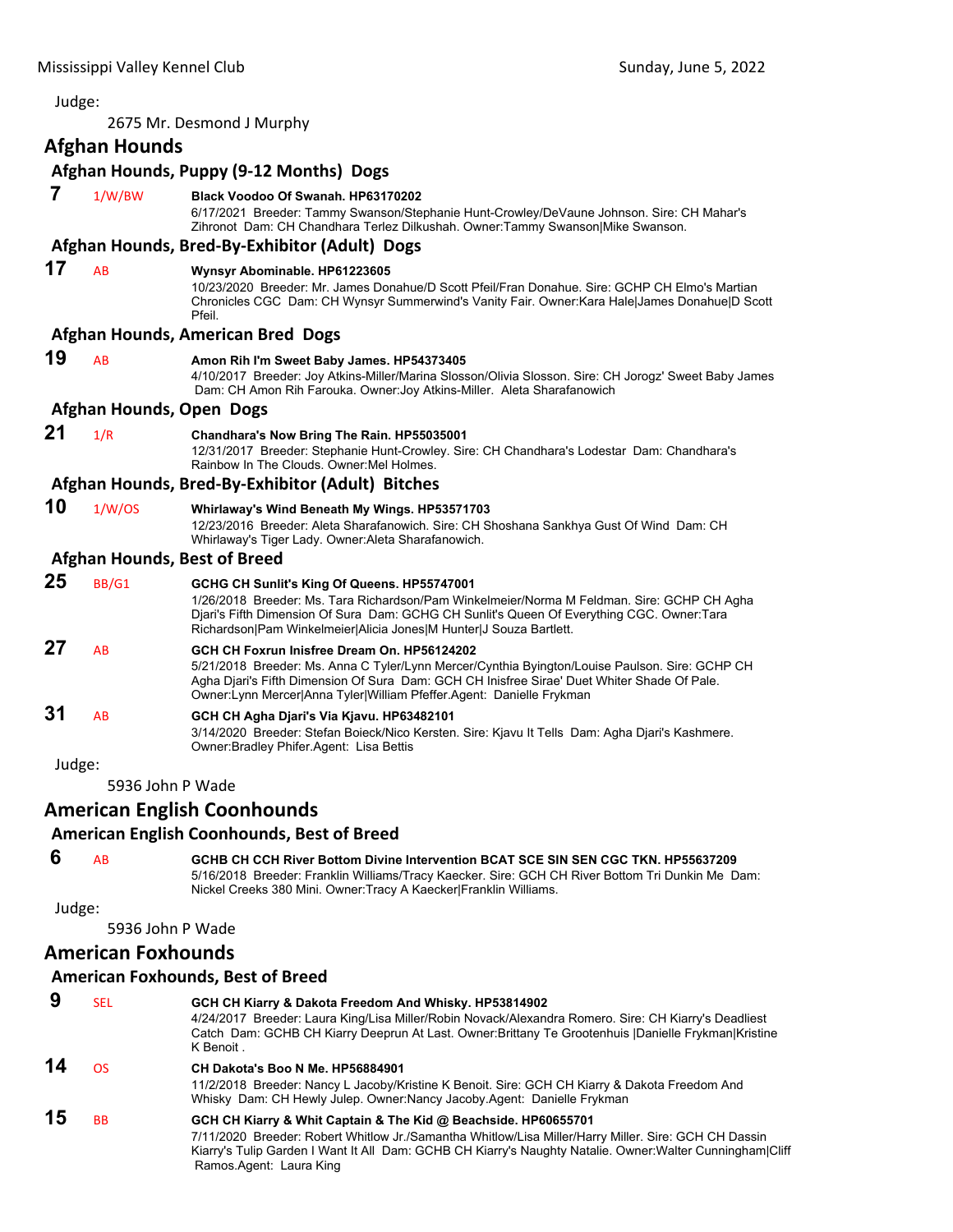Judge:

2675 Mr. Desmond J Murphy

## Afghan Hounds

### Afghan Hounds, Puppy (9-12 Months) Dogs

**7** 1/W/BW **Black Voodoo Of Swanah. HP63170202**
6/17/2021 Breeder: Tammy Swanson/Stephanie Hunt-Crowley/DeVaune Johnson. Sire: CH Mahar's Zihronot Dam: CH Chandhara Terlez Dilkushah. Owner:Tammy Swanson|Mike Swanson.

### Afghan Hounds, Bred-By-Exhibitor (Adult) Dogs

**17** AB **Wynsyr Abominable. HP61223605**
10/23/2020 Breeder: Mr. James Donahue/D Scott Pfeil/Fran Donahue. Sire: GCHP CH Elmo's Martian Chronicles CGC Dam: CH Wynsyr Summerwind's Vanity Fair. Owner:Kara Hale|James Donahue|D Scott Pfeil.

### Afghan Hounds, American Bred Dogs

**19** AB **Amon Rih I'm Sweet Baby James. HP54373405**
4/10/2017 Breeder: Joy Atkins-Miller/Marina Slosson/Olivia Slosson. Sire: CH Jorogz' Sweet Baby James Dam: CH Amon Rih Farouka. Owner:Joy Atkins-Miller. Aleta Sharafanowich

### Afghan Hounds, Open Dogs

**21** 1/R **Chandhara's Now Bring The Rain. HP55035001**
12/31/2017 Breeder: Stephanie Hunt-Crowley. Sire: CH Chandhara's Lodestar Dam: Chandhara's Rainbow In The Clouds. Owner:Mel Holmes.

### Afghan Hounds, Bred-By-Exhibitor (Adult) Bitches

**10** 1/W/OS **Whirlaway's Wind Beneath My Wings. HP53571703**
12/23/2016 Breeder: Aleta Sharafanowich. Sire: CH Shoshana Sankhya Gust Of Wind Dam: CH Whirlaway's Tiger Lady. Owner:Aleta Sharafanowich.

### Afghan Hounds, Best of Breed

**25** BB/G1 **GCHG CH Sunlit's King Of Queens. HP55747001**
1/26/2018 Breeder: Ms. Tara Richardson/Pam Winkelmeier/Norma M Feldman. Sire: GCHP CH Agha Djari's Fifth Dimension Of Sura Dam: GCHG CH Sunlit's Queen Of Everything CGC. Owner:Tara Richardson|Pam Winkelmeier|Alicia Jones|M Hunter|J Souza Bartlett.

**27** AB **GCH CH Foxrun Inisfree Dream On. HP56124202**
5/21/2018 Breeder: Ms. Anna C Tyler/Lynn Mercer/Cynthia Byington/Louise Paulson. Sire: GCHP CH Agha Djari's Fifth Dimension Of Sura Dam: GCH CH Inisfree Sirae' Duet Whiter Shade Of Pale. Owner:Lynn Mercer|Anna Tyler|William Pfeffer.Agent: Danielle Frykman

**31** AB **GCH CH Agha Djari's Via Kjavu. HP63482101**
3/14/2020 Breeder: Stefan Boieck/Nico Kersten. Sire: Kjavu It Tells Dam: Agha Djari's Kashmere. Owner:Bradley Phifer.Agent: Lisa Bettis

Judge:

5936 John P Wade

## American English Coonhounds

### American English Coonhounds, Best of Breed

**6** AB **GCHB CH CCH River Bottom Divine Intervention BCAT SCE SIN SEN CGC TKN. HP55637209**
5/16/2018 Breeder: Franklin Williams/Tracy Kaecker. Sire: GCH CH River Bottom Tri Dunkin Me Dam: Nickel Creeks 380 Mini. Owner:Tracy A Kaecker|Franklin Williams.

Judge:

5936 John P Wade

## American Foxhounds

### American Foxhounds, Best of Breed

**9** SEL **GCH CH Kiarry & Dakota Freedom And Whisky. HP53814902**
4/24/2017 Breeder: Laura King/Lisa Miller/Robin Novack/Alexandra Romero. Sire: CH Kiarry's Deadliest Catch Dam: GCHB CH Kiarry Deeprun At Last. Owner:Brittany Te Grootenhuis |Danielle Frykman|Kristine K Benoit .

**14** OS **CH Dakota's Boo N Me. HP56884901**
11/2/2018 Breeder: Nancy L Jacoby/Kristine K Benoit. Sire: GCH CH Kiarry & Dakota Freedom And Whisky Dam: CH Hewly Julep. Owner:Nancy Jacoby.Agent: Danielle Frykman

**15** BB **GCH CH Kiarry & Whit Captain & The Kid @ Beachside. HP60655701**
7/11/2020 Breeder: Robert Whitlow Jr./Samantha Whitlow/Lisa Miller/Harry Miller. Sire: GCH CH Dassin Kiarry's Tulip Garden I Want It All Dam: GCHB CH Kiarry's Naughty Natalie. Owner:Walter Cunningham|Cliff Ramos.Agent: Laura King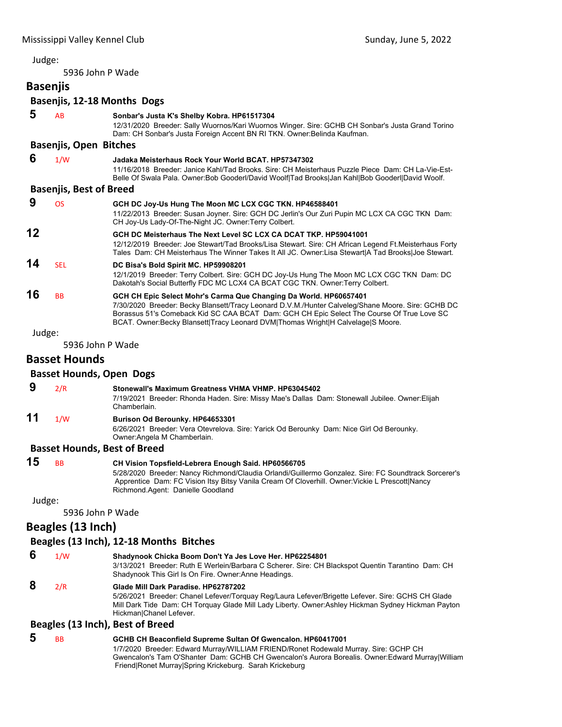Judge:

5936 John P Wade

## Basenjis

### Basenjis, 12-18 Months Dogs

**5** AB **Sonbar's Justa K's Shelby Kobra. HP61517304**
12/31/2020 Breeder: Sally Wuornos/Kari Wuornos Winger. Sire: GCHB CH Sonbar's Justa Grand Torino Dam: CH Sonbar's Justa Foreign Accent BN RI TKN. Owner:Belinda Kaufman.

### Basenjis, Open Bitches

**6** 1/W **Jadaka Meisterhaus Rock Your World BCAT. HP57347302**
11/16/2018 Breeder: Janice Kahl/Tad Brooks. Sire: CH Meisterhaus Puzzle Piece Dam: CH La-Vie-Est-Belle Of Swala Pala. Owner:Bob Gooderl/David Woolf|Tad Brooks|Jan Kahl|Bob Gooderl|David Woolf.

### Basenjis, Best of Breed

**9** OS **GCH DC Joy-Us Hung The Moon MC LCX CGC TKN. HP46588401**
11/22/2013 Breeder: Susan Joyner. Sire: GCH DC Jerlin's Our Zuri Pupin MC LCX CA CGC TKN Dam: CH Joy-Us Lady-Of-The-Night JC. Owner:Terry Colbert.

**12** **GCH DC Meisterhaus The Next Level SC LCX CA DCAT TKP. HP59041001**
12/12/2019 Breeder: Joe Stewart/Tad Brooks/Lisa Stewart. Sire: CH African Legend Ft.Meisterhaus Forty Tales Dam: CH Meisterhaus The Winner Takes It All JC. Owner:Lisa Stewart|A Tad Brooks|Joe Stewart.

**14** SEL **DC Bisa's Bold Spirit MC. HP59908201**
12/1/2019 Breeder: Terry Colbert. Sire: GCH DC Joy-Us Hung The Moon MC LCX CGC TKN Dam: DC Dakotah's Social Butterfly FDC MC LCX4 CA BCAT CGC TKN. Owner:Terry Colbert.

**16** BB **GCH CH Epic Select Mohr's Carma Que Changing Da World. HP60657401**
7/30/2020 Breeder: Becky Blansett/Tracy Leonard D.V.M./Hunter Calveleg/Shane Moore. Sire: GCHB DC Borassus 51's Comeback Kid SC CAA BCAT Dam: GCH CH Epic Select The Course Of True Love SC BCAT. Owner:Becky Blansett|Tracy Leonard DVM|Thomas Wright|H Calvelage|S Moore.

Judge:

5936 John P Wade

## Basset Hounds

### Basset Hounds, Open Dogs

**9** 2/R **Stonewall's Maximum Greatness VHMA VHMP. HP63045402**
7/19/2021 Breeder: Rhonda Haden. Sire: Missy Mae's Dallas Dam: Stonewall Jubilee. Owner:Elijah Chamberlain.

**11** 1/W **Burison Od Berounky. HP64653301**
6/26/2021 Breeder: Vera Otevrelova. Sire: Yarick Od Berounky Dam: Nice Girl Od Berounky. Owner:Angela M Chamberlain.

### Basset Hounds, Best of Breed

**15** BB **CH Vision Topsfield-Lebrera Enough Said. HP60566705**
5/28/2020 Breeder: Nancy Richmond/Claudia Orlandi/Guillermo Gonzalez. Sire: FC Soundtrack Sorcerer's Apprentice Dam: FC Vision Itsy Bitsy Vanila Cream Of Cloverhill. Owner:Vickie L Prescott|Nancy Richmond.Agent: Danielle Goodland

Judge:

5936 John P Wade

## Beagles (13 Inch)

### Beagles (13 Inch), 12-18 Months Bitches

**6** 1/W **Shadynook Chicka Boom Don't Ya Jes Love Her. HP62254801**
3/13/2021 Breeder: Ruth E Werlein/Barbara C Scherer. Sire: CH Blackspot Quentin Tarantino Dam: CH Shadynook This Girl Is On Fire. Owner:Anne Headings.

**8** 2/R **Glade Mill Dark Paradise. HP62787202**
5/26/2021 Breeder: Chanel Lefever/Torquay Reg/Laura Lefever/Brigette Lefever. Sire: GCHS CH Glade Mill Dark Tide Dam: CH Torquay Glade Mill Lady Liberty. Owner:Ashley Hickman Sydney Hickman Payton Hickman|Chanel Lefever.

### Beagles (13 Inch), Best of Breed

**5** BB **GCHB CH Beaconfield Supreme Sultan Of Gwencalon. HP60417001**
1/7/2020 Breeder: Edward Murray/WILLIAM FRIEND/Ronet Rodewald Murray. Sire: GCHP CH Gwencalon's Tam O'Shanter Dam: GCHB CH Gwencalon's Aurora Borealis. Owner:Edward Murray|William Friend|Ronet Murray|Spring Krickeburg. Sarah Krickeburg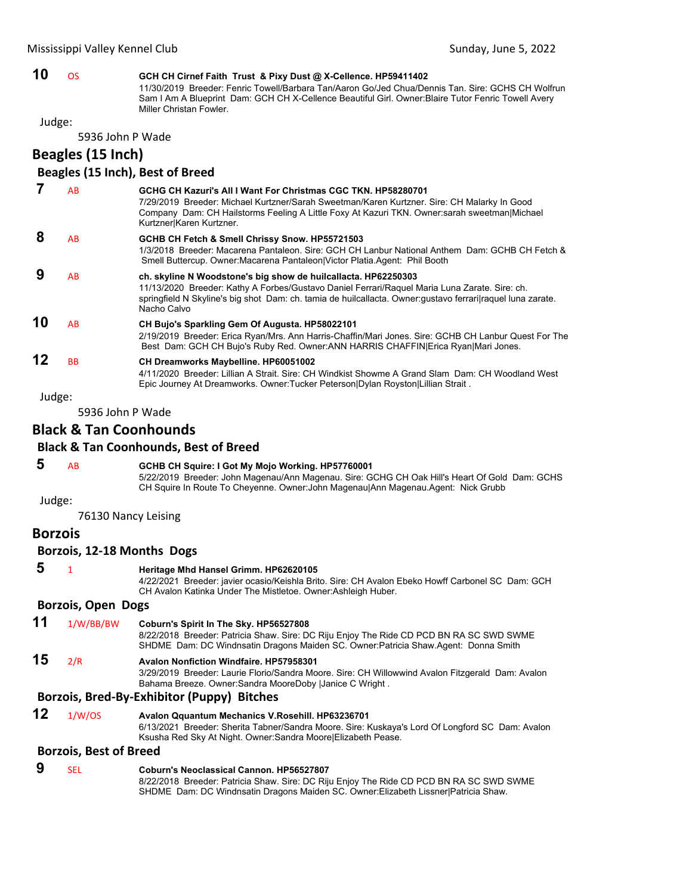**10** OS **GCH CH Cirnef Faith Trust & Pixy Dust @ X-Cellence. HP59411402**
11/30/2019 Breeder: Fenric Towell/Barbara Tan/Aaron Go/Jed Chua/Dennis Tan. Sire: GCHS CH Wolfrun Sam I Am A Blueprint Dam: GCH CH X-Cellence Beautiful Girl. Owner:Blaire Tutor Fenric Towell Avery Miller Christan Fowler.

Judge:

5936 John P Wade

## Beagles (15 Inch)

### Beagles (15 Inch), Best of Breed

**7** AB **GCHG CH Kazuri's All I Want For Christmas CGC TKN. HP58280701**
7/29/2019 Breeder: Michael Kurtzner/Sarah Sweetman/Karen Kurtzner. Sire: CH Malarky In Good Company Dam: CH Hailstorms Feeling A Little Foxy At Kazuri TKN. Owner:sarah sweetman|Michael Kurtzner|Karen Kurtzner.

**8** AB **GCHB CH Fetch & Smell Chrissy Snow. HP55721503**
1/3/2018 Breeder: Macarena Pantaleon. Sire: GCH CH Lanbur National Anthem Dam: GCHB CH Fetch & Smell Buttercup. Owner:Macarena Pantaleon|Victor Platia.Agent: Phil Booth

**9** AB **ch. skyline N Woodstone's big show de huilcallacta. HP62250303**
11/13/2020 Breeder: Kathy A Forbes/Gustavo Daniel Ferrari/Raquel Maria Luna Zarate. Sire: ch. springfield N Skyline's big shot Dam: ch. tamia de huilcallacta. Owner:gustavo ferrari|raquel luna zarate. Nacho Calvo

**10** AB **CH Bujo's Sparkling Gem Of Augusta. HP58022101**
2/19/2019 Breeder: Erica Ryan/Mrs. Ann Harris-Chaffin/Mari Jones. Sire: GCHB CH Lanbur Quest For The Best Dam: GCH CH Bujo's Ruby Red. Owner:ANN HARRIS CHAFFIN|Erica Ryan|Mari Jones.

**12** BB **CH Dreamworks Maybelline. HP60051002**
4/11/2020 Breeder: Lillian A Strait. Sire: CH Windkist Showme A Grand Slam Dam: CH Woodland West Epic Journey At Dreamworks. Owner:Tucker Peterson|Dylan Royston|Lillian Strait .

Judge:

5936 John P Wade

## Black & Tan Coonhounds

### Black & Tan Coonhounds, Best of Breed

**5** AB **GCHB CH Squire: I Got My Mojo Working. HP57760001**
5/22/2019 Breeder: John Magenau/Ann Magenau. Sire: GCHG CH Oak Hill's Heart Of Gold Dam: GCHS CH Squire In Route To Cheyenne. Owner:John Magenau|Ann Magenau.Agent: Nick Grubb

Judge:

76130 Nancy Leising

## Borzois

### Borzois, 12-18 Months Dogs

**5** 1 **Heritage Mhd Hansel Grimm. HP62620105**
4/22/2021 Breeder: javier ocasio/Keishla Brito. Sire: CH Avalon Ebeko Howff Carbonel SC Dam: GCH CH Avalon Katinka Under The Mistletoe. Owner:Ashleigh Huber.

### Borzois, Open Dogs

**11** 1/W/BB/BW **Coburn's Spirit In The Sky. HP56527808**
8/22/2018 Breeder: Patricia Shaw. Sire: DC Riju Enjoy The Ride CD PCD BN RA SC SWD SWME SHDME Dam: DC Windnsatin Dragons Maiden SC. Owner:Patricia Shaw.Agent: Donna Smith

**15** 2/R **Avalon Nonfiction Windfaire. HP57958301**
3/29/2019 Breeder: Laurie Florio/Sandra Moore. Sire: CH Willowwind Avalon Fitzgerald Dam: Avalon Bahama Breeze. Owner:Sandra MooreDoby |Janice C Wright .

### Borzois, Bred-By-Exhibitor (Puppy) Bitches

**12** 1/W/OS **Avalon Qquantum Mechanics V.Rosehill. HP63236701**
6/13/2021 Breeder: Sherita Tabner/Sandra Moore. Sire: Kuskaya's Lord Of Longford SC Dam: Avalon Ksusha Red Sky At Night. Owner:Sandra Moore|Elizabeth Pease.

### Borzois, Best of Breed

**9** SEL **Coburn's Neoclassical Cannon. HP56527807**
8/22/2018 Breeder: Patricia Shaw. Sire: DC Riju Enjoy The Ride CD PCD BN RA SC SWD SWME SHDME Dam: DC Windnsatin Dragons Maiden SC. Owner:Elizabeth Lissner|Patricia Shaw.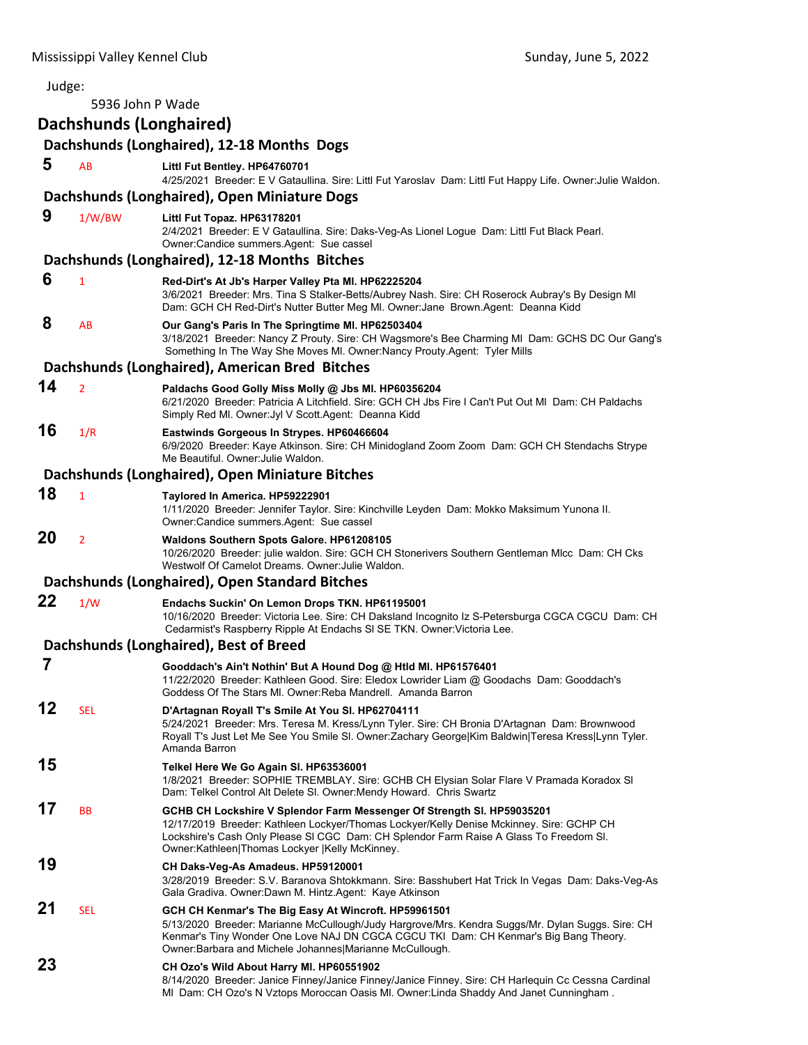Judge:

5936 John P Wade

## Dachshunds (Longhaired)

### Dachshunds (Longhaired), 12-18 Months Dogs

**5** AB **Littl Fut Bentley. HP64760701**
4/25/2021 Breeder: E V Gataullina. Sire: Littl Fut Yaroslav Dam: Littl Fut Happy Life. Owner:Julie Waldon.

### Dachshunds (Longhaired), Open Miniature Dogs

**9** 1/W/BW **Littl Fut Topaz. HP63178201**
2/4/2021 Breeder: E V Gataullina. Sire: Daks-Veg-As Lionel Logue Dam: Littl Fut Black Pearl. Owner:Candice summers.Agent: Sue cassel

### Dachshunds (Longhaired), 12-18 Months Bitches

**6** 1 **Red-Dirt's At Jb's Harper Valley Pta Ml. HP62225204**
3/6/2021 Breeder: Mrs. Tina S Stalker-Betts/Aubrey Nash. Sire: CH Roserock Aubray's By Design Ml Dam: GCH CH Red-Dirt's Nutter Butter Meg Ml. Owner:Jane Brown.Agent: Deanna Kidd

**8** AB **Our Gang's Paris In The Springtime Ml. HP62503404**
3/18/2021 Breeder: Nancy Z Prouty. Sire: CH Wagsmore's Bee Charming Ml Dam: GCHS DC Our Gang's Something In The Way She Moves Ml. Owner:Nancy Prouty.Agent: Tyler Mills

### Dachshunds (Longhaired), American Bred Bitches

**14** 2 **Paldachs Good Golly Miss Molly @ Jbs Ml. HP60356204**
6/21/2020 Breeder: Patricia A Litchfield. Sire: GCH CH Jbs Fire I Can't Put Out Ml Dam: CH Paldachs Simply Red Ml. Owner:Jyl V Scott.Agent: Deanna Kidd

**16** 1/R **Eastwinds Gorgeous In Strypes. HP60466604**
6/9/2020 Breeder: Kaye Atkinson. Sire: CH Minidogland Zoom Zoom Dam: GCH CH Stendachs Strype Me Beautiful. Owner:Julie Waldon.

### Dachshunds (Longhaired), Open Miniature Bitches

**18** 1 **Taylored In America. HP59222901**
1/11/2020 Breeder: Jennifer Taylor. Sire: Kinchville Leyden Dam: Mokko Maksimum Yunona II. Owner:Candice summers.Agent: Sue cassel

**20** 2 **Waldons Southern Spots Galore. HP61208105**
10/26/2020 Breeder: julie waldon. Sire: GCH CH Stonerivers Southern Gentleman Mlcc Dam: CH Cks Westwolf Of Camelot Dreams. Owner:Julie Waldon.

### Dachshunds (Longhaired), Open Standard Bitches

**22** 1/W **Endachs Suckin' On Lemon Drops TKN. HP61195001**
10/16/2020 Breeder: Victoria Lee. Sire: CH Daksland Incognito Iz S-Petersburga CGCA CGCU Dam: CH Cedarmist's Raspberry Ripple At Endachs Sl SE TKN. Owner:Victoria Lee.

### Dachshunds (Longhaired), Best of Breed

**7** **Gooddach's Ain't Nothin' But A Hound Dog @ Htld Ml. HP61576401**
11/22/2020 Breeder: Kathleen Good. Sire: Eledox Lowrider Liam @ Goodachs Dam: Gooddach's Goddess Of The Stars Ml. Owner:Reba Mandrell. Amanda Barron

**12** SEL **D'Artagnan Royall T's Smile At You Sl. HP62704111**
5/24/2021 Breeder: Mrs. Teresa M. Kress/Lynn Tyler. Sire: CH Bronia D'Artagnan Dam: Brownwood Royall T's Just Let Me See You Smile Sl. Owner:Zachary George|Kim Baldwin|Teresa Kress|Lynn Tyler. Amanda Barron

**15** **Telkel Here We Go Again Sl. HP63536001**
1/8/2021 Breeder: SOPHIE TREMBLAY. Sire: GCHB CH Elysian Solar Flare V Pramada Koradox Sl Dam: Telkel Control Alt Delete Sl. Owner:Mendy Howard. Chris Swartz

**17** BB **GCHB CH Lockshire V Splendor Farm Messenger Of Strength Sl. HP59035201**
12/17/2019 Breeder: Kathleen Lockyer/Thomas Lockyer/Kelly Denise Mckinney. Sire: GCHP CH Lockshire's Cash Only Please Sl CGC Dam: CH Splendor Farm Raise A Glass To Freedom Sl. Owner:Kathleen|Thomas Lockyer |Kelly McKinney.

**19** **CH Daks-Veg-As Amadeus. HP59120001**
3/28/2019 Breeder: S.V. Baranova Shtokkmann. Sire: Basshubert Hat Trick In Vegas Dam: Daks-Veg-As Gala Gradiva. Owner:Dawn M. Hintz.Agent: Kaye Atkinson

**21** SEL **GCH CH Kenmar's The Big Easy At Wincroft. HP59961501**
5/13/2020 Breeder: Marianne McCullough/Judy Hargrove/Mrs. Kendra Suggs/Mr. Dylan Suggs. Sire: CH Kenmar's Tiny Wonder One Love NAJ DN CGCA CGCU TKI Dam: CH Kenmar's Big Bang Theory. Owner:Barbara and Michele Johannes|Marianne McCullough.

**23** **CH Ozo's Wild About Harry Ml. HP60551902**
8/14/2020 Breeder: Janice Finney/Janice Finney/Janice Finney. Sire: CH Harlequin Cc Cessna Cardinal Ml Dam: CH Ozo's N Vztops Moroccan Oasis Ml. Owner:Linda Shaddy And Janet Cunningham .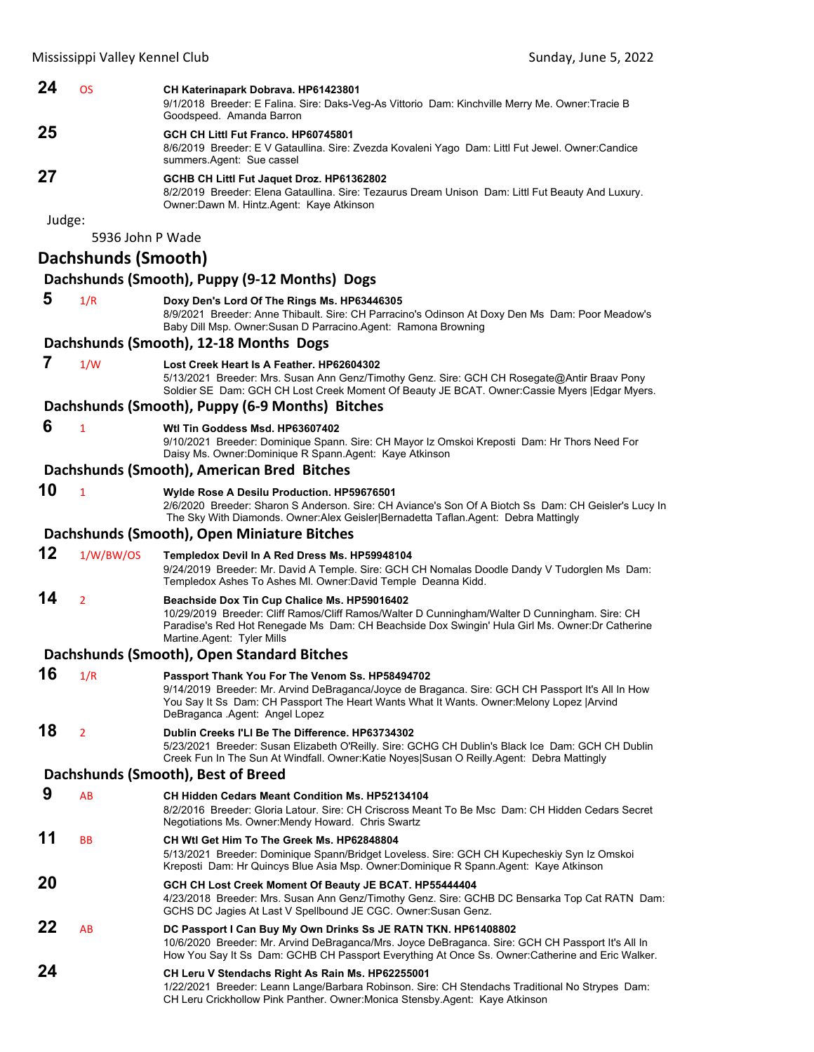**24** OS **CH Katerinapark Dobrava. HP61423801**
9/1/2018 Breeder: E Falina. Sire: Daks-Veg-As Vittorio Dam: Kinchville Merry Me. Owner:Tracie B Goodspeed. Amanda Barron

**25** **GCH CH Littl Fut Franco. HP60745801**
8/6/2019 Breeder: E V Gataullina. Sire: Zvezda Kovaleni Yago Dam: Littl Fut Jewel. Owner:Candice summers.Agent: Sue cassel

**27** **GCHB CH Littl Fut Jaquet Droz. HP61362802**
8/2/2019 Breeder: Elena Gataullina. Sire: Tezaurus Dream Unison Dam: Littl Fut Beauty And Luxury. Owner:Dawn M. Hintz.Agent: Kaye Atkinson

Judge:

5936 John P Wade

## Dachshunds (Smooth)

### Dachshunds (Smooth), Puppy (9-12 Months) Dogs

**5** 1/R **Doxy Den's Lord Of The Rings Ms. HP63446305**
8/9/2021 Breeder: Anne Thibault. Sire: CH Parracino's Odinson At Doxy Den Ms Dam: Poor Meadow's Baby Dill Msp. Owner:Susan D Parracino.Agent: Ramona Browning

### Dachshunds (Smooth), 12-18 Months Dogs

**7** 1/W **Lost Creek Heart Is A Feather. HP62604302**
5/13/2021 Breeder: Mrs. Susan Ann Genz/Timothy Genz. Sire: GCH CH Rosegate@Antir Braav Pony Soldier SE Dam: GCH CH Lost Creek Moment Of Beauty JE BCAT. Owner:Cassie Myers |Edgar Myers.

### Dachshunds (Smooth), Puppy (6-9 Months) Bitches

**6** 1 **Wtl Tin Goddess Msd. HP63607402**
9/10/2021 Breeder: Dominique Spann. Sire: CH Mayor Iz Omskoi Kreposti Dam: Hr Thors Need For Daisy Ms. Owner:Dominique R Spann.Agent: Kaye Atkinson

### Dachshunds (Smooth), American Bred Bitches

**10** 1 **Wylde Rose A Desilu Production. HP59676501**
2/6/2020 Breeder: Sharon S Anderson. Sire: CH Aviance's Son Of A Biotch Ss Dam: CH Geisler's Lucy In The Sky With Diamonds. Owner:Alex Geisler|Bernadetta Taflan.Agent: Debra Mattingly

### Dachshunds (Smooth), Open Miniature Bitches

**12** 1/W/BW/OS **Templedox Devil In A Red Dress Ms. HP59948104**
9/24/2019 Breeder: Mr. David A Temple. Sire: GCH CH Nomalas Doodle Dandy V Tudorglen Ms Dam: Templedox Ashes To Ashes Ml. Owner:David Temple Deanna Kidd.

**14** 2 **Beachside Dox Tin Cup Chalice Ms. HP59016402**
10/29/2019 Breeder: Cliff Ramos/Cliff Ramos/Walter D Cunningham/Walter D Cunningham. Sire: CH Paradise's Red Hot Renegade Ms Dam: CH Beachside Dox Swingin' Hula Girl Ms. Owner:Dr Catherine Martine.Agent: Tyler Mills

### Dachshunds (Smooth), Open Standard Bitches

**16** 1/R **Passport Thank You For The Venom Ss. HP58494702**
9/14/2019 Breeder: Mr. Arvind DeBraganca/Joyce de Braganca. Sire: GCH CH Passport It's All In How You Say It Ss Dam: CH Passport The Heart Wants What It Wants. Owner:Melony Lopez |Arvind DeBraganca .Agent: Angel Lopez

**18** 2 **Dublin Creeks I'Ll Be The Difference. HP63734302**
5/23/2021 Breeder: Susan Elizabeth O'Reilly. Sire: GCHG CH Dublin's Black Ice Dam: GCH CH Dublin Creek Fun In The Sun At Windfall. Owner:Katie Noyes|Susan O Reilly.Agent: Debra Mattingly

### Dachshunds (Smooth), Best of Breed

**9** AB **CH Hidden Cedars Meant Condition Ms. HP52134104**
8/2/2016 Breeder: Gloria Latour. Sire: CH Criscross Meant To Be Msc Dam: CH Hidden Cedars Secret Negotiations Ms. Owner:Mendy Howard. Chris Swartz

**11** BB **CH Wtl Get Him To The Greek Ms. HP62848804**
5/13/2021 Breeder: Dominique Spann/Bridget Loveless. Sire: GCH CH Kupecheskiy Syn Iz Omskoi Kreposti Dam: Hr Quincys Blue Asia Msp. Owner:Dominique R Spann.Agent: Kaye Atkinson

**20** **GCH CH Lost Creek Moment Of Beauty JE BCAT. HP55444404**
4/23/2018 Breeder: Mrs. Susan Ann Genz/Timothy Genz. Sire: GCHB DC Bensarka Top Cat RATN Dam: GCHS DC Jagies At Last V Spellbound JE CGC. Owner:Susan Genz.

**22** AB **DC Passport I Can Buy My Own Drinks Ss JE RATN TKN. HP61408802**
10/6/2020 Breeder: Mr. Arvind DeBraganca/Mrs. Joyce DeBraganca. Sire: GCH CH Passport It's All In How You Say It Ss Dam: GCHB CH Passport Everything At Once Ss. Owner:Catherine and Eric Walker.

**24** **CH Leru V Stendachs Right As Rain Ms. HP62255001**
1/22/2021 Breeder: Leann Lange/Barbara Robinson. Sire: CH Stendachs Traditional No Strypes Dam: CH Leru Crickhollow Pink Panther. Owner:Monica Stensby.Agent: Kaye Atkinson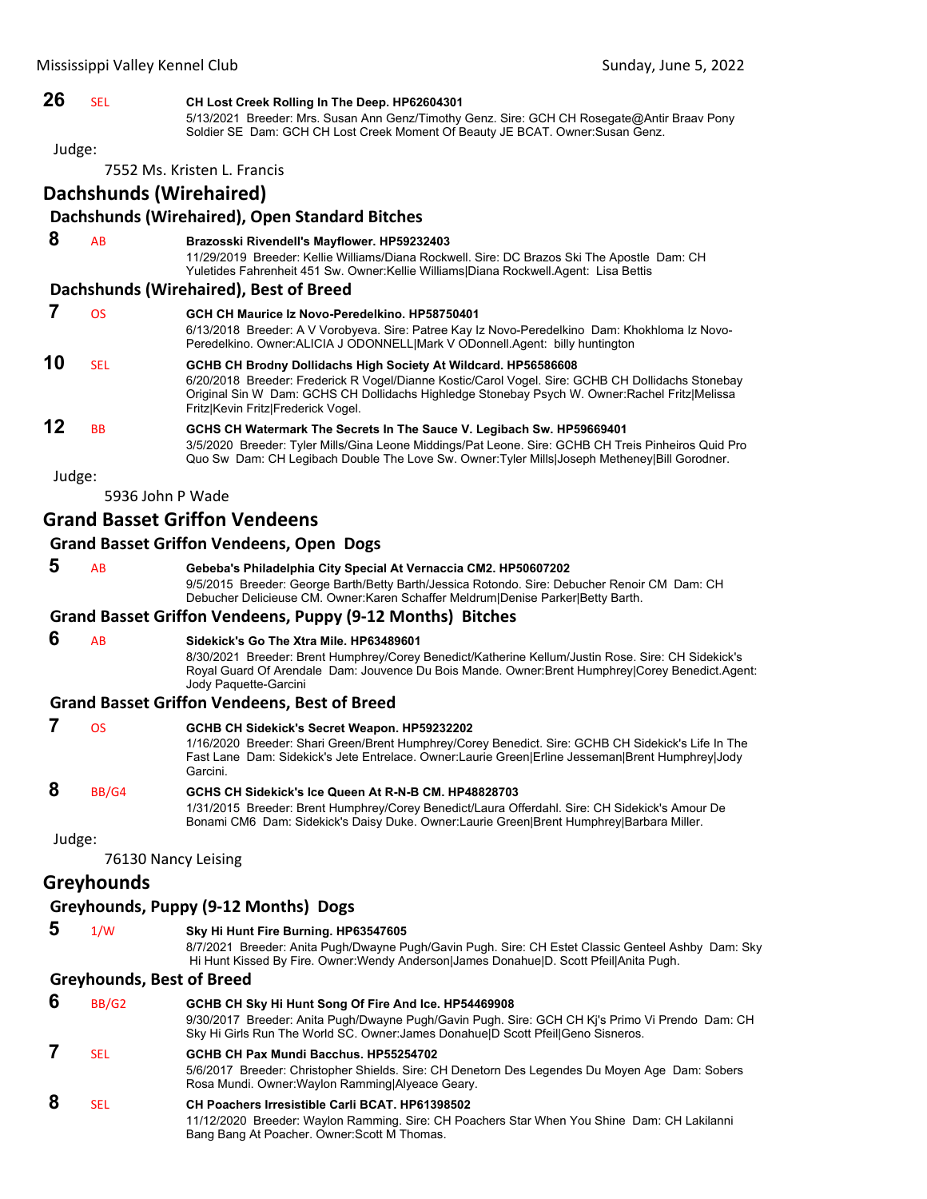**26** SEL **CH Lost Creek Rolling In The Deep. HP62604301**
5/13/2021 Breeder: Mrs. Susan Ann Genz/Timothy Genz. Sire: GCH CH Rosegate@Antir Braav Pony Soldier SE Dam: GCH CH Lost Creek Moment Of Beauty JE BCAT. Owner:Susan Genz.

Judge:

7552 Ms. Kristen L. Francis

## Dachshunds (Wirehaired)

### Dachshunds (Wirehaired), Open Standard Bitches

**8** AB **Brazosski Rivendell's Mayflower. HP59232403**
11/29/2019 Breeder: Kellie Williams/Diana Rockwell. Sire: DC Brazos Ski The Apostle Dam: CH Yuletides Fahrenheit 451 Sw. Owner:Kellie Williams|Diana Rockwell.Agent: Lisa Bettis

### Dachshunds (Wirehaired), Best of Breed

**7** OS **GCH CH Maurice Iz Novo-Peredelkino. HP58750401**
6/13/2018 Breeder: A V Vorobyeva. Sire: Patree Kay Iz Novo-Peredelkino Dam: Khokhloma Iz Novo-Peredelkino. Owner:ALICIA J ODONNELL|Mark V ODonnell.Agent: billy huntington

**10** SEL **GCHB CH Brodny Dollidachs High Society At Wildcard. HP56586608**
6/20/2018 Breeder: Frederick R Vogel/Dianne Kostic/Carol Vogel. Sire: GCHB CH Dollidachs Stonebay Original Sin W Dam: GCHS CH Dollidachs Highledge Stonebay Psych W. Owner:Rachel Fritz|Melissa Fritz|Kevin Fritz|Frederick Vogel.

**12** BB **GCHS CH Watermark The Secrets In The Sauce V. Legibach Sw. HP59669401**
3/5/2020 Breeder: Tyler Mills/Gina Leone Middings/Pat Leone. Sire: GCHB CH Treis Pinheiros Quid Pro Quo Sw Dam: CH Legibach Double The Love Sw. Owner:Tyler Mills|Joseph Metheney|Bill Gorodner.

Judge:

5936 John P Wade

## Grand Basset Griffon Vendeens

### Grand Basset Griffon Vendeens, Open Dogs

**5** AB **Gebeba's Philadelphia City Special At Vernaccia CM2. HP50607202**
9/5/2015 Breeder: George Barth/Betty Barth/Jessica Rotondo. Sire: Debucher Renoir CM Dam: CH Debucher Delicieuse CM. Owner:Karen Schaffer Meldrum|Denise Parker|Betty Barth.

### Grand Basset Griffon Vendeens, Puppy (9-12 Months) Bitches

**6** AB **Sidekick's Go The Xtra Mile. HP63489601**
8/30/2021 Breeder: Brent Humphrey/Corey Benedict/Katherine Kellum/Justin Rose. Sire: CH Sidekick's Royal Guard Of Arendale Dam: Jouvence Du Bois Mande. Owner:Brent Humphrey|Corey Benedict.Agent: Jody Paquette-Garcini

### Grand Basset Griffon Vendeens, Best of Breed

**7** OS **GCHB CH Sidekick's Secret Weapon. HP59232202**
1/16/2020 Breeder: Shari Green/Brent Humphrey/Corey Benedict. Sire: GCHB CH Sidekick's Life In The Fast Lane Dam: Sidekick's Jete Entrelace. Owner:Laurie Green|Erline Jesseman|Brent Humphrey|Jody Garcini.

**8** BB/G4 **GCHS CH Sidekick's Ice Queen At R-N-B CM. HP48828703**
1/31/2015 Breeder: Brent Humphrey/Corey Benedict/Laura Offerdahl. Sire: CH Sidekick's Amour De Bonami CM6 Dam: Sidekick's Daisy Duke. Owner:Laurie Green|Brent Humphrey|Barbara Miller.

Judge:

76130 Nancy Leising

## Greyhounds

### Greyhounds, Puppy (9-12 Months) Dogs

**5** 1/W **Sky Hi Hunt Fire Burning. HP63547605**
8/7/2021 Breeder: Anita Pugh/Dwayne Pugh/Gavin Pugh. Sire: CH Estet Classic Genteel Ashby Dam: Sky Hi Hunt Kissed By Fire. Owner:Wendy Anderson|James Donahue|D. Scott Pfeil|Anita Pugh.

### Greyhounds, Best of Breed

**6** BB/G2 **GCHB CH Sky Hi Hunt Song Of Fire And Ice. HP54469908**
9/30/2017 Breeder: Anita Pugh/Dwayne Pugh/Gavin Pugh. Sire: GCH CH Kj's Primo Vi Prendo Dam: CH Sky Hi Girls Run The World SC. Owner:James Donahue|D Scott Pfeil|Geno Sisneros.

**7** SEL **GCHB CH Pax Mundi Bacchus. HP55254702**
5/6/2017 Breeder: Christopher Shields. Sire: CH Denetorn Des Legendes Du Moyen Age Dam: Sobers Rosa Mundi. Owner:Waylon Ramming|Alyeace Geary.

**8** SEL **CH Poachers Irresistible Carli BCAT. HP61398502**
11/12/2020 Breeder: Waylon Ramming. Sire: CH Poachers Star When You Shine Dam: CH Lakilanni Bang Bang At Poacher. Owner:Scott M Thomas.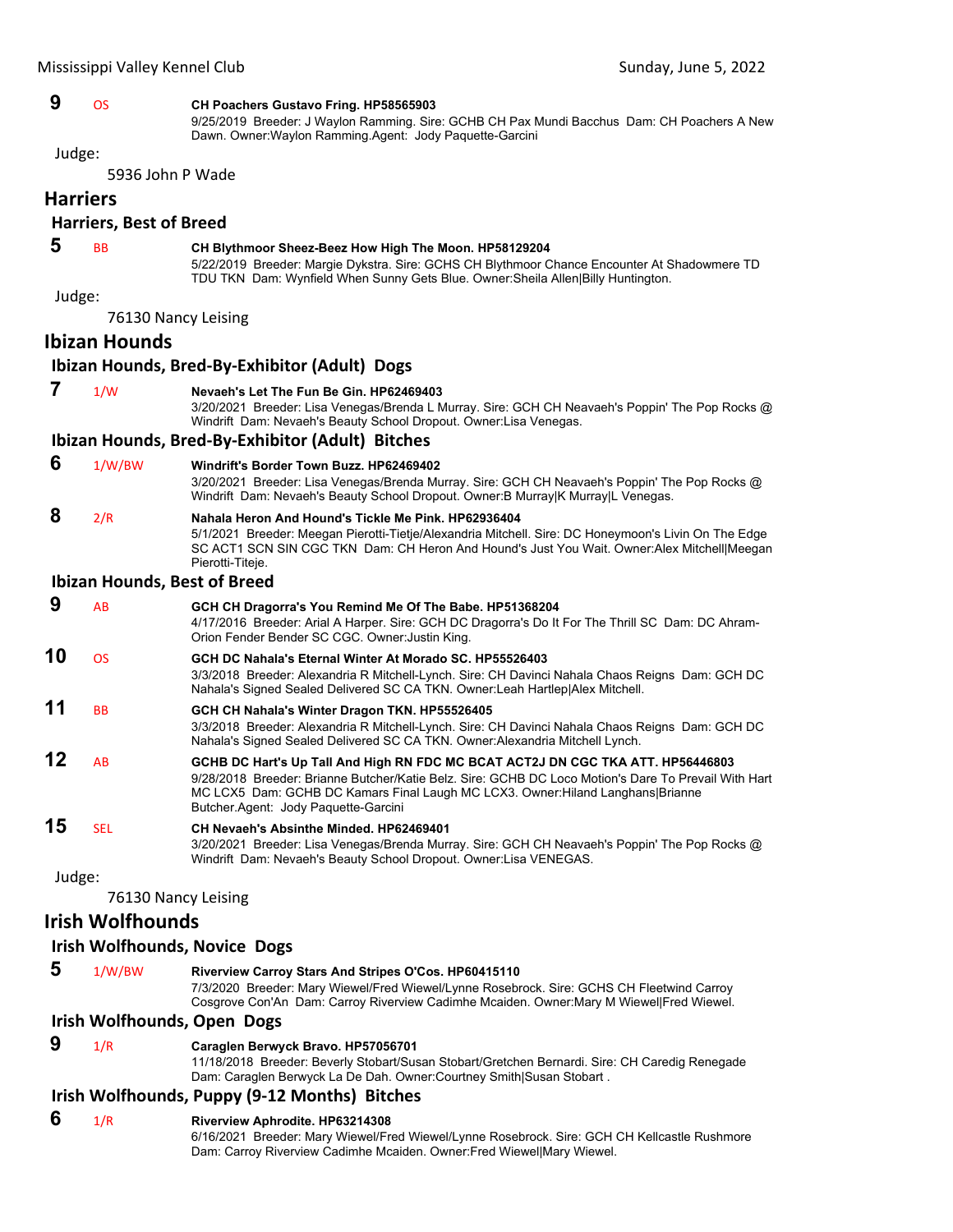**9** OS **CH Poachers Gustavo Fring. HP58565903**
9/25/2019 Breeder: J Waylon Ramming. Sire: GCHB CH Pax Mundi Bacchus Dam: CH Poachers A New Dawn. Owner:Waylon Ramming.Agent: Jody Paquette-Garcini

Judge:

5936 John P Wade

## Harriers

### Harriers, Best of Breed

**5** BB **CH Blythmoor Sheez-Beez How High The Moon. HP58129204**
5/22/2019 Breeder: Margie Dykstra. Sire: GCHS CH Blythmoor Chance Encounter At Shadowmere TD TDU TKN Dam: Wynfield When Sunny Gets Blue. Owner:Sheila Allen|Billy Huntington.

Judge:

76130 Nancy Leising

## Ibizan Hounds

### Ibizan Hounds, Bred-By-Exhibitor (Adult) Dogs

**7** 1/W **Nevaeh's Let The Fun Be Gin. HP62469403**
3/20/2021 Breeder: Lisa Venegas/Brenda L Murray. Sire: GCH CH Neavaeh's Poppin' The Pop Rocks @ Windrift Dam: Nevaeh's Beauty School Dropout. Owner:Lisa Venegas.

### Ibizan Hounds, Bred-By-Exhibitor (Adult) Bitches

**6** 1/W/BW **Windrift's Border Town Buzz. HP62469402**
3/20/2021 Breeder: Lisa Venegas/Brenda Murray. Sire: GCH CH Neavaeh's Poppin' The Pop Rocks @ Windrift Dam: Nevaeh's Beauty School Dropout. Owner:B Murray|K Murray|L Venegas.

**8** 2/R **Nahala Heron And Hound's Tickle Me Pink. HP62936404**
5/1/2021 Breeder: Meegan Pierotti-Tietje/Alexandria Mitchell. Sire: DC Honeymoon's Livin On The Edge SC ACT1 SCN SIN CGC TKN Dam: CH Heron And Hound's Just You Wait. Owner:Alex Mitchell|Meegan Pierotti-Titeje.

### Ibizan Hounds, Best of Breed

**9** AB **GCH CH Dragorra's You Remind Me Of The Babe. HP51368204**
4/17/2016 Breeder: Arial A Harper. Sire: GCH DC Dragorra's Do It For The Thrill SC Dam: DC Ahram-Orion Fender Bender SC CGC. Owner:Justin King.

**10** OS **GCH DC Nahala's Eternal Winter At Morado SC. HP55526403**
3/3/2018 Breeder: Alexandria R Mitchell-Lynch. Sire: CH Davinci Nahala Chaos Reigns Dam: GCH DC Nahala's Signed Sealed Delivered SC CA TKN. Owner:Leah Hartlep|Alex Mitchell.

**11** BB **GCH CH Nahala's Winter Dragon TKN. HP55526405**
3/3/2018 Breeder: Alexandria R Mitchell-Lynch. Sire: CH Davinci Nahala Chaos Reigns Dam: GCH DC Nahala's Signed Sealed Delivered SC CA TKN. Owner:Alexandria Mitchell Lynch.

**12** AB **GCHB DC Hart's Up Tall And High RN FDC MC BCAT ACT2J DN CGC TKA ATT. HP56446803**
9/28/2018 Breeder: Brianne Butcher/Katie Belz. Sire: GCHB DC Loco Motion's Dare To Prevail With Hart MC LCX5 Dam: GCHB DC Kamars Final Laugh MC LCX3. Owner:Hiland Langhans|Brianne Butcher.Agent: Jody Paquette-Garcini

**15** SEL **CH Nevaeh's Absinthe Minded. HP62469401**
3/20/2021 Breeder: Lisa Venegas/Brenda Murray. Sire: GCH CH Neavaeh's Poppin' The Pop Rocks @ Windrift Dam: Nevaeh's Beauty School Dropout. Owner:Lisa VENEGAS.

Judge:

76130 Nancy Leising

## Irish Wolfhounds

### Irish Wolfhounds, Novice Dogs

**5** 1/W/BW **Riverview Carroy Stars And Stripes O'Cos. HP60415110**
7/3/2020 Breeder: Mary Wiewel/Fred Wiewel/Lynne Rosebrock. Sire: GCHS CH Fleetwind Carroy Cosgrove Con'An Dam: Carroy Riverview Cadimhe Mcaiden. Owner:Mary M Wiewel|Fred Wiewel.

### Irish Wolfhounds, Open Dogs

**9** 1/R **Caraglen Berwyck Bravo. HP57056701**
11/18/2018 Breeder: Beverly Stobart/Susan Stobart/Gretchen Bernardi. Sire: CH Caredig Renegade Dam: Caraglen Berwyck La De Dah. Owner:Courtney Smith|Susan Stobart .

### Irish Wolfhounds, Puppy (9-12 Months) Bitches

**6** 1/R **Riverview Aphrodite. HP63214308**
6/16/2021 Breeder: Mary Wiewel/Fred Wiewel/Lynne Rosebrock. Sire: GCH CH Kellcastle Rushmore Dam: Carroy Riverview Cadimhe Mcaiden. Owner:Fred Wiewel|Mary Wiewel.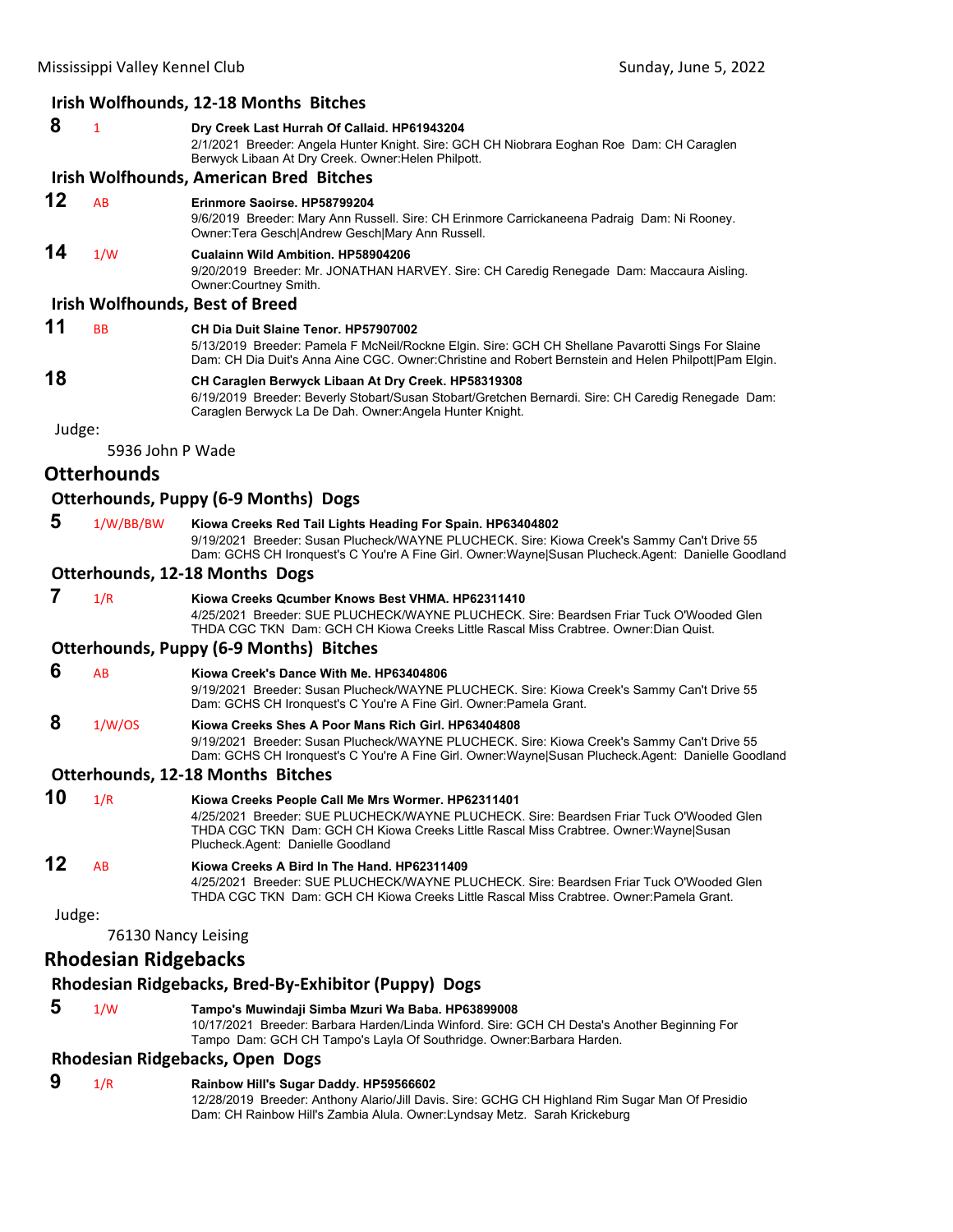### Irish Wolfhounds, 12-18 Months Bitches

**8** 1 **Dry Creek Last Hurrah Of Callaid. HP61943204**
2/1/2021 Breeder: Angela Hunter Knight. Sire: GCH CH Niobrara Eoghan Roe Dam: CH Caraglen Berwyck Libaan At Dry Creek. Owner:Helen Philpott.

### Irish Wolfhounds, American Bred Bitches

**12** AB **Erinmore Saoirse. HP58799204**
9/6/2019 Breeder: Mary Ann Russell. Sire: CH Erinmore Carrickaneena Padraig Dam: Ni Rooney. Owner:Tera Gesch|Andrew Gesch|Mary Ann Russell.

**14** 1/W **Cualainn Wild Ambition. HP58904206**
9/20/2019 Breeder: Mr. JONATHAN HARVEY. Sire: CH Caredig Renegade Dam: Maccaura Aisling. Owner:Courtney Smith.

### Irish Wolfhounds, Best of Breed

**11** BB **CH Dia Duit Slaine Tenor. HP57907002**
5/13/2019 Breeder: Pamela F McNeil/Rockne Elgin. Sire: GCH CH Shellane Pavarotti Sings For Slaine Dam: CH Dia Duit's Anna Aine CGC. Owner:Christine and Robert Bernstein and Helen Philpott|Pam Elgin.

**18** **CH Caraglen Berwyck Libaan At Dry Creek. HP58319308**
6/19/2019 Breeder: Beverly Stobart/Susan Stobart/Gretchen Bernardi. Sire: CH Caredig Renegade Dam: Caraglen Berwyck La De Dah. Owner:Angela Hunter Knight.

Judge:

5936 John P Wade

## Otterhounds

### Otterhounds, Puppy (6-9 Months) Dogs

**5** 1/W/BB/BW **Kiowa Creeks Red Tail Lights Heading For Spain. HP63404802**
9/19/2021 Breeder: Susan Plucheck/WAYNE PLUCHECK. Sire: Kiowa Creek's Sammy Can't Drive 55 Dam: GCHS CH Ironquest's C You're A Fine Girl. Owner:Wayne|Susan Plucheck.Agent: Danielle Goodland

### Otterhounds, 12-18 Months Dogs

**7** 1/R **Kiowa Creeks Qcumber Knows Best VHMA. HP62311410**
4/25/2021 Breeder: SUE PLUCHECK/WAYNE PLUCHECK. Sire: Beardsen Friar Tuck O'Wooded Glen THDA CGC TKN Dam: GCH CH Kiowa Creeks Little Rascal Miss Crabtree. Owner:Dian Quist.

### Otterhounds, Puppy (6-9 Months) Bitches

**6** AB **Kiowa Creek's Dance With Me. HP63404806**
9/19/2021 Breeder: Susan Plucheck/WAYNE PLUCHECK. Sire: Kiowa Creek's Sammy Can't Drive 55 Dam: GCHS CH Ironquest's C You're A Fine Girl. Owner:Pamela Grant.

**8** 1/W/OS **Kiowa Creeks Shes A Poor Mans Rich Girl. HP63404808**
9/19/2021 Breeder: Susan Plucheck/WAYNE PLUCHECK. Sire: Kiowa Creek's Sammy Can't Drive 55 Dam: GCHS CH Ironquest's C You're A Fine Girl. Owner:Wayne|Susan Plucheck.Agent: Danielle Goodland

### Otterhounds, 12-18 Months Bitches

**10** 1/R **Kiowa Creeks People Call Me Mrs Wormer. HP62311401**
4/25/2021 Breeder: SUE PLUCHECK/WAYNE PLUCHECK. Sire: Beardsen Friar Tuck O'Wooded Glen THDA CGC TKN Dam: GCH CH Kiowa Creeks Little Rascal Miss Crabtree. Owner:Wayne|Susan Plucheck.Agent: Danielle Goodland

**12** AB **Kiowa Creeks A Bird In The Hand. HP62311409**
4/25/2021 Breeder: SUE PLUCHECK/WAYNE PLUCHECK. Sire: Beardsen Friar Tuck O'Wooded Glen THDA CGC TKN Dam: GCH CH Kiowa Creeks Little Rascal Miss Crabtree. Owner:Pamela Grant.

Judge:

76130 Nancy Leising

## Rhodesian Ridgebacks

### Rhodesian Ridgebacks, Bred-By-Exhibitor (Puppy) Dogs

**5** 1/W **Tampo's Muwindaji Simba Mzuri Wa Baba. HP63899008**
10/17/2021 Breeder: Barbara Harden/Linda Winford. Sire: GCH CH Desta's Another Beginning For Tampo Dam: GCH CH Tampo's Layla Of Southridge. Owner:Barbara Harden.

### Rhodesian Ridgebacks, Open Dogs

**9** 1/R **Rainbow Hill's Sugar Daddy. HP59566602**
12/28/2019 Breeder: Anthony Alario/Jill Davis. Sire: GCHG CH Highland Rim Sugar Man Of Presidio Dam: CH Rainbow Hill's Zambia Alula. Owner:Lyndsay Metz. Sarah Krickeburg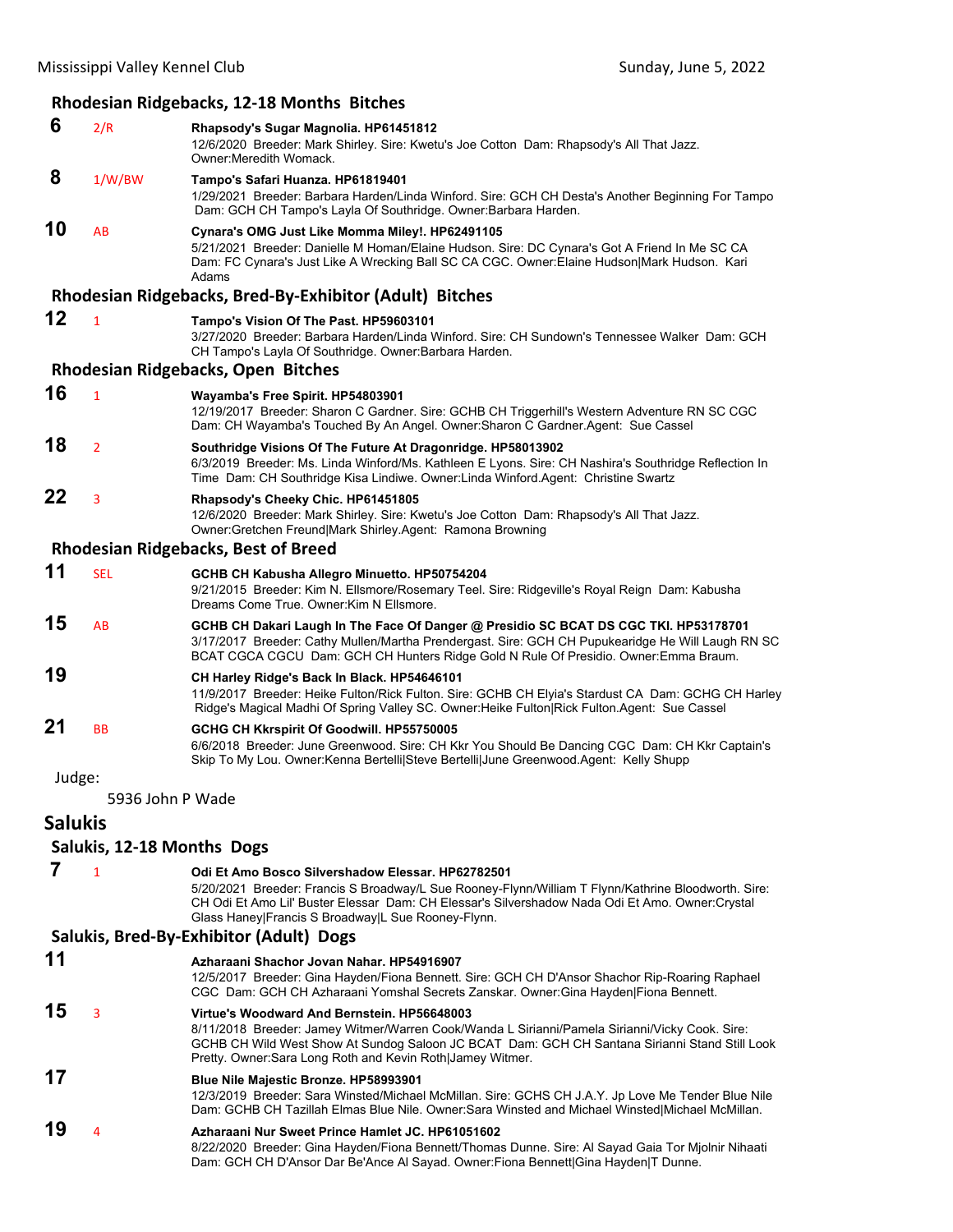### Rhodesian Ridgebacks, 12-18 Months Bitches

**6** 2/R **Rhapsody's Sugar Magnolia. HP61451812**
12/6/2020 Breeder: Mark Shirley. Sire: Kwetu's Joe Cotton Dam: Rhapsody's All That Jazz. Owner:Meredith Womack.

**8** 1/W/BW **Tampo's Safari Huanza. HP61819401**
1/29/2021 Breeder: Barbara Harden/Linda Winford. Sire: GCH CH Desta's Another Beginning For Tampo Dam: GCH CH Tampo's Layla Of Southridge. Owner:Barbara Harden.

**10** AB **Cynara's OMG Just Like Momma Miley!. HP62491105**
5/21/2021 Breeder: Danielle M Homan/Elaine Hudson. Sire: DC Cynara's Got A Friend In Me SC CA Dam: FC Cynara's Just Like A Wrecking Ball SC CA CGC. Owner:Elaine Hudson|Mark Hudson. Kari Adams

### Rhodesian Ridgebacks, Bred-By-Exhibitor (Adult) Bitches

**12** 1 **Tampo's Vision Of The Past. HP59603101**
3/27/2020 Breeder: Barbara Harden/Linda Winford. Sire: CH Sundown's Tennessee Walker Dam: GCH CH Tampo's Layla Of Southridge. Owner:Barbara Harden.

### Rhodesian Ridgebacks, Open Bitches

**16** 1 **Wayamba's Free Spirit. HP54803901**
12/19/2017 Breeder: Sharon C Gardner. Sire: GCHB CH Triggerhill's Western Adventure RN SC CGC Dam: CH Wayamba's Touched By An Angel. Owner:Sharon C Gardner.Agent: Sue Cassel

**18** 2 **Southridge Visions Of The Future At Dragonridge. HP58013902**
6/3/2019 Breeder: Ms. Linda Winford/Ms. Kathleen E Lyons. Sire: CH Nashira's Southridge Reflection In Time Dam: CH Southridge Kisa Lindiwe. Owner:Linda Winford.Agent: Christine Swartz

**22** 3 **Rhapsody's Cheeky Chic. HP61451805**
12/6/2020 Breeder: Mark Shirley. Sire: Kwetu's Joe Cotton Dam: Rhapsody's All That Jazz. Owner:Gretchen Freund|Mark Shirley.Agent: Ramona Browning

### Rhodesian Ridgebacks, Best of Breed

**11** SEL **GCHB CH Kabusha Allegro Minuetto. HP50754204**
9/21/2015 Breeder: Kim N. Ellsmore/Rosemary Teel. Sire: Ridgeville's Royal Reign Dam: Kabusha Dreams Come True. Owner:Kim N Ellsmore.

**15** AB **GCHB CH Dakari Laugh In The Face Of Danger @ Presidio SC BCAT DS CGC TKI. HP53178701**
3/17/2017 Breeder: Cathy Mullen/Martha Prendergast. Sire: GCH CH Pupukearidge He Will Laugh RN SC BCAT CGCA CGCU Dam: GCH CH Hunters Ridge Gold N Rule Of Presidio. Owner:Emma Braum.

**19** **CH Harley Ridge's Back In Black. HP54646101**
11/9/2017 Breeder: Heike Fulton/Rick Fulton. Sire: GCHB CH Elyia's Stardust CA Dam: GCHG CH Harley Ridge's Magical Madhi Of Spring Valley SC. Owner:Heike Fulton|Rick Fulton.Agent: Sue Cassel

**21** BB **GCHG CH Kkrspirit Of Goodwill. HP55750005**
6/6/2018 Breeder: June Greenwood. Sire: CH Kkr You Should Be Dancing CGC Dam: CH Kkr Captain's Skip To My Lou. Owner:Kenna Bertelli|Steve Bertelli|June Greenwood.Agent: Kelly Shupp

Judge:

5936 John P Wade

## Salukis

### Salukis, 12-18 Months Dogs

**7** 1 **Odi Et Amo Bosco Silvershadow Elessar. HP62782501**
5/20/2021 Breeder: Francis S Broadway/L Sue Rooney-Flynn/William T Flynn/Kathrine Bloodworth. Sire: CH Odi Et Amo Lil' Buster Elessar Dam: CH Elessar's Silvershadow Nada Odi Et Amo. Owner:Crystal Glass Haney|Francis S Broadway|L Sue Rooney-Flynn.

### Salukis, Bred-By-Exhibitor (Adult) Dogs

**11** **Azharaani Shachor Jovan Nahar. HP54916907**
12/5/2017 Breeder: Gina Hayden/Fiona Bennett. Sire: GCH CH D'Ansor Shachor Rip-Roaring Raphael CGC Dam: GCH CH Azharaani Yomshal Secrets Zanskar. Owner:Gina Hayden|Fiona Bennett.

**15** 3 **Virtue's Woodward And Bernstein. HP56648003**
8/11/2018 Breeder: Jamey Witmer/Warren Cook/Wanda L Sirianni/Pamela Sirianni/Vicky Cook. Sire: GCHB CH Wild West Show At Sundog Saloon JC BCAT Dam: GCH CH Santana Sirianni Stand Still Look Pretty. Owner:Sara Long Roth and Kevin Roth|Jamey Witmer.

**17** **Blue Nile Majestic Bronze. HP58993901**
12/3/2019 Breeder: Sara Winsted/Michael McMillan. Sire: GCHS CH J.A.Y. Jp Love Me Tender Blue Nile Dam: GCHB CH Tazillah Elmas Blue Nile. Owner:Sara Winsted and Michael Winsted|Michael McMillan.

**19** 4 **Azharaani Nur Sweet Prince Hamlet JC. HP61051602**
8/22/2020 Breeder: Gina Hayden/Fiona Bennett/Thomas Dunne. Sire: Al Sayad Gaia Tor Mjolnir Nihaati Dam: GCH CH D'Ansor Dar Be'Ance Al Sayad. Owner:Fiona Bennett|Gina Hayden|T Dunne.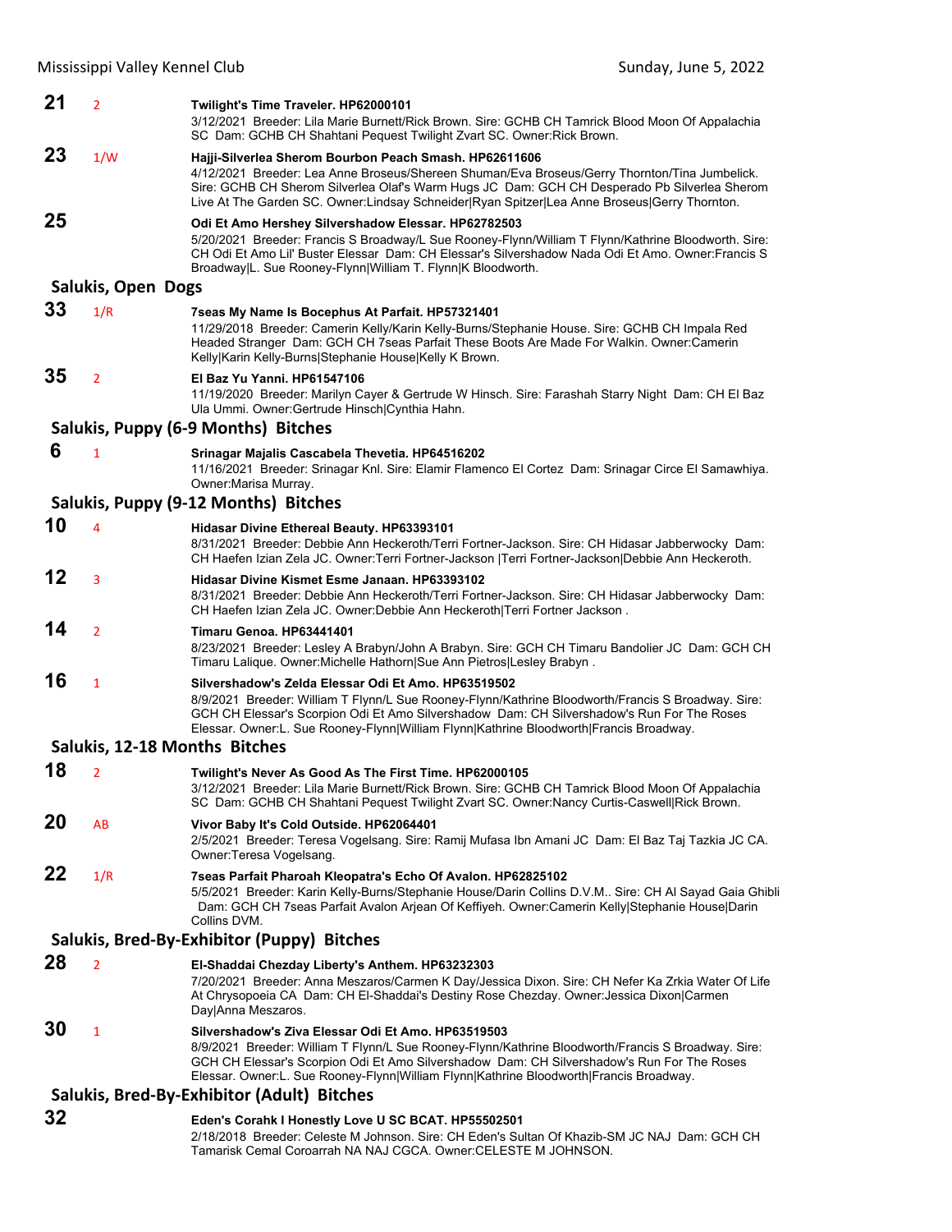**21** 2 **Twilight's Time Traveler. HP62000101**
3/12/2021 Breeder: Lila Marie Burnett/Rick Brown. Sire: GCHB CH Tamrick Blood Moon Of Appalachia SC Dam: GCHB CH Shahtani Pequest Twilight Zvart SC. Owner:Rick Brown.

**23** 1/W **Hajji-Silverlea Sherom Bourbon Peach Smash. HP62611606**
4/12/2021 Breeder: Lea Anne Broseus/Shereen Shuman/Eva Broseus/Gerry Thornton/Tina Jumbelick. Sire: GCHB CH Sherom Silverlea Olaf's Warm Hugs JC Dam: GCH CH Desperado Pb Silverlea Sherom Live At The Garden SC. Owner:Lindsay Schneider|Ryan Spitzer|Lea Anne Broseus|Gerry Thornton.

**25** **Odi Et Amo Hershey Silvershadow Elessar. HP62782503**
5/20/2021 Breeder: Francis S Broadway/L Sue Rooney-Flynn/William T Flynn/Kathrine Bloodworth. Sire: CH Odi Et Amo Lil' Buster Elessar Dam: CH Elessar's Silvershadow Nada Odi Et Amo. Owner:Francis S Broadway|L. Sue Rooney-Flynn|William T. Flynn|K Bloodworth.

## Salukis, Open Dogs

**33** 1/R **7seas My Name Is Bocephus At Parfait. HP57321401**
11/29/2018 Breeder: Camerin Kelly/Karin Kelly-Burns/Stephanie House. Sire: GCHB CH Impala Red Headed Stranger Dam: GCH CH 7seas Parfait These Boots Are Made For Walkin. Owner:Camerin Kelly|Karin Kelly-Burns|Stephanie House|Kelly K Brown.

**35** 2 **El Baz Yu Yanni. HP61547106**
11/19/2020 Breeder: Marilyn Cayer & Gertrude W Hinsch. Sire: Farashah Starry Night Dam: CH El Baz Ula Ummi. Owner:Gertrude Hinsch|Cynthia Hahn.

## Salukis, Puppy (6-9 Months) Bitches

**6** 1 **Srinagar Majalis Cascabela Thevetia. HP64516202**
11/16/2021 Breeder: Srinagar Knl. Sire: Elamir Flamenco El Cortez Dam: Srinagar Circe El Samawhiya. Owner:Marisa Murray.

## Salukis, Puppy (9-12 Months) Bitches

**10** 4 **Hidasar Divine Ethereal Beauty. HP63393101**
8/31/2021 Breeder: Debbie Ann Heckeroth/Terri Fortner-Jackson. Sire: CH Hidasar Jabberwocky Dam: CH Haefen Izian Zela JC. Owner:Terri Fortner-Jackson |Terri Fortner-Jackson|Debbie Ann Heckeroth.

**12** 3 **Hidasar Divine Kismet Esme Janaan. HP63393102**
8/31/2021 Breeder: Debbie Ann Heckeroth/Terri Fortner-Jackson. Sire: CH Hidasar Jabberwocky Dam: CH Haefen Izian Zela JC. Owner:Debbie Ann Heckeroth|Terri Fortner Jackson .

**14** 2 **Timaru Genoa. HP63441401**
8/23/2021 Breeder: Lesley A Brabyn/John A Brabyn. Sire: GCH CH Timaru Bandolier JC Dam: GCH CH Timaru Lalique. Owner:Michelle Hathorn|Sue Ann Pietros|Lesley Brabyn .

**16** 1 **Silvershadow's Zelda Elessar Odi Et Amo. HP63519502**
8/9/2021 Breeder: William T Flynn/L Sue Rooney-Flynn/Kathrine Bloodworth/Francis S Broadway. Sire: GCH CH Elessar's Scorpion Odi Et Amo Silvershadow Dam: CH Silvershadow's Run For The Roses Elessar. Owner:L. Sue Rooney-Flynn|William Flynn|Kathrine Bloodworth|Francis Broadway.

## Salukis, 12-18 Months Bitches

**18** 2 **Twilight's Never As Good As The First Time. HP62000105**
3/12/2021 Breeder: Lila Marie Burnett/Rick Brown. Sire: GCHB CH Tamrick Blood Moon Of Appalachia SC Dam: GCHB CH Shahtani Pequest Twilight Zvart SC. Owner:Nancy Curtis-Caswell|Rick Brown.

**20** AB **Vivor Baby It's Cold Outside. HP62064401**
2/5/2021 Breeder: Teresa Vogelsang. Sire: Ramij Mufasa Ibn Amani JC Dam: El Baz Taj Tazkia JC CA. Owner:Teresa Vogelsang.

**22** 1/R **7seas Parfait Pharoah Kleopatra's Echo Of Avalon. HP62825102**
5/5/2021 Breeder: Karin Kelly-Burns/Stephanie House/Darin Collins D.V.M.. Sire: CH Al Sayad Gaia Ghibli Dam: GCH CH 7seas Parfait Avalon Arjean Of Keffiyeh. Owner:Camerin Kelly|Stephanie House|Darin Collins DVM.

## Salukis, Bred-By-Exhibitor (Puppy) Bitches

**28** 2 **El-Shaddai Chezday Liberty's Anthem. HP63232303**
7/20/2021 Breeder: Anna Meszaros/Carmen K Day/Jessica Dixon. Sire: CH Nefer Ka Zrkia Water Of Life At Chrysopoeia CA Dam: CH El-Shaddai's Destiny Rose Chezday. Owner:Jessica Dixon|Carmen Day|Anna Meszaros.

**30** 1 **Silvershadow's Ziva Elessar Odi Et Amo. HP63519503**
8/9/2021 Breeder: William T Flynn/L Sue Rooney-Flynn/Kathrine Bloodworth/Francis S Broadway. Sire: GCH CH Elessar's Scorpion Odi Et Amo Silvershadow Dam: CH Silvershadow's Run For The Roses Elessar. Owner:L. Sue Rooney-Flynn|William Flynn|Kathrine Bloodworth|Francis Broadway.

## Salukis, Bred-By-Exhibitor (Adult) Bitches

**32** **Eden's Corahk I Honestly Love U SC BCAT. HP55502501**
2/18/2018 Breeder: Celeste M Johnson. Sire: CH Eden's Sultan Of Khazib-SM JC NAJ Dam: GCH CH Tamarisk Cemal Coroarrah NA NAJ CGCA. Owner:CELESTE M JOHNSON.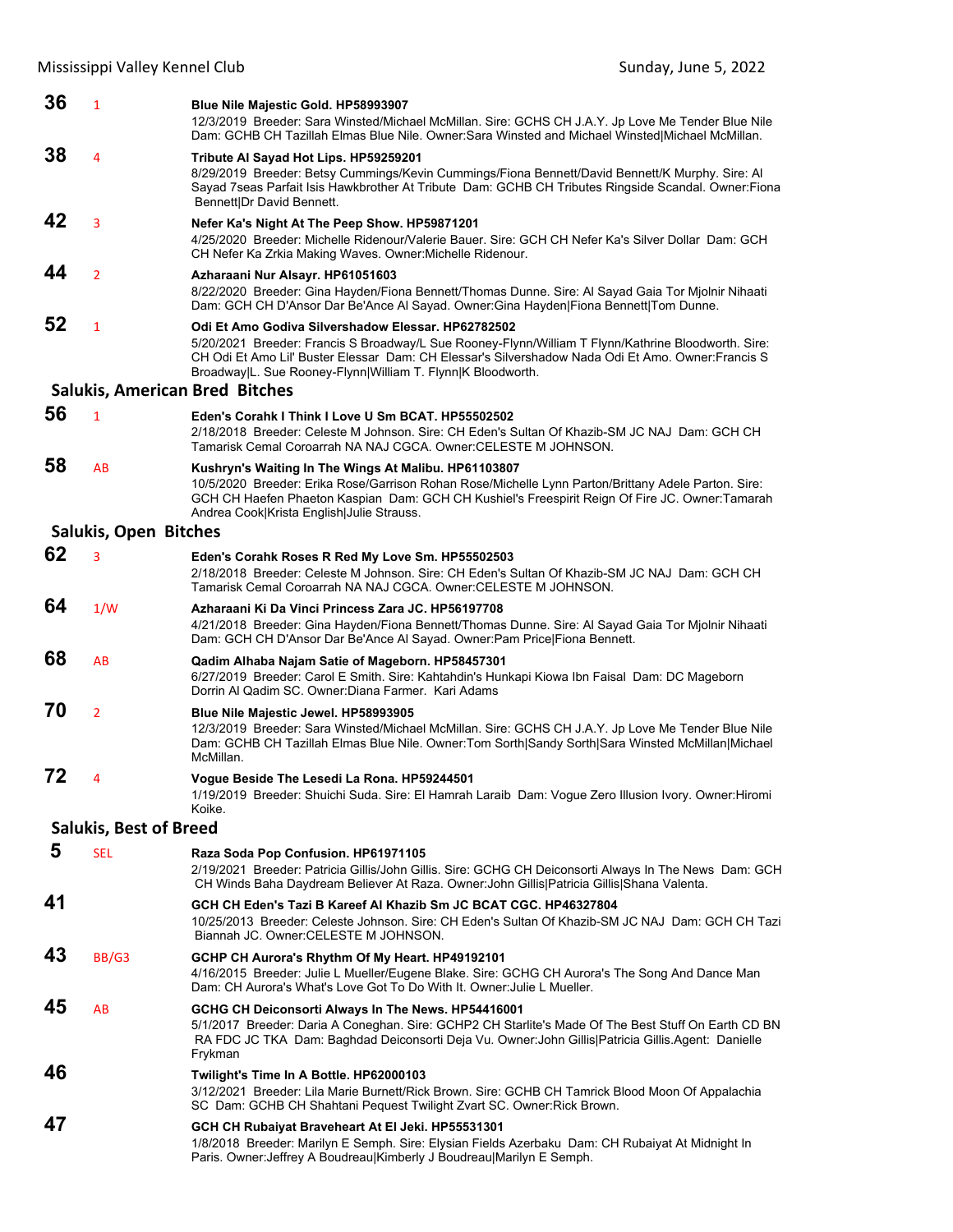**36** 1 **Blue Nile Majestic Gold. HP58993907**
12/3/2019 Breeder: Sara Winsted/Michael McMillan. Sire: GCHS CH J.A.Y. Jp Love Me Tender Blue Nile Dam: GCHB CH Tazillah Elmas Blue Nile. Owner:Sara Winsted and Michael Winsted|Michael McMillan.

**38** 4 **Tribute Al Sayad Hot Lips. HP59259201**
8/29/2019 Breeder: Betsy Cummings/Kevin Cummings/Fiona Bennett/David Bennett/K Murphy. Sire: Al Sayad 7seas Parfait Isis Hawkbrother At Tribute Dam: GCHB CH Tributes Ringside Scandal. Owner:Fiona Bennett|Dr David Bennett.

**42** 3 **Nefer Ka's Night At The Peep Show. HP59871201**
4/25/2020 Breeder: Michelle Ridenour/Valerie Bauer. Sire: GCH CH Nefer Ka's Silver Dollar Dam: GCH CH Nefer Ka Zrkia Making Waves. Owner:Michelle Ridenour.

**44** 2 **Azharaani Nur Alsayr. HP61051603**
8/22/2020 Breeder: Gina Hayden/Fiona Bennett/Thomas Dunne. Sire: Al Sayad Gaia Tor Mjolnir Nihaati Dam: GCH CH D'Ansor Dar Be'Ance Al Sayad. Owner:Gina Hayden|Fiona Bennett|Tom Dunne.

**52** 1 **Odi Et Amo Godiva Silvershadow Elessar. HP62782502**
5/20/2021 Breeder: Francis S Broadway/L Sue Rooney-Flynn/William T Flynn/Kathrine Bloodworth. Sire: CH Odi Et Amo Lil' Buster Elessar Dam: CH Elessar's Silvershadow Nada Odi Et Amo. Owner:Francis S Broadway|L. Sue Rooney-Flynn|William T. Flynn|K Bloodworth.

## Salukis, American Bred Bitches

**56** 1 **Eden's Corahk I Think I Love U Sm BCAT. HP55502502**
2/18/2018 Breeder: Celeste M Johnson. Sire: CH Eden's Sultan Of Khazib-SM JC NAJ Dam: GCH CH Tamarisk Cemal Coroarrah NA NAJ CGCA. Owner:CELESTE M JOHNSON.

**58** AB **Kushryn's Waiting In The Wings At Malibu. HP61103807**
10/5/2020 Breeder: Erika Rose/Garrison Rohan Rose/Michelle Lynn Parton/Brittany Adele Parton. Sire: GCH CH Haefen Phaeton Kaspian Dam: GCH CH Kushiel's Freespirit Reign Of Fire JC. Owner:Tamarah Andrea Cook|Krista English|Julie Strauss.

## Salukis, Open Bitches

**62** 3 **Eden's Corahk Roses R Red My Love Sm. HP55502503**
2/18/2018 Breeder: Celeste M Johnson. Sire: CH Eden's Sultan Of Khazib-SM JC NAJ Dam: GCH CH Tamarisk Cemal Coroarrah NA NAJ CGCA. Owner:CELESTE M JOHNSON.

**64** 1/W **Azharaani Ki Da Vinci Princess Zara JC. HP56197708**
4/21/2018 Breeder: Gina Hayden/Fiona Bennett/Thomas Dunne. Sire: Al Sayad Gaia Tor Mjolnir Nihaati Dam: GCH CH D'Ansor Dar Be'Ance Al Sayad. Owner:Pam Price|Fiona Bennett.

**68** AB **Qadim Alhaba Najam Satie of Mageborn. HP58457301**
6/27/2019 Breeder: Carol E Smith. Sire: Kahtahdin's Hunkapi Kiowa Ibn Faisal Dam: DC Mageborn Dorrin Al Qadim SC. Owner:Diana Farmer. Kari Adams

**70** 2 **Blue Nile Majestic Jewel. HP58993905**
12/3/2019 Breeder: Sara Winsted/Michael McMillan. Sire: GCHS CH J.A.Y. Jp Love Me Tender Blue Nile Dam: GCHB CH Tazillah Elmas Blue Nile. Owner:Tom Sorth|Sandy Sorth|Sara Winsted McMillan|Michael McMillan.

**72** 4 **Vogue Beside The Lesedi La Rona. HP59244501**
1/19/2019 Breeder: Shuichi Suda. Sire: El Hamrah Laraib Dam: Vogue Zero Illusion Ivory. Owner:Hiromi Koike.

## Salukis, Best of Breed

**5** SEL **Raza Soda Pop Confusion. HP61971105**
2/19/2021 Breeder: Patricia Gillis/John Gillis. Sire: GCHG CH Deiconsorti Always In The News Dam: GCH CH Winds Baha Daydream Believer At Raza. Owner:John Gillis|Patricia Gillis|Shana Valenta.

**41** **GCH CH Eden's Tazi B Kareef Al Khazib Sm JC BCAT CGC. HP46327804**
10/25/2013 Breeder: Celeste Johnson. Sire: CH Eden's Sultan Of Khazib-SM JC NAJ Dam: GCH CH Tazi Biannah JC. Owner:CELESTE M JOHNSON.

**43** BB/G3 **GCHP CH Aurora's Rhythm Of My Heart. HP49192101**
4/16/2015 Breeder: Julie L Mueller/Eugene Blake. Sire: GCHG CH Aurora's The Song And Dance Man Dam: CH Aurora's What's Love Got To Do With It. Owner:Julie L Mueller.

**45** AB **GCHG CH Deiconsorti Always In The News. HP54416001**
5/1/2017 Breeder: Daria A Coneghan. Sire: GCHP2 CH Starlite's Made Of The Best Stuff On Earth CD BN RA FDC JC TKA Dam: Baghdad Deiconsorti Deja Vu. Owner:John Gillis|Patricia Gillis.Agent: Danielle Frykman

**46** **Twilight's Time In A Bottle. HP62000103**
3/12/2021 Breeder: Lila Marie Burnett/Rick Brown. Sire: GCHB CH Tamrick Blood Moon Of Appalachia SC Dam: GCHB CH Shahtani Pequest Twilight Zvart SC. Owner:Rick Brown.

**47** **GCH CH Rubaiyat Braveheart At El Jeki. HP55531301**
1/8/2018 Breeder: Marilyn E Semph. Sire: Elysian Fields Azerbaku Dam: CH Rubaiyat At Midnight In Paris. Owner:Jeffrey A Boudreau|Kimberly J Boudreau|Marilyn E Semph.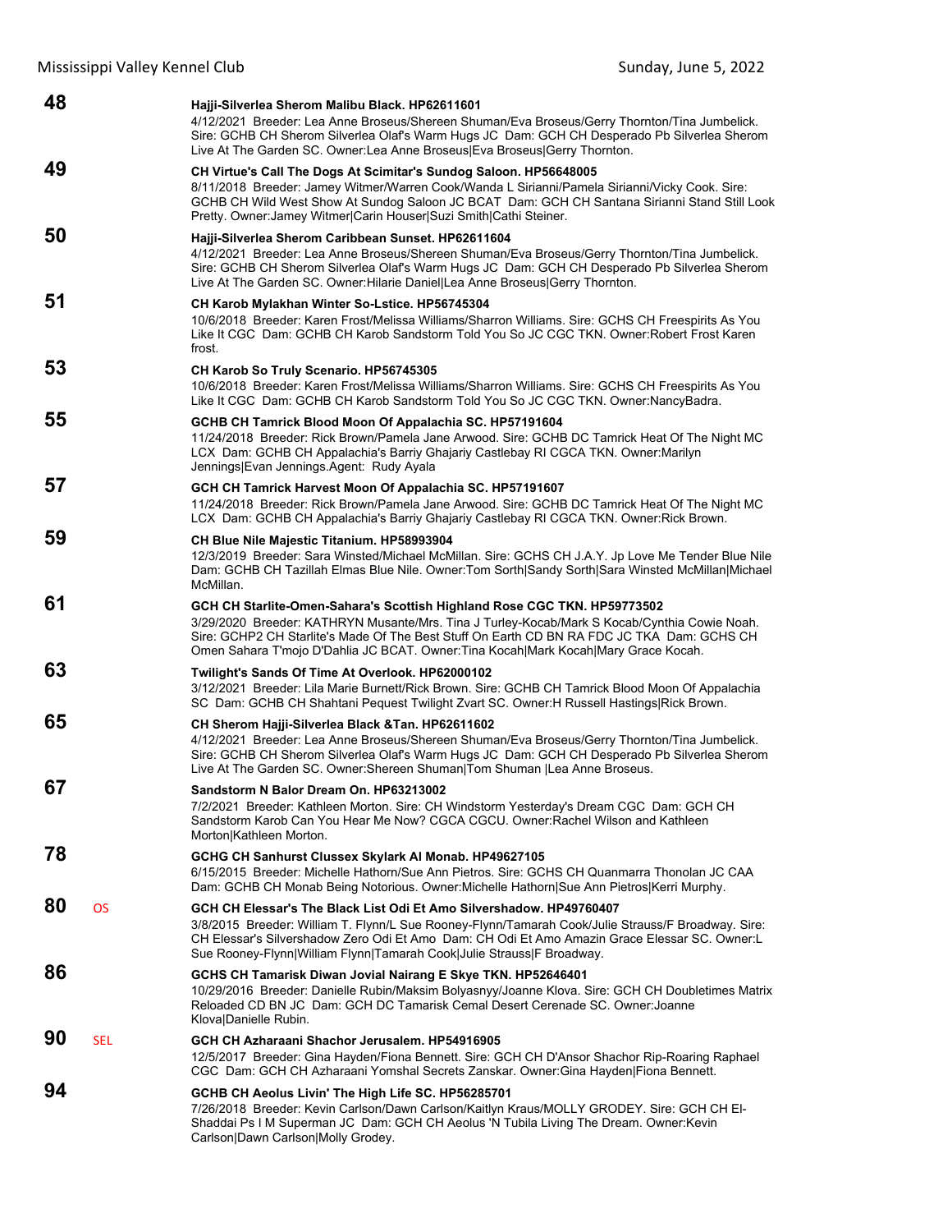**48** Hajji-Silverlea Sherom Malibu Black. HP62611601
4/12/2021 Breeder: Lea Anne Broseus/Shereen Shuman/Eva Broseus/Gerry Thornton/Tina Jumbelick. Sire: GCHB CH Sherom Silverlea Olaf's Warm Hugs JC Dam: GCH CH Desperado Pb Silverlea Sherom Live At The Garden SC. Owner:Lea Anne Broseus|Eva Broseus|Gerry Thornton.

**49** CH Virtue's Call The Dogs At Scimitar's Sundog Saloon. HP56648005
8/11/2018 Breeder: Jamey Witmer/Warren Cook/Wanda L Sirianni/Pamela Sirianni/Vicky Cook. Sire: GCHB CH Wild West Show At Sundog Saloon JC BCAT Dam: GCH CH Santana Sirianni Stand Still Look Pretty. Owner:Jamey Witmer|Carin Houser|Suzi Smith|Cathi Steiner.

**50** Hajji-Silverlea Sherom Caribbean Sunset. HP62611604
4/12/2021 Breeder: Lea Anne Broseus/Shereen Shuman/Eva Broseus/Gerry Thornton/Tina Jumbelick. Sire: GCHB CH Sherom Silverlea Olaf's Warm Hugs JC Dam: GCH CH Desperado Pb Silverlea Sherom Live At The Garden SC. Owner:Hilarie Daniel|Lea Anne Broseus|Gerry Thornton.

**51** CH Karob Mylakhan Winter So-Lstice. HP56745304
10/6/2018 Breeder: Karen Frost/Melissa Williams/Sharron Williams. Sire: GCHS CH Freespirits As You Like It CGC Dam: GCHB CH Karob Sandstorm Told You So JC CGC TKN. Owner:Robert Frost Karen frost.

**53** CH Karob So Truly Scenario. HP56745305
10/6/2018 Breeder: Karen Frost/Melissa Williams/Sharron Williams. Sire: GCHS CH Freespirits As You Like It CGC Dam: GCHB CH Karob Sandstorm Told You So JC CGC TKN. Owner:NancyBadra.

**55** GCHB CH Tamrick Blood Moon Of Appalachia SC. HP57191604
11/24/2018 Breeder: Rick Brown/Pamela Jane Arwood. Sire: GCHB DC Tamrick Heat Of The Night MC LCX Dam: GCHB CH Appalachia's Barriy Ghajariy Castlebay RI CGCA TKN. Owner:Marilyn Jennings|Evan Jennings.Agent: Rudy Ayala

**57** GCH CH Tamrick Harvest Moon Of Appalachia SC. HP57191607
11/24/2018 Breeder: Rick Brown/Pamela Jane Arwood. Sire: GCHB DC Tamrick Heat Of The Night MC LCX Dam: GCHB CH Appalachia's Barriy Ghajariy Castlebay RI CGCA TKN. Owner:Rick Brown.

**59** CH Blue Nile Majestic Titanium. HP58993904
12/3/2019 Breeder: Sara Winsted/Michael McMillan. Sire: GCHS CH J.A.Y. Jp Love Me Tender Blue Nile Dam: GCHB CH Tazillah Elmas Blue Nile. Owner:Tom Sorth|Sandy Sorth|Sara Winsted McMillan|Michael McMillan.

**61** GCH CH Starlite-Omen-Sahara's Scottish Highland Rose CGC TKN. HP59773502
3/29/2020 Breeder: KATHRYN Musante/Mrs. Tina J Turley-Kocab/Mark S Kocab/Cynthia Cowie Noah. Sire: GCHP2 CH Starlite's Made Of The Best Stuff On Earth CD BN RA FDC JC TKA Dam: GCHS CH Omen Sahara T'mojo D'Dahlia JC BCAT. Owner:Tina Kocah|Mark Kocah|Mary Grace Kocah.

**63** Twilight's Sands Of Time At Overlook. HP62000102
3/12/2021 Breeder: Lila Marie Burnett/Rick Brown. Sire: GCHB CH Tamrick Blood Moon Of Appalachia SC Dam: GCHB CH Shahtani Pequest Twilight Zvart SC. Owner:H Russell Hastings|Rick Brown.

**65** CH Sherom Hajji-Silverlea Black &Tan. HP62611602
4/12/2021 Breeder: Lea Anne Broseus/Shereen Shuman/Eva Broseus/Gerry Thornton/Tina Jumbelick. Sire: GCHB CH Sherom Silverlea Olaf's Warm Hugs JC Dam: GCH CH Desperado Pb Silverlea Sherom Live At The Garden SC. Owner:Shereen Shuman|Tom Shuman |Lea Anne Broseus.

**67** Sandstorm N Balor Dream On. HP63213002
7/2/2021 Breeder: Kathleen Morton. Sire: CH Windstorm Yesterday's Dream CGC Dam: GCH CH Sandstorm Karob Can You Hear Me Now? CGCA CGCU. Owner:Rachel Wilson and Kathleen Morton|Kathleen Morton.

**78** GCHG CH Sanhurst Clussex Skylark Al Monab. HP49627105
6/15/2015 Breeder: Michelle Hathorn/Sue Ann Pietros. Sire: GCHS CH Quanmarra Thonolan JC CAA Dam: GCHB CH Monab Being Notorious. Owner:Michelle Hathorn|Sue Ann Pietros|Kerri Murphy.

**80** OS GCH CH Elessar's The Black List Odi Et Amo Silvershadow. HP49760407
3/8/2015 Breeder: William T. Flynn/L Sue Rooney-Flynn/Tamarah Cook/Julie Strauss/F Broadway. Sire: CH Elessar's Silvershadow Zero Odi Et Amo Dam: CH Odi Et Amo Amazin Grace Elessar SC. Owner:L Sue Rooney-Flynn|William Flynn|Tamarah Cook|Julie Strauss|F Broadway.

**86** GCHS CH Tamarisk Diwan Jovial Nairang E Skye TKN. HP52646401
10/29/2016 Breeder: Danielle Rubin/Maksim Bolyasnyy/Joanne Klova. Sire: GCH CH Doubletimes Matrix Reloaded CD BN JC Dam: GCH DC Tamarisk Cemal Desert Cerenade SC. Owner:Joanne Klova|Danielle Rubin.

**90** SEL GCH CH Azharaani Shachor Jerusalem. HP54916905
12/5/2017 Breeder: Gina Hayden/Fiona Bennett. Sire: GCH CH D'Ansor Shachor Rip-Roaring Raphael CGC Dam: GCH CH Azharaani Yomshal Secrets Zanskar. Owner:Gina Hayden|Fiona Bennett.

**94** GCHB CH Aeolus Livin' The High Life SC. HP56285701
7/26/2018 Breeder: Kevin Carlson/Dawn Carlson/Kaitlyn Kraus/MOLLY GRODEY. Sire: GCH CH El-Shaddai Ps I M Superman JC Dam: GCH CH Aeolus 'N Tubila Living The Dream. Owner:Kevin Carlson|Dawn Carlson|Molly Grodey.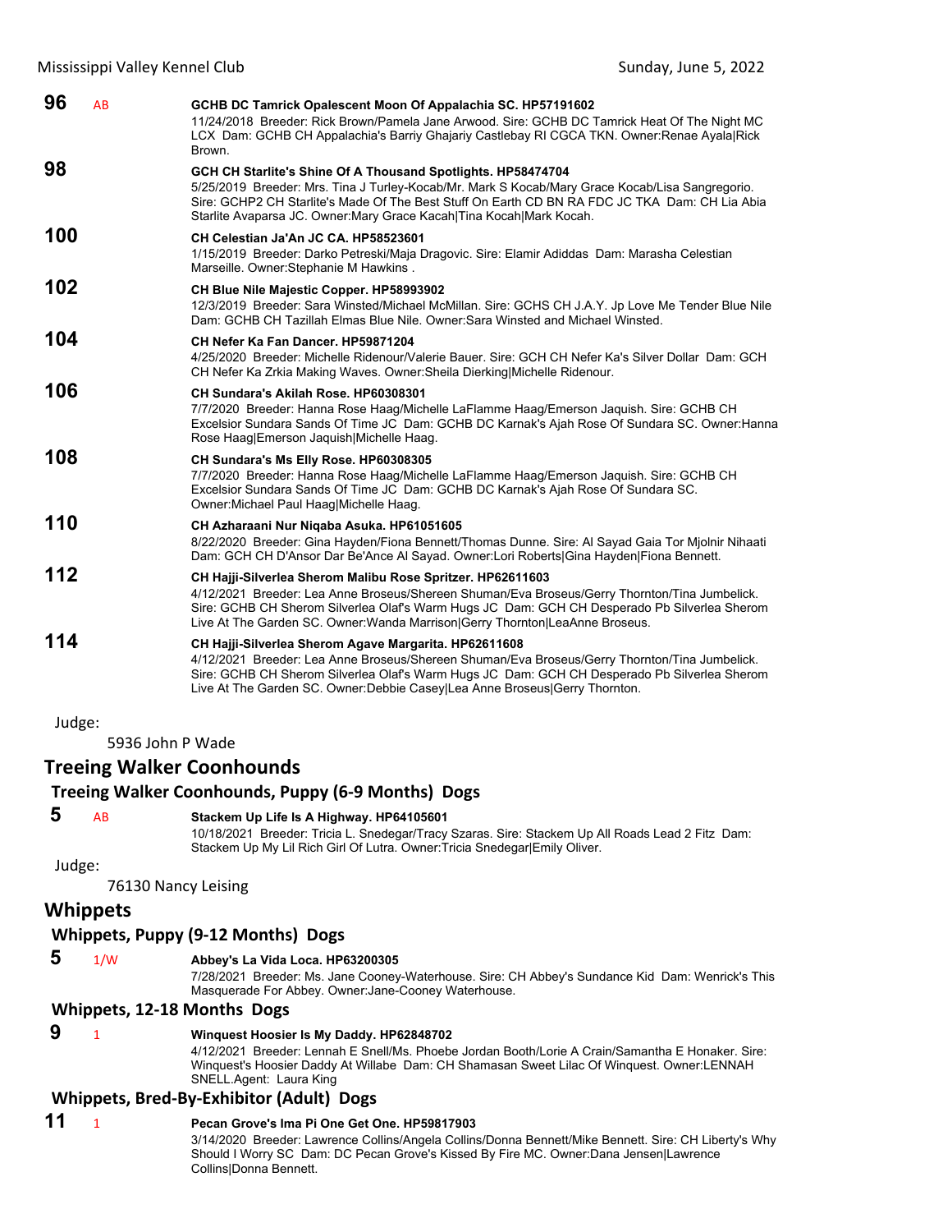**96** AB **GCHB DC Tamrick Opalescent Moon Of Appalachia SC. HP57191602**
11/24/2018 Breeder: Rick Brown/Pamela Jane Arwood. Sire: GCHB DC Tamrick Heat Of The Night MC LCX Dam: GCHB CH Appalachia's Barriy Ghajariy Castlebay RI CGCA TKN. Owner:Renae Ayala|Rick Brown.

**98** **GCH CH Starlite's Shine Of A Thousand Spotlights. HP58474704**
5/25/2019 Breeder: Mrs. Tina J Turley-Kocab/Mr. Mark S Kocab/Mary Grace Kocab/Lisa Sangregorio. Sire: GCHP2 CH Starlite's Made Of The Best Stuff On Earth CD BN RA FDC JC TKA Dam: CH Lia Abia Starlite Avaparsa JC. Owner:Mary Grace Kacah|Tina Kocah|Mark Kocah.

**100** **CH Celestian Ja'An JC CA. HP58523601**
1/15/2019 Breeder: Darko Petreski/Maja Dragovic. Sire: Elamir Adiddas Dam: Marasha Celestian Marseille. Owner:Stephanie M Hawkins .

**102** **CH Blue Nile Majestic Copper. HP58993902**
12/3/2019 Breeder: Sara Winsted/Michael McMillan. Sire: GCHS CH J.A.Y. Jp Love Me Tender Blue Nile Dam: GCHB CH Tazillah Elmas Blue Nile. Owner:Sara Winsted and Michael Winsted.

**104** **CH Nefer Ka Fan Dancer. HP59871204**
4/25/2020 Breeder: Michelle Ridenour/Valerie Bauer. Sire: GCH CH Nefer Ka's Silver Dollar Dam: GCH CH Nefer Ka Zrkia Making Waves. Owner:Sheila Dierking|Michelle Ridenour.

**106** **CH Sundara's Akilah Rose. HP60308301**
7/7/2020 Breeder: Hanna Rose Haag/Michelle LaFlamme Haag/Emerson Jaquish. Sire: GCHB CH Excelsior Sundara Sands Of Time JC Dam: GCHB DC Karnak's Ajah Rose Of Sundara SC. Owner:Hanna Rose Haag|Emerson Jaquish|Michelle Haag.

**108** **CH Sundara's Ms Elly Rose. HP60308305**
7/7/2020 Breeder: Hanna Rose Haag/Michelle LaFlamme Haag/Emerson Jaquish. Sire: GCHB CH Excelsior Sundara Sands Of Time JC Dam: GCHB DC Karnak's Ajah Rose Of Sundara SC. Owner:Michael Paul Haag|Michelle Haag.

**110** **CH Azharaani Nur Niqaba Asuka. HP61051605**
8/22/2020 Breeder: Gina Hayden/Fiona Bennett/Thomas Dunne. Sire: Al Sayad Gaia Tor Mjolnir Nihaati Dam: GCH CH D'Ansor Dar Be'Ance Al Sayad. Owner:Lori Roberts|Gina Hayden|Fiona Bennett.

**112** **CH Hajji-Silverlea Sherom Malibu Rose Spritzer. HP62611603**
4/12/2021 Breeder: Lea Anne Broseus/Shereen Shuman/Eva Broseus/Gerry Thornton/Tina Jumbelick. Sire: GCHB CH Sherom Silverlea Olaf's Warm Hugs JC Dam: GCH CH Desperado Pb Silverlea Sherom Live At The Garden SC. Owner:Wanda Marrison|Gerry Thornton|LeaAnne Broseus.

**114** **CH Hajji-Silverlea Sherom Agave Margarita. HP62611608**
4/12/2021 Breeder: Lea Anne Broseus/Shereen Shuman/Eva Broseus/Gerry Thornton/Tina Jumbelick. Sire: GCHB CH Sherom Silverlea Olaf's Warm Hugs JC Dam: GCH CH Desperado Pb Silverlea Sherom Live At The Garden SC. Owner:Debbie Casey|Lea Anne Broseus|Gerry Thornton.

Judge:

5936 John P Wade

## Treeing Walker Coonhounds

### Treeing Walker Coonhounds, Puppy (6-9 Months) Dogs

**5** AB **Stackem Up Life Is A Highway. HP64105601**
10/18/2021 Breeder: Tricia L. Snedegar/Tracy Szaras. Sire: Stackem Up All Roads Lead 2 Fitz Dam: Stackem Up My Lil Rich Girl Of Lutra. Owner:Tricia Snedegar|Emily Oliver.

Judge:

76130 Nancy Leising

## Whippets

### Whippets, Puppy (9-12 Months) Dogs

**5** 1/W **Abbey's La Vida Loca. HP63200305**
7/28/2021 Breeder: Ms. Jane Cooney-Waterhouse. Sire: CH Abbey's Sundance Kid Dam: Wenrick's This Masquerade For Abbey. Owner:Jane-Cooney Waterhouse.

### Whippets, 12-18 Months Dogs

**9** 1 **Winquest Hoosier Is My Daddy. HP62848702**
4/12/2021 Breeder: Lennah E Snell/Ms. Phoebe Jordan Booth/Lorie A Crain/Samantha E Honaker. Sire: Winquest's Hoosier Daddy At Willabe Dam: CH Shamasan Sweet Lilac Of Winquest. Owner:LENNAH SNELL.Agent: Laura King

### Whippets, Bred-By-Exhibitor (Adult) Dogs

**11** 1 **Pecan Grove's Ima Pi One Get One. HP59817903**
3/14/2020 Breeder: Lawrence Collins/Angela Collins/Donna Bennett/Mike Bennett. Sire: CH Liberty's Why Should I Worry SC Dam: DC Pecan Grove's Kissed By Fire MC. Owner:Dana Jensen|Lawrence Collins|Donna Bennett.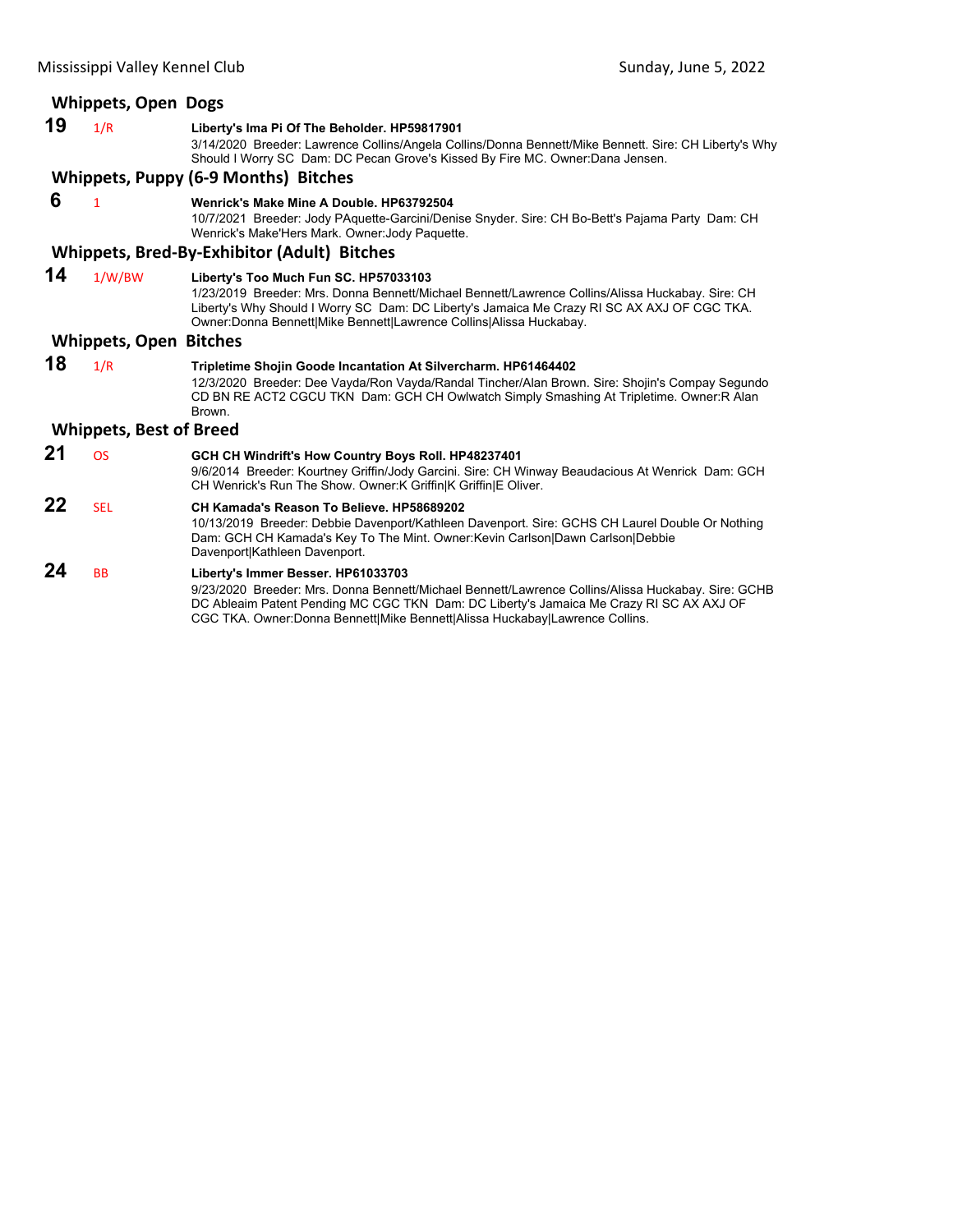## Whippets, Open Dogs

**19** 1/R **Liberty's Ima Pi Of The Beholder. HP59817901**
3/14/2020 Breeder: Lawrence Collins/Angela Collins/Donna Bennett/Mike Bennett. Sire: CH Liberty's Why Should I Worry SC Dam: DC Pecan Grove's Kissed By Fire MC. Owner:Dana Jensen.

## Whippets, Puppy (6-9 Months) Bitches

**6** 1 **Wenrick's Make Mine A Double. HP63792504**
10/7/2021 Breeder: Jody PAquette-Garcini/Denise Snyder. Sire: CH Bo-Bett's Pajama Party Dam: CH Wenrick's Make'Hers Mark. Owner:Jody Paquette.

## Whippets, Bred-By-Exhibitor (Adult) Bitches

**14** 1/W/BW **Liberty's Too Much Fun SC. HP57033103**
1/23/2019 Breeder: Mrs. Donna Bennett/Michael Bennett/Lawrence Collins/Alissa Huckabay. Sire: CH Liberty's Why Should I Worry SC Dam: DC Liberty's Jamaica Me Crazy RI SC AX AXJ OF CGC TKA. Owner:Donna Bennett|Mike Bennett|Lawrence Collins|Alissa Huckabay.

## Whippets, Open Bitches

**18** 1/R **Tripletime Shojin Goode Incantation At Silvercharm. HP61464402**
12/3/2020 Breeder: Dee Vayda/Ron Vayda/Randal Tincher/Alan Brown. Sire: Shojin's Compay Segundo CD BN RE ACT2 CGCU TKN Dam: GCH CH Owlwatch Simply Smashing At Tripletime. Owner:R Alan Brown.

## Whippets, Best of Breed

**21** OS **GCH CH Windrift's How Country Boys Roll. HP48237401**
9/6/2014 Breeder: Kourtney Griffin/Jody Garcini. Sire: CH Winway Beaudacious At Wenrick Dam: GCH CH Wenrick's Run The Show. Owner:K Griffin|K Griffin|E Oliver.

**22** SEL **CH Kamada's Reason To Believe. HP58689202**
10/13/2019 Breeder: Debbie Davenport/Kathleen Davenport. Sire: GCHS CH Laurel Double Or Nothing Dam: GCH CH Kamada's Key To The Mint. Owner:Kevin Carlson|Dawn Carlson|Debbie Davenport|Kathleen Davenport.

**24** BB **Liberty's Immer Besser. HP61033703**
9/23/2020 Breeder: Mrs. Donna Bennett/Michael Bennett/Lawrence Collins/Alissa Huckabay. Sire: GCHB DC Ableaim Patent Pending MC CGC TKN Dam: DC Liberty's Jamaica Me Crazy RI SC AX AXJ OF CGC TKA. Owner:Donna Bennett|Mike Bennett|Alissa Huckabay|Lawrence Collins.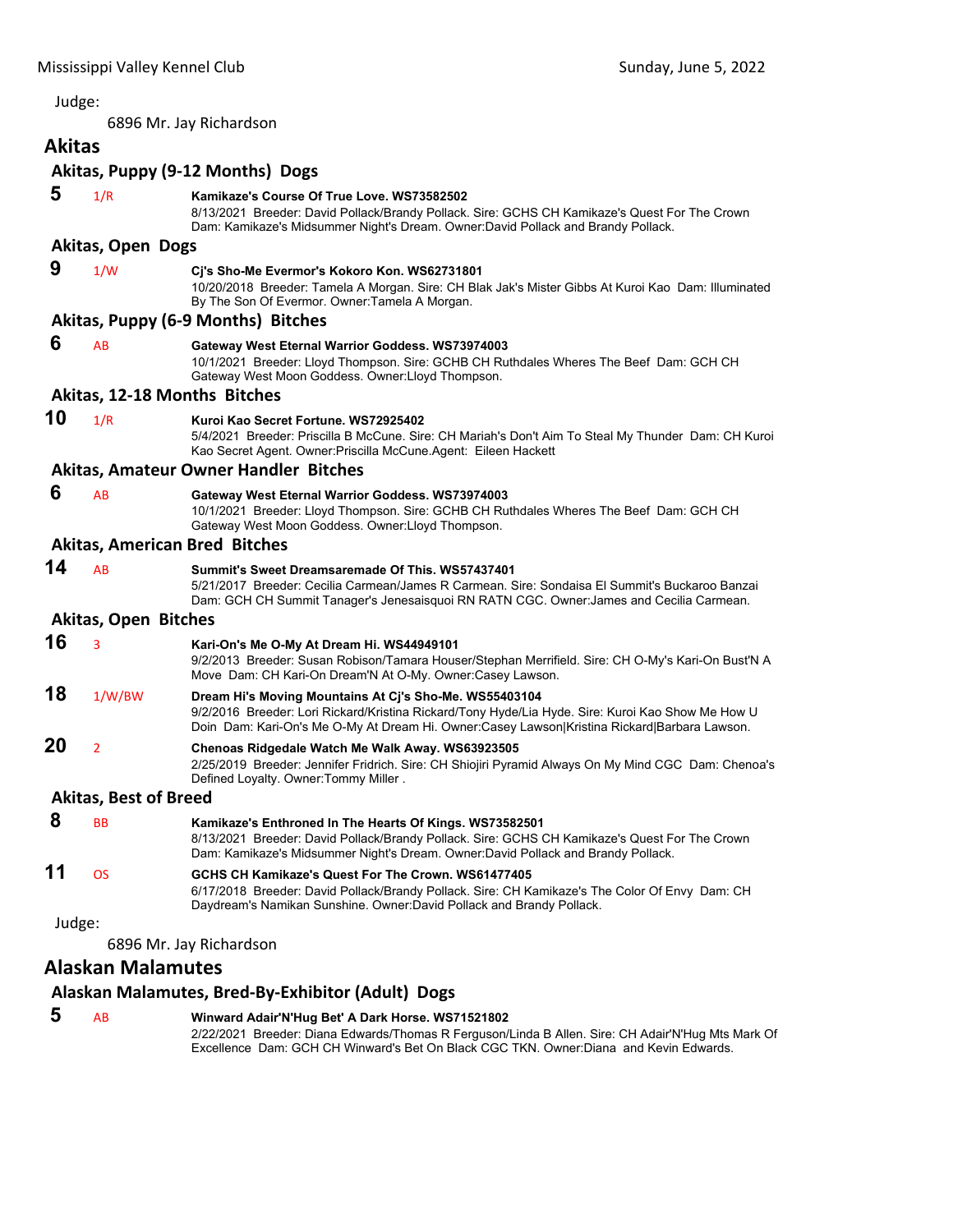Judge:

6896 Mr. Jay Richardson

## Akitas

### Akitas, Puppy (9-12 Months) Dogs

**5** 1/R **Kamikaze's Course Of True Love. WS73582502**
8/13/2021 Breeder: David Pollack/Brandy Pollack. Sire: GCHS CH Kamikaze's Quest For The Crown Dam: Kamikaze's Midsummer Night's Dream. Owner:David Pollack and Brandy Pollack.

### Akitas, Open Dogs

**9** 1/W **Cj's Sho-Me Evermor's Kokoro Kon. WS62731801**
10/20/2018 Breeder: Tamela A Morgan. Sire: CH Blak Jak's Mister Gibbs At Kuroi Kao Dam: Illuminated By The Son Of Evermor. Owner:Tamela A Morgan.

### Akitas, Puppy (6-9 Months) Bitches

**6** AB **Gateway West Eternal Warrior Goddess. WS73974003**
10/1/2021 Breeder: Lloyd Thompson. Sire: GCHB CH Ruthdales Wheres The Beef Dam: GCH CH Gateway West Moon Goddess. Owner:Lloyd Thompson.

### Akitas, 12-18 Months Bitches

**10** 1/R **Kuroi Kao Secret Fortune. WS72925402**
5/4/2021 Breeder: Priscilla B McCune. Sire: CH Mariah's Don't Aim To Steal My Thunder Dam: CH Kuroi Kao Secret Agent. Owner:Priscilla McCune.Agent: Eileen Hackett

### Akitas, Amateur Owner Handler Bitches

**6** AB **Gateway West Eternal Warrior Goddess. WS73974003**
10/1/2021 Breeder: Lloyd Thompson. Sire: GCHB CH Ruthdales Wheres The Beef Dam: GCH CH Gateway West Moon Goddess. Owner:Lloyd Thompson.

### Akitas, American Bred Bitches

**14** AB **Summit's Sweet Dreamsaremade Of This. WS57437401**
5/21/2017 Breeder: Cecilia Carmean/James R Carmean. Sire: Sondaisa El Summit's Buckaroo Banzai Dam: GCH CH Summit Tanager's Jenesaisquoi RN RATN CGC. Owner:James and Cecilia Carmean.

### Akitas, Open Bitches

**16** 3 **Kari-On's Me O-My At Dream Hi. WS44949101**
9/2/2013 Breeder: Susan Robison/Tamara Houser/Stephan Merrifield. Sire: CH O-My's Kari-On Bust'N A Move Dam: CH Kari-On Dream'N At O-My. Owner:Casey Lawson.

**18** 1/W/BW **Dream Hi's Moving Mountains At Cj's Sho-Me. WS55403104**
9/2/2016 Breeder: Lori Rickard/Kristina Rickard/Tony Hyde/Lia Hyde. Sire: Kuroi Kao Show Me How U Doin Dam: Kari-On's Me O-My At Dream Hi. Owner:Casey Lawson|Kristina Rickard|Barbara Lawson.

**20** 2 **Chenoas Ridgedale Watch Me Walk Away. WS63923505**
2/25/2019 Breeder: Jennifer Fridrich. Sire: CH Shiojiri Pyramid Always On My Mind CGC Dam: Chenoa's Defined Loyalty. Owner:Tommy Miller .

### Akitas, Best of Breed

**8** BB **Kamikaze's Enthroned In The Hearts Of Kings. WS73582501**
8/13/2021 Breeder: David Pollack/Brandy Pollack. Sire: GCHS CH Kamikaze's Quest For The Crown Dam: Kamikaze's Midsummer Night's Dream. Owner:David Pollack and Brandy Pollack.

**11** OS **GCHS CH Kamikaze's Quest For The Crown. WS61477405**
6/17/2018 Breeder: David Pollack/Brandy Pollack. Sire: CH Kamikaze's The Color Of Envy Dam: CH Daydream's Namikan Sunshine. Owner:David Pollack and Brandy Pollack.

Judge:

6896 Mr. Jay Richardson

## Alaskan Malamutes

### Alaskan Malamutes, Bred-By-Exhibitor (Adult) Dogs

**5** AB **Winward Adair'N'Hug Bet' A Dark Horse. WS71521802**
2/22/2021 Breeder: Diana Edwards/Thomas R Ferguson/Linda B Allen. Sire: CH Adair'N'Hug Mts Mark Of Excellence Dam: GCH CH Winward's Bet On Black CGC TKN. Owner:Diana and Kevin Edwards.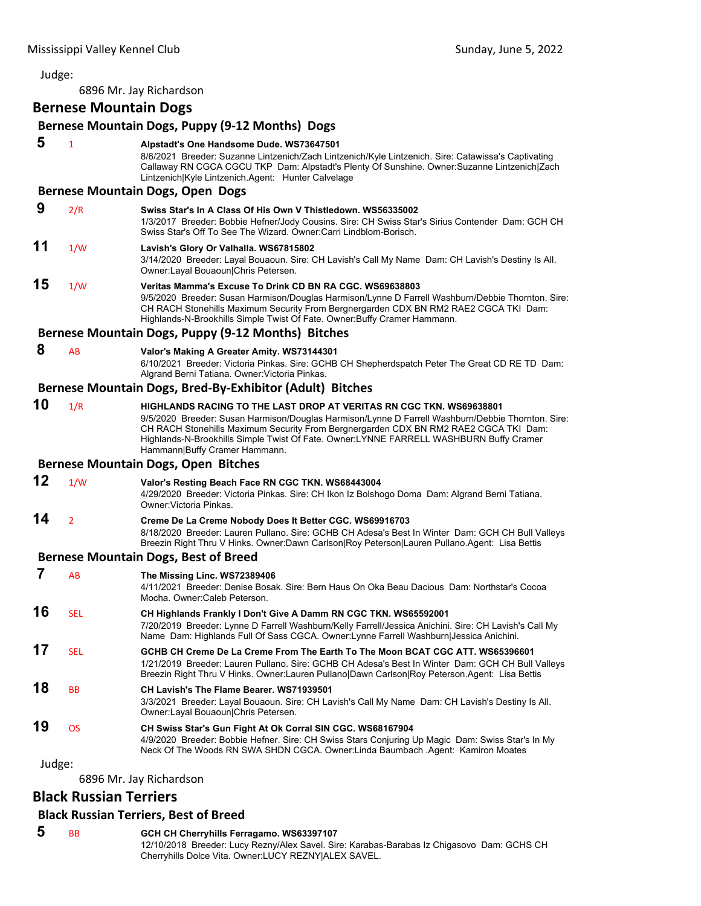Judge:

6896 Mr. Jay Richardson

## Bernese Mountain Dogs

### Bernese Mountain Dogs, Puppy (9-12 Months) Dogs

**5** 1 **Alpstadt's One Handsome Dude. WS73647501**
8/6/2021 Breeder: Suzanne Lintzenich/Zach Lintzenich/Kyle Lintzenich. Sire: Catawissa's Captivating Callaway RN CGCA CGCU TKP Dam: Alpstadt's Plenty Of Sunshine. Owner:Suzanne Lintzenich|Zach Lintzenich|Kyle Lintzenich.Agent: Hunter Calvelage

### Bernese Mountain Dogs, Open Dogs

**9** 2/R **Swiss Star's In A Class Of His Own V Thistledown. WS56335002**
1/3/2017 Breeder: Bobbie Hefner/Jody Cousins. Sire: CH Swiss Star's Sirius Contender Dam: GCH CH Swiss Star's Off To See The Wizard. Owner:Carri Lindblom-Borisch.

**11** 1/W **Lavish's Glory Or Valhalla. WS67815802**
3/14/2020 Breeder: Layal Bouaoun. Sire: CH Lavish's Call My Name Dam: CH Lavish's Destiny Is All. Owner:Layal Bouaoun|Chris Petersen.

**15** 1/W **Veritas Mamma's Excuse To Drink CD BN RA CGC. WS69638803**
9/5/2020 Breeder: Susan Harmison/Douglas Harmison/Lynne D Farrell Washburn/Debbie Thornton. Sire: CH RACH Stonehills Maximum Security From Bergnergarden CDX BN RM2 RAE2 CGCA TKI Dam: Highlands-N-Brookhills Simple Twist Of Fate. Owner:Buffy Cramer Hammann.

### Bernese Mountain Dogs, Puppy (9-12 Months) Bitches

**8** AB **Valor's Making A Greater Amity. WS73144301**
6/10/2021 Breeder: Victoria Pinkas. Sire: GCHB CH Shepherdspatch Peter The Great CD RE TD Dam: Algrand Berni Tatiana. Owner:Victoria Pinkas.

### Bernese Mountain Dogs, Bred-By-Exhibitor (Adult) Bitches

**10** 1/R **HIGHLANDS RACING TO THE LAST DROP AT VERITAS RN CGC TKN. WS69638801**
9/5/2020 Breeder: Susan Harmison/Douglas Harmison/Lynne D Farrell Washburn/Debbie Thornton. Sire: CH RACH Stonehills Maximum Security From Bergnergarden CDX BN RM2 RAE2 CGCA TKI Dam: Highlands-N-Brookhills Simple Twist Of Fate. Owner:LYNNE FARRELL WASHBURN Buffy Cramer Hammann|Buffy Cramer Hammann.

### Bernese Mountain Dogs, Open Bitches

**12** 1/W **Valor's Resting Beach Face RN CGC TKN. WS68443004**
4/29/2020 Breeder: Victoria Pinkas. Sire: CH Ikon Iz Bolshogo Doma Dam: Algrand Berni Tatiana. Owner:Victoria Pinkas.

**14** 2 **Creme De La Creme Nobody Does It Better CGC. WS69916703**
8/18/2020 Breeder: Lauren Pullano. Sire: GCHB CH Adesa's Best In Winter Dam: GCH CH Bull Valleys Breezin Right Thru V Hinks. Owner:Dawn Carlson|Roy Peterson|Lauren Pullano.Agent: Lisa Bettis

### Bernese Mountain Dogs, Best of Breed

**7** AB **The Missing Linc. WS72389406**
4/11/2021 Breeder: Denise Bosak. Sire: Bern Haus On Oka Beau Dacious Dam: Northstar's Cocoa Mocha. Owner:Caleb Peterson.

**16** SEL **CH Highlands Frankly I Don't Give A Damm RN CGC TKN. WS65592001**
7/20/2019 Breeder: Lynne D Farrell Washburn/Kelly Farrell/Jessica Anichini. Sire: CH Lavish's Call My Name Dam: Highlands Full Of Sass CGCA. Owner:Lynne Farrell Washburn|Jessica Anichini.

**17** SEL **GCHB CH Creme De La Creme From The Earth To The Moon BCAT CGC ATT. WS65396601**
1/21/2019 Breeder: Lauren Pullano. Sire: GCHB CH Adesa's Best In Winter Dam: GCH CH Bull Valleys Breezin Right Thru V Hinks. Owner:Lauren Pullano|Dawn Carlson|Roy Peterson.Agent: Lisa Bettis

**18** BB **CH Lavish's The Flame Bearer. WS71939501**
3/3/2021 Breeder: Layal Bouaoun. Sire: CH Lavish's Call My Name Dam: CH Lavish's Destiny Is All. Owner:Layal Bouaoun|Chris Petersen.

**19** OS **CH Swiss Star's Gun Fight At Ok Corral SIN CGC. WS68167904**
4/9/2020 Breeder: Bobbie Hefner. Sire: CH Swiss Stars Conjuring Up Magic Dam: Swiss Star's In My Neck Of The Woods RN SWA SHDN CGCA. Owner:Linda Baumbach .Agent: Kamiron Moates

Judge:

6896 Mr. Jay Richardson

## Black Russian Terriers

### Black Russian Terriers, Best of Breed

**5** BB **GCH CH Cherryhills Ferragamo. WS63397107**
12/10/2018 Breeder: Lucy Rezny/Alex Savel. Sire: Karabas-Barabas Iz Chigasovo Dam: GCHS CH Cherryhills Dolce Vita. Owner:LUCY REZNY|ALEX SAVEL.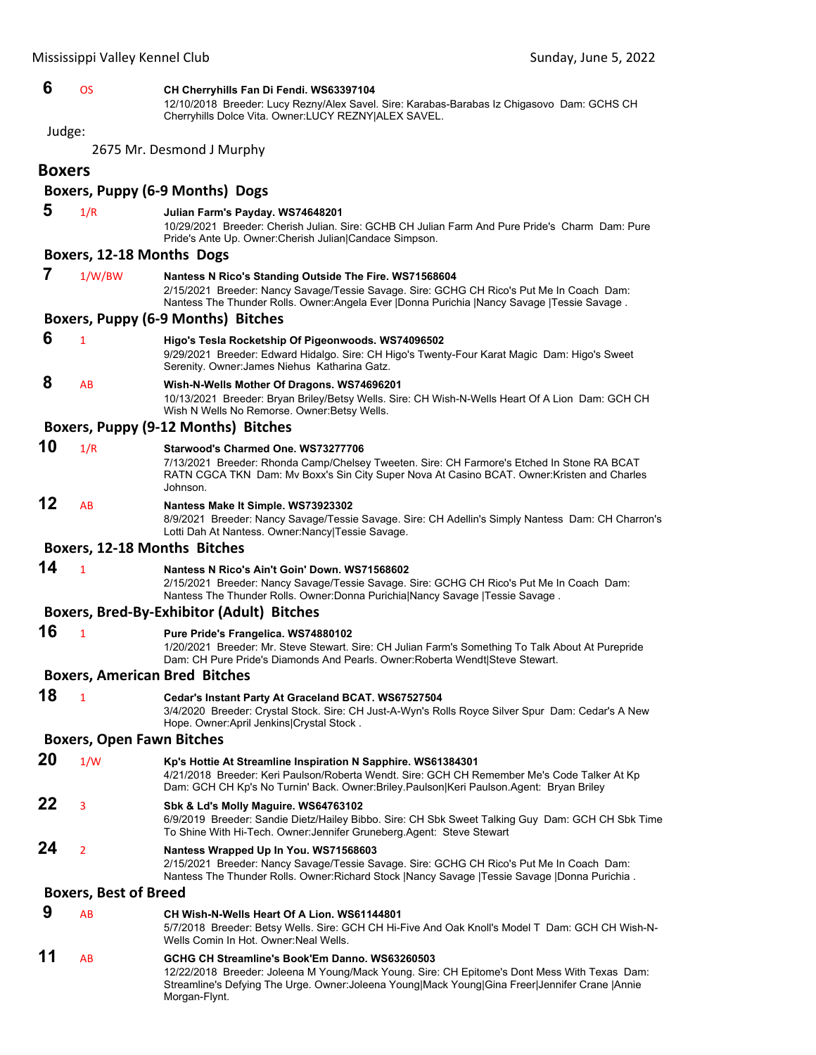**6** OS **CH Cherryhills Fan Di Fendi. WS63397104**
12/10/2018 Breeder: Lucy Rezny/Alex Savel. Sire: Karabas-Barabas Iz Chigasovo Dam: GCHS CH Cherryhills Dolce Vita. Owner:LUCY REZNY|ALEX SAVEL.

Judge:

2675 Mr. Desmond J Murphy

## Boxers

### Boxers, Puppy (6-9 Months) Dogs

**5** 1/R **Julian Farm's Payday. WS74648201**
10/29/2021 Breeder: Cherish Julian. Sire: GCHB CH Julian Farm And Pure Pride's Charm Dam: Pure Pride's Ante Up. Owner:Cherish Julian|Candace Simpson.

### Boxers, 12-18 Months Dogs

**7** 1/W/BW **Nantess N Rico's Standing Outside The Fire. WS71568604**
2/15/2021 Breeder: Nancy Savage/Tessie Savage. Sire: GCHG CH Rico's Put Me In Coach Dam: Nantess The Thunder Rolls. Owner:Angela Ever |Donna Purichia |Nancy Savage |Tessie Savage .

### Boxers, Puppy (6-9 Months) Bitches

**6** 1 **Higo's Tesla Rocketship Of Pigeonwoods. WS74096502**
9/29/2021 Breeder: Edward Hidalgo. Sire: CH Higo's Twenty-Four Karat Magic Dam: Higo's Sweet Serenity. Owner:James Niehus Katharina Gatz.

**8** AB **Wish-N-Wells Mother Of Dragons. WS74696201**
10/13/2021 Breeder: Bryan Briley/Betsy Wells. Sire: CH Wish-N-Wells Heart Of A Lion Dam: GCH CH Wish N Wells No Remorse. Owner:Betsy Wells.

### Boxers, Puppy (9-12 Months) Bitches

**10** 1/R **Starwood's Charmed One. WS73277706**
7/13/2021 Breeder: Rhonda Camp/Chelsey Tweeten. Sire: CH Farmore's Etched In Stone RA BCAT RATN CGCA TKN Dam: Mv Boxx's Sin City Super Nova At Casino BCAT. Owner:Kristen and Charles Johnson.

**12** AB **Nantess Make It Simple. WS73923302**
8/9/2021 Breeder: Nancy Savage/Tessie Savage. Sire: CH Adellin's Simply Nantess Dam: CH Charron's Lotti Dah At Nantess. Owner:Nancy|Tessie Savage.

### Boxers, 12-18 Months Bitches

**14** 1 **Nantess N Rico's Ain't Goin' Down. WS71568602**
2/15/2021 Breeder: Nancy Savage/Tessie Savage. Sire: GCHG CH Rico's Put Me In Coach Dam: Nantess The Thunder Rolls. Owner:Donna Purichia|Nancy Savage |Tessie Savage .

### Boxers, Bred-By-Exhibitor (Adult) Bitches

**16** 1 **Pure Pride's Frangelica. WS74880102**
1/20/2021 Breeder: Mr. Steve Stewart. Sire: CH Julian Farm's Something To Talk About At Purepride Dam: CH Pure Pride's Diamonds And Pearls. Owner:Roberta Wendt|Steve Stewart.

### Boxers, American Bred Bitches

**18** 1 **Cedar's Instant Party At Graceland BCAT. WS67527504**
3/4/2020 Breeder: Crystal Stock. Sire: CH Just-A-Wyn's Rolls Royce Silver Spur Dam: Cedar's A New Hope. Owner:April Jenkins|Crystal Stock .

### Boxers, Open Fawn Bitches

**20** 1/W **Kp's Hottie At Streamline Inspiration N Sapphire. WS61384301**
4/21/2018 Breeder: Keri Paulson/Roberta Wendt. Sire: GCH CH Remember Me's Code Talker At Kp Dam: GCH CH Kp's No Turnin' Back. Owner:Briley.Paulson|Keri Paulson.Agent: Bryan Briley

**22** 3 **Sbk & Ld's Molly Maguire. WS64763102**
6/9/2019 Breeder: Sandie Dietz/Hailey Bibbo. Sire: CH Sbk Sweet Talking Guy Dam: GCH CH Sbk Time To Shine With Hi-Tech. Owner:Jennifer Gruneberg.Agent: Steve Stewart

**24** 2 **Nantess Wrapped Up In You. WS71568603**
2/15/2021 Breeder: Nancy Savage/Tessie Savage. Sire: GCHG CH Rico's Put Me In Coach Dam: Nantess The Thunder Rolls. Owner:Richard Stock |Nancy Savage |Tessie Savage |Donna Purichia .

### Boxers, Best of Breed

**9** AB **CH Wish-N-Wells Heart Of A Lion. WS61144801**
5/7/2018 Breeder: Betsy Wells. Sire: GCH CH Hi-Five And Oak Knoll's Model T Dam: GCH CH Wish-N-Wells Comin In Hot. Owner:Neal Wells.

**11** AB **GCHG CH Streamline's Book'Em Danno. WS63260503**
12/22/2018 Breeder: Joleena M Young/Mack Young. Sire: CH Epitome's Dont Mess With Texas Dam: Streamline's Defying The Urge. Owner:Joleena Young|Mack Young|Gina Freer|Jennifer Crane |Annie Morgan-Flynt.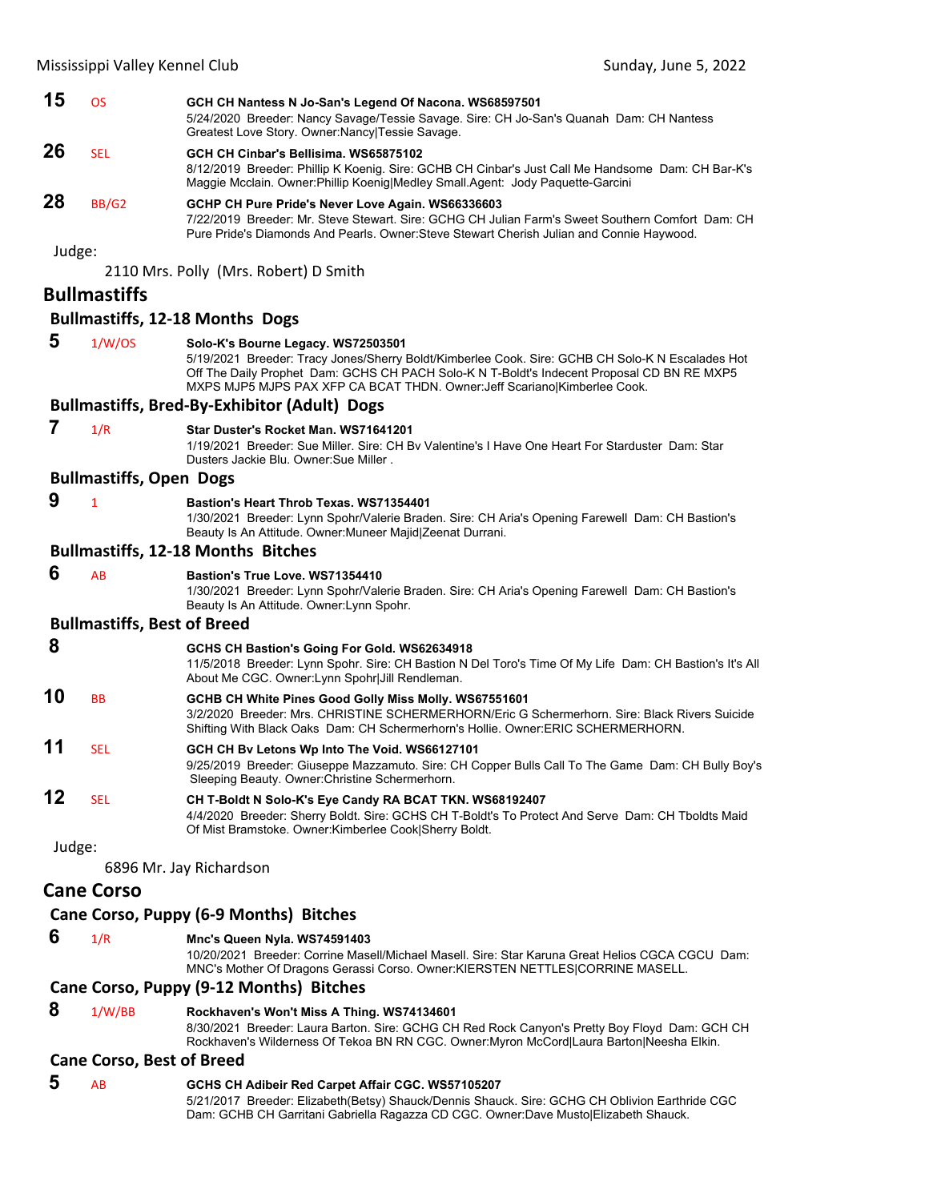**15** OS **GCH CH Nantess N Jo-San's Legend Of Nacona. WS68597501**
5/24/2020 Breeder: Nancy Savage/Tessie Savage. Sire: CH Jo-San's Quanah Dam: CH Nantess Greatest Love Story. Owner:Nancy|Tessie Savage.

**26** SEL **GCH CH Cinbar's Bellisima. WS65875102**
8/12/2019 Breeder: Phillip K Koenig. Sire: GCHB CH Cinbar's Just Call Me Handsome Dam: CH Bar-K's Maggie Mcclain. Owner:Phillip Koenig|Medley Small.Agent: Jody Paquette-Garcini

**28** BB/G2 **GCHP CH Pure Pride's Never Love Again. WS66336603**
7/22/2019 Breeder: Mr. Steve Stewart. Sire: GCHG CH Julian Farm's Sweet Southern Comfort Dam: CH Pure Pride's Diamonds And Pearls. Owner:Steve Stewart Cherish Julian and Connie Haywood.

Judge:

2110 Mrs. Polly (Mrs. Robert) D Smith

## Bullmastiffs

### Bullmastiffs, 12-18 Months Dogs

**5** 1/W/OS **Solo-K's Bourne Legacy. WS72503501**
5/19/2021 Breeder: Tracy Jones/Sherry Boldt/Kimberlee Cook. Sire: GCHB CH Solo-K N Escalades Hot Off The Daily Prophet Dam: GCHS CH PACH Solo-K N T-Boldt's Indecent Proposal CD BN RE MXP5 MXPS MJP5 MJPS PAX XFP CA BCAT THDN. Owner:Jeff Scariano|Kimberlee Cook.

### Bullmastiffs, Bred-By-Exhibitor (Adult) Dogs

**7** 1/R **Star Duster's Rocket Man. WS71641201**
1/19/2021 Breeder: Sue Miller. Sire: CH Bv Valentine's I Have One Heart For Starduster Dam: Star Dusters Jackie Blu. Owner:Sue Miller .

### Bullmastiffs, Open Dogs

**9** 1 **Bastion's Heart Throb Texas. WS71354401**
1/30/2021 Breeder: Lynn Spohr/Valerie Braden. Sire: CH Aria's Opening Farewell Dam: CH Bastion's Beauty Is An Attitude. Owner:Muneer Majid|Zeenat Durrani.

### Bullmastiffs, 12-18 Months Bitches

**6** AB **Bastion's True Love. WS71354410**
1/30/2021 Breeder: Lynn Spohr/Valerie Braden. Sire: CH Aria's Opening Farewell Dam: CH Bastion's Beauty Is An Attitude. Owner:Lynn Spohr.

### Bullmastiffs, Best of Breed

**8** **GCHS CH Bastion's Going For Gold. WS62634918**
11/5/2018 Breeder: Lynn Spohr. Sire: CH Bastion N Del Toro's Time Of My Life Dam: CH Bastion's It's All About Me CGC. Owner:Lynn Spohr|Jill Rendleman.

**10** BB **GCHB CH White Pines Good Golly Miss Molly. WS67551601**
3/2/2020 Breeder: Mrs. CHRISTINE SCHERMERHORN/Eric G Schermerhorn. Sire: Black Rivers Suicide Shifting With Black Oaks Dam: CH Schermerhorn's Hollie. Owner:ERIC SCHERMERHORN.

**11** SEL **GCH CH Bv Letons Wp Into The Void. WS66127101**
9/25/2019 Breeder: Giuseppe Mazzamuto. Sire: CH Copper Bulls Call To The Game Dam: CH Bully Boy's Sleeping Beauty. Owner:Christine Schermerhorn.

**12** SEL **CH T-Boldt N Solo-K's Eye Candy RA BCAT TKN. WS68192407**
4/4/2020 Breeder: Sherry Boldt. Sire: GCHS CH T-Boldt's To Protect And Serve Dam: CH Tboldts Maid Of Mist Bramstoke. Owner:Kimberlee Cook|Sherry Boldt.

Judge:

6896 Mr. Jay Richardson

## Cane Corso

### Cane Corso, Puppy (6-9 Months) Bitches

**6** 1/R **Mnc's Queen Nyla. WS74591403**
10/20/2021 Breeder: Corrine Masell/Michael Masell. Sire: Star Karuna Great Helios CGCA CGCU Dam: MNC's Mother Of Dragons Gerassi Corso. Owner:KIERSTEN NETTLES|CORRINE MASELL.

### Cane Corso, Puppy (9-12 Months) Bitches

**8** 1/W/BB **Rockhaven's Won't Miss A Thing. WS74134601**
8/30/2021 Breeder: Laura Barton. Sire: GCHG CH Red Rock Canyon's Pretty Boy Floyd Dam: GCH CH Rockhaven's Wilderness Of Tekoa BN RN CGC. Owner:Myron McCord|Laura Barton|Neesha Elkin.

### Cane Corso, Best of Breed

**5** AB **GCHS CH Adibeir Red Carpet Affair CGC. WS57105207**
5/21/2017 Breeder: Elizabeth(Betsy) Shauck/Dennis Shauck. Sire: GCHG CH Oblivion Earthride CGC Dam: GCHB CH Garritani Gabriella Ragazza CD CGC. Owner:Dave Musto|Elizabeth Shauck.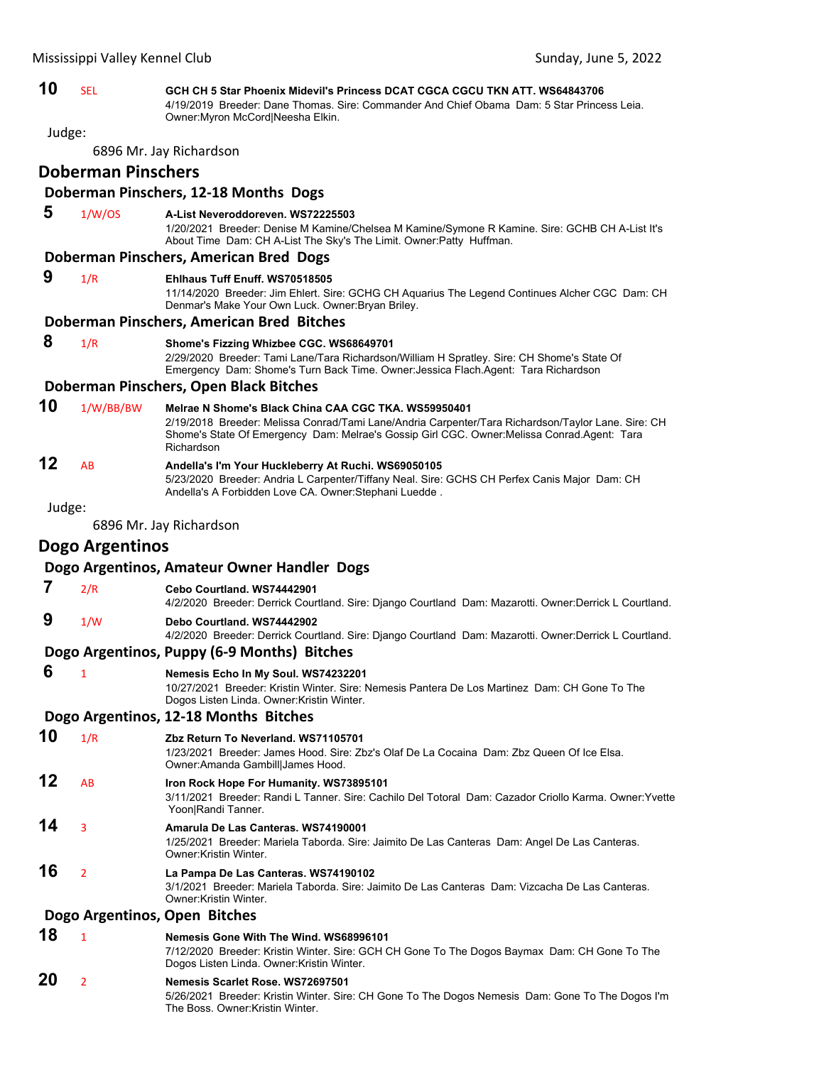**10** SEL **GCH CH 5 Star Phoenix Midevil's Princess DCAT CGCA CGCU TKN ATT. WS64843706**
4/19/2019 Breeder: Dane Thomas. Sire: Commander And Chief Obama Dam: 5 Star Princess Leia. Owner:Myron McCord|Neesha Elkin.

Judge:

6896 Mr. Jay Richardson

## Doberman Pinschers

### Doberman Pinschers, 12-18 Months Dogs

**5** 1/W/OS **A-List Neveroddoreven. WS72225503**
1/20/2021 Breeder: Denise M Kamine/Chelsea M Kamine/Symone R Kamine. Sire: GCHB CH A-List It's About Time Dam: CH A-List The Sky's The Limit. Owner:Patty Huffman.

### Doberman Pinschers, American Bred Dogs

**9** 1/R **Ehlhaus Tuff Enuff. WS70518505**
11/14/2020 Breeder: Jim Ehlert. Sire: GCHG CH Aquarius The Legend Continues Alcher CGC Dam: CH Denmar's Make Your Own Luck. Owner:Bryan Briley.

### Doberman Pinschers, American Bred Bitches

**8** 1/R **Shome's Fizzing Whizbee CGC. WS68649701**
2/29/2020 Breeder: Tami Lane/Tara Richardson/William H Spratley. Sire: CH Shome's State Of Emergency Dam: Shome's Turn Back Time. Owner:Jessica Flach.Agent: Tara Richardson

### Doberman Pinschers, Open Black Bitches

**10** 1/W/BB/BW **Melrae N Shome's Black China CAA CGC TKA. WS59950401**
2/19/2018 Breeder: Melissa Conrad/Tami Lane/Andria Carpenter/Tara Richardson/Taylor Lane. Sire: CH Shome's State Of Emergency Dam: Melrae's Gossip Girl CGC. Owner:Melissa Conrad.Agent: Tara Richardson

**12** AB **Andella's I'm Your Huckleberry At Ruchi. WS69050105**
5/23/2020 Breeder: Andria L Carpenter/Tiffany Neal. Sire: GCHS CH Perfex Canis Major Dam: CH Andella's A Forbidden Love CA. Owner:Stephani Luedde .

Judge:

6896 Mr. Jay Richardson

## Dogo Argentinos

### Dogo Argentinos, Amateur Owner Handler Dogs

**7** 2/R **Cebo Courtland. WS74442901**
4/2/2020 Breeder: Derrick Courtland. Sire: Django Courtland Dam: Mazarotti. Owner:Derrick L Courtland.

**9** 1/W **Debo Courtland. WS74442902**
4/2/2020 Breeder: Derrick Courtland. Sire: Django Courtland Dam: Mazarotti. Owner:Derrick L Courtland.

### Dogo Argentinos, Puppy (6-9 Months) Bitches

**6** 1 **Nemesis Echo In My Soul. WS74232201**
10/27/2021 Breeder: Kristin Winter. Sire: Nemesis Pantera De Los Martinez Dam: CH Gone To The Dogos Listen Linda. Owner:Kristin Winter.

### Dogo Argentinos, 12-18 Months Bitches

**10** 1/R **Zbz Return To Neverland. WS71105701**
1/23/2021 Breeder: James Hood. Sire: Zbz's Olaf De La Cocaina Dam: Zbz Queen Of Ice Elsa. Owner:Amanda Gambill|James Hood.

**12** AB **Iron Rock Hope For Humanity. WS73895101**
3/11/2021 Breeder: Randi L Tanner. Sire: Cachilo Del Totoral Dam: Cazador Criollo Karma. Owner:Yvette Yoon|Randi Tanner.

**14** 3 **Amarula De Las Canteras. WS74190001**
1/25/2021 Breeder: Mariela Taborda. Sire: Jaimito De Las Canteras Dam: Angel De Las Canteras. Owner:Kristin Winter.

**16** 2 **La Pampa De Las Canteras. WS74190102**
3/1/2021 Breeder: Mariela Taborda. Sire: Jaimito De Las Canteras Dam: Vizcacha De Las Canteras. Owner:Kristin Winter.

### Dogo Argentinos, Open Bitches

**18** 1 **Nemesis Gone With The Wind. WS68996101**
7/12/2020 Breeder: Kristin Winter. Sire: GCH CH Gone To The Dogos Baymax Dam: CH Gone To The Dogos Listen Linda. Owner:Kristin Winter.

**20** 2 **Nemesis Scarlet Rose. WS72697501**
5/26/2021 Breeder: Kristin Winter. Sire: CH Gone To The Dogos Nemesis Dam: Gone To The Dogos I'm The Boss. Owner:Kristin Winter.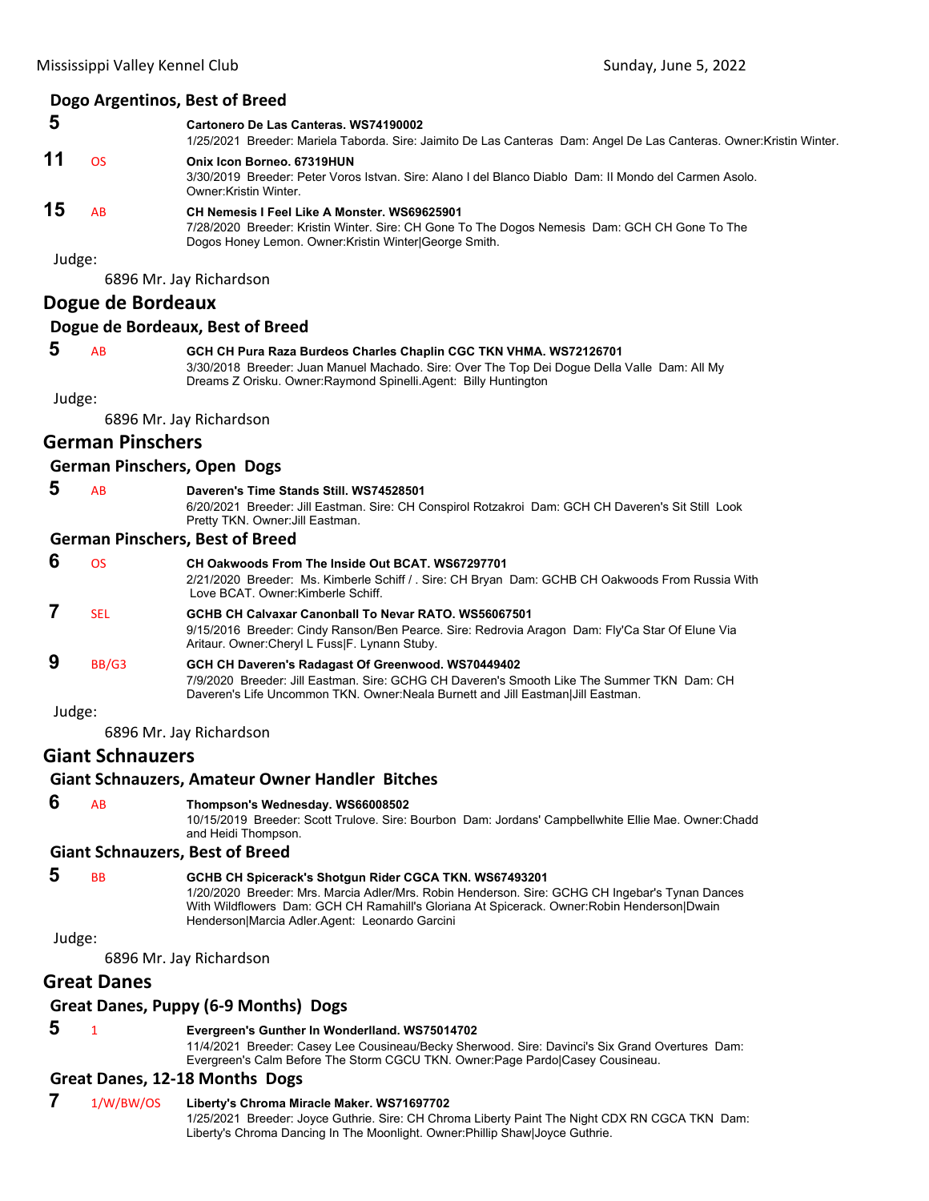### Dogo Argentinos, Best of Breed

**5** — **Cartonero De Las Canteras. WS74190002**
1/25/2021 Breeder: Mariela Taborda. Sire: Jaimito De Las Canteras Dam: Angel De Las Canteras. Owner:Kristin Winter.

**11** OS — **Onix Icon Borneo. 67319HUN**
3/30/2019 Breeder: Peter Voros Istvan. Sire: Alano I del Blanco Diablo Dam: Il Mondo del Carmen Asolo. Owner:Kristin Winter.

**15** AB — **CH Nemesis I Feel Like A Monster. WS69625901**
7/28/2020 Breeder: Kristin Winter. Sire: CH Gone To The Dogos Nemesis Dam: GCH CH Gone To The Dogos Honey Lemon. Owner:Kristin Winter|George Smith.

Judge:

6896 Mr. Jay Richardson

## Dogue de Bordeaux

### Dogue de Bordeaux, Best of Breed

**5** AB — **GCH CH Pura Raza Burdeos Charles Chaplin CGC TKN VHMA. WS72126701**
3/30/2018 Breeder: Juan Manuel Machado. Sire: Over The Top Dei Dogue Della Valle Dam: All My Dreams Z Orisku. Owner:Raymond Spinelli.Agent: Billy Huntington

Judge:

6896 Mr. Jay Richardson

## German Pinschers

### German Pinschers, Open Dogs

**5** AB — **Daveren's Time Stands Still. WS74528501**
6/20/2021 Breeder: Jill Eastman. Sire: CH Conspirol Rotzakroi Dam: GCH CH Daveren's Sit Still Look Pretty TKN. Owner:Jill Eastman.

### German Pinschers, Best of Breed

**6** OS — **CH Oakwoods From The Inside Out BCAT. WS67297701**
2/21/2020 Breeder: Ms. Kimberle Schiff / . Sire: CH Bryan Dam: GCHB CH Oakwoods From Russia With Love BCAT. Owner:Kimberle Schiff.

**7** SEL — **GCHB CH Calvaxar Canonball To Nevar RATO. WS56067501**
9/15/2016 Breeder: Cindy Ranson/Ben Pearce. Sire: Redrovia Aragon Dam: Fly'Ca Star Of Elune Via Aritaur. Owner:Cheryl L Fuss|F. Lynann Stuby.

**9** BB/G3 — **GCH CH Daveren's Radagast Of Greenwood. WS70449402**
7/9/2020 Breeder: Jill Eastman. Sire: GCHG CH Daveren's Smooth Like The Summer TKN Dam: CH Daveren's Life Uncommon TKN. Owner:Neala Burnett and Jill Eastman|Jill Eastman.

Judge:

6896 Mr. Jay Richardson

## Giant Schnauzers

### Giant Schnauzers, Amateur Owner Handler Bitches

**6** AB — **Thompson's Wednesday. WS66008502**
10/15/2019 Breeder: Scott Trulove. Sire: Bourbon Dam: Jordans' Campbellwhite Ellie Mae. Owner:Chadd and Heidi Thompson.

### Giant Schnauzers, Best of Breed

**5** BB — **GCHB CH Spicerack's Shotgun Rider CGCA TKN. WS67493201**
1/20/2020 Breeder: Mrs. Marcia Adler/Mrs. Robin Henderson. Sire: GCHG CH Ingebar's Tynan Dances With Wildflowers Dam: GCH CH Ramahill's Gloriana At Spicerack. Owner:Robin Henderson|Dwain Henderson|Marcia Adler.Agent: Leonardo Garcini

Judge:

6896 Mr. Jay Richardson

## Great Danes

### Great Danes, Puppy (6-9 Months) Dogs

**5** 1 — **Evergreen's Gunther In Wonderlland. WS75014702**
11/4/2021 Breeder: Casey Lee Cousineau/Becky Sherwood. Sire: Davinci's Six Grand Overtures Dam: Evergreen's Calm Before The Storm CGCU TKN. Owner:Page Pardo|Casey Cousineau.

### Great Danes, 12-18 Months Dogs

**7** 1/W/BW/OS — **Liberty's Chroma Miracle Maker. WS71697702**
1/25/2021 Breeder: Joyce Guthrie. Sire: CH Chroma Liberty Paint The Night CDX RN CGCA TKN Dam: Liberty's Chroma Dancing In The Moonlight. Owner:Phillip Shaw|Joyce Guthrie.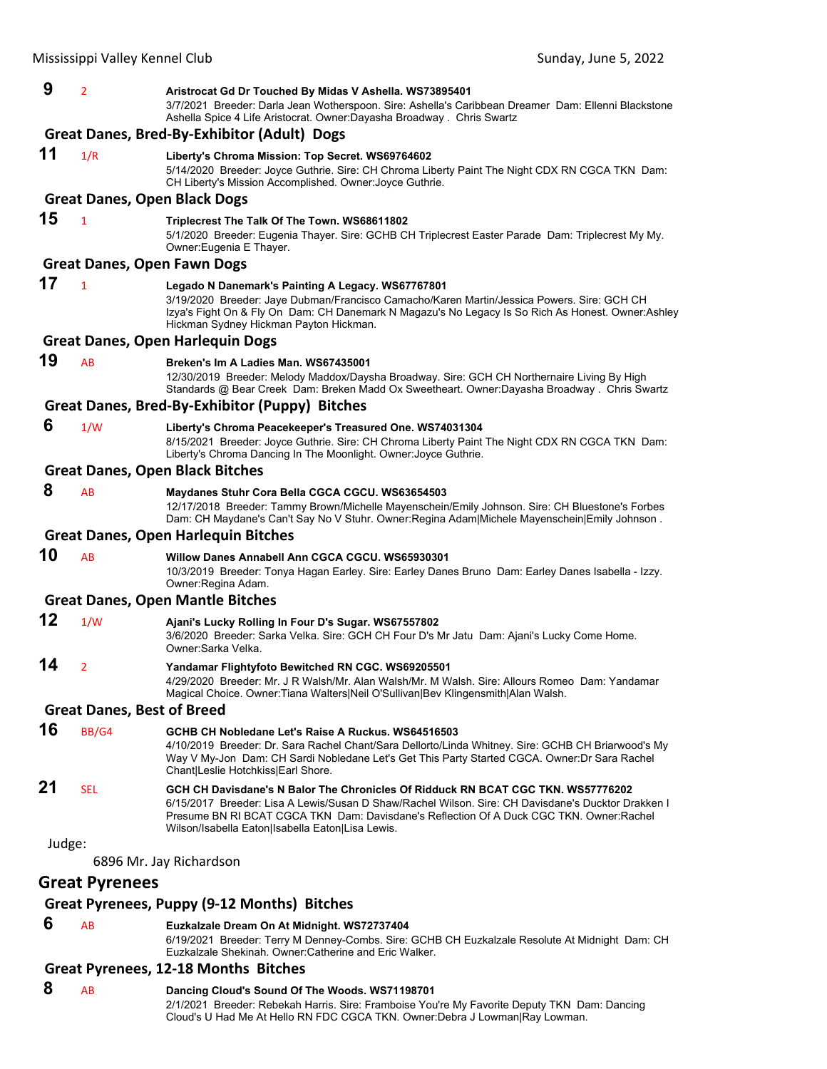**9** 2 **Aristocrat Gd Dr Touched By Midas V Ashella. WS73895401**
3/7/2021 Breeder: Darla Jean Wotherspoon. Sire: Ashella's Caribbean Dreamer Dam: Ellenni Blackstone Ashella Spice 4 Life Aristocrat. Owner:Dayasha Broadway . Chris Swartz

### Great Danes, Bred-By-Exhibitor (Adult) Dogs

**11** 1/R **Liberty's Chroma Mission: Top Secret. WS69764602**
5/14/2020 Breeder: Joyce Guthrie. Sire: CH Chroma Liberty Paint The Night CDX RN CGCA TKN Dam: CH Liberty's Mission Accomplished. Owner:Joyce Guthrie.

### Great Danes, Open Black Dogs

**15** 1 **Triplecrest The Talk Of The Town. WS68611802**
5/1/2020 Breeder: Eugenia Thayer. Sire: GCHB CH Triplecrest Easter Parade Dam: Triplecrest My My. Owner:Eugenia E Thayer.

### Great Danes, Open Fawn Dogs

**17** 1 **Legado N Danemark's Painting A Legacy. WS67767801**
3/19/2020 Breeder: Jaye Dubman/Francisco Camacho/Karen Martin/Jessica Powers. Sire: GCH CH Izya's Fight On & Fly On Dam: CH Danemark N Magazu's No Legacy Is So Rich As Honest. Owner:Ashley Hickman Sydney Hickman Payton Hickman.

### Great Danes, Open Harlequin Dogs

**19** AB **Breken's Im A Ladies Man. WS67435001**
12/30/2019 Breeder: Melody Maddox/Daysha Broadway. Sire: GCH CH Northernaire Living By High Standards @ Bear Creek Dam: Breken Madd Ox Sweetheart. Owner:Dayasha Broadway . Chris Swartz

### Great Danes, Bred-By-Exhibitor (Puppy) Bitches

**6** 1/W **Liberty's Chroma Peacekeeper's Treasured One. WS74031304**
8/15/2021 Breeder: Joyce Guthrie. Sire: CH Chroma Liberty Paint The Night CDX RN CGCA TKN Dam: Liberty's Chroma Dancing In The Moonlight. Owner:Joyce Guthrie.

### Great Danes, Open Black Bitches

**8** AB **Maydanes Stuhr Cora Bella CGCA CGCU. WS63654503**
12/17/2018 Breeder: Tammy Brown/Michelle Mayenschein/Emily Johnson. Sire: CH Bluestone's Forbes Dam: CH Maydane's Can't Say No V Stuhr. Owner:Regina Adam|Michele Mayenschein|Emily Johnson .

### Great Danes, Open Harlequin Bitches

**10** AB **Willow Danes Annabell Ann CGCA CGCU. WS65930301**
10/3/2019 Breeder: Tonya Hagan Earley. Sire: Earley Danes Bruno Dam: Earley Danes Isabella - Izzy. Owner:Regina Adam.

### Great Danes, Open Mantle Bitches

**12** 1/W **Ajani's Lucky Rolling In Four D's Sugar. WS67557802**
3/6/2020 Breeder: Sarka Velka. Sire: GCH CH Four D's Mr Jatu Dam: Ajani's Lucky Come Home. Owner:Sarka Velka.

**14** 2 **Yandamar Flightyfoto Bewitched RN CGC. WS69205501**
4/29/2020 Breeder: Mr. J R Walsh/Mr. Alan Walsh/Mr. M Walsh. Sire: Allours Romeo Dam: Yandamar Magical Choice. Owner:Tiana Walters|Neil O'Sullivan|Bev Klingensmith|Alan Walsh.

### Great Danes, Best of Breed

**16** BB/G4 **GCHB CH Nobledane Let's Raise A Ruckus. WS64516503**
4/10/2019 Breeder: Dr. Sara Rachel Chant/Sara Dellorto/Linda Whitney. Sire: GCHB CH Briarwood's My Way V My-Jon Dam: CH Sardi Nobledane Let's Get This Party Started CGCA. Owner:Dr Sara Rachel Chant|Leslie Hotchkiss|Earl Shore.

**21** SEL **GCH CH Davisdane's N Balor The Chronicles Of Ridduck RN BCAT CGC TKN. WS57776202**
6/15/2017 Breeder: Lisa A Lewis/Susan D Shaw/Rachel Wilson. Sire: CH Davisdane's Ducktor Drakken I Presume BN RI BCAT CGCA TKN Dam: Davisdane's Reflection Of A Duck CGC TKN. Owner:Rachel Wilson/Isabella Eaton|Isabella Eaton|Lisa Lewis.

Judge:

6896 Mr. Jay Richardson

## Great Pyrenees

### Great Pyrenees, Puppy (9-12 Months) Bitches

**6** AB **Euzkalzale Dream On At Midnight. WS72737404**
6/19/2021 Breeder: Terry M Denney-Combs. Sire: GCHB CH Euzkalzale Resolute At Midnight Dam: CH Euzkalzale Shekinah. Owner:Catherine and Eric Walker.

### Great Pyrenees, 12-18 Months Bitches

**8** AB **Dancing Cloud's Sound Of The Woods. WS71198701**
2/1/2021 Breeder: Rebekah Harris. Sire: Framboise You're My Favorite Deputy TKN Dam: Dancing Cloud's U Had Me At Hello RN FDC CGCA TKN. Owner:Debra J Lowman|Ray Lowman.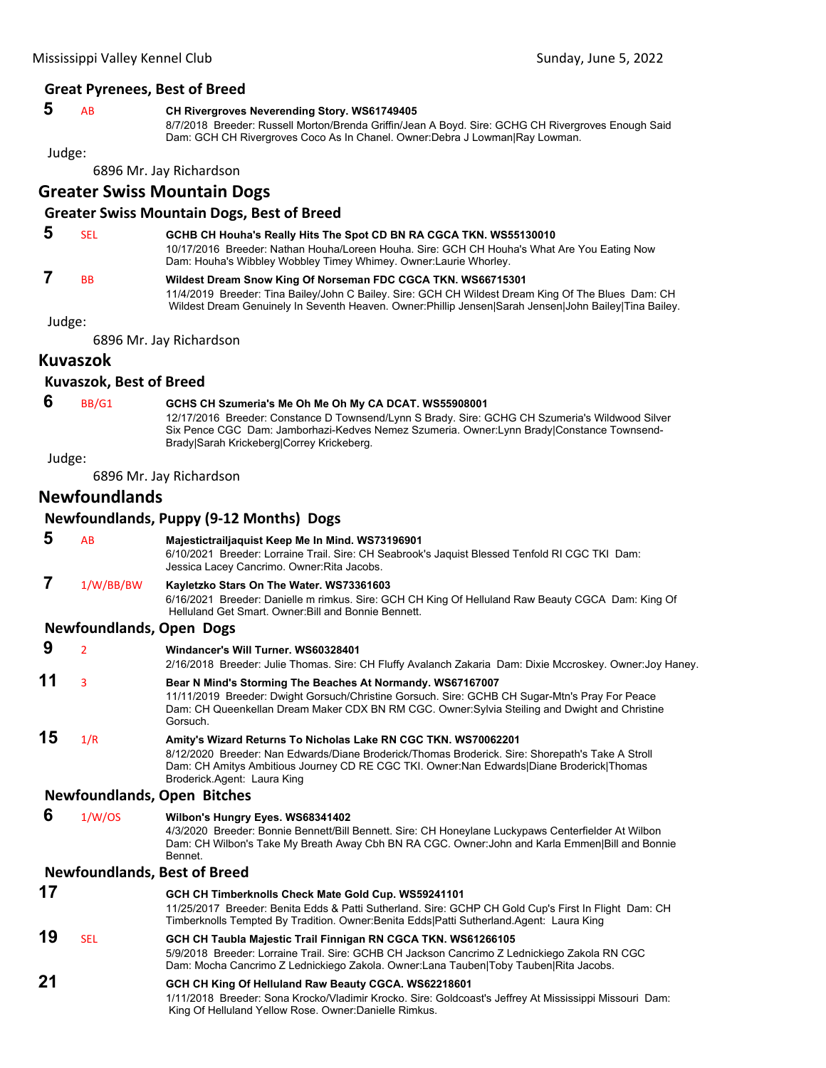### Great Pyrenees, Best of Breed

**5** AB **CH Rivergroves Neverending Story. WS61749405**
8/7/2018 Breeder: Russell Morton/Brenda Griffin/Jean A Boyd. Sire: GCHG CH Rivergroves Enough Said Dam: GCH CH Rivergroves Coco As In Chanel. Owner:Debra J Lowman|Ray Lowman.

Judge:

6896 Mr. Jay Richardson

## Greater Swiss Mountain Dogs

### Greater Swiss Mountain Dogs, Best of Breed

**5** SEL **GCHB CH Houha's Really Hits The Spot CD BN RA CGCA TKN. WS55130010**
10/17/2016 Breeder: Nathan Houha/Loreen Houha. Sire: GCH CH Houha's What Are You Eating Now Dam: Houha's Wibbley Wobbley Timey Whimey. Owner:Laurie Whorley.

**7** BB **Wildest Dream Snow King Of Norseman FDC CGCA TKN. WS66715301**
11/4/2019 Breeder: Tina Bailey/John C Bailey. Sire: GCH CH Wildest Dream King Of The Blues Dam: CH Wildest Dream Genuinely In Seventh Heaven. Owner:Phillip Jensen|Sarah Jensen|John Bailey|Tina Bailey.

Judge:

6896 Mr. Jay Richardson

## Kuvaszok

### Kuvaszok, Best of Breed

**6** BB/G1 **GCHS CH Szumeria's Me Oh Me Oh My CA DCAT. WS55908001**
12/17/2016 Breeder: Constance D Townsend/Lynn S Brady. Sire: GCHG CH Szumeria's Wildwood Silver Six Pence CGC Dam: Jamborhazi-Kedves Nemez Szumeria. Owner:Lynn Brady|Constance Townsend-Brady|Sarah Krickeberg|Correy Krickeberg.

Judge:

6896 Mr. Jay Richardson

## Newfoundlands

### Newfoundlands, Puppy (9-12 Months) Dogs

**5** AB **Majestictrailjaquist Keep Me In Mind. WS73196901**
6/10/2021 Breeder: Lorraine Trail. Sire: CH Seabrook's Jaquist Blessed Tenfold RI CGC TKI Dam: Jessica Lacey Cancrimo. Owner:Rita Jacobs.

**7** 1/W/BB/BW **Kayletzko Stars On The Water. WS73361603**
6/16/2021 Breeder: Danielle m rimkus. Sire: GCH CH King Of Helluland Raw Beauty CGCA Dam: King Of Helluland Get Smart. Owner:Bill and Bonnie Bennett.

### Newfoundlands, Open Dogs

**9** 2 **Windancer's Will Turner. WS60328401**
2/16/2018 Breeder: Julie Thomas. Sire: CH Fluffy Avalanch Zakaria Dam: Dixie Mccroskey. Owner:Joy Haney.

**11** 3 **Bear N Mind's Storming The Beaches At Normandy. WS67167007**
11/11/2019 Breeder: Dwight Gorsuch/Christine Gorsuch. Sire: GCHB CH Sugar-Mtn's Pray For Peace Dam: CH Queenkellan Dream Maker CDX BN RM CGC. Owner:Sylvia Steiling and Dwight and Christine Gorsuch.

**15** 1/R **Amity's Wizard Returns To Nicholas Lake RN CGC TKN. WS70062201**
8/12/2020 Breeder: Nan Edwards/Diane Broderick/Thomas Broderick. Sire: Shorepath's Take A Stroll Dam: CH Amitys Ambitious Journey CD RE CGC TKI. Owner:Nan Edwards|Diane Broderick|Thomas Broderick.Agent: Laura King

### Newfoundlands, Open Bitches

**6** 1/W/OS **Wilbon's Hungry Eyes. WS68341402**
4/3/2020 Breeder: Bonnie Bennett/Bill Bennett. Sire: CH Honeylane Luckypaws Centerfielder At Wilbon Dam: CH Wilbon's Take My Breath Away Cbh BN RA CGC. Owner:John and Karla Emmen|Bill and Bonnie Bennet.

### Newfoundlands, Best of Breed

**17** **GCH CH Timberknolls Check Mate Gold Cup. WS59241101**
11/25/2017 Breeder: Benita Edds & Patti Sutherland. Sire: GCHP CH Gold Cup's First In Flight Dam: CH Timberknolls Tempted By Tradition. Owner:Benita Edds|Patti Sutherland.Agent: Laura King

**19** SEL **GCH CH Taubla Majestic Trail Finnigan RN CGCA TKN. WS61266105**
5/9/2018 Breeder: Lorraine Trail. Sire: GCHB CH Jackson Cancrimo Z Lednickiego Zakola RN CGC Dam: Mocha Cancrimo Z Lednickiego Zakola. Owner:Lana Tauben|Toby Tauben|Rita Jacobs.

**21** **GCH CH King Of Helluland Raw Beauty CGCA. WS62218601**
1/11/2018 Breeder: Sona Krocko/Vladimir Krocko. Sire: Goldcoast's Jeffrey At Mississippi Missouri Dam: King Of Helluland Yellow Rose. Owner:Danielle Rimkus.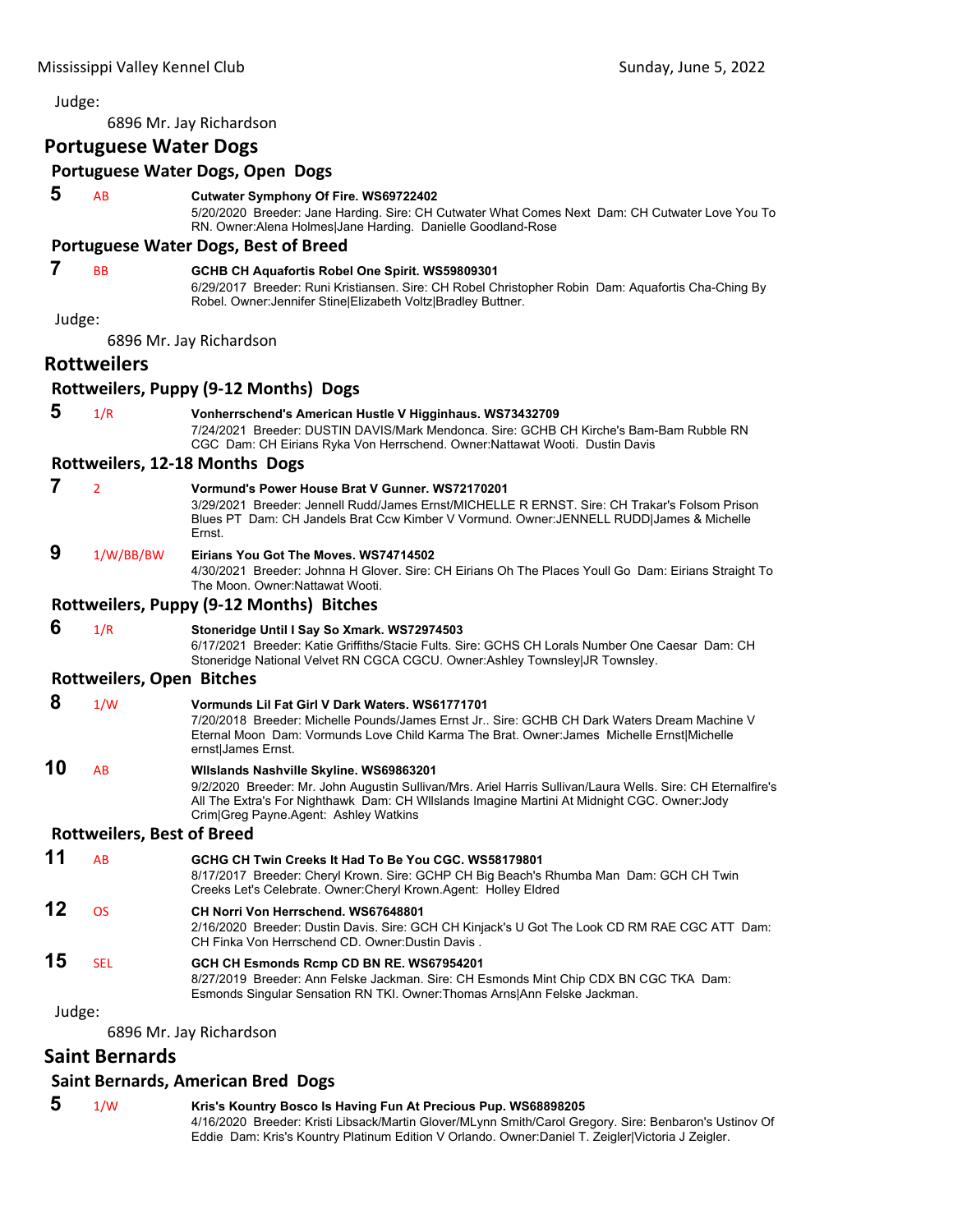Judge:

6896 Mr. Jay Richardson

## Portuguese Water Dogs

### Portuguese Water Dogs, Open Dogs

**5** AB **Cutwater Symphony Of Fire. WS69722402**
5/20/2020 Breeder: Jane Harding. Sire: CH Cutwater What Comes Next Dam: CH Cutwater Love You To RN. Owner:Alena Holmes|Jane Harding. Danielle Goodland-Rose

### Portuguese Water Dogs, Best of Breed

**7** BB **GCHB CH Aquafortis Robel One Spirit. WS59809301**
6/29/2017 Breeder: Runi Kristiansen. Sire: CH Robel Christopher Robin Dam: Aquafortis Cha-Ching By Robel. Owner:Jennifer Stine|Elizabeth Voltz|Bradley Buttner.

Judge:

6896 Mr. Jay Richardson

## Rottweilers

### Rottweilers, Puppy (9-12 Months) Dogs

**5** 1/R **Vonherrschend's American Hustle V Higginhaus. WS73432709**
7/24/2021 Breeder: DUSTIN DAVIS/Mark Mendonca. Sire: GCHB CH Kirche's Bam-Bam Rubble RN CGC Dam: CH Eirians Ryka Von Herrschend. Owner:Nattawat Wooti. Dustin Davis

### Rottweilers, 12-18 Months Dogs

**7** 2 **Vormund's Power House Brat V Gunner. WS72170201**
3/29/2021 Breeder: Jennell Rudd/James Ernst/MICHELLE R ERNST. Sire: CH Trakar's Folsom Prison Blues PT Dam: CH Jandels Brat Ccw Kimber V Vormund. Owner:JENNELL RUDD|James & Michelle Ernst.

**9** 1/W/BB/BW **Eirians You Got The Moves. WS74714502**
4/30/2021 Breeder: Johnna H Glover. Sire: CH Eirians Oh The Places Youll Go Dam: Eirians Straight To The Moon. Owner:Nattawat Wooti.

### Rottweilers, Puppy (9-12 Months) Bitches

**6** 1/R **Stoneridge Until I Say So Xmark. WS72974503**
6/17/2021 Breeder: Katie Griffiths/Stacie Fults. Sire: GCHS CH Lorals Number One Caesar Dam: CH Stoneridge National Velvet RN CGCA CGCU. Owner:Ashley Townsley|JR Townsley.

### Rottweilers, Open Bitches

**8** 1/W **Vormunds Lil Fat Girl V Dark Waters. WS61771701**
7/20/2018 Breeder: Michelle Pounds/James Ernst Jr.. Sire: GCHB CH Dark Waters Dream Machine V Eternal Moon Dam: Vormunds Love Child Karma The Brat. Owner:James Michelle Ernst|Michelle ernst|James Ernst.

**10** AB **Wllslands Nashville Skyline. WS69863201**
9/2/2020 Breeder: Mr. John Augustin Sullivan/Mrs. Ariel Harris Sullivan/Laura Wells. Sire: CH Eternalfire's All The Extra's For Nighthawk Dam: CH Wllslands Imagine Martini At Midnight CGC. Owner:Jody Crim|Greg Payne.Agent: Ashley Watkins

### Rottweilers, Best of Breed

**11** AB **GCHG CH Twin Creeks It Had To Be You CGC. WS58179801**
8/17/2017 Breeder: Cheryl Krown. Sire: GCHP CH Big Beach's Rhumba Man Dam: GCH CH Twin Creeks Let's Celebrate. Owner:Cheryl Krown.Agent: Holley Eldred

**12** OS **CH Norri Von Herrschend. WS67648801**
2/16/2020 Breeder: Dustin Davis. Sire: GCH CH Kinjack's U Got The Look CD RM RAE CGC ATT Dam: CH Finka Von Herrschend CD. Owner:Dustin Davis .

**15** SEL **GCH CH Esmonds Rcmp CD BN RE. WS67954201**
8/27/2019 Breeder: Ann Felske Jackman. Sire: CH Esmonds Mint Chip CDX BN CGC TKA Dam: Esmonds Singular Sensation RN TKI. Owner:Thomas Arns|Ann Felske Jackman.

Judge:

6896 Mr. Jay Richardson

## Saint Bernards

### Saint Bernards, American Bred Dogs

**5** 1/W **Kris's Kountry Bosco Is Having Fun At Precious Pup. WS68898205**
4/16/2020 Breeder: Kristi Libsack/Martin Glover/MLynn Smith/Carol Gregory. Sire: Benbaron's Ustinov Of Eddie Dam: Kris's Kountry Platinum Edition V Orlando. Owner:Daniel T. Zeigler|Victoria J Zeigler.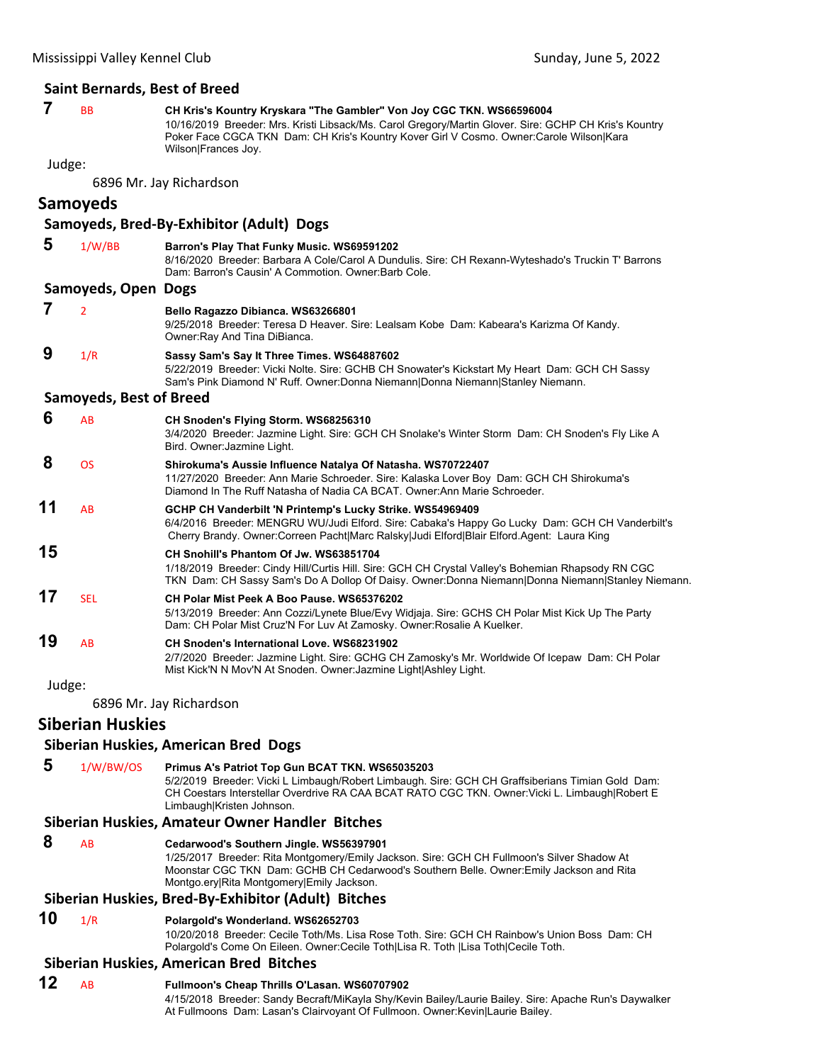### Saint Bernards, Best of Breed

**7** BB **CH Kris's Kountry Kryskara "The Gambler" Von Joy CGC TKN. WS66596004**
10/16/2019 Breeder: Mrs. Kristi Libsack/Ms. Carol Gregory/Martin Glover. Sire: GCHP CH Kris's Kountry Poker Face CGCA TKN Dam: CH Kris's Kountry Kover Girl V Cosmo. Owner:Carole Wilson|Kara Wilson|Frances Joy.

Judge:

6896 Mr. Jay Richardson

## Samoyeds

### Samoyeds, Bred-By-Exhibitor (Adult) Dogs

**5** 1/W/BB **Barron's Play That Funky Music. WS69591202**
8/16/2020 Breeder: Barbara A Cole/Carol A Dundulis. Sire: CH Rexann-Wyteshado's Truckin T' Barrons Dam: Barron's Causin' A Commotion. Owner:Barb Cole.

### Samoyeds, Open Dogs

**7** 2 **Bello Ragazzo Dibianca. WS63266801**
9/25/2018 Breeder: Teresa D Heaver. Sire: Lealsam Kobe Dam: Kabeara's Karizma Of Kandy. Owner:Ray And Tina DiBianca.

**9** 1/R **Sassy Sam's Say It Three Times. WS64887602**
5/22/2019 Breeder: Vicki Nolte. Sire: GCHB CH Snowater's Kickstart My Heart Dam: GCH CH Sassy Sam's Pink Diamond N' Ruff. Owner:Donna Niemann|Donna Niemann|Stanley Niemann.

### Samoyeds, Best of Breed

**6** AB **CH Snoden's Flying Storm. WS68256310**
3/4/2020 Breeder: Jazmine Light. Sire: GCH CH Snolake's Winter Storm Dam: CH Snoden's Fly Like A Bird. Owner:Jazmine Light.

**8** OS **Shirokuma's Aussie Influence Natalya Of Natasha. WS70722407**
11/27/2020 Breeder: Ann Marie Schroeder. Sire: Kalaska Lover Boy Dam: GCH CH Shirokuma's Diamond In The Ruff Natasha of Nadia CA BCAT. Owner:Ann Marie Schroeder.

**11** AB **GCHP CH Vanderbilt 'N Printemp's Lucky Strike. WS54969409**
6/4/2016 Breeder: MENGRU WU/Judi Elford. Sire: Cabaka's Happy Go Lucky Dam: GCH CH Vanderbilt's Cherry Brandy. Owner:Correen Pacht|Marc Ralsky|Judi Elford|Blair Elford.Agent: Laura King

**15** **CH Snohill's Phantom Of Jw. WS63851704**
1/18/2019 Breeder: Cindy Hill/Curtis Hill. Sire: GCH CH Crystal Valley's Bohemian Rhapsody RN CGC TKN Dam: CH Sassy Sam's Do A Dollop Of Daisy. Owner:Donna Niemann|Donna Niemann|Stanley Niemann.

**17** SEL **CH Polar Mist Peek A Boo Pause. WS65376202**
5/13/2019 Breeder: Ann Cozzi/Lynete Blue/Evy Widjaja. Sire: GCHS CH Polar Mist Kick Up The Party Dam: CH Polar Mist Cruz'N For Luv At Zamosky. Owner:Rosalie A Kuelker.

**19** AB **CH Snoden's International Love. WS68231902**
2/7/2020 Breeder: Jazmine Light. Sire: GCHG CH Zamosky's Mr. Worldwide Of Icepaw Dam: CH Polar Mist Kick'N N Mov'N At Snoden. Owner:Jazmine Light|Ashley Light.

Judge:

6896 Mr. Jay Richardson

## Siberian Huskies

### Siberian Huskies, American Bred Dogs

**5** 1/W/BW/OS **Primus A's Patriot Top Gun BCAT TKN. WS65035203**
5/2/2019 Breeder: Vicki L Limbaugh/Robert Limbaugh. Sire: GCH CH Graffsiberians Timian Gold Dam: CH Coestars Interstellar Overdrive RA CAA BCAT RATO CGC TKN. Owner:Vicki L. Limbaugh|Robert E Limbaugh|Kristen Johnson.

### Siberian Huskies, Amateur Owner Handler Bitches

**8** AB **Cedarwood's Southern Jingle. WS56397901**
1/25/2017 Breeder: Rita Montgomery/Emily Jackson. Sire: GCH CH Fullmoon's Silver Shadow At Moonstar CGC TKN Dam: GCHB CH Cedarwood's Southern Belle. Owner:Emily Jackson and Rita Montgo.ery|Rita Montgomery|Emily Jackson.

### Siberian Huskies, Bred-By-Exhibitor (Adult) Bitches

**10** 1/R **Polargold's Wonderland. WS62652703**
10/20/2018 Breeder: Cecile Toth/Ms. Lisa Rose Toth. Sire: GCH CH Rainbow's Union Boss Dam: CH Polargold's Come On Eileen. Owner:Cecile Toth|Lisa R. Toth |Lisa Toth|Cecile Toth.

### Siberian Huskies, American Bred Bitches

**12** AB **Fullmoon's Cheap Thrills O'Lasan. WS60707902**
4/15/2018 Breeder: Sandy Becraft/MiKayla Shy/Kevin Bailey/Laurie Bailey. Sire: Apache Run's Daywalker At Fullmoons Dam: Lasan's Clairvoyant Of Fullmoon. Owner:Kevin|Laurie Bailey.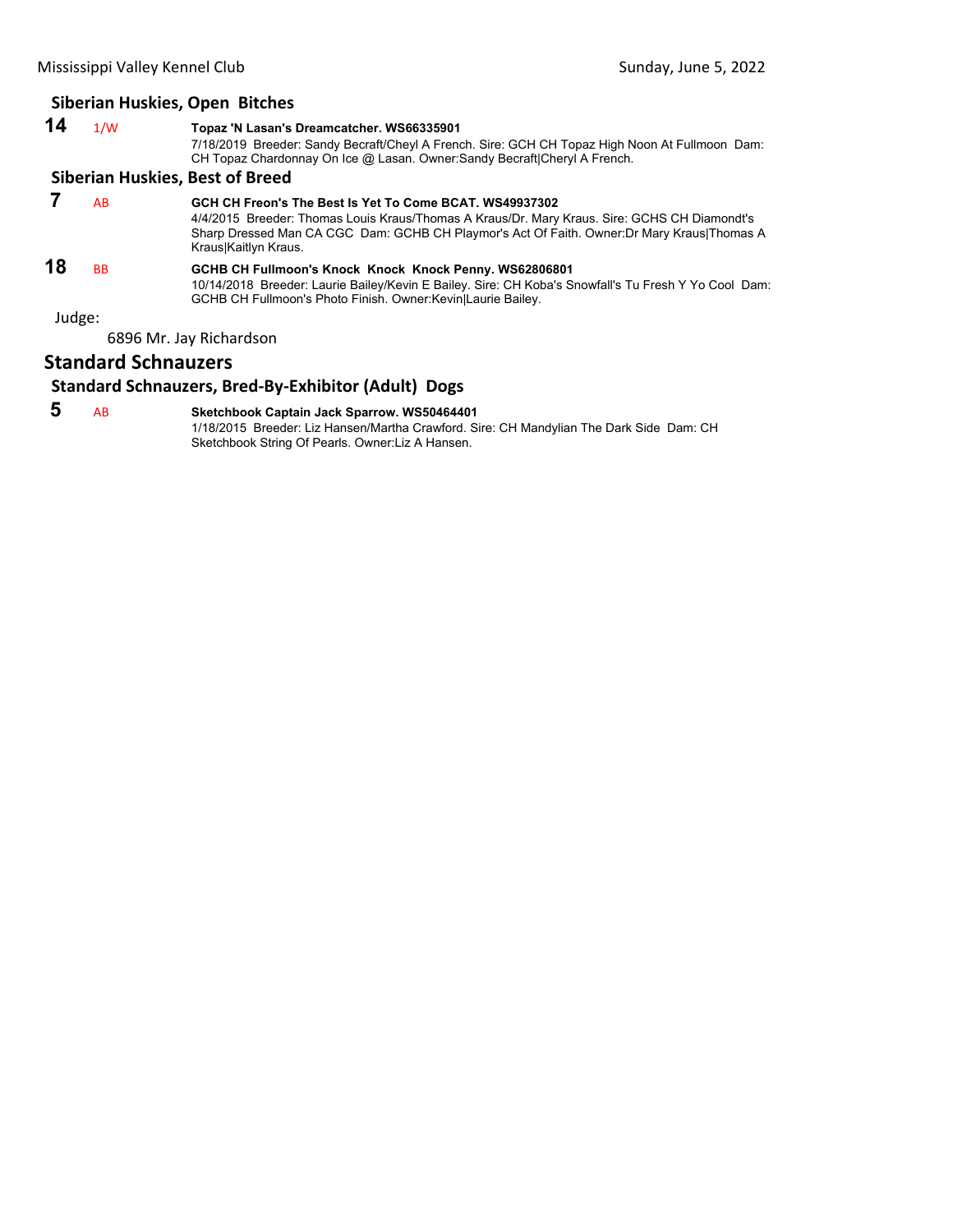### Siberian Huskies, Open Bitches

**14** 1/W **Topaz 'N Lasan's Dreamcatcher. WS66335901**
7/18/2019 Breeder: Sandy Becraft/Cheyl A French. Sire: GCH CH Topaz High Noon At Fullmoon Dam: CH Topaz Chardonnay On Ice @ Lasan. Owner:Sandy Becraft|Cheryl A French.

### Siberian Huskies, Best of Breed

**7** AB **GCH CH Freon's The Best Is Yet To Come BCAT. WS49937302**
4/4/2015 Breeder: Thomas Louis Kraus/Thomas A Kraus/Dr. Mary Kraus. Sire: GCHS CH Diamondt's Sharp Dressed Man CA CGC Dam: GCHB CH Playmor's Act Of Faith. Owner:Dr Mary Kraus|Thomas A Kraus|Kaitlyn Kraus.

**18** BB **GCHB CH Fullmoon's Knock Knock Knock Penny. WS62806801**
10/14/2018 Breeder: Laurie Bailey/Kevin E Bailey. Sire: CH Koba's Snowfall's Tu Fresh Y Yo Cool Dam: GCHB CH Fullmoon's Photo Finish. Owner:Kevin|Laurie Bailey.

Judge:

6896 Mr. Jay Richardson

## Standard Schnauzers

### Standard Schnauzers, Bred-By-Exhibitor (Adult) Dogs

**5** AB **Sketchbook Captain Jack Sparrow. WS50464401**
1/18/2015 Breeder: Liz Hansen/Martha Crawford. Sire: CH Mandylian The Dark Side Dam: CH Sketchbook String Of Pearls. Owner:Liz A Hansen.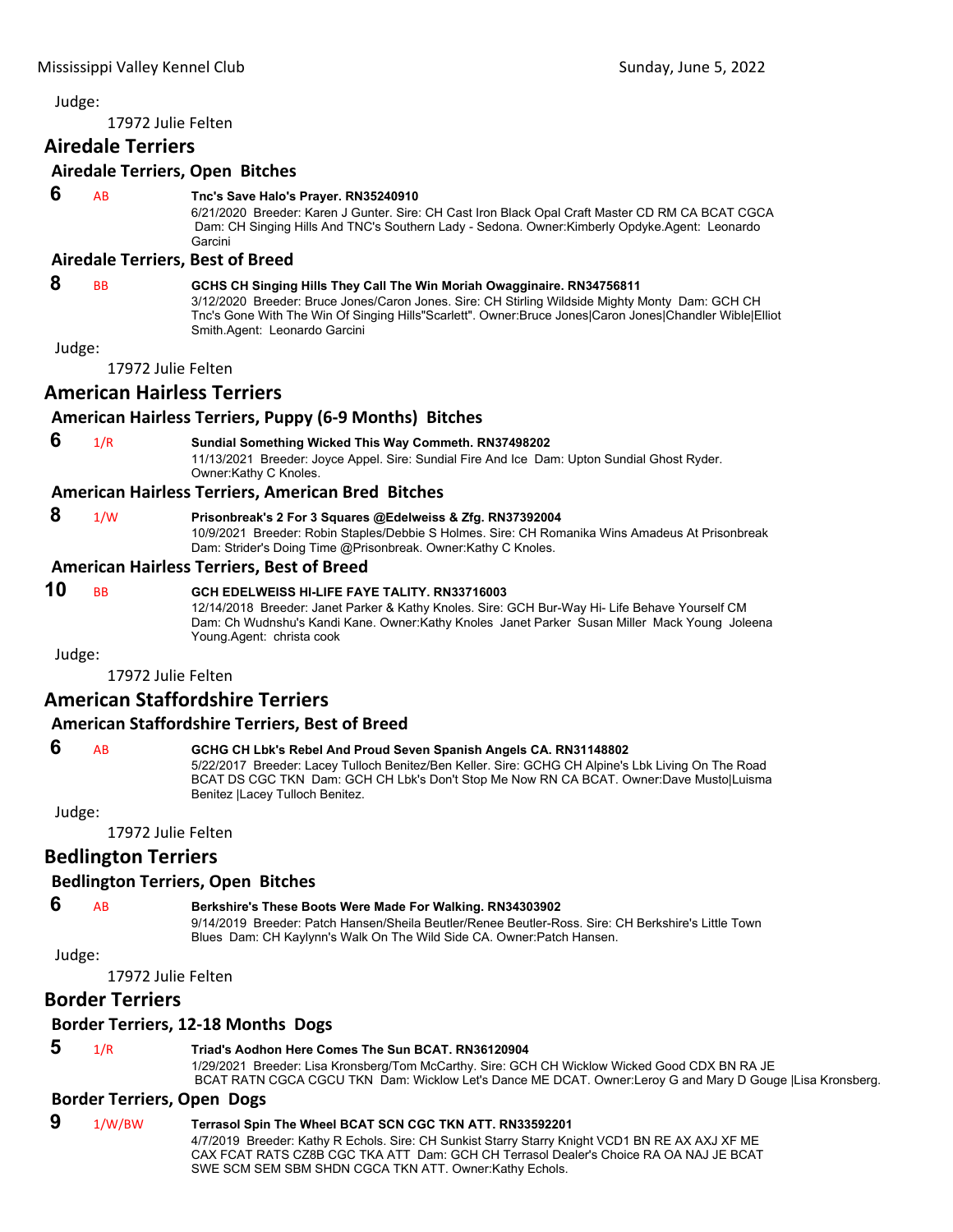Judge:

17972 Julie Felten

## Airedale Terriers

### Airedale Terriers, Open Bitches

**6** AB **Tnc's Save Halo's Prayer. RN35240910**
6/21/2020 Breeder: Karen J Gunter. Sire: CH Cast Iron Black Opal Craft Master CD RM CA BCAT CGCA Dam: CH Singing Hills And TNC's Southern Lady - Sedona. Owner:Kimberly Opdyke.Agent: Leonardo Garcini

### Airedale Terriers, Best of Breed

**8** BB **GCHS CH Singing Hills They Call The Win Moriah Owagginaire. RN34756811**
3/12/2020 Breeder: Bruce Jones/Caron Jones. Sire: CH Stirling Wildside Mighty Monty Dam: GCH CH Tnc's Gone With The Win Of Singing Hills"Scarlett". Owner:Bruce Jones|Caron Jones|Chandler Wible|Elliot Smith.Agent: Leonardo Garcini

Judge:

17972 Julie Felten

## American Hairless Terriers

### American Hairless Terriers, Puppy (6-9 Months) Bitches

**6** 1/R **Sundial Something Wicked This Way Commeth. RN37498202**
11/13/2021 Breeder: Joyce Appel. Sire: Sundial Fire And Ice Dam: Upton Sundial Ghost Ryder. Owner:Kathy C Knoles.

### American Hairless Terriers, American Bred Bitches

**8** 1/W **Prisonbreak's 2 For 3 Squares @Edelweiss & Zfg. RN37392004**
10/9/2021 Breeder: Robin Staples/Debbie S Holmes. Sire: CH Romanika Wins Amadeus At Prisonbreak Dam: Strider's Doing Time @Prisonbreak. Owner:Kathy C Knoles.

### American Hairless Terriers, Best of Breed

**10** BB **GCH EDELWEISS HI-LIFE FAYE TALITY. RN33716003**
12/14/2018 Breeder: Janet Parker & Kathy Knoles. Sire: GCH Bur-Way Hi- Life Behave Yourself CM Dam: Ch Wudnshu's Kandi Kane. Owner:Kathy Knoles Janet Parker Susan Miller Mack Young Joleena Young.Agent: christa cook

Judge:

17972 Julie Felten

## American Staffordshire Terriers

### American Staffordshire Terriers, Best of Breed

**6** AB **GCHG CH Lbk's Rebel And Proud Seven Spanish Angels CA. RN31148802**
5/22/2017 Breeder: Lacey Tulloch Benitez/Ben Keller. Sire: GCHG CH Alpine's Lbk Living On The Road BCAT DS CGC TKN Dam: GCH CH Lbk's Don't Stop Me Now RN CA BCAT. Owner:Dave Musto|Luisma Benitez |Lacey Tulloch Benitez.

Judge:

17972 Julie Felten

## Bedlington Terriers

### Bedlington Terriers, Open Bitches

**6** AB **Berkshire's These Boots Were Made For Walking. RN34303902**
9/14/2019 Breeder: Patch Hansen/Sheila Beutler/Renee Beutler-Ross. Sire: CH Berkshire's Little Town Blues Dam: CH Kaylynn's Walk On The Wild Side CA. Owner:Patch Hansen.

Judge:

17972 Julie Felten

## Border Terriers

### Border Terriers, 12-18 Months Dogs

**5** 1/R **Triad's Aodhon Here Comes The Sun BCAT. RN36120904**
1/29/2021 Breeder: Lisa Kronsberg/Tom McCarthy. Sire: GCH CH Wicklow Wicked Good CDX BN RA JE BCAT RATN CGCA CGCU TKN Dam: Wicklow Let's Dance ME DCAT. Owner:Leroy G and Mary D Gouge |Lisa Kronsberg.

### Border Terriers, Open Dogs

**9** 1/W/BW **Terrasol Spin The Wheel BCAT SCN CGC TKN ATT. RN33592201**
4/7/2019 Breeder: Kathy R Echols. Sire: CH Sunkist Starry Starry Knight VCD1 BN RE AX AXJ XF ME CAX FCAT RATS CZ8B CGC TKA ATT Dam: GCH CH Terrasol Dealer's Choice RA OA NAJ JE BCAT SWE SCM SEM SBM SHDN CGCA TKN ATT. Owner:Kathy Echols.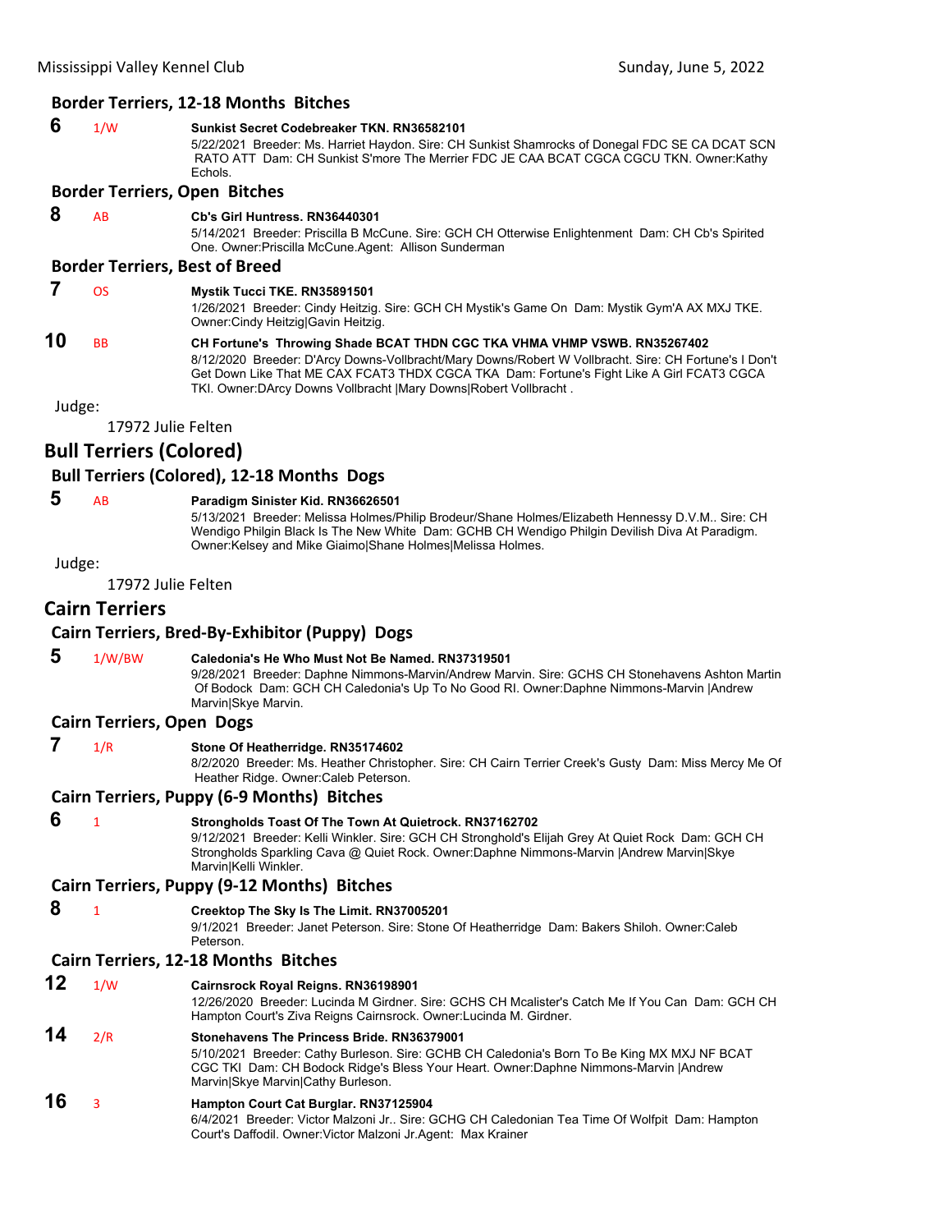### Border Terriers, 12-18 Months Bitches

**6** 1/W **Sunkist Secret Codebreaker TKN. RN36582101**
5/22/2021 Breeder: Ms. Harriet Haydon. Sire: CH Sunkist Shamrocks of Donegal FDC SE CA DCAT SCN RATO ATT Dam: CH Sunkist S'more The Merrier FDC JE CAA BCAT CGCA CGCU TKN. Owner:Kathy Echols.

### Border Terriers, Open Bitches

**8** AB **Cb's Girl Huntress. RN36440301**
5/14/2021 Breeder: Priscilla B McCune. Sire: GCH CH Otterwise Enlightenment Dam: CH Cb's Spirited One. Owner:Priscilla McCune.Agent: Allison Sunderman

### Border Terriers, Best of Breed

**7** OS **Mystik Tucci TKE. RN35891501**
1/26/2021 Breeder: Cindy Heitzig. Sire: GCH CH Mystik's Game On Dam: Mystik Gym'A AX MXJ TKE. Owner:Cindy Heitzig|Gavin Heitzig.

**10** BB **CH Fortune's Throwing Shade BCAT THDN CGC TKA VHMA VHMP VSWB. RN35267402**
8/12/2020 Breeder: D'Arcy Downs-Vollbracht/Mary Downs/Robert W Vollbracht. Sire: CH Fortune's I Don't Get Down Like That ME CAX FCAT3 THDX CGCA TKA Dam: Fortune's Fight Like A Girl FCAT3 CGCA TKI. Owner:DArcy Downs Vollbracht |Mary Downs|Robert Vollbracht .

Judge:

17972 Julie Felten

## Bull Terriers (Colored)

### Bull Terriers (Colored), 12-18 Months Dogs

**5** AB **Paradigm Sinister Kid. RN36626501**
5/13/2021 Breeder: Melissa Holmes/Philip Brodeur/Shane Holmes/Elizabeth Hennessy D.V.M.. Sire: CH Wendigo Philgin Black Is The New White Dam: GCHB CH Wendigo Philgin Devilish Diva At Paradigm. Owner:Kelsey and Mike Giaimo|Shane Holmes|Melissa Holmes.

Judge:

17972 Julie Felten

## Cairn Terriers

### Cairn Terriers, Bred-By-Exhibitor (Puppy) Dogs

**5** 1/W/BW **Caledonia's He Who Must Not Be Named. RN37319501**
9/28/2021 Breeder: Daphne Nimmons-Marvin/Andrew Marvin. Sire: GCHS CH Stonehavens Ashton Martin Of Bodock Dam: GCH CH Caledonia's Up To No Good RI. Owner:Daphne Nimmons-Marvin |Andrew Marvin|Skye Marvin.

### Cairn Terriers, Open Dogs

**7** 1/R **Stone Of Heatherridge. RN35174602**
8/2/2020 Breeder: Ms. Heather Christopher. Sire: CH Cairn Terrier Creek's Gusty Dam: Miss Mercy Me Of Heather Ridge. Owner:Caleb Peterson.

### Cairn Terriers, Puppy (6-9 Months) Bitches

**6** 1 **Strongholds Toast Of The Town At Quietrock. RN37162702**
9/12/2021 Breeder: Kelli Winkler. Sire: GCH CH Stronghold's Elijah Grey At Quiet Rock Dam: GCH CH Strongholds Sparkling Cava @ Quiet Rock. Owner:Daphne Nimmons-Marvin |Andrew Marvin|Skye Marvin|Kelli Winkler.

### Cairn Terriers, Puppy (9-12 Months) Bitches

**8** 1 **Creektop The Sky Is The Limit. RN37005201**
9/1/2021 Breeder: Janet Peterson. Sire: Stone Of Heatherridge Dam: Bakers Shiloh. Owner:Caleb Peterson.

### Cairn Terriers, 12-18 Months Bitches

**12** 1/W **Cairnsrock Royal Reigns. RN36198901**
12/26/2020 Breeder: Lucinda M Girdner. Sire: GCHS CH Mcalister's Catch Me If You Can Dam: GCH CH Hampton Court's Ziva Reigns Cairnsrock. Owner:Lucinda M. Girdner.

**14** 2/R **Stonehavens The Princess Bride. RN36379001**
5/10/2021 Breeder: Cathy Burleson. Sire: GCHB CH Caledonia's Born To Be King MX MXJ NF BCAT CGC TKI Dam: CH Bodock Ridge's Bless Your Heart. Owner:Daphne Nimmons-Marvin |Andrew Marvin|Skye Marvin|Cathy Burleson.

**16** 3 **Hampton Court Cat Burglar. RN37125904**
6/4/2021 Breeder: Victor Malzoni Jr.. Sire: GCHG CH Caledonian Tea Time Of Wolfpit Dam: Hampton Court's Daffodil. Owner:Victor Malzoni Jr.Agent: Max Krainer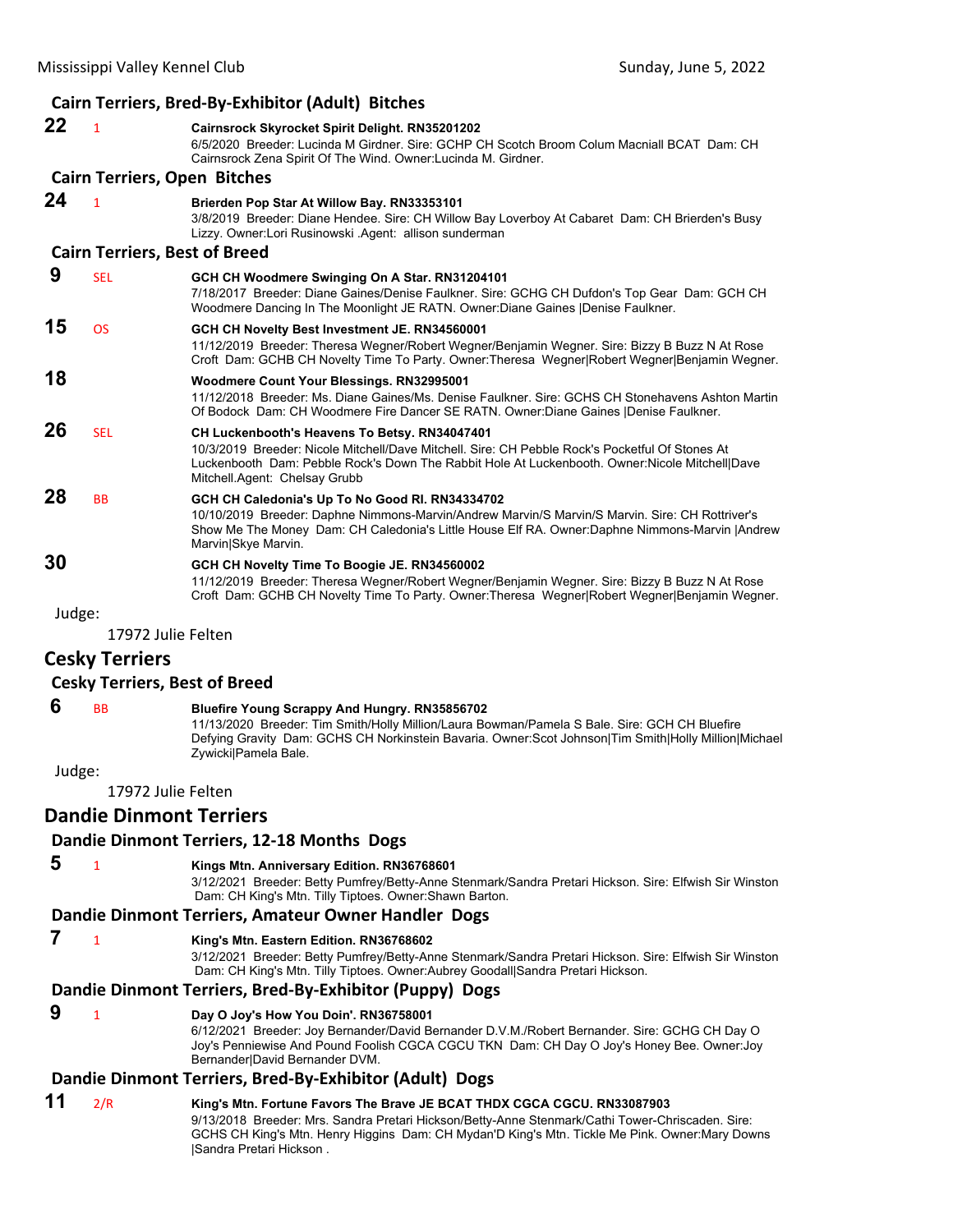### Cairn Terriers, Bred-By-Exhibitor (Adult) Bitches

**22** 1 **Cairnsrock Skyrocket Spirit Delight. RN35201202**
6/5/2020 Breeder: Lucinda M Girdner. Sire: GCHP CH Scotch Broom Colum Macniall BCAT Dam: CH Cairnsrock Zena Spirit Of The Wind. Owner:Lucinda M. Girdner.

### Cairn Terriers, Open Bitches

**24** 1 **Brierden Pop Star At Willow Bay. RN33353101**
3/8/2019 Breeder: Diane Hendee. Sire: CH Willow Bay Loverboy At Cabaret Dam: CH Brierden's Busy Lizzy. Owner:Lori Rusinowski .Agent: allison sunderman

### Cairn Terriers, Best of Breed

**9** SEL **GCH CH Woodmere Swinging On A Star. RN31204101**
7/18/2017 Breeder: Diane Gaines/Denise Faulkner. Sire: GCHG CH Dufdon's Top Gear Dam: GCH CH Woodmere Dancing In The Moonlight JE RATN. Owner:Diane Gaines |Denise Faulkner.

**15** OS **GCH CH Novelty Best Investment JE. RN34560001**
11/12/2019 Breeder: Theresa Wegner/Robert Wegner/Benjamin Wegner. Sire: Bizzy B Buzz N At Rose Croft Dam: GCHB CH Novelty Time To Party. Owner:Theresa Wegner|Robert Wegner|Benjamin Wegner.

**18** **Woodmere Count Your Blessings. RN32995001**
11/12/2018 Breeder: Ms. Diane Gaines/Ms. Denise Faulkner. Sire: GCHS CH Stonehavens Ashton Martin Of Bodock Dam: CH Woodmere Fire Dancer SE RATN. Owner:Diane Gaines |Denise Faulkner.

**26** SEL **CH Luckenbooth's Heavens To Betsy. RN34047401**
10/3/2019 Breeder: Nicole Mitchell/Dave Mitchell. Sire: CH Pebble Rock's Pocketful Of Stones At Luckenbooth Dam: Pebble Rock's Down The Rabbit Hole At Luckenbooth. Owner:Nicole Mitchell|Dave Mitchell.Agent: Chelsay Grubb

**28** BB **GCH CH Caledonia's Up To No Good RI. RN34334702**
10/10/2019 Breeder: Daphne Nimmons-Marvin/Andrew Marvin/S Marvin/S Marvin. Sire: CH Rottriver's Show Me The Money Dam: CH Caledonia's Little House Elf RA. Owner:Daphne Nimmons-Marvin |Andrew Marvin|Skye Marvin.

**30** **GCH CH Novelty Time To Boogie JE. RN34560002**
11/12/2019 Breeder: Theresa Wegner/Robert Wegner/Benjamin Wegner. Sire: Bizzy B Buzz N At Rose Croft Dam: GCHB CH Novelty Time To Party. Owner:Theresa Wegner|Robert Wegner|Benjamin Wegner.

Judge:

17972 Julie Felten

## Cesky Terriers

### Cesky Terriers, Best of Breed

**6** BB **Bluefire Young Scrappy And Hungry. RN35856702**
11/13/2020 Breeder: Tim Smith/Holly Million/Laura Bowman/Pamela S Bale. Sire: GCH CH Bluefire Defying Gravity Dam: GCHS CH Norkinstein Bavaria. Owner:Scot Johnson|Tim Smith|Holly Million|Michael Zywicki|Pamela Bale.

Judge:

17972 Julie Felten

## Dandie Dinmont Terriers

### Dandie Dinmont Terriers, 12-18 Months Dogs

**5** 1 **Kings Mtn. Anniversary Edition. RN36768601**
3/12/2021 Breeder: Betty Pumfrey/Betty-Anne Stenmark/Sandra Pretari Hickson. Sire: Elfwish Sir Winston Dam: CH King's Mtn. Tilly Tiptoes. Owner:Shawn Barton.

### Dandie Dinmont Terriers, Amateur Owner Handler Dogs

**7** 1 **King's Mtn. Eastern Edition. RN36768602**
3/12/2021 Breeder: Betty Pumfrey/Betty-Anne Stenmark/Sandra Pretari Hickson. Sire: Elfwish Sir Winston Dam: CH King's Mtn. Tilly Tiptoes. Owner:Aubrey Goodall|Sandra Pretari Hickson.

### Dandie Dinmont Terriers, Bred-By-Exhibitor (Puppy) Dogs

**9** 1 **Day O Joy's How You Doin'. RN36758001**
6/12/2021 Breeder: Joy Bernander/David Bernander D.V.M./Robert Bernander. Sire: GCHG CH Day O Joy's Penniewise And Pound Foolish CGCA CGCU TKN Dam: CH Day O Joy's Honey Bee. Owner:Joy Bernander|David Bernander DVM.

### Dandie Dinmont Terriers, Bred-By-Exhibitor (Adult) Dogs

**11** 2/R **King's Mtn. Fortune Favors The Brave JE BCAT THDX CGCA CGCU. RN33087903**
9/13/2018 Breeder: Mrs. Sandra Pretari Hickson/Betty-Anne Stenmark/Cathi Tower-Chriscaden. Sire: GCHS CH King's Mtn. Henry Higgins Dam: CH Mydan'D King's Mtn. Tickle Me Pink. Owner:Mary Downs |Sandra Pretari Hickson .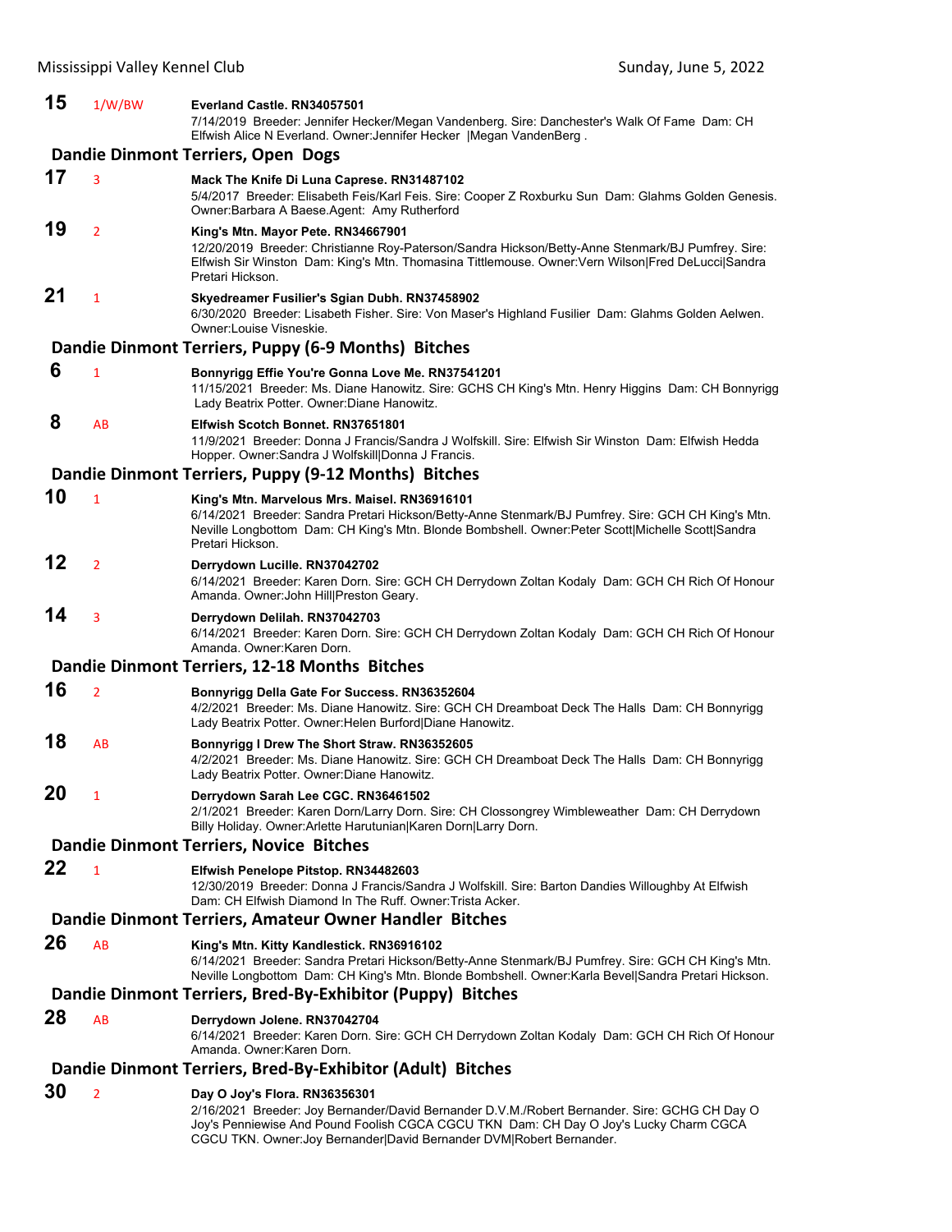**15** 1/W/BW **Everland Castle. RN34057501**
7/14/2019 Breeder: Jennifer Hecker/Megan Vandenberg. Sire: Danchester's Walk Of Fame Dam: CH Elfwish Alice N Everland. Owner:Jennifer Hecker |Megan VandenBerg .

### Dandie Dinmont Terriers, Open Dogs

**17** 3 **Mack The Knife Di Luna Caprese. RN31487102**
5/4/2017 Breeder: Elisabeth Feis/Karl Feis. Sire: Cooper Z Roxburku Sun Dam: Glahms Golden Genesis. Owner:Barbara A Baese.Agent: Amy Rutherford

**19** 2 **King's Mtn. Mayor Pete. RN34667901**
12/20/2019 Breeder: Christianne Roy-Paterson/Sandra Hickson/Betty-Anne Stenmark/BJ Pumfrey. Sire: Elfwish Sir Winston Dam: King's Mtn. Thomasina Tittlemouse. Owner:Vern Wilson|Fred DeLucci|Sandra Pretari Hickson.

**21** 1 **Skyedreamer Fusilier's Sgian Dubh. RN37458902**
6/30/2020 Breeder: Lisabeth Fisher. Sire: Von Maser's Highland Fusilier Dam: Glahms Golden Aelwen. Owner:Louise Visneskie.

### Dandie Dinmont Terriers, Puppy (6-9 Months) Bitches

**6** 1 **Bonnyrigg Effie You're Gonna Love Me. RN37541201**
11/15/2021 Breeder: Ms. Diane Hanowitz. Sire: GCHS CH King's Mtn. Henry Higgins Dam: CH Bonnyrigg Lady Beatrix Potter. Owner:Diane Hanowitz.

**8** AB **Elfwish Scotch Bonnet. RN37651801**
11/9/2021 Breeder: Donna J Francis/Sandra J Wolfskill. Sire: Elfwish Sir Winston Dam: Elfwish Hedda Hopper. Owner:Sandra J Wolfskill|Donna J Francis.

### Dandie Dinmont Terriers, Puppy (9-12 Months) Bitches

**10** 1 **King's Mtn. Marvelous Mrs. Maisel. RN36916101**
6/14/2021 Breeder: Sandra Pretari Hickson/Betty-Anne Stenmark/BJ Pumfrey. Sire: GCH CH King's Mtn. Neville Longbottom Dam: CH King's Mtn. Blonde Bombshell. Owner:Peter Scott|Michelle Scott|Sandra Pretari Hickson.

**12** 2 **Derrydown Lucille. RN37042702**
6/14/2021 Breeder: Karen Dorn. Sire: GCH CH Derrydown Zoltan Kodaly Dam: GCH CH Rich Of Honour Amanda. Owner:John Hill|Preston Geary.

**14** 3 **Derrydown Delilah. RN37042703**
6/14/2021 Breeder: Karen Dorn. Sire: GCH CH Derrydown Zoltan Kodaly Dam: GCH CH Rich Of Honour Amanda. Owner:Karen Dorn.

### Dandie Dinmont Terriers, 12-18 Months Bitches

**16** 2 **Bonnyrigg Della Gate For Success. RN36352604**
4/2/2021 Breeder: Ms. Diane Hanowitz. Sire: GCH CH Dreamboat Deck The Halls Dam: CH Bonnyrigg Lady Beatrix Potter. Owner:Helen Burford|Diane Hanowitz.

**18** AB **Bonnyrigg I Drew The Short Straw. RN36352605**
4/2/2021 Breeder: Ms. Diane Hanowitz. Sire: GCH CH Dreamboat Deck The Halls Dam: CH Bonnyrigg Lady Beatrix Potter. Owner:Diane Hanowitz.

**20** 1 **Derrydown Sarah Lee CGC. RN36461502**
2/1/2021 Breeder: Karen Dorn/Larry Dorn. Sire: CH Clossongrey Wimbleweather Dam: CH Derrydown Billy Holiday. Owner:Arlette Harutunian|Karen Dorn|Larry Dorn.

### Dandie Dinmont Terriers, Novice Bitches

**22** 1 **Elfwish Penelope Pitstop. RN34482603**
12/30/2019 Breeder: Donna J Francis/Sandra J Wolfskill. Sire: Barton Dandies Willoughby At Elfwish Dam: CH Elfwish Diamond In The Ruff. Owner:Trista Acker.

### Dandie Dinmont Terriers, Amateur Owner Handler Bitches

**26** AB **King's Mtn. Kitty Kandlestick. RN36916102**
6/14/2021 Breeder: Sandra Pretari Hickson/Betty-Anne Stenmark/BJ Pumfrey. Sire: GCH CH King's Mtn. Neville Longbottom Dam: CH King's Mtn. Blonde Bombshell. Owner:Karla Bevel|Sandra Pretari Hickson.

### Dandie Dinmont Terriers, Bred-By-Exhibitor (Puppy) Bitches

**28** AB **Derrydown Jolene. RN37042704**
6/14/2021 Breeder: Karen Dorn. Sire: GCH CH Derrydown Zoltan Kodaly Dam: GCH CH Rich Of Honour Amanda. Owner:Karen Dorn.

### Dandie Dinmont Terriers, Bred-By-Exhibitor (Adult) Bitches

**30** 2 **Day O Joy's Flora. RN36356301**
2/16/2021 Breeder: Joy Bernander/David Bernander D.V.M./Robert Bernander. Sire: GCHG CH Day O Joy's Penniewise And Pound Foolish CGCA CGCU TKN Dam: CH Day O Joy's Lucky Charm CGCA CGCU TKN. Owner:Joy Bernander|David Bernander DVM|Robert Bernander.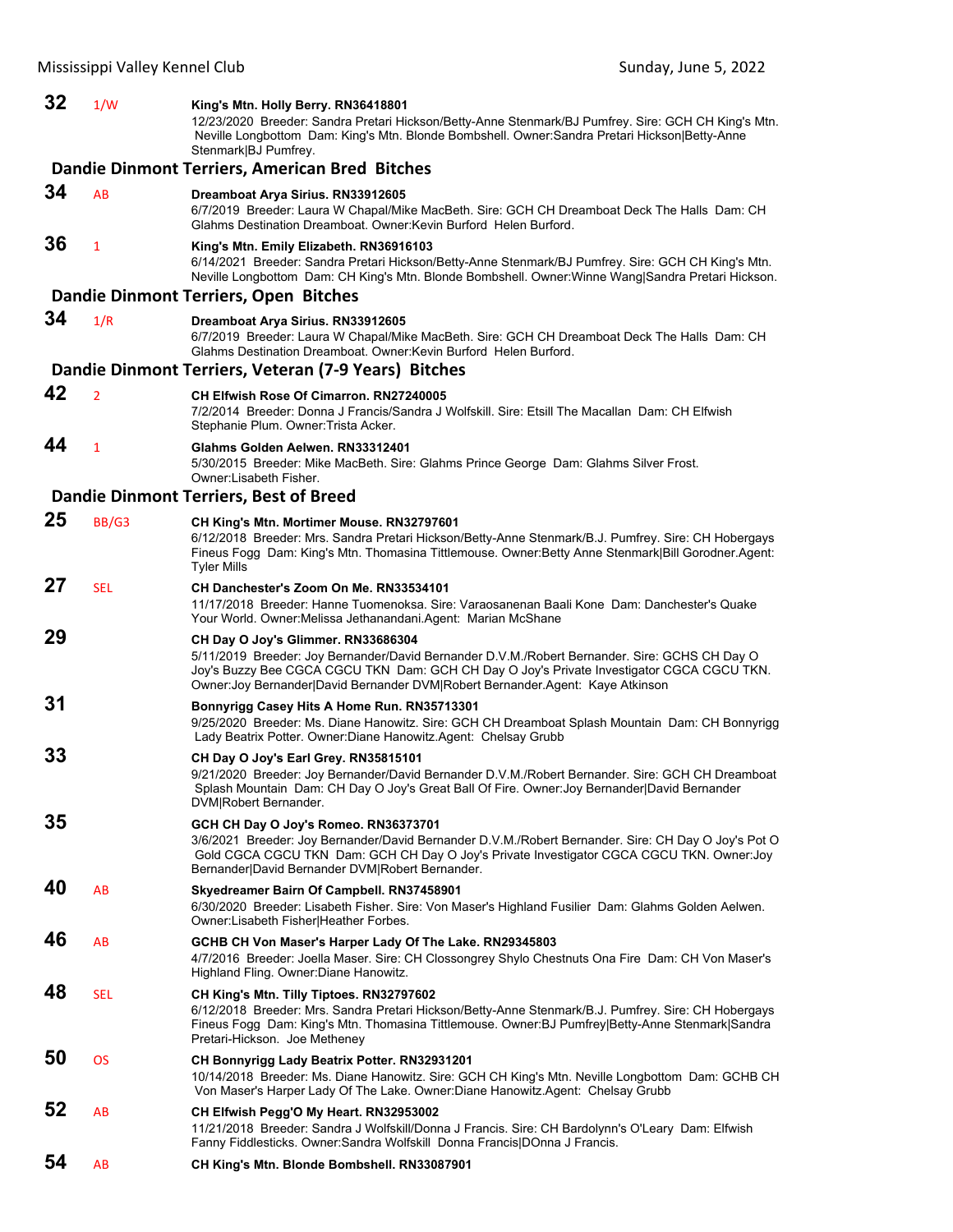**32** 1/W **King's Mtn. Holly Berry. RN36418801**
12/23/2020 Breeder: Sandra Pretari Hickson/Betty-Anne Stenmark/BJ Pumfrey. Sire: GCH CH King's Mtn. Neville Longbottom Dam: King's Mtn. Blonde Bombshell. Owner:Sandra Pretari Hickson|Betty-Anne Stenmark|BJ Pumfrey.

### Dandie Dinmont Terriers, American Bred Bitches

**34** AB **Dreamboat Arya Sirius. RN33912605**
6/7/2019 Breeder: Laura W Chapal/Mike MacBeth. Sire: GCH CH Dreamboat Deck The Halls Dam: CH Glahms Destination Dreamboat. Owner:Kevin Burford Helen Burford.

**36** 1 **King's Mtn. Emily Elizabeth. RN36916103**
6/14/2021 Breeder: Sandra Pretari Hickson/Betty-Anne Stenmark/BJ Pumfrey. Sire: GCH CH King's Mtn. Neville Longbottom Dam: CH King's Mtn. Blonde Bombshell. Owner:Winne Wang|Sandra Pretari Hickson.

### Dandie Dinmont Terriers, Open Bitches

**34** 1/R **Dreamboat Arya Sirius. RN33912605**
6/7/2019 Breeder: Laura W Chapal/Mike MacBeth. Sire: GCH CH Dreamboat Deck The Halls Dam: CH Glahms Destination Dreamboat. Owner:Kevin Burford Helen Burford.

### Dandie Dinmont Terriers, Veteran (7-9 Years) Bitches

**42** 2 **CH Elfwish Rose Of Cimarron. RN27240005**
7/2/2014 Breeder: Donna J Francis/Sandra J Wolfskill. Sire: Etsill The Macallan Dam: CH Elfwish Stephanie Plum. Owner:Trista Acker.

**44** 1 **Glahms Golden Aelwen. RN33312401**
5/30/2015 Breeder: Mike MacBeth. Sire: Glahms Prince George Dam: Glahms Silver Frost. Owner:Lisabeth Fisher.

### Dandie Dinmont Terriers, Best of Breed

**25** BB/G3 **CH King's Mtn. Mortimer Mouse. RN32797601**
6/12/2018 Breeder: Mrs. Sandra Pretari Hickson/Betty-Anne Stenmark/B.J. Pumfrey. Sire: CH Hobergays Fineus Fogg Dam: King's Mtn. Thomasina Tittlemouse. Owner:Betty Anne Stenmark|Bill Gorodner.Agent: Tyler Mills

**27** SEL **CH Danchester's Zoom On Me. RN33534101**
11/17/2018 Breeder: Hanne Tuomenoksa. Sire: Varaosanenan Baali Kone Dam: Danchester's Quake Your World. Owner:Melissa Jethanandani.Agent: Marian McShane

**29** **CH Day O Joy's Glimmer. RN33686304**
5/11/2019 Breeder: Joy Bernander/David Bernander D.V.M./Robert Bernander. Sire: GCHS CH Day O Joy's Buzzy Bee CGCA CGCU TKN Dam: GCH CH Day O Joy's Private Investigator CGCA CGCU TKN. Owner:Joy Bernander|David Bernander DVM|Robert Bernander.Agent: Kaye Atkinson

**31** **Bonnyrigg Casey Hits A Home Run. RN35713301**
9/25/2020 Breeder: Ms. Diane Hanowitz. Sire: GCH CH Dreamboat Splash Mountain Dam: CH Bonnyrigg Lady Beatrix Potter. Owner:Diane Hanowitz.Agent: Chelsay Grubb

**33** **CH Day O Joy's Earl Grey. RN35815101**
9/21/2020 Breeder: Joy Bernander/David Bernander D.V.M./Robert Bernander. Sire: GCH CH Dreamboat Splash Mountain Dam: CH Day O Joy's Great Ball Of Fire. Owner:Joy Bernander|David Bernander DVM|Robert Bernander.

**35** **GCH CH Day O Joy's Romeo. RN36373701**
3/6/2021 Breeder: Joy Bernander/David Bernander D.V.M./Robert Bernander. Sire: CH Day O Joy's Pot O Gold CGCA CGCU TKN Dam: GCH CH Day O Joy's Private Investigator CGCA CGCU TKN. Owner:Joy Bernander|David Bernander DVM|Robert Bernander.

**40** AB **Skyedreamer Bairn Of Campbell. RN37458901**
6/30/2020 Breeder: Lisabeth Fisher. Sire: Von Maser's Highland Fusilier Dam: Glahms Golden Aelwen. Owner:Lisabeth Fisher|Heather Forbes.

**46** AB **GCHB CH Von Maser's Harper Lady Of The Lake. RN29345803**
4/7/2016 Breeder: Joella Maser. Sire: CH Clossongrey Shylo Chestnuts Ona Fire Dam: CH Von Maser's Highland Fling. Owner:Diane Hanowitz.

**48** SEL **CH King's Mtn. Tilly Tiptoes. RN32797602**
6/12/2018 Breeder: Mrs. Sandra Pretari Hickson/Betty-Anne Stenmark/B.J. Pumfrey. Sire: CH Hobergays Fineus Fogg Dam: King's Mtn. Thomasina Tittlemouse. Owner:BJ Pumfrey|Betty-Anne Stenmark|Sandra Pretari-Hickson. Joe Metheney

**50** OS **CH Bonnyrigg Lady Beatrix Potter. RN32931201**
10/14/2018 Breeder: Ms. Diane Hanowitz. Sire: GCH CH King's Mtn. Neville Longbottom Dam: GCHB CH Von Maser's Harper Lady Of The Lake. Owner:Diane Hanowitz.Agent: Chelsay Grubb

**52** AB **CH Elfwish Pegg'O My Heart. RN32953002**
11/21/2018 Breeder: Sandra J Wolfskill/Donna J Francis. Sire: CH Bardolynn's O'Leary Dam: Elfwish Fanny Fiddlesticks. Owner:Sandra Wolfskill Donna Francis|DOnna J Francis.

**54** AB **CH King's Mtn. Blonde Bombshell. RN33087901**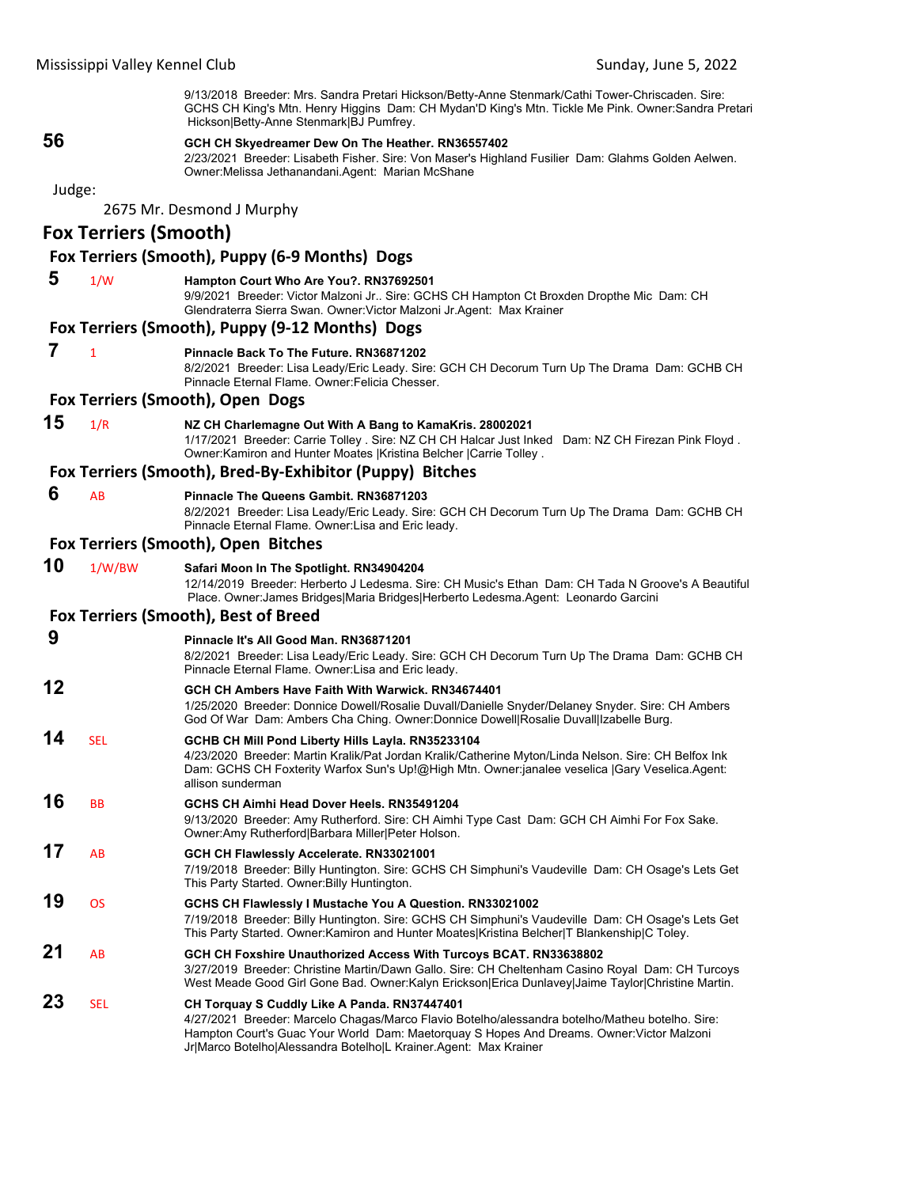9/13/2018 Breeder: Mrs. Sandra Pretari Hickson/Betty-Anne Stenmark/Cathi Tower-Chriscaden. Sire: GCHS CH King's Mtn. Henry Higgins Dam: CH Mydan'D King's Mtn. Tickle Me Pink. Owner:Sandra Pretari Hickson|Betty-Anne Stenmark|BJ Pumfrey.

**56** **GCH CH Skyedreamer Dew On The Heather. RN36557402**
2/23/2021 Breeder: Lisabeth Fisher. Sire: Von Maser's Highland Fusilier Dam: Glahms Golden Aelwen. Owner:Melissa Jethanandani.Agent: Marian McShane

Judge:

2675 Mr. Desmond J Murphy

## Fox Terriers (Smooth)

### Fox Terriers (Smooth), Puppy (6-9 Months) Dogs

**5** 1/W **Hampton Court Who Are You?. RN37692501**
9/9/2021 Breeder: Victor Malzoni Jr.. Sire: GCHS CH Hampton Ct Broxden Dropthe Mic Dam: CH Glendraterra Sierra Swan. Owner:Victor Malzoni Jr.Agent: Max Krainer

### Fox Terriers (Smooth), Puppy (9-12 Months) Dogs

**7** 1 **Pinnacle Back To The Future. RN36871202**
8/2/2021 Breeder: Lisa Leady/Eric Leady. Sire: GCH CH Decorum Turn Up The Drama Dam: GCHB CH Pinnacle Eternal Flame. Owner:Felicia Chesser.

### Fox Terriers (Smooth), Open Dogs

**15** 1/R **NZ CH Charlemagne Out With A Bang to KamaKris. 28002021**
1/17/2021 Breeder: Carrie Tolley . Sire: NZ CH CH Halcar Just Inked Dam: NZ CH Firezan Pink Floyd . Owner:Kamiron and Hunter Moates |Kristina Belcher |Carrie Tolley .

### Fox Terriers (Smooth), Bred-By-Exhibitor (Puppy) Bitches

**6** AB **Pinnacle The Queens Gambit. RN36871203**
8/2/2021 Breeder: Lisa Leady/Eric Leady. Sire: GCH CH Decorum Turn Up The Drama Dam: GCHB CH Pinnacle Eternal Flame. Owner:Lisa and Eric leady.

### Fox Terriers (Smooth), Open Bitches

**10** 1/W/BW **Safari Moon In The Spotlight. RN34904204**
12/14/2019 Breeder: Herberto J Ledesma. Sire: CH Music's Ethan Dam: CH Tada N Groove's A Beautiful Place. Owner:James Bridges|Maria Bridges|Herberto Ledesma.Agent: Leonardo Garcini

### Fox Terriers (Smooth), Best of Breed

**9** **Pinnacle It's All Good Man. RN36871201**
8/2/2021 Breeder: Lisa Leady/Eric Leady. Sire: GCH CH Decorum Turn Up The Drama Dam: GCHB CH Pinnacle Eternal Flame. Owner:Lisa and Eric leady.

**12** **GCH CH Ambers Have Faith With Warwick. RN34674401**
1/25/2020 Breeder: Donnice Dowell/Rosalie Duvall/Danielle Snyder/Delaney Snyder. Sire: CH Ambers God Of War Dam: Ambers Cha Ching. Owner:Donnice Dowell|Rosalie Duvall|Izabelle Burg.

**14** SEL **GCHB CH Mill Pond Liberty Hills Layla. RN35233104**
4/23/2020 Breeder: Martin Kralik/Pat Jordan Kralik/Catherine Myton/Linda Nelson. Sire: CH Belfox Ink Dam: GCHS CH Foxterity Warfox Sun's Up!@High Mtn. Owner:janalee veselica |Gary Veselica.Agent: allison sunderman

**16** BB **GCHS CH Aimhi Head Dover Heels. RN35491204**
9/13/2020 Breeder: Amy Rutherford. Sire: CH Aimhi Type Cast Dam: GCH CH Aimhi For Fox Sake. Owner:Amy Rutherford|Barbara Miller|Peter Holson.

**17** AB **GCH CH Flawlessly Accelerate. RN33021001**
7/19/2018 Breeder: Billy Huntington. Sire: GCHS CH Simphuni's Vaudeville Dam: CH Osage's Lets Get This Party Started. Owner:Billy Huntington.

**19** OS **GCHS CH Flawlessly I Mustache You A Question. RN33021002**
7/19/2018 Breeder: Billy Huntington. Sire: GCHS CH Simphuni's Vaudeville Dam: CH Osage's Lets Get This Party Started. Owner:Kamiron and Hunter Moates|Kristina Belcher|T Blankenship|C Toley.

**21** AB **GCH CH Foxshire Unauthorized Access With Turcoys BCAT. RN33638802**
3/27/2019 Breeder: Christine Martin/Dawn Gallo. Sire: CH Cheltenham Casino Royal Dam: CH Turcoys West Meade Good Girl Gone Bad. Owner:Kalyn Erickson|Erica Dunlavey|Jaime Taylor|Christine Martin.

**23** SEL **CH Torquay S Cuddly Like A Panda. RN37447401**
4/27/2021 Breeder: Marcelo Chagas/Marco Flavio Botelho/alessandra botelho/Matheu botelho. Sire: Hampton Court's Guac Your World Dam: Maetorquay S Hopes And Dreams. Owner:Victor Malzoni Jr|Marco Botelho|Alessandra Botelho|L Krainer.Agent: Max Krainer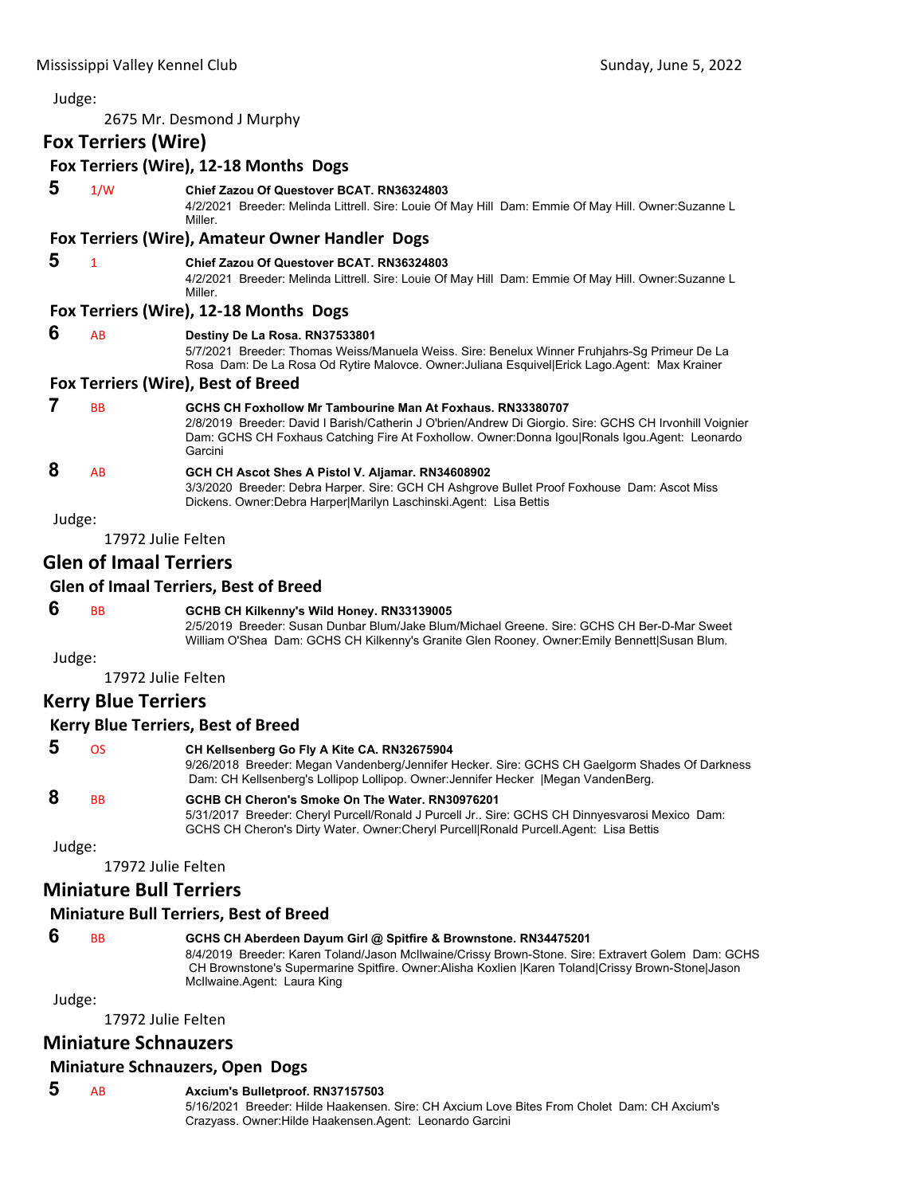Judge:

2675 Mr. Desmond J Murphy

## Fox Terriers (Wire)

### Fox Terriers (Wire), 12-18 Months Dogs

**5** 1/W **Chief Zazou Of Questover BCAT. RN36324803**
4/2/2021 Breeder: Melinda Littrell. Sire: Louie Of May Hill Dam: Emmie Of May Hill. Owner:Suzanne L Miller.

### Fox Terriers (Wire), Amateur Owner Handler Dogs

**5** 1 **Chief Zazou Of Questover BCAT. RN36324803**
4/2/2021 Breeder: Melinda Littrell. Sire: Louie Of May Hill Dam: Emmie Of May Hill. Owner:Suzanne L Miller.

### Fox Terriers (Wire), 12-18 Months Dogs

**6** AB **Destiny De La Rosa. RN37533801**
5/7/2021 Breeder: Thomas Weiss/Manuela Weiss. Sire: Benelux Winner Fruhjahrs-Sg Primeur De La Rosa Dam: De La Rosa Od Rytire Malovce. Owner:Juliana Esquivel|Erick Lago.Agent: Max Krainer

### Fox Terriers (Wire), Best of Breed

**7** BB **GCHS CH Foxhollow Mr Tambourine Man At Foxhaus. RN33380707**
2/8/2019 Breeder: David I Barish/Catherin J O'brien/Andrew Di Giorgio. Sire: GCHS CH Irvonhill Voignier Dam: GCHS CH Foxhaus Catching Fire At Foxhollow. Owner:Donna Igou|Ronals Igou.Agent: Leonardo Garcini

**8** AB **GCH CH Ascot Shes A Pistol V. Aljamar. RN34608902**
3/3/2020 Breeder: Debra Harper. Sire: GCH CH Ashgrove Bullet Proof Foxhouse Dam: Ascot Miss Dickens. Owner:Debra Harper|Marilyn Laschinski.Agent: Lisa Bettis

Judge:

17972 Julie Felten

## Glen of Imaal Terriers

### Glen of Imaal Terriers, Best of Breed

**6** BB **GCHB CH Kilkenny's Wild Honey. RN33139005**
2/5/2019 Breeder: Susan Dunbar Blum/Jake Blum/Michael Greene. Sire: GCHS CH Ber-D-Mar Sweet William O'Shea Dam: GCHS CH Kilkenny's Granite Glen Rooney. Owner:Emily Bennett|Susan Blum.

Judge:

17972 Julie Felten

## Kerry Blue Terriers

### Kerry Blue Terriers, Best of Breed

**5** OS **CH Kellsenberg Go Fly A Kite CA. RN32675904**
9/26/2018 Breeder: Megan Vandenberg/Jennifer Hecker. Sire: GCHS CH Gaelgorm Shades Of Darkness Dam: CH Kellsenberg's Lollipop Lollipop. Owner:Jennifer Hecker |Megan VandenBerg.

**8** BB **GCHB CH Cheron's Smoke On The Water. RN30976201**
5/31/2017 Breeder: Cheryl Purcell/Ronald J Purcell Jr.. Sire: GCHS CH Dinnyesvarosi Mexico Dam: GCHS CH Cheron's Dirty Water. Owner:Cheryl Purcell|Ronald Purcell.Agent: Lisa Bettis

Judge:

17972 Julie Felten

## Miniature Bull Terriers

### Miniature Bull Terriers, Best of Breed

**6** BB **GCHS CH Aberdeen Dayum Girl @ Spitfire & Brownstone. RN34475201**
8/4/2019 Breeder: Karen Toland/Jason McIlwaine/Crissy Brown-Stone. Sire: Extravert Golem Dam: GCHS CH Brownstone's Supermarine Spitfire. Owner:Alisha Koxlien |Karen Toland|Crissy Brown-Stone|Jason McIlwaine.Agent: Laura King

Judge:

17972 Julie Felten

## Miniature Schnauzers

### Miniature Schnauzers, Open Dogs

**5** AB **Axcium's Bulletproof. RN37157503**
5/16/2021 Breeder: Hilde Haakensen. Sire: CH Axcium Love Bites From Cholet Dam: CH Axcium's Crazyass. Owner:Hilde Haakensen.Agent: Leonardo Garcini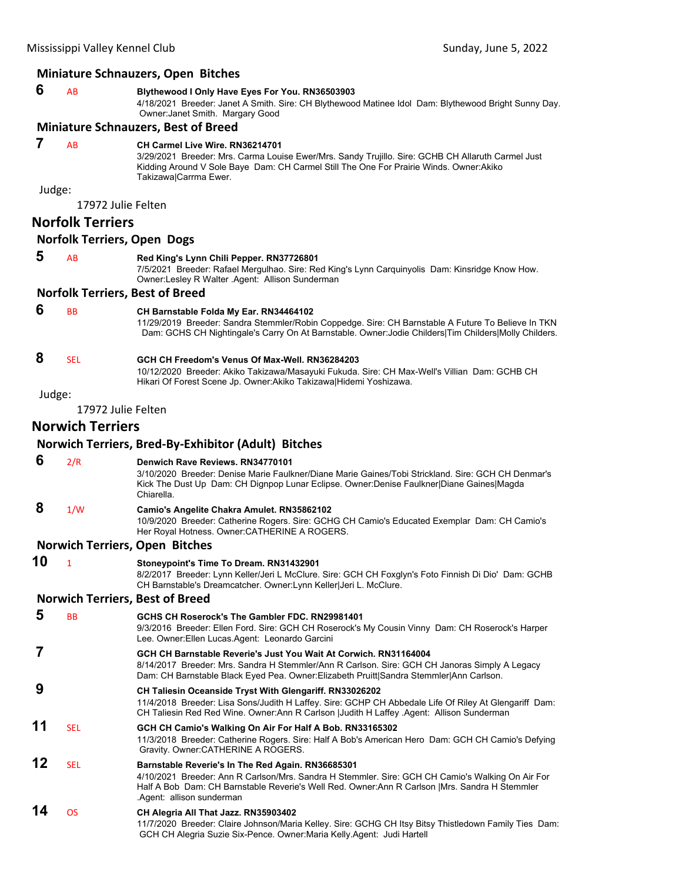### Miniature Schnauzers, Open Bitches

**6** AB **Blythewood I Only Have Eyes For You. RN36503903**
4/18/2021 Breeder: Janet A Smith. Sire: CH Blythewood Matinee Idol Dam: Blythewood Bright Sunny Day. Owner:Janet Smith. Margary Good

### Miniature Schnauzers, Best of Breed

**7** AB **CH Carmel Live Wire. RN36214701**
3/29/2021 Breeder: Mrs. Carma Louise Ewer/Mrs. Sandy Trujillo. Sire: GCHB CH Allaruth Carmel Just Kidding Around V Sole Baye Dam: CH Carmel Still The One For Prairie Winds. Owner:Akiko Takizawa|Carrma Ewer.

Judge:

17972 Julie Felten

## Norfolk Terriers

### Norfolk Terriers, Open Dogs

**5** AB **Red King's Lynn Chili Pepper. RN37726801**
7/5/2021 Breeder: Rafael Mergulhao. Sire: Red King's Lynn Carquinyolis Dam: Kinsridge Know How. Owner:Lesley R Walter .Agent: Allison Sunderman

### Norfolk Terriers, Best of Breed

**6** BB **CH Barnstable Folda My Ear. RN34464102**
11/29/2019 Breeder: Sandra Stemmler/Robin Coppedge. Sire: CH Barnstable A Future To Believe In TKN Dam: GCHS CH Nightingale's Carry On At Barnstable. Owner:Jodie Childers|Tim Childers|Molly Childers.

**8** SEL **GCH CH Freedom's Venus Of Max-Well. RN36284203**
10/12/2020 Breeder: Akiko Takizawa/Masayuki Fukuda. Sire: CH Max-Well's Villian Dam: GCHB CH Hikari Of Forest Scene Jp. Owner:Akiko Takizawa|Hidemi Yoshizawa.

Judge:

17972 Julie Felten

## Norwich Terriers

### Norwich Terriers, Bred-By-Exhibitor (Adult) Bitches

**6** 2/R **Denwich Rave Reviews. RN34770101**
3/10/2020 Breeder: Denise Marie Faulkner/Diane Marie Gaines/Tobi Strickland. Sire: GCH CH Denmar's Kick The Dust Up Dam: CH Dignpop Lunar Eclipse. Owner:Denise Faulkner|Diane Gaines|Magda Chiarella.

**8** 1/W **Camio's Angelite Chakra Amulet. RN35862102**
10/9/2020 Breeder: Catherine Rogers. Sire: GCHG CH Camio's Educated Exemplar Dam: CH Camio's Her Royal Hotness. Owner:CATHERINE A ROGERS.

### Norwich Terriers, Open Bitches

**10** 1 **Stoneypoint's Time To Dream. RN31432901**
8/2/2017 Breeder: Lynn Keller/Jeri L McClure. Sire: GCH CH Foxglyn's Foto Finnish Di Dio' Dam: GCHB CH Barnstable's Dreamcatcher. Owner:Lynn Keller|Jeri L. McClure.

### Norwich Terriers, Best of Breed

**5** BB **GCHS CH Roserock's The Gambler FDC. RN29981401**
9/3/2016 Breeder: Ellen Ford. Sire: GCH CH Roserock's My Cousin Vinny Dam: CH Roserock's Harper Lee. Owner:Ellen Lucas.Agent: Leonardo Garcini

**7** **GCH CH Barnstable Reverie's Just You Wait At Corwich. RN31164004**
8/14/2017 Breeder: Mrs. Sandra H Stemmler/Ann R Carlson. Sire: GCH CH Janoras Simply A Legacy Dam: CH Barnstable Black Eyed Pea. Owner:Elizabeth Pruitt|Sandra Stemmler|Ann Carlson.

**9** **CH Taliesin Oceanside Tryst With Glengariff. RN33026202**
11/4/2018 Breeder: Lisa Sons/Judith H Laffey. Sire: GCHP CH Abbedale Life Of Riley At Glengariff Dam: CH Taliesin Red Red Wine. Owner:Ann R Carlson |Judith H Laffey .Agent: Allison Sunderman

**11** SEL **GCH CH Camio's Walking On Air For Half A Bob. RN33165302**
11/3/2018 Breeder: Catherine Rogers. Sire: Half A Bob's American Hero Dam: GCH CH Camio's Defying Gravity. Owner:CATHERINE A ROGERS.

**12** SEL **Barnstable Reverie's In The Red Again. RN36685301**
4/10/2021 Breeder: Ann R Carlson/Mrs. Sandra H Stemmler. Sire: GCH CH Camio's Walking On Air For Half A Bob Dam: CH Barnstable Reverie's Well Red. Owner:Ann R Carlson |Mrs. Sandra H Stemmler .Agent: allison sunderman

**14** OS **CH Alegria All That Jazz. RN35903402**
11/7/2020 Breeder: Claire Johnson/Maria Kelley. Sire: GCHG CH Itsy Bitsy Thistledown Family Ties Dam: GCH CH Alegria Suzie Six-Pence. Owner:Maria Kelly.Agent: Judi Hartell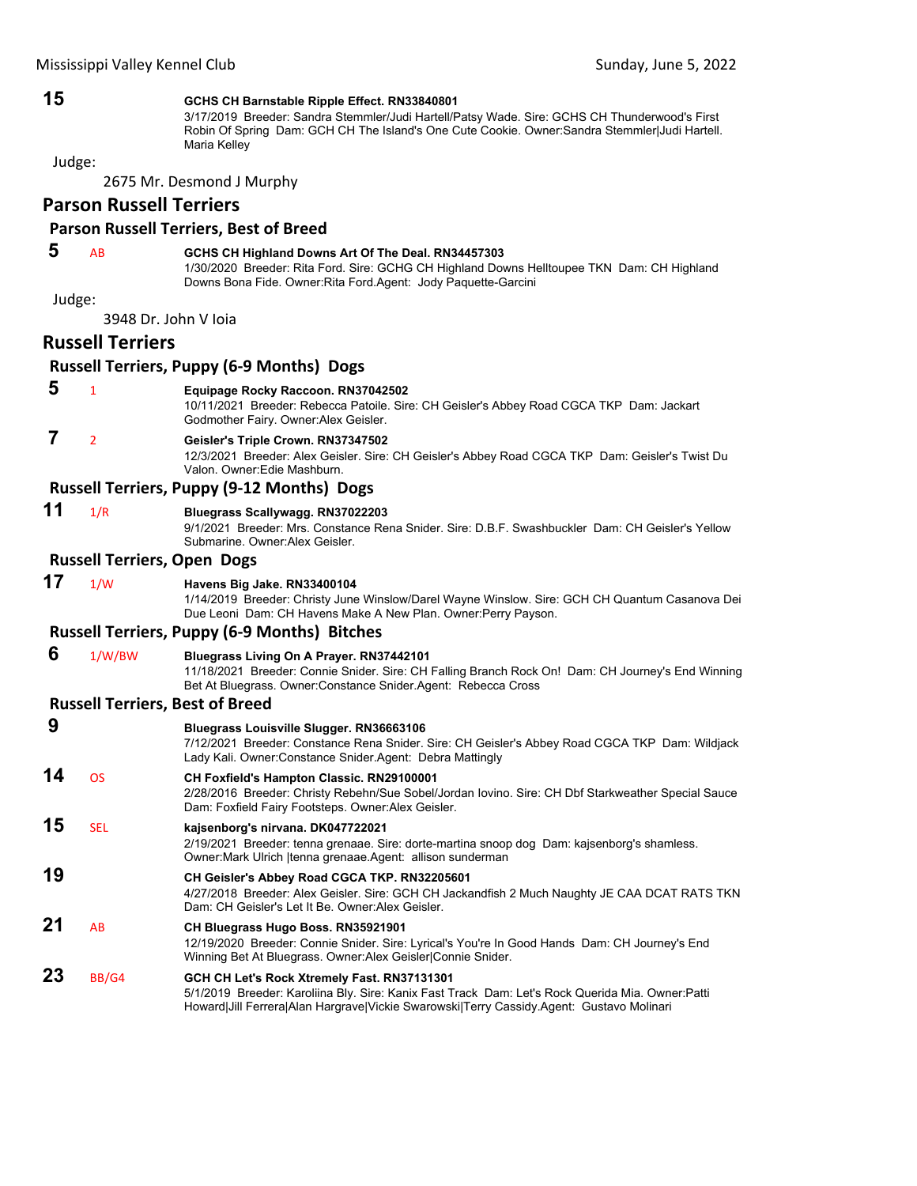**15** **GCHS CH Barnstable Ripple Effect. RN33840801**
3/17/2019 Breeder: Sandra Stemmler/Judi Hartell/Patsy Wade. Sire: GCHS CH Thunderwood's First Robin Of Spring Dam: GCH CH The Island's One Cute Cookie. Owner:Sandra Stemmler|Judi Hartell. Maria Kelley

Judge:

2675 Mr. Desmond J Murphy

## Parson Russell Terriers

### Parson Russell Terriers, Best of Breed

**5** AB **GCHS CH Highland Downs Art Of The Deal. RN34457303**
1/30/2020 Breeder: Rita Ford. Sire: GCHG CH Highland Downs Helltoupee TKN Dam: CH Highland Downs Bona Fide. Owner:Rita Ford.Agent: Jody Paquette-Garcini

Judge:

3948 Dr. John V Ioia

## Russell Terriers

### Russell Terriers, Puppy (6-9 Months) Dogs

**5** 1 **Equipage Rocky Raccoon. RN37042502**
10/11/2021 Breeder: Rebecca Patoile. Sire: CH Geisler's Abbey Road CGCA TKP Dam: Jackart Godmother Fairy. Owner:Alex Geisler.

**7** 2 **Geisler's Triple Crown. RN37347502**
12/3/2021 Breeder: Alex Geisler. Sire: CH Geisler's Abbey Road CGCA TKP Dam: Geisler's Twist Du Valon. Owner:Edie Mashburn.

### Russell Terriers, Puppy (9-12 Months) Dogs

**11** 1/R **Bluegrass Scallywagg. RN37022203**
9/1/2021 Breeder: Mrs. Constance Rena Snider. Sire: D.B.F. Swashbuckler Dam: CH Geisler's Yellow Submarine. Owner:Alex Geisler.

### Russell Terriers, Open Dogs

**17** 1/W **Havens Big Jake. RN33400104**
1/14/2019 Breeder: Christy June Winslow/Darel Wayne Winslow. Sire: GCH CH Quantum Casanova Dei Due Leoni Dam: CH Havens Make A New Plan. Owner:Perry Payson.

### Russell Terriers, Puppy (6-9 Months) Bitches

**6** 1/W/BW **Bluegrass Living On A Prayer. RN37442101**
11/18/2021 Breeder: Connie Snider. Sire: CH Falling Branch Rock On! Dam: CH Journey's End Winning Bet At Bluegrass. Owner:Constance Snider.Agent: Rebecca Cross

### Russell Terriers, Best of Breed

**9** **Bluegrass Louisville Slugger. RN36663106**
7/12/2021 Breeder: Constance Rena Snider. Sire: CH Geisler's Abbey Road CGCA TKP Dam: Wildjack Lady Kali. Owner:Constance Snider.Agent: Debra Mattingly

**14** OS **CH Foxfield's Hampton Classic. RN29100001**
2/28/2016 Breeder: Christy Rebehn/Sue Sobel/Jordan Iovino. Sire: CH Dbf Starkweather Special Sauce Dam: Foxfield Fairy Footsteps. Owner:Alex Geisler.

**15** SEL **kajsenborg's nirvana. DK047722021**
2/19/2021 Breeder: tenna grenaae. Sire: dorte-martina snoop dog Dam: kajsenborg's shamless. Owner:Mark Ulrich |tenna grenaae.Agent: allison sunderman

**19** **CH Geisler's Abbey Road CGCA TKP. RN32205601**
4/27/2018 Breeder: Alex Geisler. Sire: GCH CH Jackandfish 2 Much Naughty JE CAA DCAT RATS TKN Dam: CH Geisler's Let It Be. Owner:Alex Geisler.

**21** AB **CH Bluegrass Hugo Boss. RN35921901**
12/19/2020 Breeder: Connie Snider. Sire: Lyrical's You're In Good Hands Dam: CH Journey's End Winning Bet At Bluegrass. Owner:Alex Geisler|Connie Snider.

**23** BB/G4 **GCH CH Let's Rock Xtremely Fast. RN37131301**
5/1/2019 Breeder: Karoliina Bly. Sire: Kanix Fast Track Dam: Let's Rock Querida Mia. Owner:Patti Howard|Jill Ferrera|Alan Hargrave|Vickie Swarowski|Terry Cassidy.Agent: Gustavo Molinari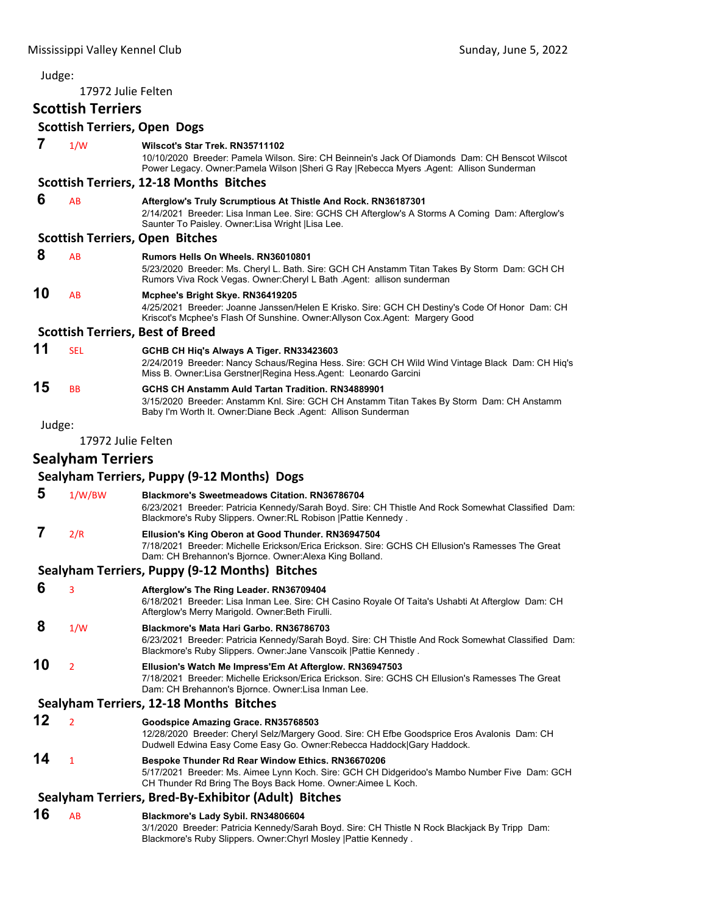Judge:

17972 Julie Felten

## Scottish Terriers

### Scottish Terriers, Open Dogs

**7** 1/W **Wilscot's Star Trek. RN35711102**
10/10/2020 Breeder: Pamela Wilson. Sire: CH Beinnein's Jack Of Diamonds Dam: CH Benscot Wilscot Power Legacy. Owner:Pamela Wilson |Sheri G Ray |Rebecca Myers .Agent: Allison Sunderman

### Scottish Terriers, 12-18 Months Bitches

**6** AB **Afterglow's Truly Scrumptious At Thistle And Rock. RN36187301**
2/14/2021 Breeder: Lisa Inman Lee. Sire: GCHS CH Afterglow's A Storms A Coming Dam: Afterglow's Saunter To Paisley. Owner:Lisa Wright |Lisa Lee.

### Scottish Terriers, Open Bitches

**8** AB **Rumors Hells On Wheels. RN36010801**
5/23/2020 Breeder: Ms. Cheryl L. Bath. Sire: GCH CH Anstamm Titan Takes By Storm Dam: GCH CH Rumors Viva Rock Vegas. Owner:Cheryl L Bath .Agent: allison sunderman

**10** AB **Mcphee's Bright Skye. RN36419205**
4/25/2021 Breeder: Joanne Janssen/Helen E Krisko. Sire: GCH CH Destiny's Code Of Honor Dam: CH Kriscot's Mcphee's Flash Of Sunshine. Owner:Allyson Cox.Agent: Margery Good

### Scottish Terriers, Best of Breed

**11** SEL **GCHB CH Hiq's Always A Tiger. RN33423603**
2/24/2019 Breeder: Nancy Schaus/Regina Hess. Sire: GCH CH Wild Wind Vintage Black Dam: CH Hiq's Miss B. Owner:Lisa Gerstner|Regina Hess.Agent: Leonardo Garcini

**15** BB **GCHS CH Anstamm Auld Tartan Tradition. RN34889901**
3/15/2020 Breeder: Anstamm Knl. Sire: GCH CH Anstamm Titan Takes By Storm Dam: CH Anstamm Baby I'm Worth It. Owner:Diane Beck .Agent: Allison Sunderman

Judge:

17972 Julie Felten

## Sealyham Terriers

### Sealyham Terriers, Puppy (9-12 Months) Dogs

**5** 1/W/BW **Blackmore's Sweetmeadows Citation. RN36786704**
6/23/2021 Breeder: Patricia Kennedy/Sarah Boyd. Sire: CH Thistle And Rock Somewhat Classified Dam: Blackmore's Ruby Slippers. Owner:RL Robison |Pattie Kennedy .

**7** 2/R **Ellusion's King Oberon at Good Thunder. RN36947504**
7/18/2021 Breeder: Michelle Erickson/Erica Erickson. Sire: GCHS CH Ellusion's Ramesses The Great Dam: CH Brehannon's Bjornce. Owner:Alexa King Bolland.

### Sealyham Terriers, Puppy (9-12 Months) Bitches

**6** 3 **Afterglow's The Ring Leader. RN36709404**
6/18/2021 Breeder: Lisa Inman Lee. Sire: CH Casino Royale Of Taita's Ushabti At Afterglow Dam: CH Afterglow's Merry Marigold. Owner:Beth Firulli.

**8** 1/W **Blackmore's Mata Hari Garbo. RN36786703**
6/23/2021 Breeder: Patricia Kennedy/Sarah Boyd. Sire: CH Thistle And Rock Somewhat Classified Dam: Blackmore's Ruby Slippers. Owner:Jane Vanscoik |Pattie Kennedy .

**10** 2 **Ellusion's Watch Me Impress'Em At Afterglow. RN36947503**
7/18/2021 Breeder: Michelle Erickson/Erica Erickson. Sire: GCHS CH Ellusion's Ramesses The Great Dam: CH Brehannon's Bjornce. Owner:Lisa Inman Lee.

### Sealyham Terriers, 12-18 Months Bitches

**12** 2 **Goodspice Amazing Grace. RN35768503**
12/28/2020 Breeder: Cheryl Selz/Margery Good. Sire: CH Efbe Goodsprice Eros Avalonis Dam: CH Dudwell Edwina Easy Come Easy Go. Owner:Rebecca Haddock|Gary Haddock.

**14** 1 **Bespoke Thunder Rd Rear Window Ethics. RN36670206**
5/17/2021 Breeder: Ms. Aimee Lynn Koch. Sire: GCH CH Didgeridoo's Mambo Number Five Dam: GCH CH Thunder Rd Bring The Boys Back Home. Owner:Aimee L Koch.

### Sealyham Terriers, Bred-By-Exhibitor (Adult) Bitches

**16** AB **Blackmore's Lady Sybil. RN34806604**
3/1/2020 Breeder: Patricia Kennedy/Sarah Boyd. Sire: CH Thistle N Rock Blackjack By Tripp Dam: Blackmore's Ruby Slippers. Owner:Chyrl Mosley |Pattie Kennedy .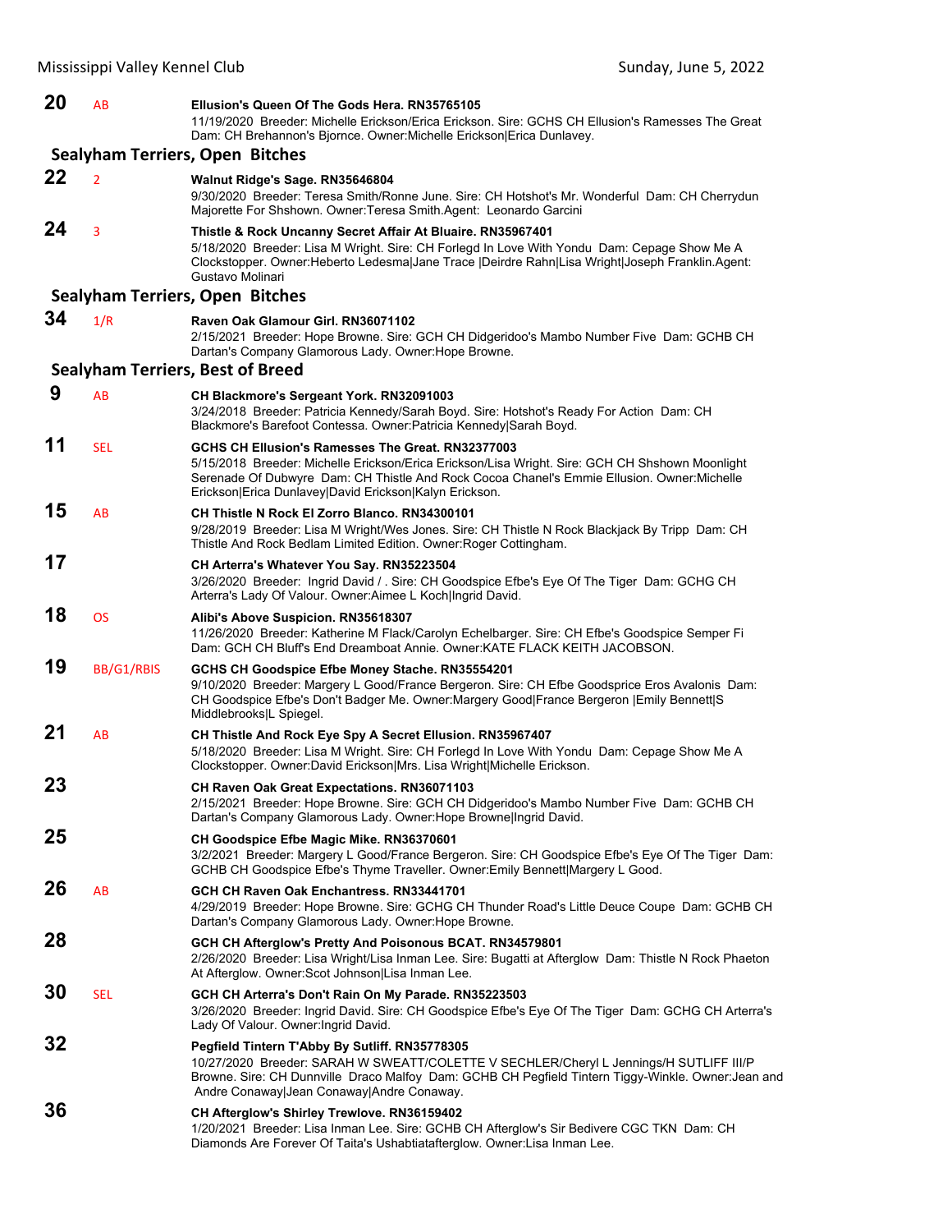**20** AB **Ellusion's Queen Of The Gods Hera. RN35765105**
11/19/2020 Breeder: Michelle Erickson/Erica Erickson. Sire: GCHS CH Ellusion's Ramesses The Great Dam: CH Brehannon's Bjornce. Owner:Michelle Erickson|Erica Dunlavey.

## Sealyham Terriers, Open Bitches

**22** 2 **Walnut Ridge's Sage. RN35646804**
9/30/2020 Breeder: Teresa Smith/Ronne June. Sire: CH Hotshot's Mr. Wonderful Dam: CH Cherrydun Majorette For Shshown. Owner:Teresa Smith.Agent: Leonardo Garcini

**24** 3 **Thistle & Rock Uncanny Secret Affair At Bluaire. RN35967401**
5/18/2020 Breeder: Lisa M Wright. Sire: CH Forlegd In Love With Yondu Dam: Cepage Show Me A Clockstopper. Owner:Heberto Ledesma|Jane Trace |Deirdre Rahn|Lisa Wright|Joseph Franklin.Agent: Gustavo Molinari

## Sealyham Terriers, Open Bitches

**34** 1/R **Raven Oak Glamour Girl. RN36071102**
2/15/2021 Breeder: Hope Browne. Sire: GCH CH Didgeridoo's Mambo Number Five Dam: GCHB CH Dartan's Company Glamorous Lady. Owner:Hope Browne.

## Sealyham Terriers, Best of Breed

**9** AB **CH Blackmore's Sergeant York. RN32091003**
3/24/2018 Breeder: Patricia Kennedy/Sarah Boyd. Sire: Hotshot's Ready For Action Dam: CH Blackmore's Barefoot Contessa. Owner:Patricia Kennedy|Sarah Boyd.

**11** SEL **GCHS CH Ellusion's Ramesses The Great. RN32377003**
5/15/2018 Breeder: Michelle Erickson/Erica Erickson/Lisa Wright. Sire: GCH CH Shshown Moonlight Serenade Of Dubwyre Dam: CH Thistle And Rock Cocoa Chanel's Emmie Ellusion. Owner:Michelle Erickson|Erica Dunlavey|David Erickson|Kalyn Erickson.

**15** AB **CH Thistle N Rock El Zorro Blanco. RN34300101**
9/28/2019 Breeder: Lisa M Wright/Wes Jones. Sire: CH Thistle N Rock Blackjack By Tripp Dam: CH Thistle And Rock Bedlam Limited Edition. Owner:Roger Cottingham.

**17** **CH Arterra's Whatever You Say. RN35223504**
3/26/2020 Breeder: Ingrid David / . Sire: CH Goodspice Efbe's Eye Of The Tiger Dam: GCHG CH Arterra's Lady Of Valour. Owner:Aimee L Koch|Ingrid David.

**18** OS **Alibi's Above Suspicion. RN35618307**
11/26/2020 Breeder: Katherine M Flack/Carolyn Echelbarger. Sire: CH Efbe's Goodspice Semper Fi Dam: GCH CH Bluff's End Dreamboat Annie. Owner:KATE FLACK KEITH JACOBSON.

**19** BB/G1/RBIS **GCHS CH Goodspice Efbe Money Stache. RN35554201**
9/10/2020 Breeder: Margery L Good/France Bergeron. Sire: CH Efbe Goodsprice Eros Avalonis Dam: CH Goodspice Efbe's Don't Badger Me. Owner:Margery Good|France Bergeron |Emily Bennett|S Middlebrooks|L Spiegel.

**21** AB **CH Thistle And Rock Eye Spy A Secret Ellusion. RN35967407**
5/18/2020 Breeder: Lisa M Wright. Sire: CH Forlegd In Love With Yondu Dam: Cepage Show Me A Clockstopper. Owner:David Erickson|Mrs. Lisa Wright|Michelle Erickson.

**23** **CH Raven Oak Great Expectations. RN36071103**
2/15/2021 Breeder: Hope Browne. Sire: GCH CH Didgeridoo's Mambo Number Five Dam: GCHB CH Dartan's Company Glamorous Lady. Owner:Hope Browne|Ingrid David.

**25** **CH Goodspice Efbe Magic Mike. RN36370601**
3/2/2021 Breeder: Margery L Good/France Bergeron. Sire: CH Goodspice Efbe's Eye Of The Tiger Dam: GCHB CH Goodspice Efbe's Thyme Traveller. Owner:Emily Bennett|Margery L Good.

**26** AB **GCH CH Raven Oak Enchantress. RN33441701**
4/29/2019 Breeder: Hope Browne. Sire: GCHG CH Thunder Road's Little Deuce Coupe Dam: GCHB CH Dartan's Company Glamorous Lady. Owner:Hope Browne.

**28** **GCH CH Afterglow's Pretty And Poisonous BCAT. RN34579801**
2/26/2020 Breeder: Lisa Wright/Lisa Inman Lee. Sire: Bugatti at Afterglow Dam: Thistle N Rock Phaeton At Afterglow. Owner:Scot Johnson|Lisa Inman Lee.

**30** SEL **GCH CH Arterra's Don't Rain On My Parade. RN35223503**
3/26/2020 Breeder: Ingrid David. Sire: CH Goodspice Efbe's Eye Of The Tiger Dam: GCHG CH Arterra's Lady Of Valour. Owner:Ingrid David.

**32** **Pegfield Tintern T'Abby By Sutliff. RN35778305**
10/27/2020 Breeder: SARAH W SWEATT/COLETTE V SECHLER/Cheryl L Jennings/H SUTLIFF III/P Browne. Sire: CH Dunnville Draco Malfoy Dam: GCHB CH Pegfield Tintern Tiggy-Winkle. Owner:Jean and Andre Conaway|Jean Conaway|Andre Conaway.

**36** **CH Afterglow's Shirley Trewlove. RN36159402**
1/20/2021 Breeder: Lisa Inman Lee. Sire: GCHB CH Afterglow's Sir Bedivere CGC TKN Dam: CH Diamonds Are Forever Of Taita's Ushabtiatafterglow. Owner:Lisa Inman Lee.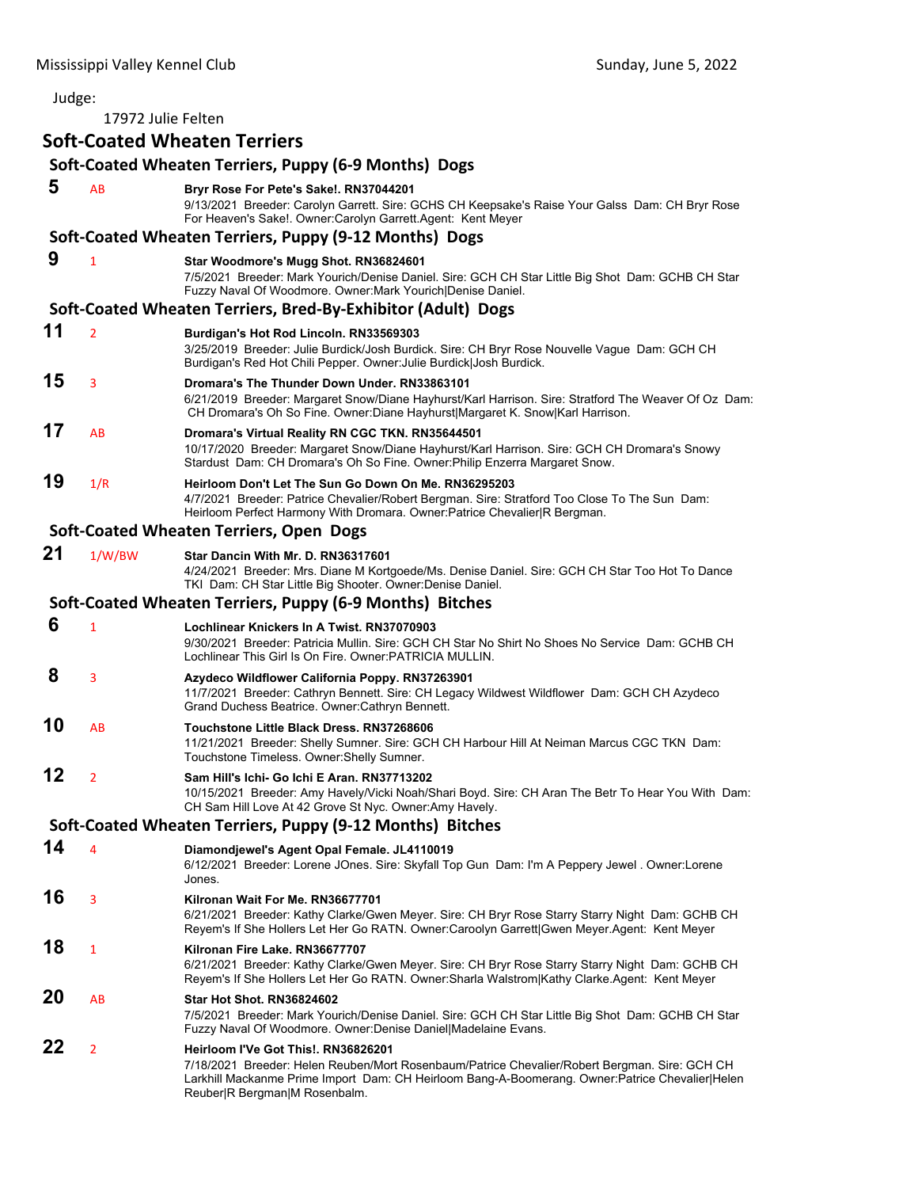Judge:

17972 Julie Felten

# Soft-Coated Wheaten Terriers

## Soft-Coated Wheaten Terriers, Puppy (6-9 Months) Dogs

**5** AB **Bryr Rose For Pete's Sake!. RN37044201**
9/13/2021 Breeder: Carolyn Garrett. Sire: GCHS CH Keepsake's Raise Your Galss Dam: CH Bryr Rose For Heaven's Sake!. Owner:Carolyn Garrett.Agent: Kent Meyer

## Soft-Coated Wheaten Terriers, Puppy (9-12 Months) Dogs

**9** 1 **Star Woodmore's Mugg Shot. RN36824601**
7/5/2021 Breeder: Mark Yourich/Denise Daniel. Sire: GCH CH Star Little Big Shot Dam: GCHB CH Star Fuzzy Naval Of Woodmore. Owner:Mark Yourich|Denise Daniel.

## Soft-Coated Wheaten Terriers, Bred-By-Exhibitor (Adult) Dogs

**11** 2 **Burdigan's Hot Rod Lincoln. RN33569303**
3/25/2019 Breeder: Julie Burdick/Josh Burdick. Sire: CH Bryr Rose Nouvelle Vague Dam: GCH CH Burdigan's Red Hot Chili Pepper. Owner:Julie Burdick|Josh Burdick.

**15** 3 **Dromara's The Thunder Down Under. RN33863101**
6/21/2019 Breeder: Margaret Snow/Diane Hayhurst/Karl Harrison. Sire: Stratford The Weaver Of Oz Dam: CH Dromara's Oh So Fine. Owner:Diane Hayhurst|Margaret K. Snow|Karl Harrison.

**17** AB **Dromara's Virtual Reality RN CGC TKN. RN35644501**
10/17/2020 Breeder: Margaret Snow/Diane Hayhurst/Karl Harrison. Sire: GCH CH Dromara's Snowy Stardust Dam: CH Dromara's Oh So Fine. Owner:Philip Enzerra Margaret Snow.

**19** 1/R **Heirloom Don't Let The Sun Go Down On Me. RN36295203**
4/7/2021 Breeder: Patrice Chevalier/Robert Bergman. Sire: Stratford Too Close To The Sun Dam: Heirloom Perfect Harmony With Dromara. Owner:Patrice Chevalier|R Bergman.

## Soft-Coated Wheaten Terriers, Open Dogs

**21** 1/W/BW **Star Dancin With Mr. D. RN36317601**
4/24/2021 Breeder: Mrs. Diane M Kortgoede/Ms. Denise Daniel. Sire: GCH CH Star Too Hot To Dance TKI Dam: CH Star Little Big Shooter. Owner:Denise Daniel.

## Soft-Coated Wheaten Terriers, Puppy (6-9 Months) Bitches

**6** 1 **Lochlinear Knickers In A Twist. RN37070903**
9/30/2021 Breeder: Patricia Mullin. Sire: GCH CH Star No Shirt No Shoes No Service Dam: GCHB CH Lochlinear This Girl Is On Fire. Owner:PATRICIA MULLIN.

**8** 3 **Azydeco Wildflower California Poppy. RN37263901**
11/7/2021 Breeder: Cathryn Bennett. Sire: CH Legacy Wildwest Wildflower Dam: GCH CH Azydeco Grand Duchess Beatrice. Owner:Cathryn Bennett.

**10** AB **Touchstone Little Black Dress. RN37268606**
11/21/2021 Breeder: Shelly Sumner. Sire: GCH CH Harbour Hill At Neiman Marcus CGC TKN Dam: Touchstone Timeless. Owner:Shelly Sumner.

**12** 2 **Sam Hill's Ichi- Go Ichi E Aran. RN37713202**
10/15/2021 Breeder: Amy Havely/Vicki Noah/Shari Boyd. Sire: CH Aran The Betr To Hear You With Dam: CH Sam Hill Love At 42 Grove St Nyc. Owner:Amy Havely.

## Soft-Coated Wheaten Terriers, Puppy (9-12 Months) Bitches

**14** 4 **Diamondjewel's Agent Opal Female. JL4110019**
6/12/2021 Breeder: Lorene JOnes. Sire: Skyfall Top Gun Dam: I'm A Peppery Jewel . Owner:Lorene Jones.

**16** 3 **Kilronan Wait For Me. RN36677701**
6/21/2021 Breeder: Kathy Clarke/Gwen Meyer. Sire: CH Bryr Rose Starry Starry Night Dam: GCHB CH Reyem's If She Hollers Let Her Go RATN. Owner:Caroolyn Garrett|Gwen Meyer.Agent: Kent Meyer

**18** 1 **Kilronan Fire Lake. RN36677707**
6/21/2021 Breeder: Kathy Clarke/Gwen Meyer. Sire: CH Bryr Rose Starry Starry Night Dam: GCHB CH Reyem's If She Hollers Let Her Go RATN. Owner:Sharla Walstrom|Kathy Clarke.Agent: Kent Meyer

**20** AB **Star Hot Shot. RN36824602**
7/5/2021 Breeder: Mark Yourich/Denise Daniel. Sire: GCH CH Star Little Big Shot Dam: GCHB CH Star Fuzzy Naval Of Woodmore. Owner:Denise Daniel|Madelaine Evans.

**22** 2 **Heirloom I'Ve Got This!. RN36826201**
7/18/2021 Breeder: Helen Reuben/Mort Rosenbaum/Patrice Chevalier/Robert Bergman. Sire: GCH CH Larkhill Mackanme Prime Import Dam: CH Heirloom Bang-A-Boomerang. Owner:Patrice Chevalier|Helen Reuber|R Bergman|M Rosenbalm.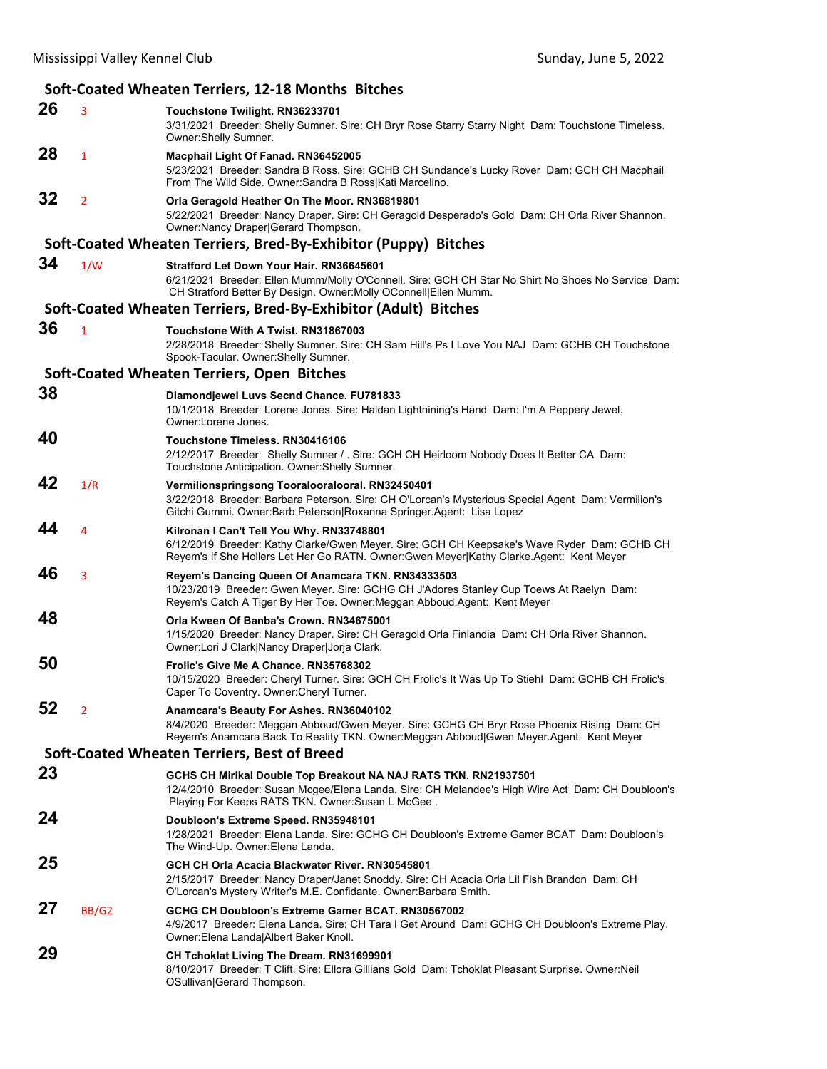## Soft-Coated Wheaten Terriers, 12-18 Months Bitches

**26** 3 **Touchstone Twilight. RN36233701**
3/31/2021 Breeder: Shelly Sumner. Sire: CH Bryr Rose Starry Starry Night Dam: Touchstone Timeless. Owner:Shelly Sumner.

**28** 1 **Macphail Light Of Fanad. RN36452005**
5/23/2021 Breeder: Sandra B Ross. Sire: GCHB CH Sundance's Lucky Rover Dam: GCH CH Macphail From The Wild Side. Owner:Sandra B Ross|Kati Marcelino.

**32** 2 **Orla Geragold Heather On The Moor. RN36819801**
5/22/2021 Breeder: Nancy Draper. Sire: CH Geragold Desperado's Gold Dam: CH Orla River Shannon. Owner:Nancy Draper|Gerard Thompson.

## Soft-Coated Wheaten Terriers, Bred-By-Exhibitor (Puppy) Bitches

**34** 1/W **Stratford Let Down Your Hair. RN36645601**
6/21/2021 Breeder: Ellen Mumm/Molly O'Connell. Sire: GCH CH Star No Shirt No Shoes No Service Dam: CH Stratford Better By Design. Owner:Molly OConnell|Ellen Mumm.

## Soft-Coated Wheaten Terriers, Bred-By-Exhibitor (Adult) Bitches

**36** 1 **Touchstone With A Twist. RN31867003**
2/28/2018 Breeder: Shelly Sumner. Sire: CH Sam Hill's Ps I Love You NAJ Dam: GCHB CH Touchstone Spook-Tacular. Owner:Shelly Sumner.

## Soft-Coated Wheaten Terriers, Open Bitches

**38** **Diamondjewel Luvs Secnd Chance. FU781833**
10/1/2018 Breeder: Lorene Jones. Sire: Haldan Lightnining's Hand Dam: I'm A Peppery Jewel. Owner:Lorene Jones.

**40** **Touchstone Timeless. RN30416106**
2/12/2017 Breeder: Shelly Sumner / . Sire: GCH CH Heirloom Nobody Does It Better CA Dam: Touchstone Anticipation. Owner:Shelly Sumner.

**42** 1/R **Vermilionspringsong Tooralooralooral. RN32450401**
3/22/2018 Breeder: Barbara Peterson. Sire: CH O'Lorcan's Mysterious Special Agent Dam: Vermilion's Gitchi Gummi. Owner:Barb Peterson|Roxanna Springer.Agent: Lisa Lopez

**44** 4 **Kilronan I Can't Tell You Why. RN33748801**
6/12/2019 Breeder: Kathy Clarke/Gwen Meyer. Sire: GCH CH Keepsake's Wave Ryder Dam: GCHB CH Reyem's If She Hollers Let Her Go RATN. Owner:Gwen Meyer|Kathy Clarke.Agent: Kent Meyer

**46** 3 **Reyem's Dancing Queen Of Anamcara TKN. RN34333503**
10/23/2019 Breeder: Gwen Meyer. Sire: GCHG CH J'Adores Stanley Cup Toews At Raelyn Dam: Reyem's Catch A Tiger By Her Toe. Owner:Meggan Abboud.Agent: Kent Meyer

**48** **Orla Kween Of Banba's Crown. RN34675001**
1/15/2020 Breeder: Nancy Draper. Sire: CH Geragold Orla Finlandia Dam: CH Orla River Shannon. Owner:Lori J Clark|Nancy Draper|Jorja Clark.

**50** **Frolic's Give Me A Chance. RN35768302**
10/15/2020 Breeder: Cheryl Turner. Sire: GCH CH Frolic's It Was Up To Stiehl Dam: GCHB CH Frolic's Caper To Coventry. Owner:Cheryl Turner.

**52** 2 **Anamcara's Beauty For Ashes. RN36040102**
8/4/2020 Breeder: Meggan Abboud/Gwen Meyer. Sire: GCHG CH Bryr Rose Phoenix Rising Dam: CH Reyem's Anamcara Back To Reality TKN. Owner:Meggan Abboud|Gwen Meyer.Agent: Kent Meyer

## Soft-Coated Wheaten Terriers, Best of Breed

**23** **GCHS CH Mirikal Double Top Breakout NA NAJ RATS TKN. RN21937501**
12/4/2010 Breeder: Susan Mcgee/Elena Landa. Sire: CH Melandee's High Wire Act Dam: CH Doubloon's Playing For Keeps RATS TKN. Owner:Susan L McGee .

**24** **Doubloon's Extreme Speed. RN35948101**
1/28/2021 Breeder: Elena Landa. Sire: GCHG CH Doubloon's Extreme Gamer BCAT Dam: Doubloon's The Wind-Up. Owner:Elena Landa.

**25** **GCH CH Orla Acacia Blackwater River. RN30545801**
2/15/2017 Breeder: Nancy Draper/Janet Snoddy. Sire: CH Acacia Orla Lil Fish Brandon Dam: CH O'Lorcan's Mystery Writer's M.E. Confidante. Owner:Barbara Smith.

**27** BB/G2 **GCHG CH Doubloon's Extreme Gamer BCAT. RN30567002**
4/9/2017 Breeder: Elena Landa. Sire: CH Tara I Get Around Dam: GCHG CH Doubloon's Extreme Play. Owner:Elena Landa|Albert Baker Knoll.

**29** **CH Tchoklat Living The Dream. RN31699901**
8/10/2017 Breeder: T Clift. Sire: Ellora Gillians Gold Dam: Tchoklat Pleasant Surprise. Owner:Neil OSullivan|Gerard Thompson.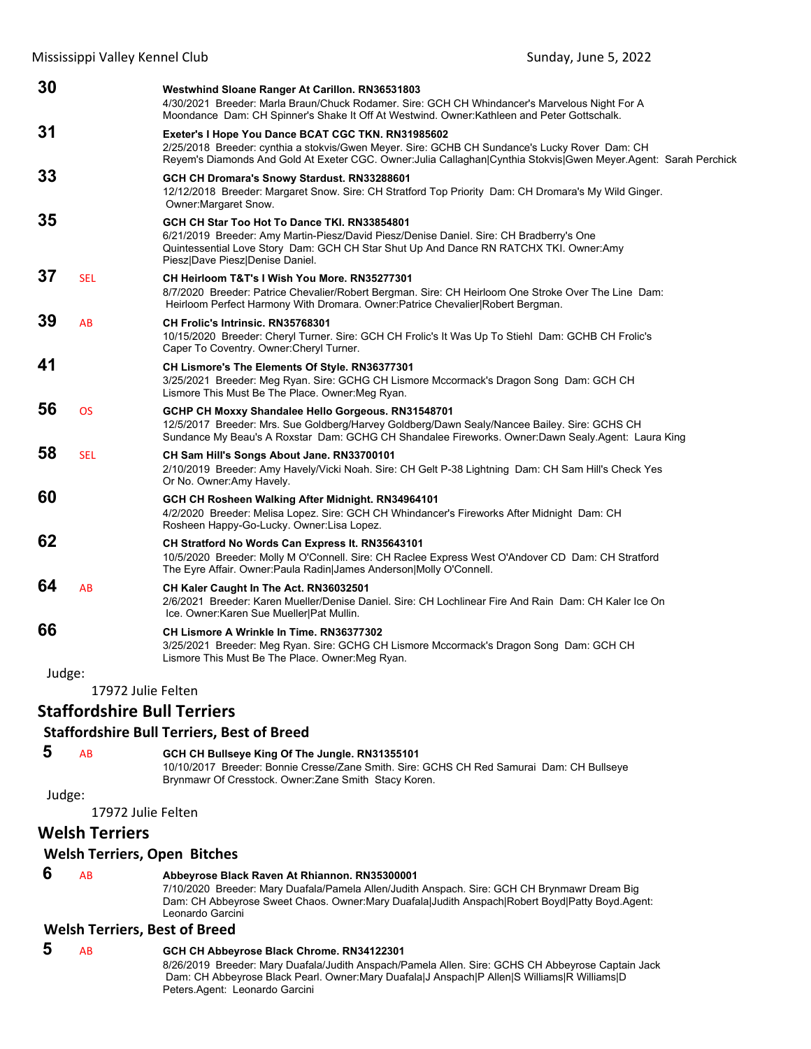**30** **Westwhind Sloane Ranger At Carillon. RN36531803**
4/30/2021 Breeder: Marla Braun/Chuck Rodamer. Sire: GCH CH Whindancer's Marvelous Night For A Moondance Dam: CH Spinner's Shake It Off At Westwind. Owner:Kathleen and Peter Gottschalk.

**31** **Exeter's I Hope You Dance BCAT CGC TKN. RN31985602**
2/25/2018 Breeder: cynthia a stokvis/Gwen Meyer. Sire: GCHB CH Sundance's Lucky Rover Dam: CH Reyem's Diamonds And Gold At Exeter CGC. Owner:Julia Callaghan|Cynthia Stokvis|Gwen Meyer.Agent: Sarah Perchick

**33** **GCH CH Dromara's Snowy Stardust. RN33288601**
12/12/2018 Breeder: Margaret Snow. Sire: CH Stratford Top Priority Dam: CH Dromara's My Wild Ginger. Owner:Margaret Snow.

**35** **GCH CH Star Too Hot To Dance TKI. RN33854801**
6/21/2019 Breeder: Amy Martin-Piesz/David Piesz/Denise Daniel. Sire: CH Bradberry's One Quintessential Love Story Dam: GCH CH Star Shut Up And Dance RN RATCHX TKI. Owner:Amy Piesz|Dave Piesz|Denise Daniel.

**37** SEL **CH Heirloom T&T's I Wish You More. RN35277301**
8/7/2020 Breeder: Patrice Chevalier/Robert Bergman. Sire: CH Heirloom One Stroke Over The Line Dam: Heirloom Perfect Harmony With Dromara. Owner:Patrice Chevalier|Robert Bergman.

**39** AB **CH Frolic's Intrinsic. RN35768301**
10/15/2020 Breeder: Cheryl Turner. Sire: GCH CH Frolic's It Was Up To Stiehl Dam: GCHB CH Frolic's Caper To Coventry. Owner:Cheryl Turner.

**41** **CH Lismore's The Elements Of Style. RN36377301**
3/25/2021 Breeder: Meg Ryan. Sire: GCHG CH Lismore Mccormack's Dragon Song Dam: GCH CH Lismore This Must Be The Place. Owner:Meg Ryan.

**56** OS **GCHP CH Moxxy Shandalee Hello Gorgeous. RN31548701**
12/5/2017 Breeder: Mrs. Sue Goldberg/Harvey Goldberg/Dawn Sealy/Nancee Bailey. Sire: GCHS CH Sundance My Beau's A Roxstar Dam: GCHG CH Shandalee Fireworks. Owner:Dawn Sealy.Agent: Laura King

**58** SEL **CH Sam Hill's Songs About Jane. RN33700101**
2/10/2019 Breeder: Amy Havely/Vicki Noah. Sire: CH Gelt P-38 Lightning Dam: CH Sam Hill's Check Yes Or No. Owner:Amy Havely.

**60** **GCH CH Rosheen Walking After Midnight. RN34964101**
4/2/2020 Breeder: Melisa Lopez. Sire: GCH CH Whindancer's Fireworks After Midnight Dam: CH Rosheen Happy-Go-Lucky. Owner:Lisa Lopez.

**62** **CH Stratford No Words Can Express It. RN35643101**
10/5/2020 Breeder: Molly M O'Connell. Sire: CH Raclee Express West O'Andover CD Dam: CH Stratford The Eyre Affair. Owner:Paula Radin|James Anderson|Molly O'Connell.

**64** AB **CH Kaler Caught In The Act. RN36032501**
2/6/2021 Breeder: Karen Mueller/Denise Daniel. Sire: CH Lochlinear Fire And Rain Dam: CH Kaler Ice On Ice. Owner:Karen Sue Mueller|Pat Mullin.

**66** **CH Lismore A Wrinkle In Time. RN36377302**
3/25/2021 Breeder: Meg Ryan. Sire: GCHG CH Lismore Mccormack's Dragon Song Dam: GCH CH Lismore This Must Be The Place. Owner:Meg Ryan.

Judge:
17972 Julie Felten

## Staffordshire Bull Terriers

### Staffordshire Bull Terriers, Best of Breed

**5** AB **GCH CH Bullseye King Of The Jungle. RN31355101**
10/10/2017 Breeder: Bonnie Cresse/Zane Smith. Sire: GCHS CH Red Samurai Dam: CH Bullseye Brynmawr Of Cresstock. Owner:Zane Smith Stacy Koren.

Judge:
17972 Julie Felten

## Welsh Terriers

### Welsh Terriers, Open Bitches

**6** AB **Abbeyrose Black Raven At Rhiannon. RN35300001**
7/10/2020 Breeder: Mary Duafala/Pamela Allen/Judith Anspach. Sire: GCH CH Brynmawr Dream Big Dam: CH Abbeyrose Sweet Chaos. Owner:Mary Duafala|Judith Anspach|Robert Boyd|Patty Boyd.Agent: Leonardo Garcini

### Welsh Terriers, Best of Breed

**5** AB **GCH CH Abbeyrose Black Chrome. RN34122301**
8/26/2019 Breeder: Mary Duafala/Judith Anspach/Pamela Allen. Sire: GCHS CH Abbeyrose Captain Jack Dam: CH Abbeyrose Black Pearl. Owner:Mary Duafala|J Anspach|P Allen|S Williams|R Williams|D Peters.Agent: Leonardo Garcini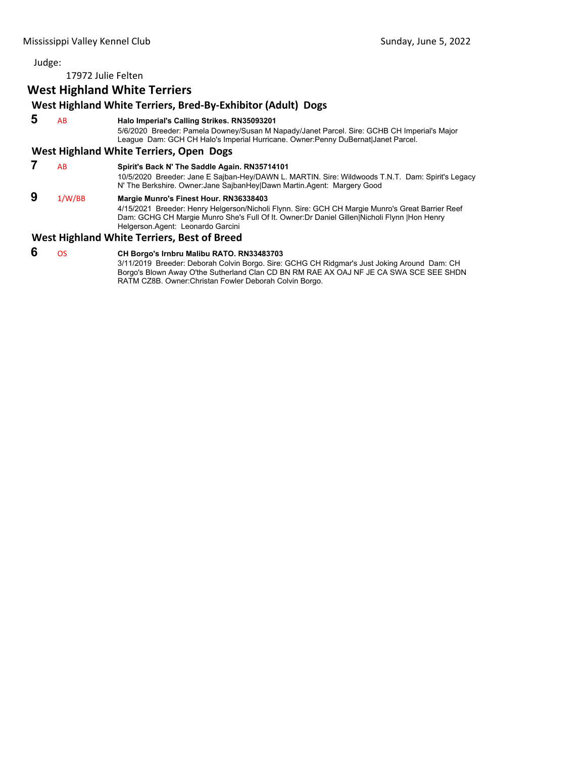Judge:

17972 Julie Felten

## West Highland White Terriers

### West Highland White Terriers, Bred-By-Exhibitor (Adult) Dogs

**5** AB **Halo Imperial's Calling Strikes. RN35093201**
5/6/2020 Breeder: Pamela Downey/Susan M Napady/Janet Parcel. Sire: GCHB CH Imperial's Major League Dam: GCH CH Halo's Imperial Hurricane. Owner:Penny DuBernat|Janet Parcel.

### West Highland White Terriers, Open Dogs

**7** AB **Spirit's Back N' The Saddle Again. RN35714101**
10/5/2020 Breeder: Jane E Sajban-Hey/DAWN L. MARTIN. Sire: Wildwoods T.N.T. Dam: Spirit's Legacy N' The Berkshire. Owner:Jane SajbanHey|Dawn Martin.Agent: Margery Good

**9** 1/W/BB **Margie Munro's Finest Hour. RN36338403**
4/15/2021 Breeder: Henry Helgerson/Nicholi Flynn. Sire: GCH CH Margie Munro's Great Barrier Reef Dam: GCHG CH Margie Munro She's Full Of It. Owner:Dr Daniel Gillen|Nicholi Flynn |Hon Henry Helgerson.Agent: Leonardo Garcini

### West Highland White Terriers, Best of Breed

**6** OS **CH Borgo's Irnbru Malibu RATO. RN33483703**
3/11/2019 Breeder: Deborah Colvin Borgo. Sire: GCHG CH Ridgmar's Just Joking Around Dam: CH Borgo's Blown Away O'the Sutherland Clan CD BN RM RAE AX OAJ NF JE CA SWA SCE SEE SHDN RATM CZ8B. Owner:Christan Fowler Deborah Colvin Borgo.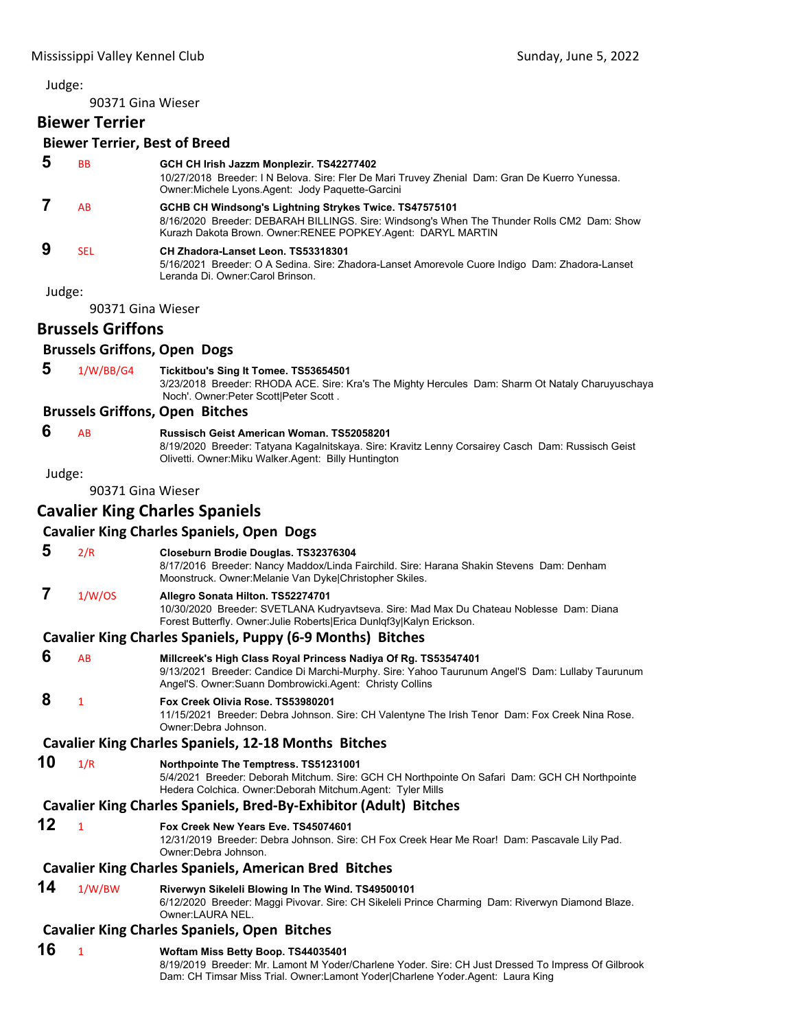Judge:

90371 Gina Wieser

## Biewer Terrier

### Biewer Terrier, Best of Breed

**5** BB **GCH CH Irish Jazzm Monplezir. TS42277402**
10/27/2018 Breeder: I N Belova. Sire: Fler De Mari Truvey Zhenial Dam: Gran De Kuerro Yunessa. Owner:Michele Lyons.Agent: Jody Paquette-Garcini

**7** AB **GCHB CH Windsong's Lightning Strykes Twice. TS47575101**
8/16/2020 Breeder: DEBARAH BILLINGS. Sire: Windsong's When The Thunder Rolls CM2 Dam: Show Kurazh Dakota Brown. Owner:RENEE POPKEY.Agent: DARYL MARTIN

**9** SEL **CH Zhadora-Lanset Leon. TS53318301**
5/16/2021 Breeder: O A Sedina. Sire: Zhadora-Lanset Amorevole Cuore Indigo Dam: Zhadora-Lanset Leranda Di. Owner:Carol Brinson.

Judge:

90371 Gina Wieser

## Brussels Griffons

### Brussels Griffons, Open Dogs

**5** 1/W/BB/G4 **Tickitbou's Sing It Tomee. TS53654501**
3/23/2018 Breeder: RHODA ACE. Sire: Kra's The Mighty Hercules Dam: Sharm Ot Nataly Charuyuschaya Noch'. Owner:Peter Scott|Peter Scott .

### Brussels Griffons, Open Bitches

**6** AB **Russisch Geist American Woman. TS52058201**
8/19/2020 Breeder: Tatyana Kagalnitskaya. Sire: Kravitz Lenny Corsairey Casch Dam: Russisch Geist Olivetti. Owner:Miku Walker.Agent: Billy Huntington

Judge:

90371 Gina Wieser

## Cavalier King Charles Spaniels

### Cavalier King Charles Spaniels, Open Dogs

**5** 2/R **Closeburn Brodie Douglas. TS32376304**
8/17/2016 Breeder: Nancy Maddox/Linda Fairchild. Sire: Harana Shakin Stevens Dam: Denham Moonstruck. Owner:Melanie Van Dyke|Christopher Skiles.

**7** 1/W/OS **Allegro Sonata Hilton. TS52274701**
10/30/2020 Breeder: SVETLANA Kudryavtseva. Sire: Mad Max Du Chateau Noblesse Dam: Diana Forest Butterfly. Owner:Julie Roberts|Erica Dunlqf3y|Kalyn Erickson.

### Cavalier King Charles Spaniels, Puppy (6-9 Months) Bitches

**6** AB **Millcreek's High Class Royal Princess Nadiya Of Rg. TS53547401**
9/13/2021 Breeder: Candice Di Marchi-Murphy. Sire: Yahoo Taurunum Angel'S Dam: Lullaby Taurunum Angel'S. Owner:Suann Dombrowicki.Agent: Christy Collins

**8** 1 **Fox Creek Olivia Rose. TS53980201**
11/15/2021 Breeder: Debra Johnson. Sire: CH Valentyne The Irish Tenor Dam: Fox Creek Nina Rose. Owner:Debra Johnson.

### Cavalier King Charles Spaniels, 12-18 Months Bitches

**10** 1/R **Northpointe The Temptress. TS51231001**
5/4/2021 Breeder: Deborah Mitchum. Sire: GCH CH Northpointe On Safari Dam: GCH CH Northpointe Hedera Colchica. Owner:Deborah Mitchum.Agent: Tyler Mills

### Cavalier King Charles Spaniels, Bred-By-Exhibitor (Adult) Bitches

**12** 1 **Fox Creek New Years Eve. TS45074601**
12/31/2019 Breeder: Debra Johnson. Sire: CH Fox Creek Hear Me Roar! Dam: Pascavale Lily Pad. Owner:Debra Johnson.

### Cavalier King Charles Spaniels, American Bred Bitches

**14** 1/W/BW **Riverwyn Sikeleli Blowing In The Wind. TS49500101**
6/12/2020 Breeder: Maggi Pivovar. Sire: CH Sikeleli Prince Charming Dam: Riverwyn Diamond Blaze. Owner:LAURA NEL.

### Cavalier King Charles Spaniels, Open Bitches

**16** 1 **Woftam Miss Betty Boop. TS44035401**
8/19/2019 Breeder: Mr. Lamont M Yoder/Charlene Yoder. Sire: CH Just Dressed To Impress Of Gilbrook Dam: CH Timsar Miss Trial. Owner:Lamont Yoder|Charlene Yoder.Agent: Laura King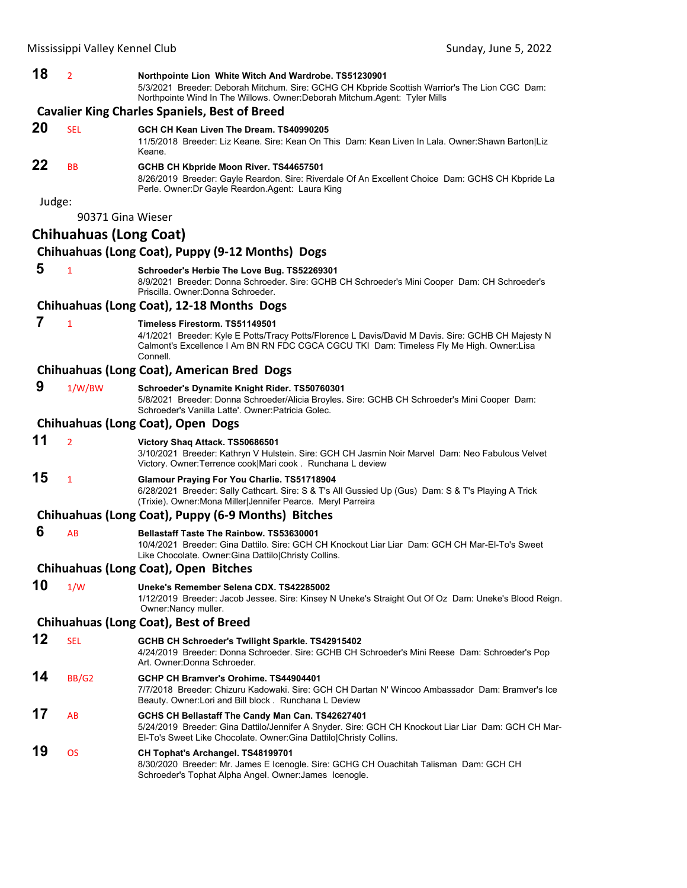**18** 2 **Northpointe Lion White Witch And Wardrobe. TS51230901**
5/3/2021 Breeder: Deborah Mitchum. Sire: GCHG CH Kbpride Scottish Warrior's The Lion CGC Dam: Northpointe Wind In The Willows. Owner:Deborah Mitchum.Agent: Tyler Mills

### Cavalier King Charles Spaniels, Best of Breed

**20** SEL **GCH CH Kean Liven The Dream. TS40990205**
11/5/2018 Breeder: Liz Keane. Sire: Kean On This Dam: Kean Liven In Lala. Owner:Shawn Barton|Liz Keane.

**22** BB **GCHB CH Kbpride Moon River. TS44657501**
8/26/2019 Breeder: Gayle Reardon. Sire: Riverdale Of An Excellent Choice Dam: GCHS CH Kbpride La Perle. Owner:Dr Gayle Reardon.Agent: Laura King

Judge:

90371 Gina Wieser

## Chihuahuas (Long Coat)

### Chihuahuas (Long Coat), Puppy (9-12 Months) Dogs

**5** 1 **Schroeder's Herbie The Love Bug. TS52269301**
8/9/2021 Breeder: Donna Schroeder. Sire: GCHB CH Schroeder's Mini Cooper Dam: CH Schroeder's Priscilla. Owner:Donna Schroeder.

### Chihuahuas (Long Coat), 12-18 Months Dogs

**7** 1 **Timeless Firestorm. TS51149501**
4/1/2021 Breeder: Kyle E Potts/Tracy Potts/Florence L Davis/David M Davis. Sire: GCHB CH Majesty N Calmont's Excellence I Am BN RN FDC CGCA CGCU TKI Dam: Timeless Fly Me High. Owner:Lisa Connell.

### Chihuahuas (Long Coat), American Bred Dogs

**9** 1/W/BW **Schroeder's Dynamite Knight Rider. TS50760301**
5/8/2021 Breeder: Donna Schroeder/Alicia Broyles. Sire: GCHB CH Schroeder's Mini Cooper Dam: Schroeder's Vanilla Latte'. Owner:Patricia Golec.

### Chihuahuas (Long Coat), Open Dogs

**11** 2 **Victory Shaq Attack. TS50686501**
3/10/2021 Breeder: Kathryn V Hulstein. Sire: GCH CH Jasmin Noir Marvel Dam: Neo Fabulous Velvet Victory. Owner:Terrence cook|Mari cook . Runchana L deview

**15** 1 **Glamour Praying For You Charlie. TS51718904**
6/28/2021 Breeder: Sally Cathcart. Sire: S & T's All Gussied Up (Gus) Dam: S & T's Playing A Trick (Trixie). Owner:Mona Miller|Jennifer Pearce. Meryl Parreira

### Chihuahuas (Long Coat), Puppy (6-9 Months) Bitches

**6** AB **Bellastaff Taste The Rainbow. TS53630001**
10/4/2021 Breeder: Gina Dattilo. Sire: GCH CH Knockout Liar Liar Dam: GCH CH Mar-El-To's Sweet Like Chocolate. Owner:Gina Dattilo|Christy Collins.

### Chihuahuas (Long Coat), Open Bitches

**10** 1/W **Uneke's Remember Selena CDX. TS42285002**
1/12/2019 Breeder: Jacob Jessee. Sire: Kinsey N Uneke's Straight Out Of Oz Dam: Uneke's Blood Reign. Owner:Nancy muller.

### Chihuahuas (Long Coat), Best of Breed

**12** SEL **GCHB CH Schroeder's Twilight Sparkle. TS42915402**
4/24/2019 Breeder: Donna Schroeder. Sire: GCHB CH Schroeder's Mini Reese Dam: Schroeder's Pop Art. Owner:Donna Schroeder.

**14** BB/G2 **GCHP CH Bramver's Orohime. TS44904401**
7/7/2018 Breeder: Chizuru Kadowaki. Sire: GCH CH Dartan N' Wincoo Ambassador Dam: Bramver's Ice Beauty. Owner:Lori and Bill block . Runchana L Deview

**17** AB **GCHS CH Bellastaff The Candy Man Can. TS42627401**
5/24/2019 Breeder: Gina Dattilo/Jennifer A Snyder. Sire: GCH CH Knockout Liar Liar Dam: GCH CH Mar-El-To's Sweet Like Chocolate. Owner:Gina Dattilo|Christy Collins.

**19** OS **CH Tophat's Archangel. TS48199701**
8/30/2020 Breeder: Mr. James E Icenogle. Sire: GCHG CH Ouachitah Talisman Dam: GCH CH Schroeder's Tophat Alpha Angel. Owner:James Icenogle.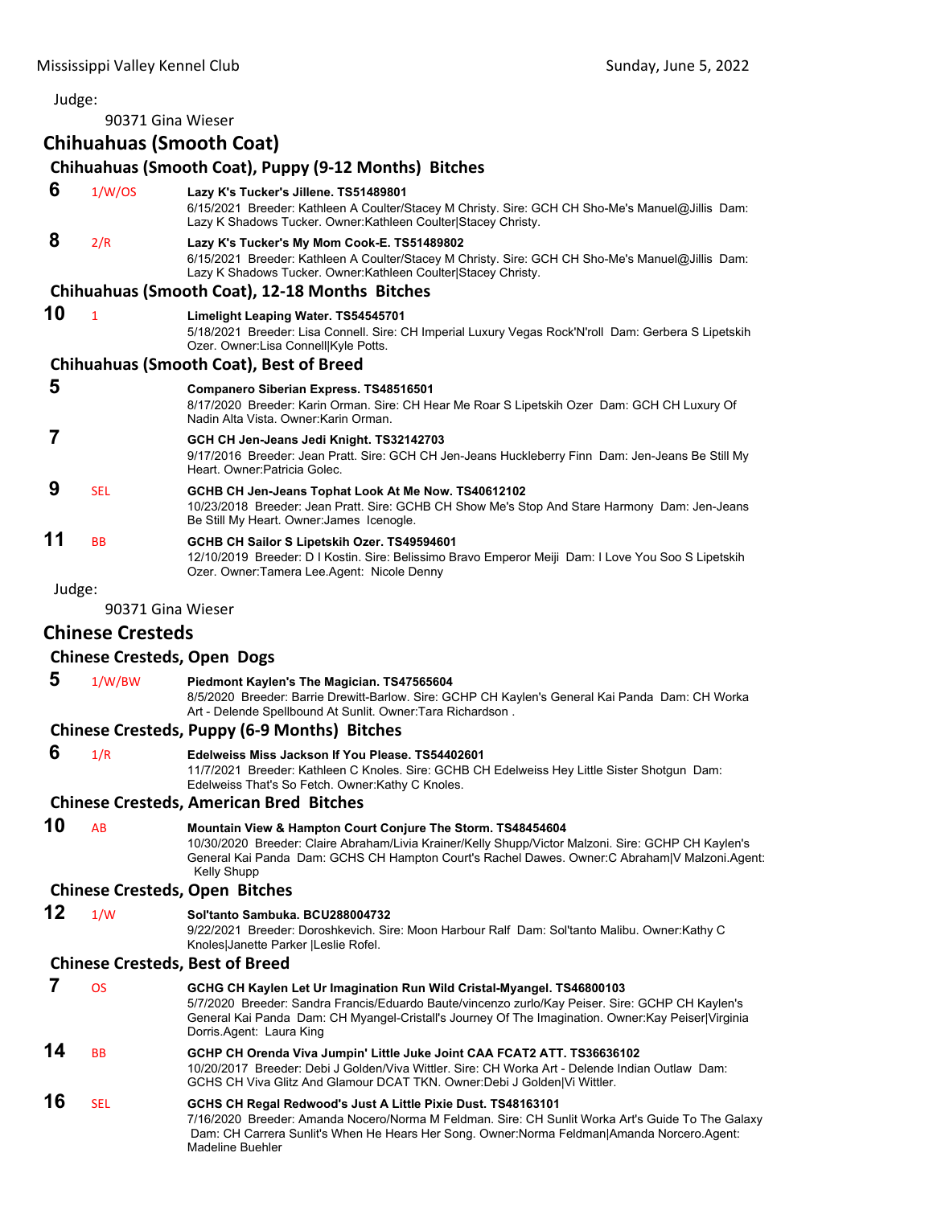Judge:

90371 Gina Wieser

## Chihuahuas (Smooth Coat)

### Chihuahuas (Smooth Coat), Puppy (9-12 Months) Bitches

**6** 1/W/OS **Lazy K's Tucker's Jillene. TS51489801**
6/15/2021 Breeder: Kathleen A Coulter/Stacey M Christy. Sire: GCH CH Sho-Me's Manuel@Jillis Dam: Lazy K Shadows Tucker. Owner:Kathleen Coulter|Stacey Christy.

**8** 2/R **Lazy K's Tucker's My Mom Cook-E. TS51489802**
6/15/2021 Breeder: Kathleen A Coulter/Stacey M Christy. Sire: GCH CH Sho-Me's Manuel@Jillis Dam: Lazy K Shadows Tucker. Owner:Kathleen Coulter|Stacey Christy.

### Chihuahuas (Smooth Coat), 12-18 Months Bitches

**10** 1 **Limelight Leaping Water. TS54545701**
5/18/2021 Breeder: Lisa Connell. Sire: CH Imperial Luxury Vegas Rock'N'roll Dam: Gerbera S Lipetskih Ozer. Owner:Lisa Connell|Kyle Potts.

### Chihuahuas (Smooth Coat), Best of Breed

**5** **Companero Siberian Express. TS48516501**
8/17/2020 Breeder: Karin Orman. Sire: CH Hear Me Roar S Lipetskih Ozer Dam: GCH CH Luxury Of Nadin Alta Vista. Owner:Karin Orman.

**7** **GCH CH Jen-Jeans Jedi Knight. TS32142703**
9/17/2016 Breeder: Jean Pratt. Sire: GCH CH Jen-Jeans Huckleberry Finn Dam: Jen-Jeans Be Still My Heart. Owner:Patricia Golec.

**9** SEL **GCHB CH Jen-Jeans Tophat Look At Me Now. TS40612102**
10/23/2018 Breeder: Jean Pratt. Sire: GCHB CH Show Me's Stop And Stare Harmony Dam: Jen-Jeans Be Still My Heart. Owner:James Icenogle.

**11** BB **GCHB CH Sailor S Lipetskih Ozer. TS49594601**
12/10/2019 Breeder: D I Kostin. Sire: Belissimo Bravo Emperor Meiji Dam: I Love You Soo S Lipetskih Ozer. Owner:Tamera Lee.Agent: Nicole Denny

Judge:

90371 Gina Wieser

## Chinese Cresteds

### Chinese Cresteds, Open Dogs

**5** 1/W/BW **Piedmont Kaylen's The Magician. TS47565604**
8/5/2020 Breeder: Barrie Drewitt-Barlow. Sire: GCHP CH Kaylen's General Kai Panda Dam: CH Worka Art - Delende Spellbound At Sunlit. Owner:Tara Richardson .

### Chinese Cresteds, Puppy (6-9 Months) Bitches

**6** 1/R **Edelweiss Miss Jackson If You Please. TS54402601**
11/7/2021 Breeder: Kathleen C Knoles. Sire: GCHB CH Edelweiss Hey Little Sister Shotgun Dam: Edelweiss That's So Fetch. Owner:Kathy C Knoles.

### Chinese Cresteds, American Bred Bitches

**10** AB **Mountain View & Hampton Court Conjure The Storm. TS48454604**
10/30/2020 Breeder: Claire Abraham/Livia Krainer/Kelly Shupp/Victor Malzoni. Sire: GCHP CH Kaylen's General Kai Panda Dam: GCHS CH Hampton Court's Rachel Dawes. Owner:C Abraham|V Malzoni.Agent: Kelly Shupp

### Chinese Cresteds, Open Bitches

**12** 1/W **Sol'tanto Sambuka. BCU288004732**
9/22/2021 Breeder: Doroshkevich. Sire: Moon Harbour Ralf Dam: Sol'tanto Malibu. Owner:Kathy C Knoles|Janette Parker |Leslie Rofel.

### Chinese Cresteds, Best of Breed

**7** OS **GCHG CH Kaylen Let Ur Imagination Run Wild Cristal-Myangel. TS46800103**
5/7/2020 Breeder: Sandra Francis/Eduardo Baute/vincenzo zurlo/Kay Peiser. Sire: GCHP CH Kaylen's General Kai Panda Dam: CH Myangel-Cristall's Journey Of The Imagination. Owner:Kay Peiser|Virginia Dorris.Agent: Laura King

**14** BB **GCHP CH Orenda Viva Jumpin' Little Juke Joint CAA FCAT2 ATT. TS36636102**
10/20/2017 Breeder: Debi J Golden/Viva Wittler. Sire: CH Worka Art - Delende Indian Outlaw Dam: GCHS CH Viva Glitz And Glamour DCAT TKN. Owner:Debi J Golden|Vi Wittler.

**16** SEL **GCHS CH Regal Redwood's Just A Little Pixie Dust. TS48163101**
7/16/2020 Breeder: Amanda Nocero/Norma M Feldman. Sire: CH Sunlit Worka Art's Guide To The Galaxy Dam: CH Carrera Sunlit's When He Hears Her Song. Owner:Norma Feldman|Amanda Norcero.Agent: Madeline Buehler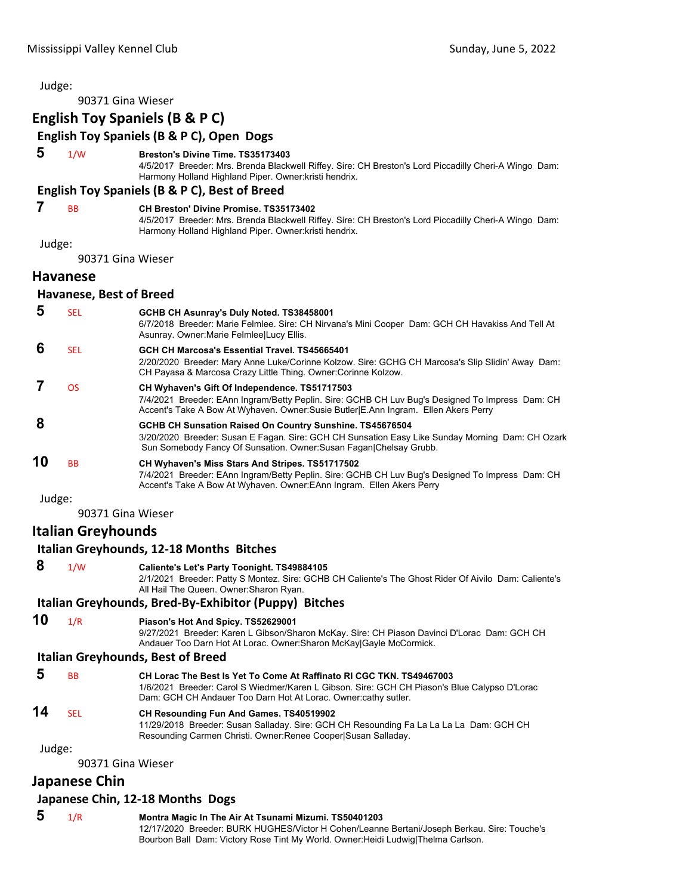Judge:

90371 Gina Wieser

## English Toy Spaniels (B & P C)

### English Toy Spaniels (B & P C), Open Dogs

**5** 1/W **Breston's Divine Time. TS35173403**
4/5/2017 Breeder: Mrs. Brenda Blackwell Riffey. Sire: CH Breston's Lord Piccadilly Cheri-A Wingo Dam: Harmony Holland Highland Piper. Owner:kristi hendrix.

### English Toy Spaniels (B & P C), Best of Breed

**7** BB **CH Breston' Divine Promise. TS35173402**
4/5/2017 Breeder: Mrs. Brenda Blackwell Riffey. Sire: CH Breston's Lord Piccadilly Cheri-A Wingo Dam: Harmony Holland Highland Piper. Owner:kristi hendrix.

Judge:

90371 Gina Wieser

## Havanese

### Havanese, Best of Breed

**5** SEL **GCHB CH Asunray's Duly Noted. TS38458001**
6/7/2018 Breeder: Marie Felmlee. Sire: CH Nirvana's Mini Cooper Dam: GCH CH Havakiss And Tell At Asunray. Owner:Marie Felmlee|Lucy Ellis.

**6** SEL **GCH CH Marcosa's Essential Travel. TS45665401**
2/20/2020 Breeder: Mary Anne Luke/Corinne Kolzow. Sire: GCHG CH Marcosa's Slip Slidin' Away Dam: CH Payasa & Marcosa Crazy Little Thing. Owner:Corinne Kolzow.

**7** OS **CH Wyhaven's Gift Of Independence. TS51717503**
7/4/2021 Breeder: EAnn Ingram/Betty Peplin. Sire: GCHB CH Luv Bug's Designed To Impress Dam: CH Accent's Take A Bow At Wyhaven. Owner:Susie Butler|E.Ann Ingram. Ellen Akers Perry

**8** **GCHB CH Sunsation Raised On Country Sunshine. TS45676504**
3/20/2020 Breeder: Susan E Fagan. Sire: GCH CH Sunsation Easy Like Sunday Morning Dam: CH Ozark Sun Somebody Fancy Of Sunsation. Owner:Susan Fagan|Chelsay Grubb.

**10** BB **CH Wyhaven's Miss Stars And Stripes. TS51717502**
7/4/2021 Breeder: EAnn Ingram/Betty Peplin. Sire: GCHB CH Luv Bug's Designed To Impress Dam: CH Accent's Take A Bow At Wyhaven. Owner:EAnn Ingram. Ellen Akers Perry

Judge:

90371 Gina Wieser

## Italian Greyhounds

### Italian Greyhounds, 12-18 Months Bitches

**8** 1/W **Caliente's Let's Party Toonight. TS49884105**
2/1/2021 Breeder: Patty S Montez. Sire: GCHB CH Caliente's The Ghost Rider Of Aivilo Dam: Caliente's All Hail The Queen. Owner:Sharon Ryan.

### Italian Greyhounds, Bred-By-Exhibitor (Puppy) Bitches

**10** 1/R **Piason's Hot And Spicy. TS52629001**
9/27/2021 Breeder: Karen L Gibson/Sharon McKay. Sire: CH Piason Davinci D'Lorac Dam: GCH CH Andauer Too Darn Hot At Lorac. Owner:Sharon McKay|Gayle McCormick.

### Italian Greyhounds, Best of Breed

**5** BB **CH Lorac The Best Is Yet To Come At Raffinato RI CGC TKN. TS49467003**
1/6/2021 Breeder: Carol S Wiedmer/Karen L Gibson. Sire: GCH CH Piason's Blue Calypso D'Lorac Dam: GCH CH Andauer Too Darn Hot At Lorac. Owner:cathy sutler.

**14** SEL **CH Resounding Fun And Games. TS40519902**
11/29/2018 Breeder: Susan Salladay. Sire: GCH CH Resounding Fa La La La La Dam: GCH CH Resounding Carmen Christi. Owner:Renee Cooper|Susan Salladay.

Judge:

90371 Gina Wieser

## Japanese Chin

### Japanese Chin, 12-18 Months Dogs

**5** 1/R **Montra Magic In The Air At Tsunami Mizumi. TS50401203**
12/17/2020 Breeder: BURK HUGHES/Victor H Cohen/Leanne Bertani/Joseph Berkau. Sire: Touche's Bourbon Ball Dam: Victory Rose Tint My World. Owner:Heidi Ludwig|Thelma Carlson.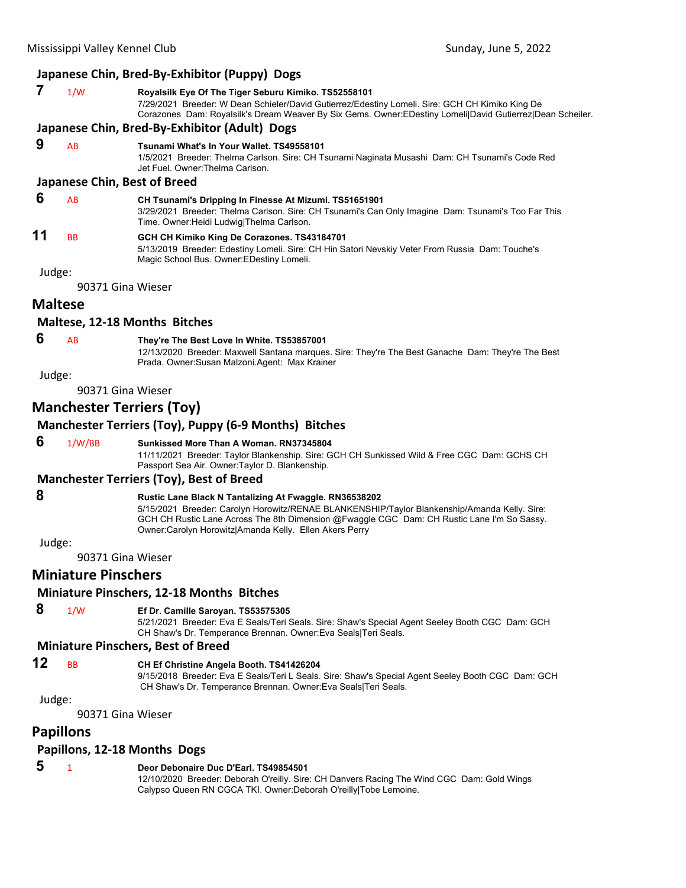### Japanese Chin, Bred-By-Exhibitor (Puppy) Dogs

**7** 1/W **Royalsilk Eye Of The Tiger Seburu Kimiko. TS52558101**
7/29/2021 Breeder: W Dean Schieler/David Gutierrez/Edestiny Lomeli. Sire: GCH CH Kimiko King De Corazones Dam: Royalsilk's Dream Weaver By Six Gems. Owner:EDestiny Lomeli|David Gutierrez|Dean Scheiler.

### Japanese Chin, Bred-By-Exhibitor (Adult) Dogs

**9** AB **Tsunami What's In Your Wallet. TS49558101**
1/5/2021 Breeder: Thelma Carlson. Sire: CH Tsunami Naginata Musashi Dam: CH Tsunami's Code Red Jet Fuel. Owner:Thelma Carlson.

### Japanese Chin, Best of Breed

**6** AB **CH Tsunami's Dripping In Finesse At Mizumi. TS51651901**
3/29/2021 Breeder: Thelma Carlson. Sire: CH Tsunami's Can Only Imagine Dam: Tsunami's Too Far This Time. Owner:Heidi Ludwig|Thelma Carlson.

**11** BB **GCH CH Kimiko King De Corazones. TS43184701**
5/13/2019 Breeder: Edestiny Lomeli. Sire: CH Hin Satori Nevskiy Veter From Russia Dam: Touche's Magic School Bus. Owner:EDestiny Lomeli.

Judge:

90371 Gina Wieser

## Maltese

### Maltese, 12-18 Months Bitches

**6** AB **They're The Best Love In White. TS53857001**
12/13/2020 Breeder: Maxwell Santana marques. Sire: They're The Best Ganache Dam: They're The Best Prada. Owner:Susan Malzoni.Agent: Max Krainer

Judge:

90371 Gina Wieser

## Manchester Terriers (Toy)

### Manchester Terriers (Toy), Puppy (6-9 Months) Bitches

**6** 1/W/BB **Sunkissed More Than A Woman. RN37345804**
11/11/2021 Breeder: Taylor Blankenship. Sire: GCH CH Sunkissed Wild & Free CGC Dam: GCHS CH Passport Sea Air. Owner:Taylor D. Blankenship.

### Manchester Terriers (Toy), Best of Breed

**8** **Rustic Lane Black N Tantalizing At Fwaggle. RN36538202**
5/15/2021 Breeder: Carolyn Horowitz/RENAE BLANKENSHIP/Taylor Blankenship/Amanda Kelly. Sire: GCH CH Rustic Lane Across The 8th Dimension @Fwaggle CGC Dam: CH Rustic Lane I'm So Sassy. Owner:Carolyn Horowitz|Amanda Kelly. Ellen Akers Perry

Judge:

90371 Gina Wieser

## Miniature Pinschers

### Miniature Pinschers, 12-18 Months Bitches

**8** 1/W **Ef Dr. Camille Saroyan. TS53575305**
5/21/2021 Breeder: Eva E Seals/Teri Seals. Sire: Shaw's Special Agent Seeley Booth CGC Dam: GCH CH Shaw's Dr. Temperance Brennan. Owner:Eva Seals|Teri Seals.

### Miniature Pinschers, Best of Breed

**12** BB **CH Ef Christine Angela Booth. TS41426204**
9/15/2018 Breeder: Eva E Seals/Teri L Seals. Sire: Shaw's Special Agent Seeley Booth CGC Dam: GCH CH Shaw's Dr. Temperance Brennan. Owner:Eva Seals|Teri Seals.

Judge:

90371 Gina Wieser

## Papillons

### Papillons, 12-18 Months Dogs

**5** 1 **Deor Debonaire Duc D'Earl. TS49854501**
12/10/2020 Breeder: Deborah O'reilly. Sire: CH Danvers Racing The Wind CGC Dam: Gold Wings Calypso Queen RN CGCA TKI. Owner:Deborah O'reilly|Tobe Lemoine.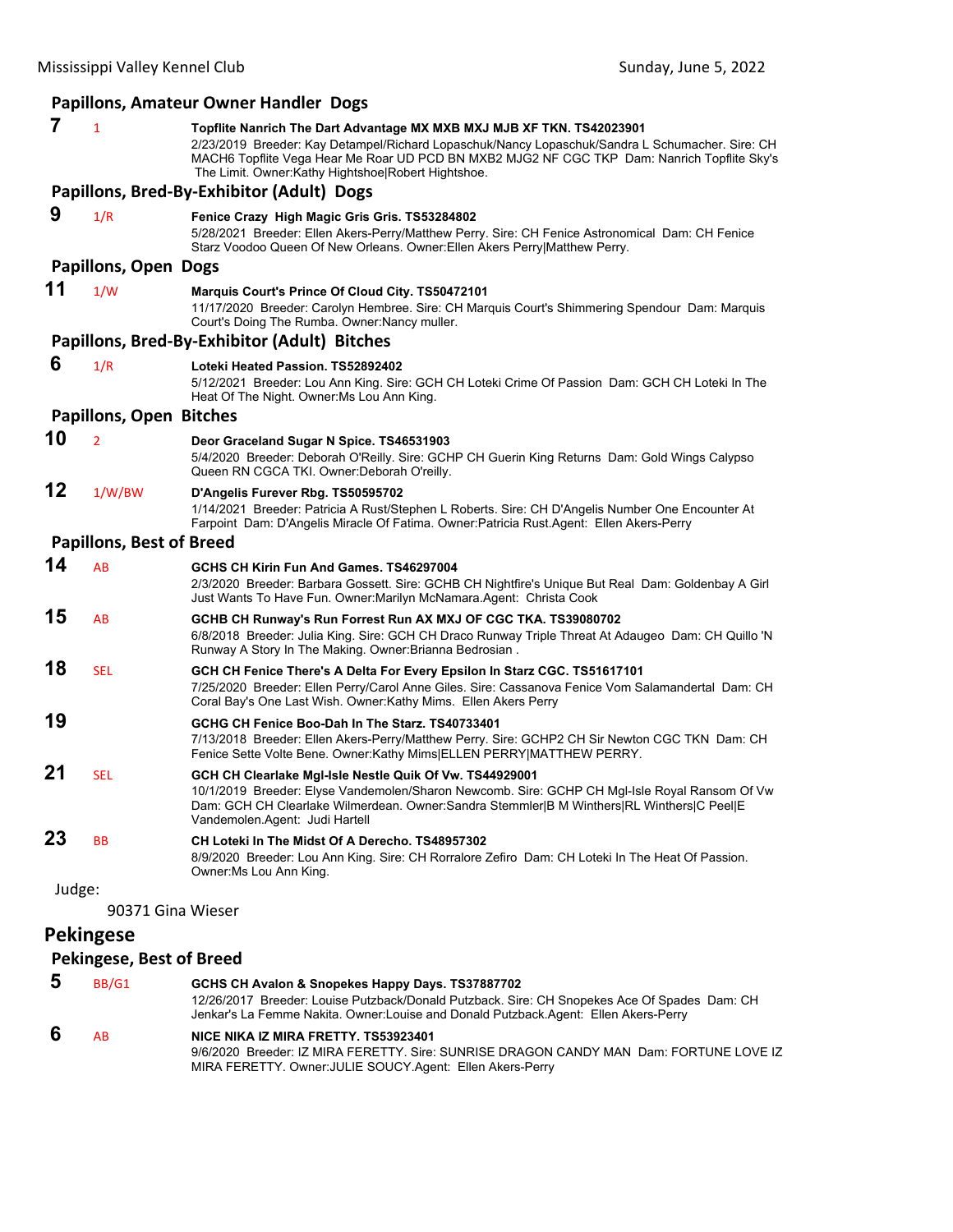### Papillons, Amateur Owner Handler Dogs

**7** 1 **Topflite Nanrich The Dart Advantage MX MXB MXJ MJB XF TKN. TS42023901**
2/23/2019 Breeder: Kay Detampel/Richard Lopaschuk/Nancy Lopaschuk/Sandra L Schumacher. Sire: CH MACH6 Topflite Vega Hear Me Roar UD PCD BN MXB2 MJG2 NF CGC TKP Dam: Nanrich Topflite Sky's The Limit. Owner:Kathy Hightshoe|Robert Hightshoe.

### Papillons, Bred-By-Exhibitor (Adult) Dogs

**9** 1/R **Fenice Crazy High Magic Gris Gris. TS53284802**
5/28/2021 Breeder: Ellen Akers-Perry/Matthew Perry. Sire: CH Fenice Astronomical Dam: CH Fenice Starz Voodoo Queen Of New Orleans. Owner:Ellen Akers Perry|Matthew Perry.

### Papillons, Open Dogs

**11** 1/W **Marquis Court's Prince Of Cloud City. TS50472101**
11/17/2020 Breeder: Carolyn Hembree. Sire: CH Marquis Court's Shimmering Spendour Dam: Marquis Court's Doing The Rumba. Owner:Nancy muller.

### Papillons, Bred-By-Exhibitor (Adult) Bitches

**6** 1/R **Loteki Heated Passion. TS52892402**
5/12/2021 Breeder: Lou Ann King. Sire: GCH CH Loteki Crime Of Passion Dam: GCH CH Loteki In The Heat Of The Night. Owner:Ms Lou Ann King.

### Papillons, Open Bitches

**10** 2 **Deor Graceland Sugar N Spice. TS46531903**
5/4/2020 Breeder: Deborah O'Reilly. Sire: GCHP CH Guerin King Returns Dam: Gold Wings Calypso Queen RN CGCA TKI. Owner:Deborah O'reilly.

**12** 1/W/BW **D'Angelis Furever Rbg. TS50595702**
1/14/2021 Breeder: Patricia A Rust/Stephen L Roberts. Sire: CH D'Angelis Number One Encounter At Farpoint Dam: D'Angelis Miracle Of Fatima. Owner:Patricia Rust.Agent: Ellen Akers-Perry

### Papillons, Best of Breed

**14** AB **GCHS CH Kirin Fun And Games. TS46297004**
2/3/2020 Breeder: Barbara Gossett. Sire: GCHB CH Nightfire's Unique But Real Dam: Goldenbay A Girl Just Wants To Have Fun. Owner:Marilyn McNamara.Agent: Christa Cook

**15** AB **GCHB CH Runway's Run Forrest Run AX MXJ OF CGC TKA. TS39080702**
6/8/2018 Breeder: Julia King. Sire: GCH CH Draco Runway Triple Threat At Adaugeo Dam: CH Quillo 'N Runway A Story In The Making. Owner:Brianna Bedrosian .

**18** SEL **GCH CH Fenice There's A Delta For Every Epsilon In Starz CGC. TS51617101**
7/25/2020 Breeder: Ellen Perry/Carol Anne Giles. Sire: Cassanova Fenice Vom Salamandertal Dam: CH Coral Bay's One Last Wish. Owner:Kathy Mims. Ellen Akers Perry

**19** **GCHG CH Fenice Boo-Dah In The Starz. TS40733401**
7/13/2018 Breeder: Ellen Akers-Perry/Matthew Perry. Sire: GCHP2 CH Sir Newton CGC TKN Dam: CH Fenice Sette Volte Bene. Owner:Kathy Mims|ELLEN PERRY|MATTHEW PERRY.

**21** SEL **GCH CH Clearlake Mgl-Isle Nestle Quik Of Vw. TS44929001**
10/1/2019 Breeder: Elyse Vandemolen/Sharon Newcomb. Sire: GCHP CH Mgl-Isle Royal Ransom Of Vw Dam: GCH CH Clearlake Wilmerdean. Owner:Sandra Stemmler|B M Winthers|RL Winthers|C Peel|E Vandemolen.Agent: Judi Hartell

**23** BB **CH Loteki In The Midst Of A Derecho. TS48957302**
8/9/2020 Breeder: Lou Ann King. Sire: CH Rorralore Zefiro Dam: CH Loteki In The Heat Of Passion. Owner:Ms Lou Ann King.

Judge:

90371 Gina Wieser

## Pekingese

### Pekingese, Best of Breed

**5** BB/G1 **GCHS CH Avalon & Snopekes Happy Days. TS37887702**
12/26/2017 Breeder: Louise Putzback/Donald Putzback. Sire: CH Snopekes Ace Of Spades Dam: CH Jenkar's La Femme Nakita. Owner:Louise and Donald Putzback.Agent: Ellen Akers-Perry

**6** AB **NICE NIKA IZ MIRA FRETTY. TS53923401**
9/6/2020 Breeder: IZ MIRA FERETTY. Sire: SUNRISE DRAGON CANDY MAN Dam: FORTUNE LOVE IZ MIRA FERETTY. Owner:JULIE SOUCY.Agent: Ellen Akers-Perry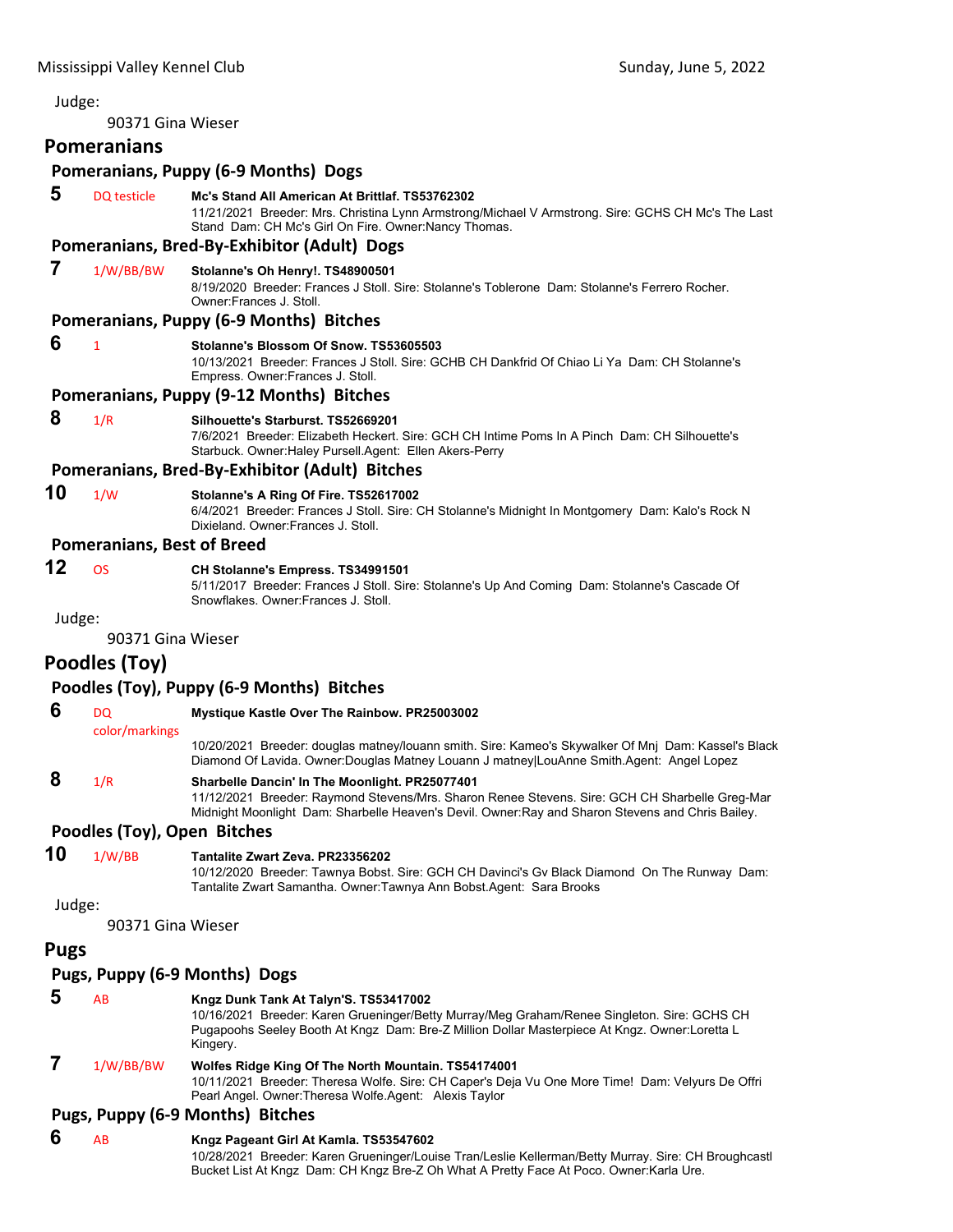Judge:

90371 Gina Wieser

## Pomeranians

### Pomeranians, Puppy (6-9 Months) Dogs

**5** DQ testicle **Mc's Stand All American At Brittlaf. TS53762302**
11/21/2021 Breeder: Mrs. Christina Lynn Armstrong/Michael V Armstrong. Sire: GCHS CH Mc's The Last Stand Dam: CH Mc's Girl On Fire. Owner:Nancy Thomas.

### Pomeranians, Bred-By-Exhibitor (Adult) Dogs

**7** 1/W/BB/BW **Stolanne's Oh Henry!. TS48900501**
8/19/2020 Breeder: Frances J Stoll. Sire: Stolanne's Toblerone Dam: Stolanne's Ferrero Rocher. Owner:Frances J. Stoll.

### Pomeranians, Puppy (6-9 Months) Bitches

**6** 1 **Stolanne's Blossom Of Snow. TS53605503**
10/13/2021 Breeder: Frances J Stoll. Sire: GCHB CH Dankfrid Of Chiao Li Ya Dam: CH Stolanne's Empress. Owner:Frances J. Stoll.

### Pomeranians, Puppy (9-12 Months) Bitches

**8** 1/R **Silhouette's Starburst. TS52669201**
7/6/2021 Breeder: Elizabeth Heckert. Sire: GCH CH Intime Poms In A Pinch Dam: CH Silhouette's Starbuck. Owner:Haley Pursell.Agent: Ellen Akers-Perry

### Pomeranians, Bred-By-Exhibitor (Adult) Bitches

**10** 1/W **Stolanne's A Ring Of Fire. TS52617002**
6/4/2021 Breeder: Frances J Stoll. Sire: CH Stolanne's Midnight In Montgomery Dam: Kalo's Rock N Dixieland. Owner:Frances J. Stoll.

### Pomeranians, Best of Breed

**12** OS **CH Stolanne's Empress. TS34991501**
5/11/2017 Breeder: Frances J Stoll. Sire: Stolanne's Up And Coming Dam: Stolanne's Cascade Of Snowflakes. Owner:Frances J. Stoll.

Judge:

90371 Gina Wieser

## Poodles (Toy)

### Poodles (Toy), Puppy (6-9 Months) Bitches

**6** DQ color/markings **Mystique Kastle Over The Rainbow. PR25003002**
10/20/2021 Breeder: douglas matney/louann smith. Sire: Kameo's Skywalker Of Mnj Dam: Kassel's Black Diamond Of Lavida. Owner:Douglas Matney Louann J matney|LouAnne Smith.Agent: Angel Lopez

**8** 1/R **Sharbelle Dancin' In The Moonlight. PR25077401**
11/12/2021 Breeder: Raymond Stevens/Mrs. Sharon Renee Stevens. Sire: GCH CH Sharbelle Greg-Mar Midnight Moonlight Dam: Sharbelle Heaven's Devil. Owner:Ray and Sharon Stevens and Chris Bailey.

### Poodles (Toy), Open Bitches

**10** 1/W/BB **Tantalite Zwart Zeva. PR23356202**
10/12/2020 Breeder: Tawnya Bobst. Sire: GCH CH Davinci's Gv Black Diamond On The Runway Dam: Tantalite Zwart Samantha. Owner:Tawnya Ann Bobst.Agent: Sara Brooks

Judge:

90371 Gina Wieser

## Pugs

### Pugs, Puppy (6-9 Months) Dogs

**5** AB **Kngz Dunk Tank At Talyn'S. TS53417002**
10/16/2021 Breeder: Karen Grueninger/Betty Murray/Meg Graham/Renee Singleton. Sire: GCHS CH Pugapoohs Seeley Booth At Kngz Dam: Bre-Z Million Dollar Masterpiece At Kngz. Owner:Loretta L Kingery.

**7** 1/W/BB/BW **Wolfes Ridge King Of The North Mountain. TS54174001**
10/11/2021 Breeder: Theresa Wolfe. Sire: CH Caper's Deja Vu One More Time! Dam: Velyurs De Offri Pearl Angel. Owner:Theresa Wolfe.Agent: Alexis Taylor

### Pugs, Puppy (6-9 Months) Bitches

**6** AB **Kngz Pageant Girl At Kamla. TS53547602**
10/28/2021 Breeder: Karen Grueninger/Louise Tran/Leslie Kellerman/Betty Murray. Sire: CH Broughcastl Bucket List At Kngz Dam: CH Kngz Bre-Z Oh What A Pretty Face At Poco. Owner:Karla Ure.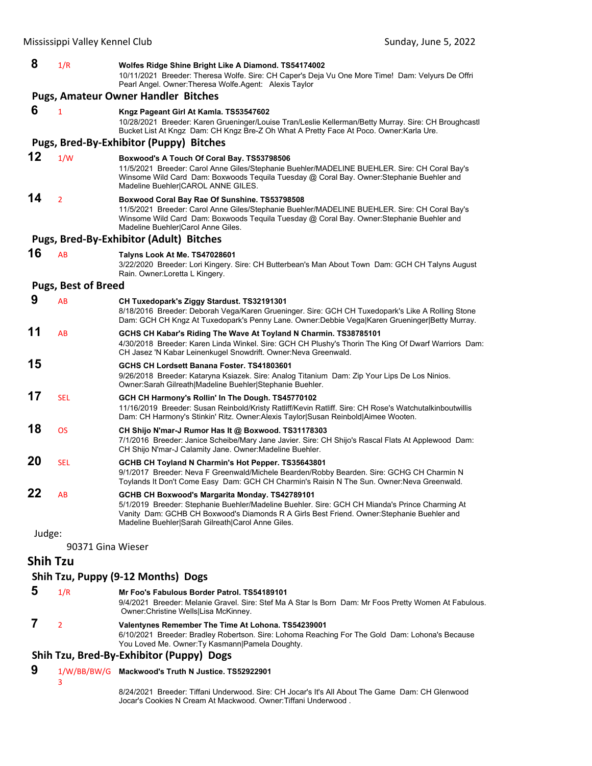**8** 1/R **Wolfes Ridge Shine Bright Like A Diamond. TS54174002**
10/11/2021 Breeder: Theresa Wolfe. Sire: CH Caper's Deja Vu One More Time! Dam: Velyurs De Offri Pearl Angel. Owner:Theresa Wolfe.Agent: Alexis Taylor

### Pugs, Amateur Owner Handler Bitches

**6** 1 **Kngz Pageant Girl At Kamla. TS53547602**
10/28/2021 Breeder: Karen Grueninger/Louise Tran/Leslie Kellerman/Betty Murray. Sire: CH Broughcastl Bucket List At Kngz Dam: CH Kngz Bre-Z Oh What A Pretty Face At Poco. Owner:Karla Ure.

### Pugs, Bred-By-Exhibitor (Puppy) Bitches

**12** 1/W **Boxwood's A Touch Of Coral Bay. TS53798506**
11/5/2021 Breeder: Carol Anne Giles/Stephanie Buehler/MADELINE BUEHLER. Sire: CH Coral Bay's Winsome Wild Card Dam: Boxwoods Tequila Tuesday @ Coral Bay. Owner:Stephanie Buehler and Madeline Buehler|CAROL ANNE GILES.

**14** 2 **Boxwood Coral Bay Rae Of Sunshine. TS53798508**
11/5/2021 Breeder: Carol Anne Giles/Stephanie Buehler/MADELINE BUEHLER. Sire: CH Coral Bay's Winsome Wild Card Dam: Boxwoods Tequila Tuesday @ Coral Bay. Owner:Stephanie Buehler and Madeline Buehler|Carol Anne Giles.

### Pugs, Bred-By-Exhibitor (Adult) Bitches

**16** AB **Talyns Look At Me. TS47028601**
3/22/2020 Breeder: Lori Kingery. Sire: CH Butterbean's Man About Town Dam: GCH CH Talyns August Rain. Owner:Loretta L Kingery.

### Pugs, Best of Breed

**9** AB **CH Tuxedopark's Ziggy Stardust. TS32191301**
8/18/2016 Breeder: Deborah Vega/Karen Grueninger. Sire: GCH CH Tuxedopark's Like A Rolling Stone Dam: GCH CH Kngz At Tuxedopark's Penny Lane. Owner:Debbie Vega|Karen Grueninger|Betty Murray.

**11** AB **GCHS CH Kabar's Riding The Wave At Toyland N Charmin. TS38785101**
4/30/2018 Breeder: Karen Linda Winkel. Sire: GCH CH Plushy's Thorin The King Of Dwarf Warriors Dam: CH Jasez 'N Kabar Leinenkugel Snowdrift. Owner:Neva Greenwald.

**15** **GCHS CH Lordsett Banana Foster. TS41803601**
9/26/2018 Breeder: Kataryna Ksiazek. Sire: Analog Titanium Dam: Zip Your Lips De Los Ninios. Owner:Sarah Gilreath|Madeline Buehler|Stephanie Buehler.

**17** SEL **GCH CH Harmony's Rollin' In The Dough. TS45770102**
11/16/2019 Breeder: Susan Reinbold/Kristy Ratliff/Kevin Ratliff. Sire: CH Rose's Watchutalkinboutwillis Dam: CH Harmony's Stinkin' Ritz. Owner:Alexis Taylor|Susan Reinbold|Aimee Wooten.

**18** OS **CH Shijo N'mar-J Rumor Has It @ Boxwood. TS31178303**
7/1/2016 Breeder: Janice Scheibe/Mary Jane Javier. Sire: CH Shijo's Rascal Flats At Applewood Dam: CH Shijo N'mar-J Calamity Jane. Owner:Madeline Buehler.

**20** SEL **GCHB CH Toyland N Charmin's Hot Pepper. TS35643801**
9/1/2017 Breeder: Neva F Greenwald/Michele Bearden/Robby Bearden. Sire: GCHG CH Charmin N Toylands It Don't Come Easy Dam: GCH CH Charmin's Raisin N The Sun. Owner:Neva Greenwald.

**22** AB **GCHB CH Boxwood's Margarita Monday. TS42789101**
5/1/2019 Breeder: Stephanie Buehler/Madeline Buehler. Sire: GCH CH Mianda's Prince Charming At Vanity Dam: GCHB CH Boxwood's Diamonds R A Girls Best Friend. Owner:Stephanie Buehler and Madeline Buehler|Sarah Gilreath|Carol Anne Giles.

Judge:

90371 Gina Wieser

## Shih Tzu

### Shih Tzu, Puppy (9-12 Months) Dogs

**5** 1/R **Mr Foo's Fabulous Border Patrol. TS54189101**
9/4/2021 Breeder: Melanie Gravel. Sire: Stef Ma A Star Is Born Dam: Mr Foos Pretty Women At Fabulous. Owner:Christine Wells|Lisa McKinney.

**7** 2 **Valentynes Remember The Time At Lohona. TS54239001**
6/10/2021 Breeder: Bradley Robertson. Sire: Lohoma Reaching For The Gold Dam: Lohona's Because You Loved Me. Owner:Ty Kasmann|Pamela Doughty.

### Shih Tzu, Bred-By-Exhibitor (Puppy) Dogs

**9** 1/W/BB/BW/G3 **Mackwood's Truth N Justice. TS52922901**
8/24/2021 Breeder: Tiffani Underwood. Sire: CH Jocar's It's All About The Game Dam: CH Glenwood Jocar's Cookies N Cream At Mackwood. Owner:Tiffani Underwood .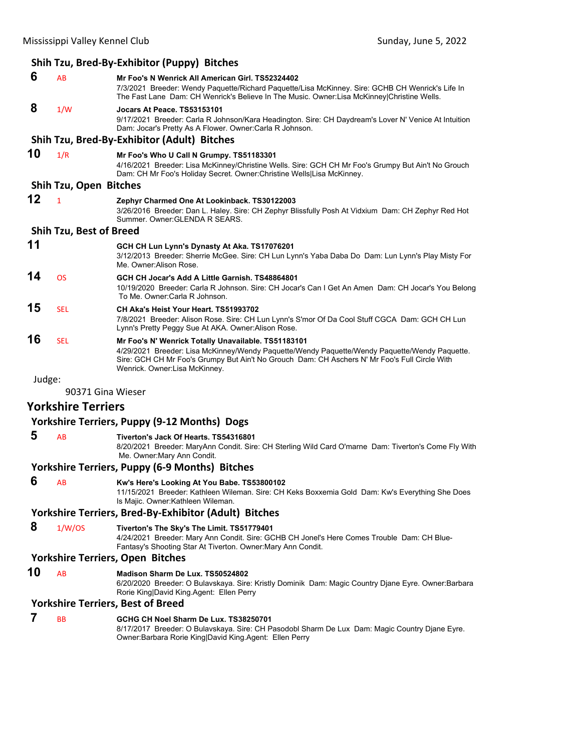### Shih Tzu, Bred-By-Exhibitor (Puppy) Bitches

**6** AB **Mr Foo's N Wenrick All American Girl. TS52324402**
7/3/2021 Breeder: Wendy Paquette/Richard Paquette/Lisa McKinney. Sire: GCHB CH Wenrick's Life In The Fast Lane Dam: CH Wenrick's Believe In The Music. Owner:Lisa McKinney|Christine Wells.

**8** 1/W **Jocars At Peace. TS53153101**
9/17/2021 Breeder: Carla R Johnson/Kara Headington. Sire: CH Daydream's Lover N' Venice At Intuition Dam: Jocar's Pretty As A Flower. Owner:Carla R Johnson.

### Shih Tzu, Bred-By-Exhibitor (Adult) Bitches

**10** 1/R **Mr Foo's Who U Call N Grumpy. TS51183301**
4/16/2021 Breeder: Lisa McKinney/Christine Wells. Sire: GCH CH Mr Foo's Grumpy But Ain't No Grouch Dam: CH Mr Foo's Holiday Secret. Owner:Christine Wells|Lisa McKinney.

### Shih Tzu, Open Bitches

**12** 1 **Zephyr Charmed One At Lookinback. TS30122003**
3/26/2016 Breeder: Dan L. Haley. Sire: CH Zephyr Blissfully Posh At Vidxium Dam: CH Zephyr Red Hot Summer. Owner:GLENDA R SEARS.

### Shih Tzu, Best of Breed

**11** **GCH CH Lun Lynn's Dynasty At Aka. TS17076201**
3/12/2013 Breeder: Sherrie McGee. Sire: CH Lun Lynn's Yaba Daba Do Dam: Lun Lynn's Play Misty For Me. Owner:Alison Rose.

**14** OS **GCH CH Jocar's Add A Little Garnish. TS48864801**
10/19/2020 Breeder: Carla R Johnson. Sire: CH Jocar's Can I Get An Amen Dam: CH Jocar's You Belong To Me. Owner:Carla R Johnson.

**15** SEL **CH Aka's Heist Your Heart. TS51993702**
7/8/2021 Breeder: Alison Rose. Sire: CH Lun Lynn's S'mor Of Da Cool Stuff CGCA Dam: GCH CH Lun Lynn's Pretty Peggy Sue At AKA. Owner:Alison Rose.

**16** SEL **Mr Foo's N' Wenrick Totally Unavailable. TS51183101**
4/29/2021 Breeder: Lisa McKinney/Wendy Paquette/Wendy Paquette/Wendy Paquette/Wendy Paquette. Sire: GCH CH Mr Foo's Grumpy But Ain't No Grouch Dam: CH Aschers N' Mr Foo's Full Circle With Wenrick. Owner:Lisa McKinney.

Judge:

90371 Gina Wieser

## Yorkshire Terriers

### Yorkshire Terriers, Puppy (9-12 Months) Dogs

**5** AB **Tiverton's Jack Of Hearts. TS54316801**
8/20/2021 Breeder: MaryAnn Condit. Sire: CH Sterling Wild Card O'marne Dam: Tiverton's Come Fly With Me. Owner:Mary Ann Condit.

### Yorkshire Terriers, Puppy (6-9 Months) Bitches

**6** AB **Kw's Here's Looking At You Babe. TS53800102**
11/15/2021 Breeder: Kathleen Wileman. Sire: CH Keks Boxxemia Gold Dam: Kw's Everything She Does Is Majic. Owner:Kathleen Wileman.

### Yorkshire Terriers, Bred-By-Exhibitor (Adult) Bitches

**8** 1/W/OS **Tiverton's The Sky's The Limit. TS51779401**
4/24/2021 Breeder: Mary Ann Condit. Sire: GCHB CH Jonel's Here Comes Trouble Dam: CH Blue-Fantasy's Shooting Star At Tiverton. Owner:Mary Ann Condit.

### Yorkshire Terriers, Open Bitches

**10** AB **Madison Sharm De Lux. TS50524802**
6/20/2020 Breeder: O Bulavskaya. Sire: Kristly Dominik Dam: Magic Country Djane Eyre. Owner:Barbara Rorie King|David King.Agent: Ellen Perry

### Yorkshire Terriers, Best of Breed

**7** BB **GCHG CH Noel Sharm De Lux. TS38250701**
8/17/2017 Breeder: O Bulavskaya. Sire: CH Pasodobl Sharm De Lux Dam: Magic Country Djane Eyre. Owner:Barbara Rorie King|David King.Agent: Ellen Perry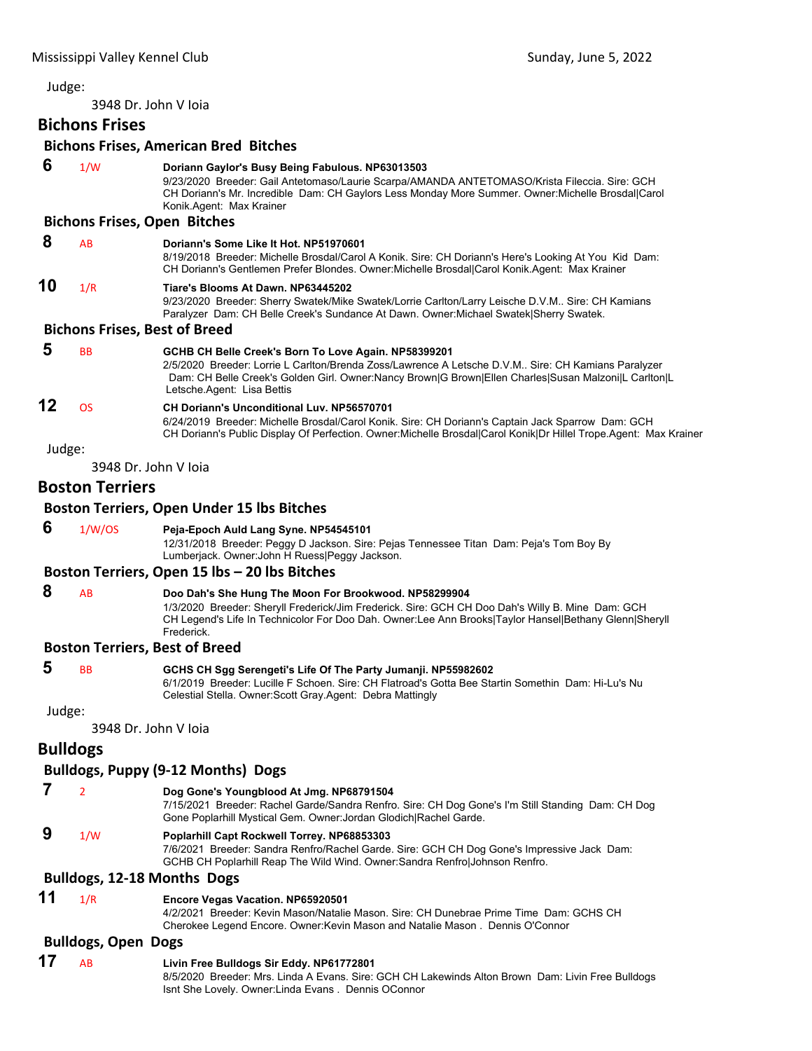Judge:

3948 Dr. John V Ioia

## Bichons Frises

### Bichons Frises, American Bred Bitches

**6** 1/W **Doriann Gaylor's Busy Being Fabulous. NP63013503**
9/23/2020 Breeder: Gail Antetomaso/Laurie Scarpa/AMANDA ANTETOMASO/Krista Fileccia. Sire: GCH CH Doriann's Mr. Incredible Dam: CH Gaylors Less Monday More Summer. Owner:Michelle Brosdal|Carol Konik.Agent: Max Krainer

### Bichons Frises, Open Bitches

**8** AB **Doriann's Some Like It Hot. NP51970601**
8/19/2018 Breeder: Michelle Brosdal/Carol A Konik. Sire: CH Doriann's Here's Looking At You Kid Dam: CH Doriann's Gentlemen Prefer Blondes. Owner:Michelle Brosdal|Carol Konik.Agent: Max Krainer

**10** 1/R **Tiare's Blooms At Dawn. NP63445202**
9/23/2020 Breeder: Sherry Swatek/Mike Swatek/Lorrie Carlton/Larry Leische D.V.M.. Sire: CH Kamians Paralyzer Dam: CH Belle Creek's Sundance At Dawn. Owner:Michael Swatek|Sherry Swatek.

### Bichons Frises, Best of Breed

**5** BB **GCHB CH Belle Creek's Born To Love Again. NP58399201**
2/5/2020 Breeder: Lorrie L Carlton/Brenda Zoss/Lawrence A Letsche D.V.M.. Sire: CH Kamians Paralyzer Dam: CH Belle Creek's Golden Girl. Owner:Nancy Brown|G Brown|Ellen Charles|Susan Malzoni|L Carlton|L Letsche.Agent: Lisa Bettis

**12** OS **CH Doriann's Unconditional Luv. NP56570701**
6/24/2019 Breeder: Michelle Brosdal/Carol Konik. Sire: CH Doriann's Captain Jack Sparrow Dam: GCH CH Doriann's Public Display Of Perfection. Owner:Michelle Brosdal|Carol Konik|Dr Hillel Trope.Agent: Max Krainer

Judge:

3948 Dr. John V Ioia

## Boston Terriers

### Boston Terriers, Open Under 15 lbs Bitches

**6** 1/W/OS **Peja-Epoch Auld Lang Syne. NP54545101**
12/31/2018 Breeder: Peggy D Jackson. Sire: Pejas Tennessee Titan Dam: Peja's Tom Boy By Lumberjack. Owner:John H Ruess|Peggy Jackson.

### Boston Terriers, Open 15 lbs – 20 lbs Bitches

**8** AB **Doo Dah's She Hung The Moon For Brookwood. NP58299904**
1/3/2020 Breeder: Sheryll Frederick/Jim Frederick. Sire: GCH CH Doo Dah's Willy B. Mine Dam: GCH CH Legend's Life In Technicolor For Doo Dah. Owner:Lee Ann Brooks|Taylor Hansel|Bethany Glenn|Sheryll Frederick.

### Boston Terriers, Best of Breed

**5** BB **GCHS CH Sgg Serengeti's Life Of The Party Jumanji. NP55982602**
6/1/2019 Breeder: Lucille F Schoen. Sire: CH Flatroad's Gotta Bee Startin Somethin Dam: Hi-Lu's Nu Celestial Stella. Owner:Scott Gray.Agent: Debra Mattingly

Judge:

3948 Dr. John V Ioia

## Bulldogs

### Bulldogs, Puppy (9-12 Months) Dogs

**7** 2 **Dog Gone's Youngblood At Jmg. NP68791504**
7/15/2021 Breeder: Rachel Garde/Sandra Renfro. Sire: CH Dog Gone's I'm Still Standing Dam: CH Dog Gone Poplarhill Mystical Gem. Owner:Jordan Glodich|Rachel Garde.

**9** 1/W **Poplarhill Capt Rockwell Torrey. NP68853303**
7/6/2021 Breeder: Sandra Renfro/Rachel Garde. Sire: GCH CH Dog Gone's Impressive Jack Dam: GCHB CH Poplarhill Reap The Wild Wind. Owner:Sandra Renfro|Johnson Renfro.

### Bulldogs, 12-18 Months Dogs

**11** 1/R **Encore Vegas Vacation. NP65920501**
4/2/2021 Breeder: Kevin Mason/Natalie Mason. Sire: CH Dunebrae Prime Time Dam: GCHS CH Cherokee Legend Encore. Owner:Kevin Mason and Natalie Mason . Dennis O'Connor

### Bulldogs, Open Dogs

**17** AB **Livin Free Bulldogs Sir Eddy. NP61772801**
8/5/2020 Breeder: Mrs. Linda A Evans. Sire: GCH CH Lakewinds Alton Brown Dam: Livin Free Bulldogs Isnt She Lovely. Owner:Linda Evans . Dennis OConnor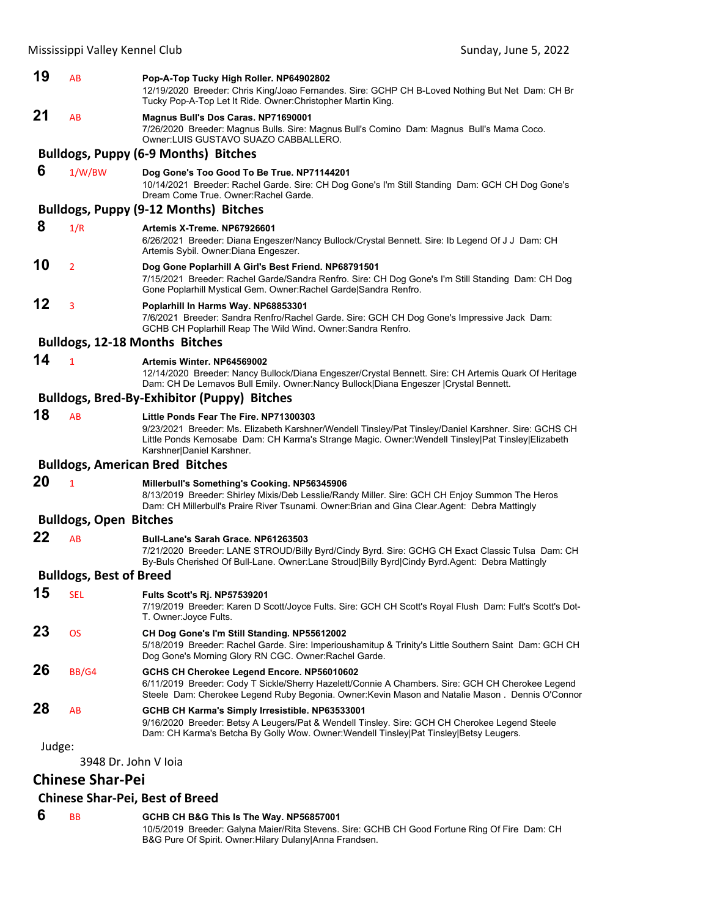**19** AB **Pop-A-Top Tucky High Roller. NP64902802**
12/19/2020 Breeder: Chris King/Joao Fernandes. Sire: GCHP CH B-Loved Nothing But Net Dam: CH Br Tucky Pop-A-Top Let It Ride. Owner:Christopher Martin King.

**21** AB **Magnus Bull's Dos Caras. NP71690001**
7/26/2020 Breeder: Magnus Bulls. Sire: Magnus Bull's Comino Dam: Magnus Bull's Mama Coco. Owner:LUIS GUSTAVO SUAZO CABBALLERO.

### Bulldogs, Puppy (6-9 Months) Bitches

**6** 1/W/BW **Dog Gone's Too Good To Be True. NP71144201**
10/14/2021 Breeder: Rachel Garde. Sire: CH Dog Gone's I'm Still Standing Dam: GCH CH Dog Gone's Dream Come True. Owner:Rachel Garde.

### Bulldogs, Puppy (9-12 Months) Bitches

**8** 1/R **Artemis X-Treme. NP67926601**
6/26/2021 Breeder: Diana Engeszer/Nancy Bullock/Crystal Bennett. Sire: Ib Legend Of J J Dam: CH Artemis Sybil. Owner:Diana Engeszer.

**10** 2 **Dog Gone Poplarhill A Girl's Best Friend. NP68791501**
7/15/2021 Breeder: Rachel Garde/Sandra Renfro. Sire: CH Dog Gone's I'm Still Standing Dam: CH Dog Gone Poplarhill Mystical Gem. Owner:Rachel Garde|Sandra Renfro.

**12** 3 **Poplarhill In Harms Way. NP68853301**
7/6/2021 Breeder: Sandra Renfro/Rachel Garde. Sire: GCH CH Dog Gone's Impressive Jack Dam: GCHB CH Poplarhill Reap The Wild Wind. Owner:Sandra Renfro.

### Bulldogs, 12-18 Months Bitches

**14** 1 **Artemis Winter. NP64569002**
12/14/2020 Breeder: Nancy Bullock/Diana Engeszer/Crystal Bennett. Sire: CH Artemis Quark Of Heritage Dam: CH De Lemavos Bull Emily. Owner:Nancy Bullock|Diana Engeszer |Crystal Bennett.

### Bulldogs, Bred-By-Exhibitor (Puppy) Bitches

**18** AB **Little Ponds Fear The Fire. NP71300303**
9/23/2021 Breeder: Ms. Elizabeth Karshner/Wendell Tinsley/Pat Tinsley/Daniel Karshner. Sire: GCHS CH Little Ponds Kemosabe Dam: CH Karma's Strange Magic. Owner:Wendell Tinsley|Pat Tinsley|Elizabeth Karshner|Daniel Karshner.

### Bulldogs, American Bred Bitches

**20** 1 **Millerbull's Something's Cooking. NP56345906**
8/13/2019 Breeder: Shirley Mixis/Deb Lesslie/Randy Miller. Sire: GCH CH Enjoy Summon The Heros Dam: CH Millerbull's Praire River Tsunami. Owner:Brian and Gina Clear.Agent: Debra Mattingly

### Bulldogs, Open Bitches

**22** AB **Bull-Lane's Sarah Grace. NP61263503**
7/21/2020 Breeder: LANE STROUD/Billy Byrd/Cindy Byrd. Sire: GCHG CH Exact Classic Tulsa Dam: CH By-Buls Cherished Of Bull-Lane. Owner:Lane Stroud|Billy Byrd|Cindy Byrd.Agent: Debra Mattingly

### Bulldogs, Best of Breed

**15** SEL **Fults Scott's Rj. NP57539201**
7/19/2019 Breeder: Karen D Scott/Joyce Fults. Sire: GCH CH Scott's Royal Flush Dam: Fult's Scott's Dot-T. Owner:Joyce Fults.

**23** OS **CH Dog Gone's I'm Still Standing. NP55612002**
5/18/2019 Breeder: Rachel Garde. Sire: Imperioushamitup & Trinity's Little Southern Saint Dam: GCH CH Dog Gone's Morning Glory RN CGC. Owner:Rachel Garde.

**26** BB/G4 **GCHS CH Cherokee Legend Encore. NP56010602**
6/11/2019 Breeder: Cody T Sickle/Sherry Hazelett/Connie A Chambers. Sire: GCH CH Cherokee Legend Steele Dam: Cherokee Legend Ruby Begonia. Owner:Kevin Mason and Natalie Mason . Dennis O'Connor

**28** AB **GCHB CH Karma's Simply Irresistible. NP63533001**
9/16/2020 Breeder: Betsy A Leugers/Pat & Wendell Tinsley. Sire: GCH CH Cherokee Legend Steele Dam: CH Karma's Betcha By Golly Wow. Owner:Wendell Tinsley|Pat Tinsley|Betsy Leugers.

Judge:

3948 Dr. John V Ioia

## Chinese Shar-Pei

### Chinese Shar-Pei, Best of Breed

**6** BB **GCHB CH B&G This Is The Way. NP56857001**
10/5/2019 Breeder: Galyna Maier/Rita Stevens. Sire: GCHB CH Good Fortune Ring Of Fire Dam: CH B&G Pure Of Spirit. Owner:Hilary Dulany|Anna Frandsen.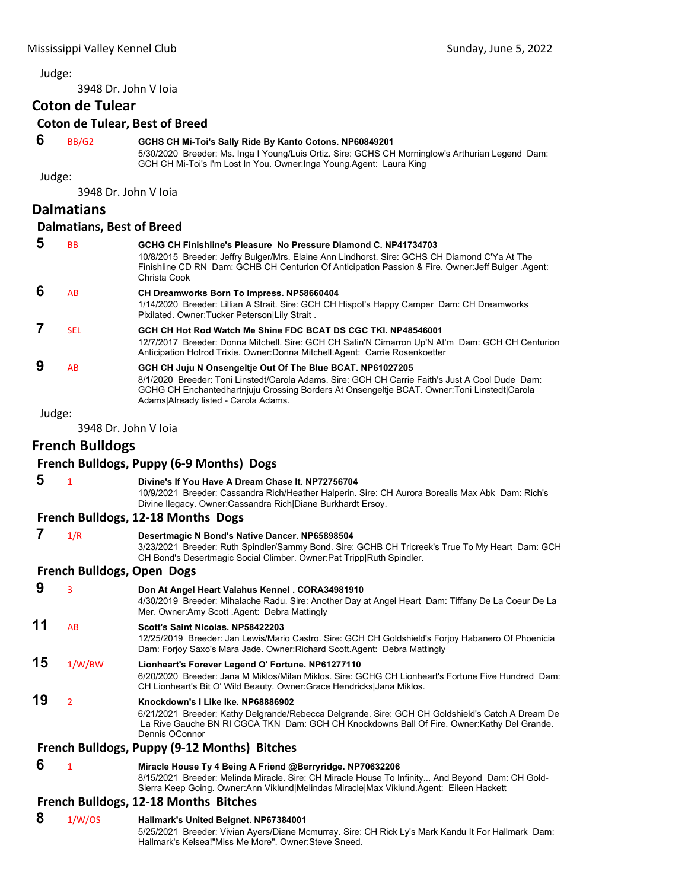Judge:

3948 Dr. John V Ioia

## Coton de Tulear

### Coton de Tulear, Best of Breed

**6** BB/G2 **GCHS CH Mi-Toi's Sally Ride By Kanto Cotons. NP60849201**
5/30/2020 Breeder: Ms. Inga I Young/Luis Ortiz. Sire: GCHS CH Morninglow's Arthurian Legend Dam: GCH CH Mi-Toi's I'm Lost In You. Owner:Inga Young.Agent: Laura King

Judge:

3948 Dr. John V Ioia

## Dalmatians

### Dalmatians, Best of Breed

**5** BB **GCHG CH Finishline's Pleasure No Pressure Diamond C. NP41734703**
10/8/2015 Breeder: Jeffry Bulger/Mrs. Elaine Ann Lindhorst. Sire: GCHS CH Diamond C'Ya At The Finishline CD RN Dam: GCHB CH Centurion Of Anticipation Passion & Fire. Owner:Jeff Bulger .Agent: Christa Cook

**6** AB **CH Dreamworks Born To Impress. NP58660404**
1/14/2020 Breeder: Lillian A Strait. Sire: GCH CH Hispot's Happy Camper Dam: CH Dreamworks Pixilated. Owner:Tucker Peterson|Lily Strait .

**7** SEL **GCH CH Hot Rod Watch Me Shine FDC BCAT DS CGC TKI. NP48546001**
12/7/2017 Breeder: Donna Mitchell. Sire: GCH CH Satin'N Cimarron Up'N At'm Dam: GCH CH Centurion Anticipation Hotrod Trixie. Owner:Donna Mitchell.Agent: Carrie Rosenkoetter

**9** AB **GCH CH Juju N Onsengeltje Out Of The Blue BCAT. NP61027205**
8/1/2020 Breeder: Toni Linstedt/Carola Adams. Sire: GCH CH Carrie Faith's Just A Cool Dude Dam: GCHG CH Enchantedhartnjuju Crossing Borders At Onsengeltje BCAT. Owner:Toni Linstedt|Carola Adams|Already listed - Carola Adams.

Judge:

3948 Dr. John V Ioia

## French Bulldogs

### French Bulldogs, Puppy (6-9 Months) Dogs

**5** 1 **Divine's If You Have A Dream Chase It. NP72756704**
10/9/2021 Breeder: Cassandra Rich/Heather Halperin. Sire: CH Aurora Borealis Max Abk Dam: Rich's Divine Ilegacy. Owner:Cassandra Rich|Diane Burkhardt Ersoy.

### French Bulldogs, 12-18 Months Dogs

**7** 1/R **Desertmagic N Bond's Native Dancer. NP65898504**
3/23/2021 Breeder: Ruth Spindler/Sammy Bond. Sire: GCHB CH Tricreek's True To My Heart Dam: GCH CH Bond's Desertmagic Social Climber. Owner:Pat Tripp|Ruth Spindler.

### French Bulldogs, Open Dogs

**9** 3 **Don At Angel Heart Valahus Kennel . CORA34981910**
4/30/2019 Breeder: Mihalache Radu. Sire: Another Day at Angel Heart Dam: Tiffany De La Coeur De La Mer. Owner:Amy Scott .Agent: Debra Mattingly

**11** AB **Scott's Saint Nicolas. NP58422203**
12/25/2019 Breeder: Jan Lewis/Mario Castro. Sire: GCH CH Goldshield's Forjoy Habanero Of Phoenicia Dam: Forjoy Saxo's Mara Jade. Owner:Richard Scott.Agent: Debra Mattingly

**15** 1/W/BW **Lionheart's Forever Legend O' Fortune. NP61277110**
6/20/2020 Breeder: Jana M Miklos/Milan Miklos. Sire: GCHG CH Lionheart's Fortune Five Hundred Dam: CH Lionheart's Bit O' Wild Beauty. Owner:Grace Hendricks|Jana Miklos.

**19** 2 **Knockdown's I Like Ike. NP68886902**
6/21/2021 Breeder: Kathy Delgrande/Rebecca Delgrande. Sire: GCH CH Goldshield's Catch A Dream De La Rive Gauche BN RI CGCA TKN Dam: GCH CH Knockdowns Ball Of Fire. Owner:Kathy Del Grande. Dennis OConnor

### French Bulldogs, Puppy (9-12 Months) Bitches

**6** 1 **Miracle House Ty 4 Being A Friend @Berryridge. NP70632206**
8/15/2021 Breeder: Melinda Miracle. Sire: CH Miracle House To Infinity... And Beyond Dam: CH Gold-Sierra Keep Going. Owner:Ann Viklund|Melindas Miracle|Max Viklund.Agent: Eileen Hackett

### French Bulldogs, 12-18 Months Bitches

**8** 1/W/OS **Hallmark's United Beignet. NP67384001**
5/25/2021 Breeder: Vivian Ayers/Diane Mcmurray. Sire: CH Rick Ly's Mark Kandu It For Hallmark Dam: Hallmark's Kelsea!"Miss Me More". Owner:Steve Sneed.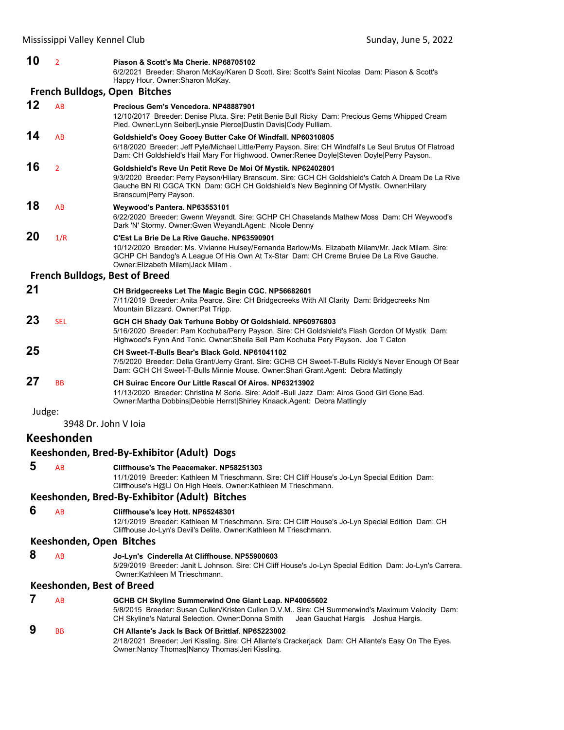**10** 2 **Piason & Scott's Ma Cherie. NP68705102**
6/2/2021 Breeder: Sharon McKay/Karen D Scott. Sire: Scott's Saint Nicolas Dam: Piason & Scott's Happy Hour. Owner:Sharon McKay.

### French Bulldogs, Open Bitches

**12** AB **Precious Gem's Vencedora. NP48887901**
12/10/2017 Breeder: Denise Pluta. Sire: Petit Benie Bull Ricky Dam: Precious Gems Whipped Cream Pied. Owner:Lynn Seiber|Lynsie Pierce|Dustin Davis|Cody Pulliam.

**14** AB **Goldshield's Ooey Gooey Butter Cake Of Windfall. NP60310805**
6/18/2020 Breeder: Jeff Pyle/Michael Little/Perry Payson. Sire: CH Windfall's Le Seul Brutus Of Flatroad Dam: CH Goldshield's Hail Mary For Highwood. Owner:Renee Doyle|Steven Doyle|Perry Payson.

**16** 2 **Goldshield's Reve Un Petit Reve De Moi Of Mystik. NP62402801**
9/3/2020 Breeder: Perry Payson/Hilary Branscum. Sire: GCH CH Goldshield's Catch A Dream De La Rive Gauche BN RI CGCA TKN Dam: GCH CH Goldshield's New Beginning Of Mystik. Owner:Hilary Branscum|Perry Payson.

**18** AB **Weywood's Pantera. NP63553101**
6/22/2020 Breeder: Gwenn Weyandt. Sire: GCHP CH Chaselands Mathew Moss Dam: CH Weywood's Dark 'N' Stormy. Owner:Gwen Weyandt.Agent: Nicole Denny

**20** 1/R **C'Est La Brie De La Rive Gauche. NP63590901**
10/12/2020 Breeder: Ms. Vivianne Hulsey/Fernanda Barlow/Ms. Elizabeth Milam/Mr. Jack Milam. Sire: GCHP CH Bandog's A League Of His Own At Tx-Star Dam: CH Creme Brulee De La Rive Gauche. Owner:Elizabeth Milam|Jack Milam .

### French Bulldogs, Best of Breed

**21** **CH Bridgecreeks Let The Magic Begin CGC. NP56682601**
7/11/2019 Breeder: Anita Pearce. Sire: CH Bridgecreeks With All Clarity Dam: Bridgecreeks Nm Mountain Blizzard. Owner:Pat Tripp.

**23** SEL **GCH CH Shady Oak Terhune Bobby Of Goldshield. NP60976803**
5/16/2020 Breeder: Pam Kochuba/Perry Payson. Sire: CH Goldshield's Flash Gordon Of Mystik Dam: Highwood's Fynn And Tonic. Owner:Sheila Bell Pam Kochuba Pery Payson. Joe T Caton

**25** **CH Sweet-T-Bulls Bear's Black Gold. NP61041102**
7/5/2020 Breeder: Della Grant/Jerry Grant. Sire: GCHB CH Sweet-T-Bulls Rickly's Never Enough Of Bear Dam: GCH CH Sweet-T-Bulls Minnie Mouse. Owner:Shari Grant.Agent: Debra Mattingly

**27** BB **CH Suirac Encore Our Little Rascal Of Airos. NP63213902**
11/13/2020 Breeder: Christina M Soria. Sire: Adolf -Bull Jazz Dam: Airos Good Girl Gone Bad. Owner:Martha Dobbins|Debbie Herrst|Shirley Knaack.Agent: Debra Mattingly

Judge:

3948 Dr. John V Ioia

## Keeshonden

### Keeshonden, Bred-By-Exhibitor (Adult) Dogs

**5** AB **Cliffhouse's The Peacemaker. NP58251303**
11/1/2019 Breeder: Kathleen M Trieschmann. Sire: CH Cliff House's Jo-Lyn Special Edition Dam: Cliffhouse's H@LI On High Heels. Owner:Kathleen M Trieschmann.

### Keeshonden, Bred-By-Exhibitor (Adult) Bitches

**6** AB **Cliffhouse's Icey Hott. NP65248301**
12/1/2019 Breeder: Kathleen M Trieschmann. Sire: CH Cliff House's Jo-Lyn Special Edition Dam: CH Cliffhouse Jo-Lyn's Devil's Delite. Owner:Kathleen M Trieschmann.

### Keeshonden, Open Bitches

**8** AB **Jo-Lyn's Cinderella At Cliffhouse. NP55900603**
5/29/2019 Breeder: Janit L Johnson. Sire: CH Cliff House's Jo-Lyn Special Edition Dam: Jo-Lyn's Carrera. Owner:Kathleen M Trieschmann.

### Keeshonden, Best of Breed

**7** AB **GCHB CH Skyline Summerwind One Giant Leap. NP40065602**
5/8/2015 Breeder: Susan Cullen/Kristen Cullen D.V.M.. Sire: CH Summerwind's Maximum Velocity Dam: CH Skyline's Natural Selection. Owner:Donna Smith Jean Gauchat Hargis Joshua Hargis.

**9** BB **CH Allante's Jack Is Back Of Brittlaf. NP65223002**
2/18/2021 Breeder: Jeri Kissling. Sire: CH Allante's Crackerjack Dam: CH Allante's Easy On The Eyes. Owner:Nancy Thomas|Nancy Thomas|Jeri Kissling.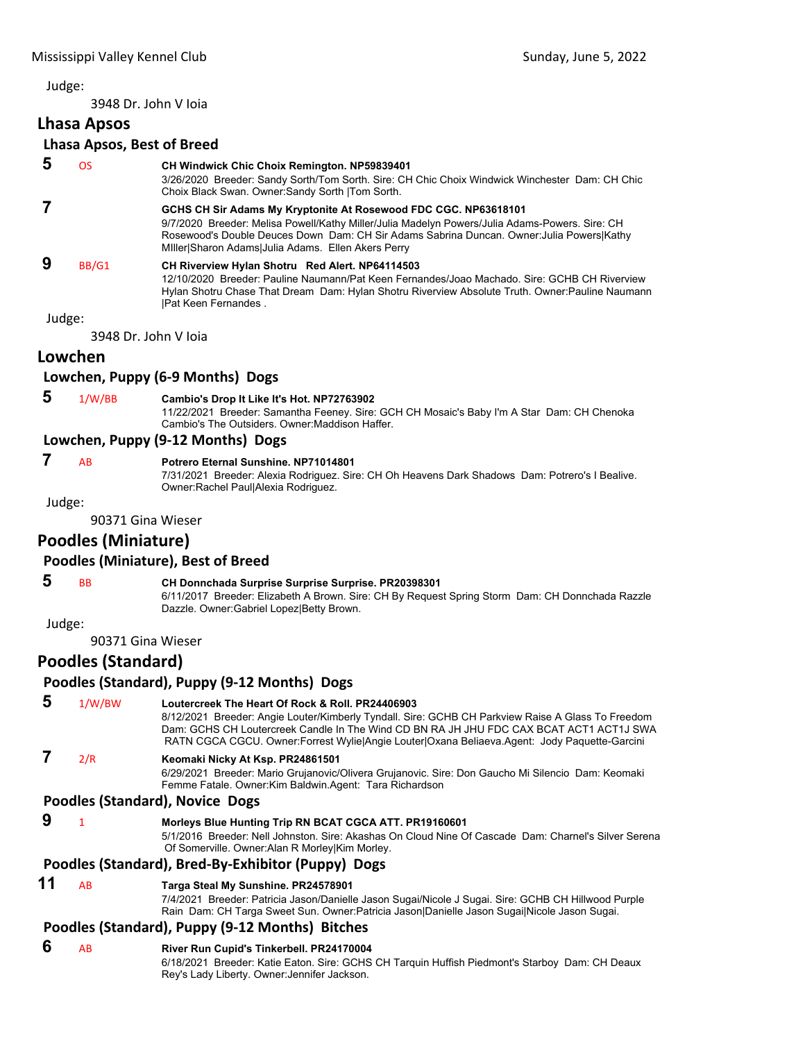Judge:

3948 Dr. John V Ioia

## Lhasa Apsos

### Lhasa Apsos, Best of Breed

**5** OS **CH Windwick Chic Choix Remington. NP59839401**
3/26/2020 Breeder: Sandy Sorth/Tom Sorth. Sire: CH Chic Choix Windwick Winchester Dam: CH Chic Choix Black Swan. Owner:Sandy Sorth |Tom Sorth.

**7** **GCHS CH Sir Adams My Kryptonite At Rosewood FDC CGC. NP63618101**
9/7/2020 Breeder: Melisa Powell/Kathy Miller/Julia Madelyn Powers/Julia Adams-Powers. Sire: CH Rosewood's Double Deuces Down Dam: CH Sir Adams Sabrina Duncan. Owner:Julia Powers|Kathy MIller|Sharon Adams|Julia Adams. Ellen Akers Perry

**9** BB/G1 **CH Riverview Hylan Shotru Red Alert. NP64114503**
12/10/2020 Breeder: Pauline Naumann/Pat Keen Fernandes/Joao Machado. Sire: GCHB CH Riverview Hylan Shotru Chase That Dream Dam: Hylan Shotru Riverview Absolute Truth. Owner:Pauline Naumann |Pat Keen Fernandes .

Judge:

3948 Dr. John V Ioia

## Lowchen

### Lowchen, Puppy (6-9 Months) Dogs

**5** 1/W/BB **Cambio's Drop It Like It's Hot. NP72763902**
11/22/2021 Breeder: Samantha Feeney. Sire: GCH CH Mosaic's Baby I'm A Star Dam: CH Chenoka Cambio's The Outsiders. Owner:Maddison Haffer.

### Lowchen, Puppy (9-12 Months) Dogs

**7** AB **Potrero Eternal Sunshine. NP71014801**
7/31/2021 Breeder: Alexia Rodriguez. Sire: CH Oh Heavens Dark Shadows Dam: Potrero's I Bealive. Owner:Rachel Paul|Alexia Rodriguez.

Judge:

90371 Gina Wieser

## Poodles (Miniature)

### Poodles (Miniature), Best of Breed

**5** BB **CH Donnchada Surprise Surprise Surprise. PR20398301**
6/11/2017 Breeder: Elizabeth A Brown. Sire: CH By Request Spring Storm Dam: CH Donnchada Razzle Dazzle. Owner:Gabriel Lopez|Betty Brown.

Judge:

90371 Gina Wieser

## Poodles (Standard)

### Poodles (Standard), Puppy (9-12 Months) Dogs

**5** 1/W/BW **Loutercreek The Heart Of Rock & Roll. PR24406903**
8/12/2021 Breeder: Angie Louter/Kimberly Tyndall. Sire: GCHB CH Parkview Raise A Glass To Freedom Dam: GCHS CH Loutercreek Candle In The Wind CD BN RA JH JHU FDC CAX BCAT ACT1 ACT1J SWA RATN CGCA CGCU. Owner:Forrest Wylie|Angie Louter|Oxana Beliaeva.Agent: Jody Paquette-Garcini

**7** 2/R **Keomaki Nicky At Ksp. PR24861501**
6/29/2021 Breeder: Mario Grujanovic/Olivera Grujanovic. Sire: Don Gaucho Mi Silencio Dam: Keomaki Femme Fatale. Owner:Kim Baldwin.Agent: Tara Richardson

### Poodles (Standard), Novice Dogs

**9** 1 **Morleys Blue Hunting Trip RN BCAT CGCA ATT. PR19160601**
5/1/2016 Breeder: Nell Johnston. Sire: Akashas On Cloud Nine Of Cascade Dam: Charnel's Silver Serena Of Somerville. Owner:Alan R Morley|Kim Morley.

### Poodles (Standard), Bred-By-Exhibitor (Puppy) Dogs

**11** AB **Targa Steal My Sunshine. PR24578901**
7/4/2021 Breeder: Patricia Jason/Danielle Jason Sugai/Nicole J Sugai. Sire: GCHB CH Hillwood Purple Rain Dam: CH Targa Sweet Sun. Owner:Patricia Jason|Danielle Jason Sugai|Nicole Jason Sugai.

### Poodles (Standard), Puppy (9-12 Months) Bitches

**6** AB **River Run Cupid's Tinkerbell. PR24170004**
6/18/2021 Breeder: Katie Eaton. Sire: GCHS CH Tarquin Huffish Piedmont's Starboy Dam: CH Deaux Rey's Lady Liberty. Owner:Jennifer Jackson.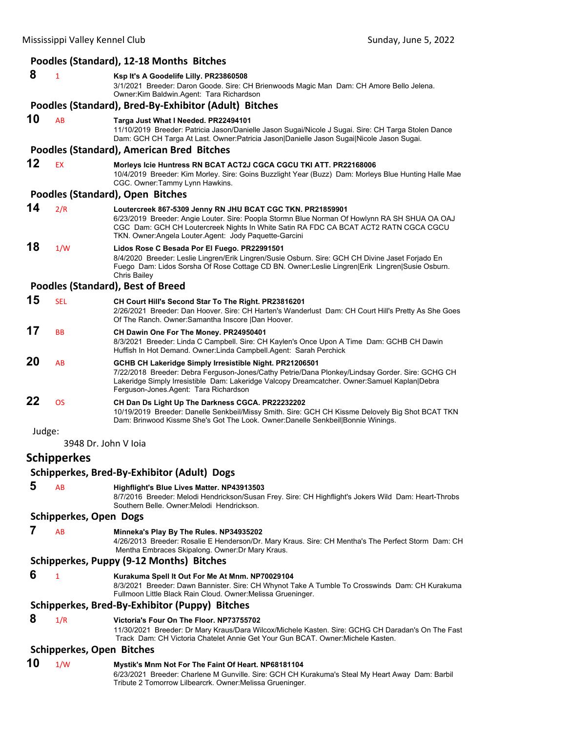### Poodles (Standard), 12-18 Months Bitches

**8** 1 **Ksp It's A Goodelife Lilly. PR23860508**
3/1/2021 Breeder: Daron Goode. Sire: CH Brienwoods Magic Man Dam: CH Amore Bello Jelena. Owner:Kim Baldwin.Agent: Tara Richardson

### Poodles (Standard), Bred-By-Exhibitor (Adult) Bitches

**10** AB **Targa Just What I Needed. PR22494101**
11/10/2019 Breeder: Patricia Jason/Danielle Jason Sugai/Nicole J Sugai. Sire: CH Targa Stolen Dance Dam: GCH CH Targa At Last. Owner:Patricia Jason|Danielle Jason Sugai|Nicole Jason Sugai.

### Poodles (Standard), American Bred Bitches

**12** EX **Morleys Icie Huntress RN BCAT ACT2J CGCA CGCU TKI ATT. PR22168006**
10/4/2019 Breeder: Kim Morley. Sire: Goins Buzzlight Year (Buzz) Dam: Morleys Blue Hunting Halle Mae CGC. Owner:Tammy Lynn Hawkins.

### Poodles (Standard), Open Bitches

**14** 2/R **Loutercreek 867-5309 Jenny RN JHU BCAT CGC TKN. PR21859901**
6/23/2019 Breeder: Angie Louter. Sire: Poopla Stormn Blue Norman Of Howlynn RA SH SHUA OA OAJ CGC Dam: GCH CH Loutercreek Nights In White Satin RA FDC CA BCAT ACT2 RATN CGCA CGCU TKN. Owner:Angela Louter.Agent: Jody Paquette-Garcini

**18** 1/W **Lidos Rose C Besada Por El Fuego. PR22991501**
8/4/2020 Breeder: Leslie Lingren/Erik Lingren/Susie Osburn. Sire: GCH CH Divine Jaset Forjado En Fuego Dam: Lidos Sorsha Of Rose Cottage CD BN. Owner:Leslie Lingren|Erik Lingren|Susie Osburn. Chris Bailey

### Poodles (Standard), Best of Breed

**15** SEL **CH Court Hill's Second Star To The Right. PR23816201**
2/26/2021 Breeder: Dan Hoover. Sire: CH Harten's Wanderlust Dam: CH Court Hill's Pretty As She Goes Of The Ranch. Owner:Samantha Inscore |Dan Hoover.

**17** BB **CH Dawin One For The Money. PR24950401**
8/3/2021 Breeder: Linda C Campbell. Sire: CH Kaylen's Once Upon A Time Dam: GCHB CH Dawin Huffish In Hot Demand. Owner:Linda Campbell.Agent: Sarah Perchick

**20** AB **GCHB CH Lakeridge Simply Irresistible Night. PR21206501**
7/22/2018 Breeder: Debra Ferguson-Jones/Cathy Petrie/Dana Plonkey/Lindsay Gorder. Sire: GCHG CH Lakeridge Simply Irresistible Dam: Lakeridge Valcopy Dreamcatcher. Owner:Samuel Kaplan|Debra Ferguson-Jones.Agent: Tara Richardson

**22** OS **CH Dan Ds Light Up The Darkness CGCA. PR22232202**
10/19/2019 Breeder: Danelle Senkbeil/Missy Smith. Sire: GCH CH Kissme Delovely Big Shot BCAT TKN Dam: Brinwood Kissme She's Got The Look. Owner:Danelle Senkbeil|Bonnie Winings.

Judge:

3948 Dr. John V Ioia

## Schipperkes

### Schipperkes, Bred-By-Exhibitor (Adult) Dogs

**5** AB **Highflight's Blue Lives Matter. NP43913503**
8/7/2016 Breeder: Melodi Hendrickson/Susan Frey. Sire: CH Highflight's Jokers Wild Dam: Heart-Throbs Southern Belle. Owner:Melodi Hendrickson.

### Schipperkes, Open Dogs

**7** AB **Minneka's Play By The Rules. NP34935202**
4/26/2013 Breeder: Rosalie E Henderson/Dr. Mary Kraus. Sire: CH Mentha's The Perfect Storm Dam: CH Mentha Embraces Skipalong. Owner:Dr Mary Kraus.

### Schipperkes, Puppy (9-12 Months) Bitches

**6** 1 **Kurakuma Spell It Out For Me At Mnm. NP70029104**
8/3/2021 Breeder: Dawn Bannister. Sire: CH Whynot Take A Tumble To Crosswinds Dam: CH Kurakuma Fullmoon Little Black Rain Cloud. Owner:Melissa Grueninger.

### Schipperkes, Bred-By-Exhibitor (Puppy) Bitches

**8** 1/R **Victoria's Four On The Floor. NP73755702**
11/30/2021 Breeder: Dr Mary Kraus/Dara Wilcox/Michele Kasten. Sire: GCHG CH Daradan's On The Fast Track Dam: CH Victoria Chatelet Annie Get Your Gun BCAT. Owner:Michele Kasten.

### Schipperkes, Open Bitches

**10** 1/W **Mystik's Mnm Not For The Faint Of Heart. NP68181104**
6/23/2021 Breeder: Charlene M Gunville. Sire: GCH CH Kurakuma's Steal My Heart Away Dam: Barbil Tribute 2 Tomorrow Lilbearcrk. Owner:Melissa Grueninger.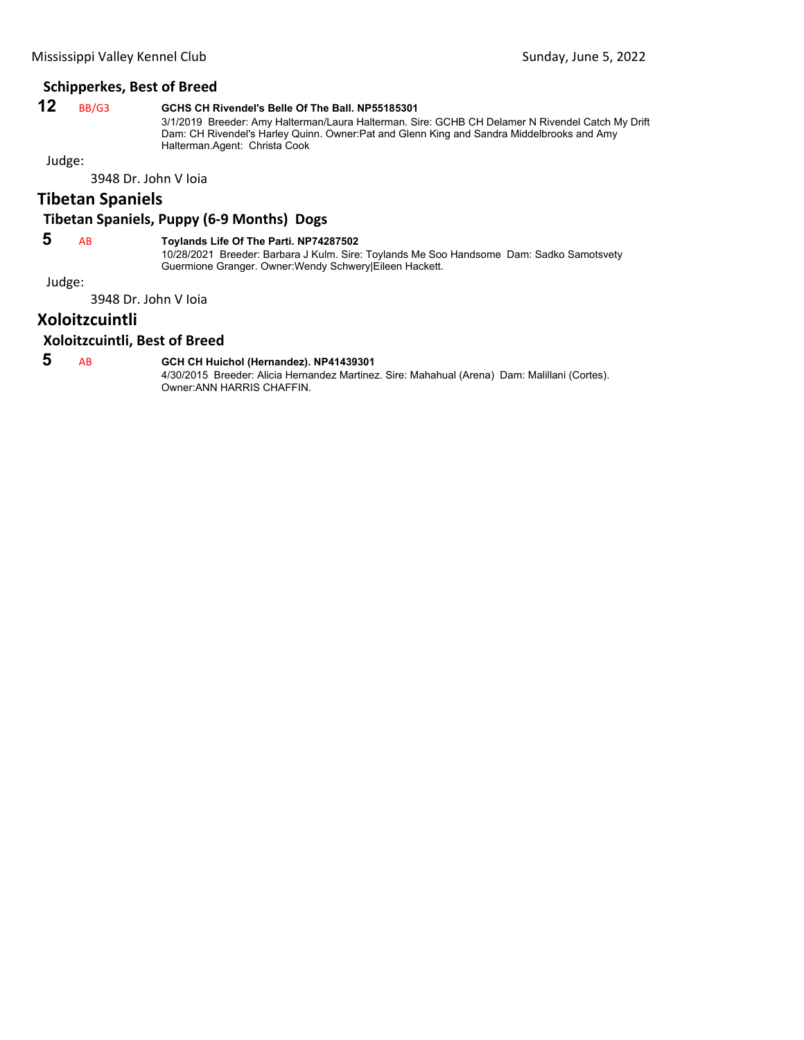### Schipperkes, Best of Breed

**12** BB/G3 **GCHS CH Rivendel's Belle Of The Ball. NP55185301**
3/1/2019 Breeder: Amy Halterman/Laura Halterman. Sire: GCHB CH Delamer N Rivendel Catch My Drift Dam: CH Rivendel's Harley Quinn. Owner:Pat and Glenn King and Sandra Middelbrooks and Amy Halterman.Agent: Christa Cook

Judge:

3948 Dr. John V Ioia

## Tibetan Spaniels

### Tibetan Spaniels, Puppy (6-9 Months) Dogs

**5** AB **Toylands Life Of The Parti. NP74287502**
10/28/2021 Breeder: Barbara J Kulm. Sire: Toylands Me Soo Handsome Dam: Sadko Samotsvety Guermione Granger. Owner:Wendy Schwery|Eileen Hackett.

Judge:

3948 Dr. John V Ioia

## Xoloitzcuintli

### Xoloitzcuintli, Best of Breed

**5** AB **GCH CH Huichol (Hernandez). NP41439301**
4/30/2015 Breeder: Alicia Hernandez Martinez. Sire: Mahahual (Arena) Dam: Malillani (Cortes). Owner:ANN HARRIS CHAFFIN.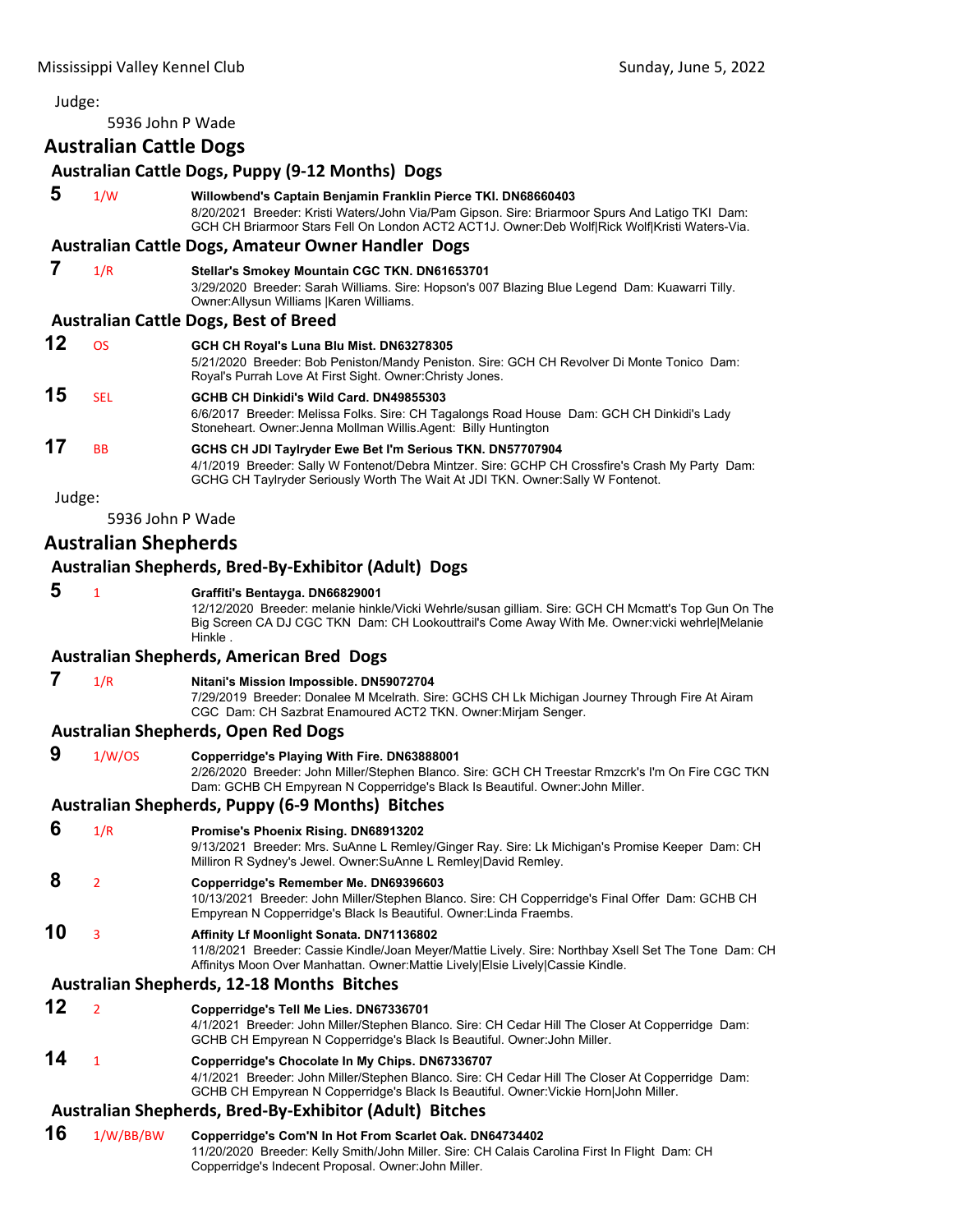Judge:

5936 John P Wade

## Australian Cattle Dogs

### Australian Cattle Dogs, Puppy (9-12 Months) Dogs

**5** 1/W **Willowbend's Captain Benjamin Franklin Pierce TKI. DN68660403**
8/20/2021 Breeder: Kristi Waters/John Via/Pam Gipson. Sire: Briarmoor Spurs And Latigo TKI Dam: GCH CH Briarmoor Stars Fell On London ACT2 ACT1J. Owner:Deb Wolf|Rick Wolf|Kristi Waters-Via.

### Australian Cattle Dogs, Amateur Owner Handler Dogs

**7** 1/R **Stellar's Smokey Mountain CGC TKN. DN61653701**
3/29/2020 Breeder: Sarah Williams. Sire: Hopson's 007 Blazing Blue Legend Dam: Kuawarri Tilly. Owner:Allysun Williams |Karen Williams.

### Australian Cattle Dogs, Best of Breed

**12** OS **GCH CH Royal's Luna Blu Mist. DN63278305**
5/21/2020 Breeder: Bob Peniston/Mandy Peniston. Sire: GCH CH Revolver Di Monte Tonico Dam: Royal's Purrah Love At First Sight. Owner:Christy Jones.

**15** SEL **GCHB CH Dinkidi's Wild Card. DN49855303**
6/6/2017 Breeder: Melissa Folks. Sire: CH Tagalongs Road House Dam: GCH CH Dinkidi's Lady Stoneheart. Owner:Jenna Mollman Willis.Agent: Billy Huntington

**17** BB **GCHS CH JDI Taylryder Ewe Bet I'm Serious TKN. DN57707904**
4/1/2019 Breeder: Sally W Fontenot/Debra Mintzer. Sire: GCHP CH Crossfire's Crash My Party Dam: GCHG CH Taylryder Seriously Worth The Wait At JDI TKN. Owner:Sally W Fontenot.

Judge:

5936 John P Wade

## Australian Shepherds

### Australian Shepherds, Bred-By-Exhibitor (Adult) Dogs

**5** 1 **Graffiti's Bentayga. DN66829001**
12/12/2020 Breeder: melanie hinkle/Vicki Wehrle/susan gilliam. Sire: GCH CH Mcmatt's Top Gun On The Big Screen CA DJ CGC TKN Dam: CH Lookouttrail's Come Away With Me. Owner:vicki wehrle|Melanie Hinkle .

### Australian Shepherds, American Bred Dogs

**7** 1/R **Nitani's Mission Impossible. DN59072704**
7/29/2019 Breeder: Donalee M Mcelrath. Sire: GCHS CH Lk Michigan Journey Through Fire At Airam CGC Dam: CH Sazbrat Enamoured ACT2 TKN. Owner:Mirjam Senger.

### Australian Shepherds, Open Red Dogs

**9** 1/W/OS **Copperridge's Playing With Fire. DN63888001**
2/26/2020 Breeder: John Miller/Stephen Blanco. Sire: GCH CH Treestar Rmzcrk's I'm On Fire CGC TKN Dam: GCHB CH Empyrean N Copperridge's Black Is Beautiful. Owner:John Miller.

### Australian Shepherds, Puppy (6-9 Months) Bitches

**6** 1/R **Promise's Phoenix Rising. DN68913202**
9/13/2021 Breeder: Mrs. SuAnne L Remley/Ginger Ray. Sire: Lk Michigan's Promise Keeper Dam: CH Milliron R Sydney's Jewel. Owner:SuAnne L Remley|David Remley.

**8** 2 **Copperridge's Remember Me. DN69396603**
10/13/2021 Breeder: John Miller/Stephen Blanco. Sire: CH Copperridge's Final Offer Dam: GCHB CH Empyrean N Copperridge's Black Is Beautiful. Owner:Linda Fraembs.

**10** 3 **Affinity Lf Moonlight Sonata. DN71136802**
11/8/2021 Breeder: Cassie Kindle/Joan Meyer/Mattie Lively. Sire: Northbay Xsell Set The Tone Dam: CH Affinitys Moon Over Manhattan. Owner:Mattie Lively|Elsie Lively|Cassie Kindle.

### Australian Shepherds, 12-18 Months Bitches

**12** 2 **Copperridge's Tell Me Lies. DN67336701**
4/1/2021 Breeder: John Miller/Stephen Blanco. Sire: CH Cedar Hill The Closer At Copperridge Dam: GCHB CH Empyrean N Copperridge's Black Is Beautiful. Owner:John Miller.

**14** 1 **Copperridge's Chocolate In My Chips. DN67336707**
4/1/2021 Breeder: John Miller/Stephen Blanco. Sire: CH Cedar Hill The Closer At Copperridge Dam: GCHB CH Empyrean N Copperridge's Black Is Beautiful. Owner:Vickie Horn|John Miller.

### Australian Shepherds, Bred-By-Exhibitor (Adult) Bitches

**16** 1/W/BB/BW **Copperridge's Com'N In Hot From Scarlet Oak. DN64734402**
11/20/2020 Breeder: Kelly Smith/John Miller. Sire: CH Calais Carolina First In Flight Dam: CH Copperridge's Indecent Proposal. Owner:John Miller.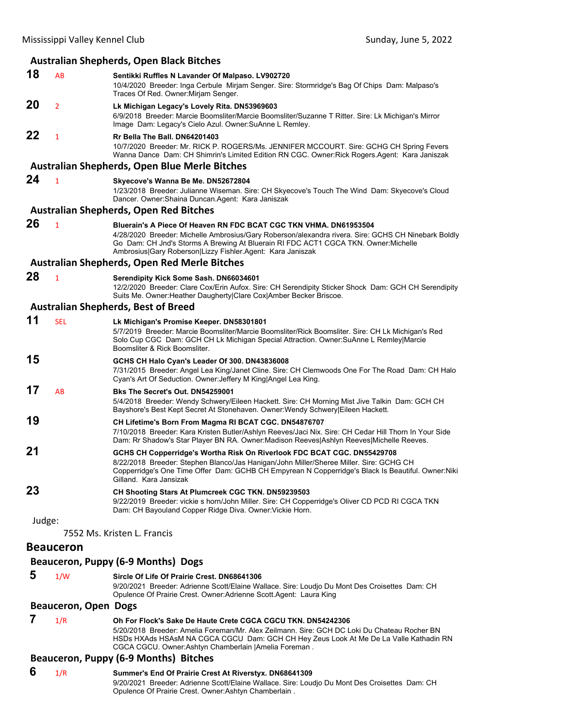### Australian Shepherds, Open Black Bitches

**18** AB **Sentikki Ruffles N Lavander Of Malpaso. LV902720**
10/4/2020 Breeder: Inga Cerbule Mirjam Senger. Sire: Stormridge's Bag Of Chips Dam: Malpaso's Traces Of Red. Owner:Mirjam Senger.

**20** 2 **Lk Michigan Legacy's Lovely Rita. DN53969603**
6/9/2018 Breeder: Marcie Boomsliter/Marcie Boomsliter/Suzanne T Ritter. Sire: Lk Michigan's Mirror Image Dam: Legacy's Cielo Azul. Owner:SuAnne L Remley.

**22** 1 **Rr Bella The Ball. DN64201403**
10/7/2020 Breeder: Mr. RICK P. ROGERS/Ms. JENNIFER MCCOURT. Sire: GCHG CH Spring Fevers Wanna Dance Dam: CH Shimrin's Limited Edition RN CGC. Owner:Rick Rogers.Agent: Kara Janiszak

### Australian Shepherds, Open Blue Merle Bitches

**24** 1 **Skyecove's Wanna Be Me. DN52672804**
1/23/2018 Breeder: Julianne Wiseman. Sire: CH Skyecove's Touch The Wind Dam: Skyecove's Cloud Dancer. Owner:Shaina Duncan.Agent: Kara Janiszak

### Australian Shepherds, Open Red Bitches

**26** 1 **Bluerain's A Piece Of Heaven RN FDC BCAT CGC TKN VHMA. DN61953504**
4/28/2020 Breeder: Michelle Ambrosius/Gary Roberson/alexandra rivera. Sire: GCHS CH Ninebark Boldly Go Dam: CH Jnd's Storms A Brewing At Bluerain RI FDC ACT1 CGCA TKN. Owner:Michelle Ambrosius|Gary Roberson|Lizzy Fishler.Agent: Kara Janiszak

### Australian Shepherds, Open Red Merle Bitches

**28** 1 **Serendipity Kick Some Sash. DN66034601**
12/2/2020 Breeder: Clare Cox/Erin Aufox. Sire: CH Serendipity Sticker Shock Dam: GCH CH Serendipity Suits Me. Owner:Heather Daugherty|Clare Cox|Amber Becker Briscoe.

### Australian Shepherds, Best of Breed

**11** SEL **Lk Michigan's Promise Keeper. DN58301801**
5/7/2019 Breeder: Marcie Boomsliter/Marcie Boomsliter/Rick Boomsliter. Sire: CH Lk Michigan's Red Solo Cup CGC Dam: GCH CH Lk Michigan Special Attraction. Owner:SuAnne L Remley|Marcie Boomsliter & Rick Boomsliter.

**15** **GCHS CH Halo Cyan's Leader Of 300. DN43836008**
7/31/2015 Breeder: Angel Lea King/Janet Cline. Sire: CH Clemwoods One For The Road Dam: CH Halo Cyan's Art Of Seduction. Owner:Jeffery M King|Angel Lea King.

**17** AB **Bks The Secret's Out. DN54259001**
5/4/2018 Breeder: Wendy Schwery/Eileen Hackett. Sire: CH Morning Mist Jive Talkin Dam: GCH CH Bayshore's Best Kept Secret At Stonehaven. Owner:Wendy Schwery|Eileen Hackett.

**19** **CH Lifetime's Born From Magma RI BCAT CGC. DN54876707**
7/10/2018 Breeder: Kara Kristen Butler/Ashlyn Reeves/Jaci Nix. Sire: CH Cedar Hill Thorn In Your Side Dam: Rr Shadow's Star Player BN RA. Owner:Madison Reeves|Ashlyn Reeves|Michelle Reeves.

**21** **GCHS CH Copperridge's Wortha Risk On Riverlook FDC BCAT CGC. DN55429708**
8/22/2018 Breeder: Stephen Blanco/Jas Hanigan/John Miller/Sheree Miller. Sire: GCHG CH Copperridge's One Time Offer Dam: GCHB CH Empyrean N Copperridge's Black Is Beautiful. Owner:Niki Gilland. Kara Jansizak

**23** **CH Shooting Stars At Plumcreek CGC TKN. DN59239503**
9/22/2019 Breeder: vickie s horn/John Miller. Sire: CH Copperridge's Oliver CD PCD RI CGCA TKN Dam: CH Bayouland Copper Ridge Diva. Owner:Vickie Horn.

Judge:

7552 Ms. Kristen L. Francis

## Beauceron

### Beauceron, Puppy (6-9 Months) Dogs

**5** 1/W **Sircle Of Life Of Prairie Crest. DN68641306**
9/20/2021 Breeder: Adrienne Scott/Elaine Wallace. Sire: Loudjo Du Mont Des Croisettes Dam: CH Opulence Of Prairie Crest. Owner:Adrienne Scott.Agent: Laura King

### Beauceron, Open Dogs

**7** 1/R **Oh For Flock's Sake De Haute Crete CGCA CGCU TKN. DN54242306**
5/20/2018 Breeder: Amelia Foreman/Mr. Alex Zeilmann. Sire: GCH DC Loki Du Chateau Rocher BN HSDs HXAds HSAsM NA CGCA CGCU Dam: GCH CH Hey Zeus Look At Me De La Valle Kathadin RN CGCA CGCU. Owner:Ashtyn Chamberlain |Amelia Foreman .

### Beauceron, Puppy (6-9 Months) Bitches

**6** 1/R **Summer's End Of Prairie Crest At Riverstyx. DN68641309**
9/20/2021 Breeder: Adrienne Scott/Elaine Wallace. Sire: Loudjo Du Mont Des Croisettes Dam: CH Opulence Of Prairie Crest. Owner:Ashtyn Chamberlain .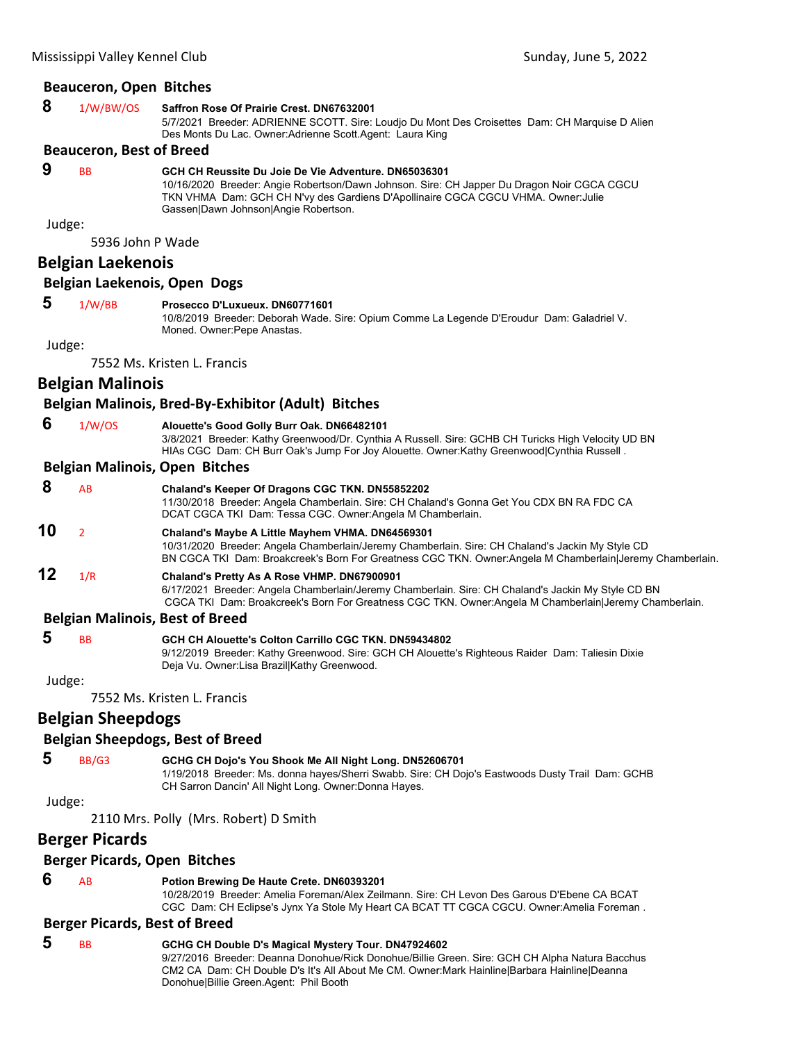### Beauceron, Open Bitches

**8** 1/W/BW/OS **Saffron Rose Of Prairie Crest. DN67632001**
5/7/2021 Breeder: ADRIENNE SCOTT. Sire: Loudjo Du Mont Des Croisettes Dam: CH Marquise D Alien Des Monts Du Lac. Owner:Adrienne Scott.Agent: Laura King

### Beauceron, Best of Breed

**9** BB **GCH CH Reussite Du Joie De Vie Adventure. DN65036301**
10/16/2020 Breeder: Angie Robertson/Dawn Johnson. Sire: CH Japper Du Dragon Noir CGCA CGCU TKN VHMA Dam: GCH CH N'vy des Gardiens D'Apollinaire CGCA CGCU VHMA. Owner:Julie Gassen|Dawn Johnson|Angie Robertson.

Judge:

5936 John P Wade

## Belgian Laekenois

### Belgian Laekenois, Open Dogs

**5** 1/W/BB **Prosecco D'Luxueux. DN60771601**
10/8/2019 Breeder: Deborah Wade. Sire: Opium Comme La Legende D'Eroudur Dam: Galadriel V. Moned. Owner:Pepe Anastas.

Judge:

7552 Ms. Kristen L. Francis

## Belgian Malinois

### Belgian Malinois, Bred-By-Exhibitor (Adult) Bitches

**6** 1/W/OS **Alouette's Good Golly Burr Oak. DN66482101**
3/8/2021 Breeder: Kathy Greenwood/Dr. Cynthia A Russell. Sire: GCHB CH Turicks High Velocity UD BN HIAs CGC Dam: CH Burr Oak's Jump For Joy Alouette. Owner:Kathy Greenwood|Cynthia Russell .

### Belgian Malinois, Open Bitches

**8** AB **Chaland's Keeper Of Dragons CGC TKN. DN55852202**
11/30/2018 Breeder: Angela Chamberlain. Sire: CH Chaland's Gonna Get You CDX BN RA FDC CA DCAT CGCA TKI Dam: Tessa CGC. Owner:Angela M Chamberlain.

**10** 2 **Chaland's Maybe A Little Mayhem VHMA. DN64569301**
10/31/2020 Breeder: Angela Chamberlain/Jeremy Chamberlain. Sire: CH Chaland's Jackin My Style CD BN CGCA TKI Dam: Broakcreek's Born For Greatness CGC TKN. Owner:Angela M Chamberlain|Jeremy Chamberlain.

**12** 1/R **Chaland's Pretty As A Rose VHMP. DN67900901**
6/17/2021 Breeder: Angela Chamberlain/Jeremy Chamberlain. Sire: CH Chaland's Jackin My Style CD BN CGCA TKI Dam: Broakcreek's Born For Greatness CGC TKN. Owner:Angela M Chamberlain|Jeremy Chamberlain.

### Belgian Malinois, Best of Breed

**5** BB **GCH CH Alouette's Colton Carrillo CGC TKN. DN59434802**
9/12/2019 Breeder: Kathy Greenwood. Sire: GCH CH Alouette's Righteous Raider Dam: Taliesin Dixie Deja Vu. Owner:Lisa Brazil|Kathy Greenwood.

Judge:

7552 Ms. Kristen L. Francis

## Belgian Sheepdogs

### Belgian Sheepdogs, Best of Breed

**5** BB/G3 **GCHG CH Dojo's You Shook Me All Night Long. DN52606701**
1/19/2018 Breeder: Ms. donna hayes/Sherri Swabb. Sire: CH Dojo's Eastwoods Dusty Trail Dam: GCHB CH Sarron Dancin' All Night Long. Owner:Donna Hayes.

Judge:

2110 Mrs. Polly (Mrs. Robert) D Smith

## Berger Picards

### Berger Picards, Open Bitches

**6** AB **Potion Brewing De Haute Crete. DN60393201**
10/28/2019 Breeder: Amelia Foreman/Alex Zeilmann. Sire: CH Levon Des Garous D'Ebene CA BCAT CGC Dam: CH Eclipse's Jynx Ya Stole My Heart CA BCAT TT CGCA CGCU. Owner:Amelia Foreman .

### Berger Picards, Best of Breed

**5** BB **GCHG CH Double D's Magical Mystery Tour. DN47924602**
9/27/2016 Breeder: Deanna Donohue/Rick Donohue/Billie Green. Sire: GCH CH Alpha Natura Bacchus CM2 CA Dam: CH Double D's It's All About Me CM. Owner:Mark Hainline|Barbara Hainline|Deanna Donohue|Billie Green.Agent: Phil Booth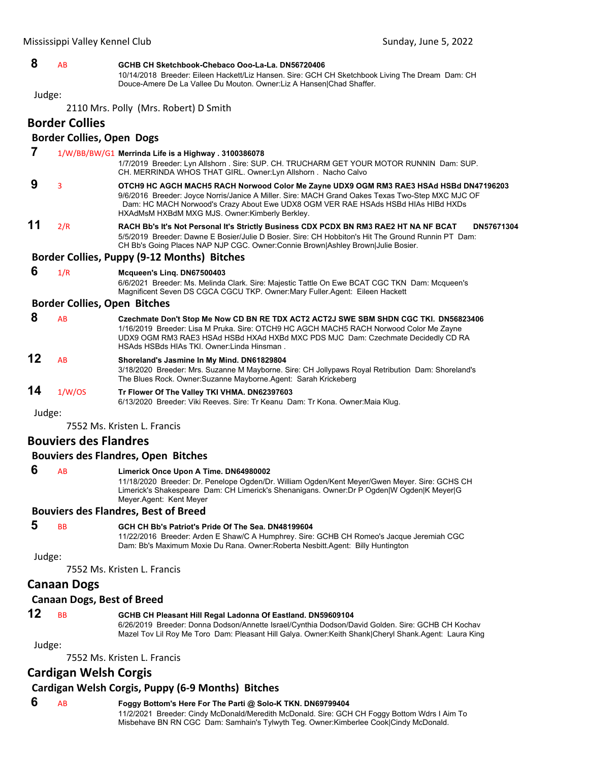**8** AB **GCHB CH Sketchbook-Chebaco Ooo-La-La. DN56720406**
10/14/2018 Breeder: Eileen Hackett/Liz Hansen. Sire: GCH CH Sketchbook Living The Dream Dam: CH Douce-Amere De La Vallee Du Mouton. Owner:Liz A Hansen|Chad Shaffer.

Judge:

2110 Mrs. Polly (Mrs. Robert) D Smith

## Border Collies

### Border Collies, Open Dogs

**7** 1/W/BB/BW/G1 **Merrinda Life is a Highway . 3100386078**
1/7/2019 Breeder: Lyn Allshorn . Sire: SUP. CH. TRUCHARM GET YOUR MOTOR RUNNIN Dam: SUP. CH. MERRINDA WHOS THAT GIRL. Owner:Lyn Allshorn . Nacho Calvo

**9** 3 **OTCH9 HC AGCH MACH5 RACH Norwood Color Me Zayne UDX9 OGM RM3 RAE3 HSAd HSBd DN47196203**
9/6/2016 Breeder: Joyce Norris/Janice A Miller. Sire: MACH Grand Oakes Texas Two-Step MXC MJC OF Dam: HC MACH Norwood's Crazy About Ewe UDX8 OGM VER RAE HSAds HSBd HIAs HIBd HXDs HXAdMsM HXBdM MXG MJS. Owner:Kimberly Berkley.

**11** 2/R **RACH Bb's It's Not Personal It's Strictly Business CDX PCDX BN RM3 RAE2 HT NA NF BCAT DN57671304**
5/5/2019 Breeder: Dawne E Bosier/Julie D Bosier. Sire: CH Hobbiton's Hit The Ground Runnin PT Dam: CH Bb's Going Places NAP NJP CGC. Owner:Connie Brown|Ashley Brown|Julie Bosier.

### Border Collies, Puppy (9-12 Months) Bitches

**6** 1/R **Mcqueen's Linq. DN67500403**
6/6/2021 Breeder: Ms. Melinda Clark. Sire: Majestic Tattle On Ewe BCAT CGC TKN Dam: Mcqueen's Magnificent Seven DS CGCA CGCU TKP. Owner:Mary Fuller.Agent: Eileen Hackett

### Border Collies, Open Bitches

**8** AB **Czechmate Don't Stop Me Now CD BN RE TDX ACT2 ACT2J SWE SBM SHDN CGC TKI. DN56823406**
1/16/2019 Breeder: Lisa M Pruka. Sire: OTCH9 HC AGCH MACH5 RACH Norwood Color Me Zayne UDX9 OGM RM3 RAE3 HSAd HSBd HXAd HXBd MXC PDS MJC Dam: Czechmate Decidedly CD RA HSAds HSBds HIAs TKI. Owner:Linda Hinsman .

**12** AB **Shoreland's Jasmine In My Mind. DN61829804**
3/18/2020 Breeder: Mrs. Suzanne M Mayborne. Sire: CH Jollypaws Royal Retribution Dam: Shoreland's The Blues Rock. Owner:Suzanne Mayborne.Agent: Sarah Krickeberg

**14** 1/W/OS **Tr Flower Of The Valley TKI VHMA. DN62397603**
6/13/2020 Breeder: Viki Reeves. Sire: Tr Keanu Dam: Tr Kona. Owner:Maia Klug.

Judge:

7552 Ms. Kristen L. Francis

## Bouviers des Flandres

### Bouviers des Flandres, Open Bitches

**6** AB **Limerick Once Upon A Time. DN64980002**
11/18/2020 Breeder: Dr. Penelope Ogden/Dr. William Ogden/Kent Meyer/Gwen Meyer. Sire: GCHS CH Limerick's Shakespeare Dam: CH Limerick's Shenanigans. Owner:Dr P Ogden|W Ogden|K Meyer|G Meyer.Agent: Kent Meyer

### Bouviers des Flandres, Best of Breed

**5** BB **GCH CH Bb's Patriot's Pride Of The Sea. DN48199604**
11/22/2016 Breeder: Arden E Shaw/C A Humphrey. Sire: GCHB CH Romeo's Jacque Jeremiah CGC Dam: Bb's Maximum Moxie Du Rana. Owner:Roberta Nesbitt.Agent: Billy Huntington

Judge:

7552 Ms. Kristen L. Francis

## Canaan Dogs

### Canaan Dogs, Best of Breed

**12** BB **GCHB CH Pleasant Hill Regal Ladonna Of Eastland. DN59609104**
6/26/2019 Breeder: Donna Dodson/Annette Israel/Cynthia Dodson/David Golden. Sire: GCHB CH Kochav Mazel Tov Lil Roy Me Toro Dam: Pleasant Hill Galya. Owner:Keith Shank|Cheryl Shank.Agent: Laura King

Judge:

7552 Ms. Kristen L. Francis

## Cardigan Welsh Corgis

### Cardigan Welsh Corgis, Puppy (6-9 Months) Bitches

**6** AB **Foggy Bottom's Here For The Parti @ Solo-K TKN. DN69799404**
11/2/2021 Breeder: Cindy McDonald/Meredith McDonald. Sire: GCH CH Foggy Bottom Wdrs I Aim To Misbehave BN RN CGC Dam: Samhain's Tylwyth Teg. Owner:Kimberlee Cook|Cindy McDonald.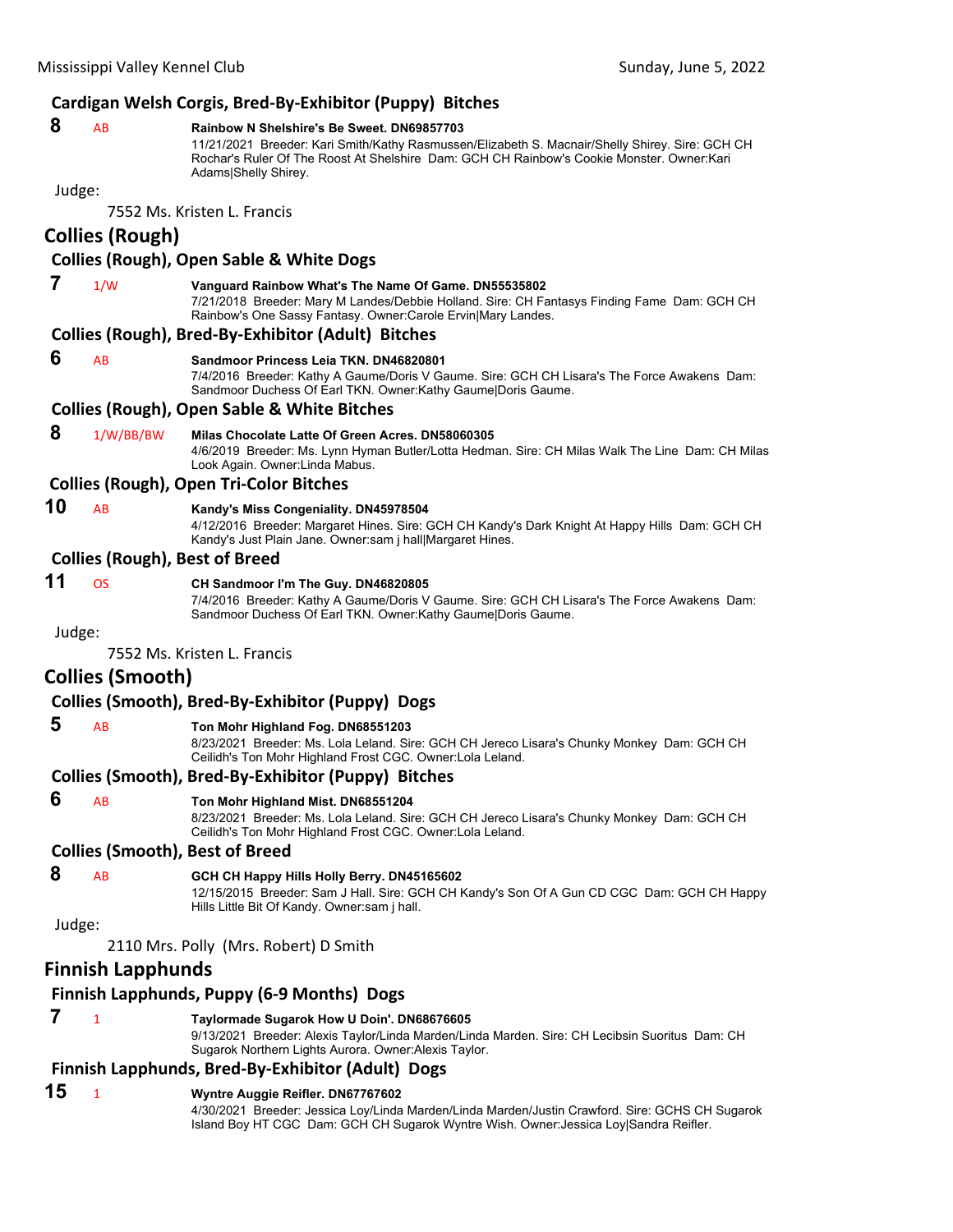### Cardigan Welsh Corgis, Bred-By-Exhibitor (Puppy) Bitches

**8** AB **Rainbow N Shelshire's Be Sweet. DN69857703**
11/21/2021 Breeder: Kari Smith/Kathy Rasmussen/Elizabeth S. Macnair/Shelly Shirey. Sire: GCH CH Rochar's Ruler Of The Roost At Shelshire Dam: GCH CH Rainbow's Cookie Monster. Owner:Kari Adams|Shelly Shirey.

Judge:

7552 Ms. Kristen L. Francis

## Collies (Rough)

### Collies (Rough), Open Sable & White Dogs

**7** 1/W **Vanguard Rainbow What's The Name Of Game. DN55535802**
7/21/2018 Breeder: Mary M Landes/Debbie Holland. Sire: CH Fantasys Finding Fame Dam: GCH CH Rainbow's One Sassy Fantasy. Owner:Carole Ervin|Mary Landes.

### Collies (Rough), Bred-By-Exhibitor (Adult) Bitches

**6** AB **Sandmoor Princess Leia TKN. DN46820801**
7/4/2016 Breeder: Kathy A Gaume/Doris V Gaume. Sire: GCH CH Lisara's The Force Awakens Dam: Sandmoor Duchess Of Earl TKN. Owner:Kathy Gaume|Doris Gaume.

### Collies (Rough), Open Sable & White Bitches

**8** 1/W/BB/BW **Milas Chocolate Latte Of Green Acres. DN58060305**
4/6/2019 Breeder: Ms. Lynn Hyman Butler/Lotta Hedman. Sire: CH Milas Walk The Line Dam: CH Milas Look Again. Owner:Linda Mabus.

### Collies (Rough), Open Tri-Color Bitches

**10** AB **Kandy's Miss Congeniality. DN45978504**
4/12/2016 Breeder: Margaret Hines. Sire: GCH CH Kandy's Dark Knight At Happy Hills Dam: GCH CH Kandy's Just Plain Jane. Owner:sam j hall|Margaret Hines.

### Collies (Rough), Best of Breed

**11** OS **CH Sandmoor I'm The Guy. DN46820805**
7/4/2016 Breeder: Kathy A Gaume/Doris V Gaume. Sire: GCH CH Lisara's The Force Awakens Dam: Sandmoor Duchess Of Earl TKN. Owner:Kathy Gaume|Doris Gaume.

Judge:

7552 Ms. Kristen L. Francis

## Collies (Smooth)

### Collies (Smooth), Bred-By-Exhibitor (Puppy) Dogs

**5** AB **Ton Mohr Highland Fog. DN68551203**
8/23/2021 Breeder: Ms. Lola Leland. Sire: GCH CH Jereco Lisara's Chunky Monkey Dam: GCH CH Ceilidh's Ton Mohr Highland Frost CGC. Owner:Lola Leland.

### Collies (Smooth), Bred-By-Exhibitor (Puppy) Bitches

**6** AB **Ton Mohr Highland Mist. DN68551204**
8/23/2021 Breeder: Ms. Lola Leland. Sire: GCH CH Jereco Lisara's Chunky Monkey Dam: GCH CH Ceilidh's Ton Mohr Highland Frost CGC. Owner:Lola Leland.

### Collies (Smooth), Best of Breed

**8** AB **GCH CH Happy Hills Holly Berry. DN45165602**
12/15/2015 Breeder: Sam J Hall. Sire: GCH CH Kandy's Son Of A Gun CD CGC Dam: GCH CH Happy Hills Little Bit Of Kandy. Owner:sam j hall.

Judge:

2110 Mrs. Polly (Mrs. Robert) D Smith

## Finnish Lapphunds

### Finnish Lapphunds, Puppy (6-9 Months) Dogs

**7** 1 **Taylormade Sugarok How U Doin'. DN68676605**
9/13/2021 Breeder: Alexis Taylor/Linda Marden/Linda Marden. Sire: CH Lecibsin Suoritus Dam: CH Sugarok Northern Lights Aurora. Owner:Alexis Taylor.

### Finnish Lapphunds, Bred-By-Exhibitor (Adult) Dogs

**15** 1 **Wyntre Auggie Reifler. DN67767602**
4/30/2021 Breeder: Jessica Loy/Linda Marden/Linda Marden/Justin Crawford. Sire: GCHS CH Sugarok Island Boy HT CGC Dam: GCH CH Sugarok Wyntre Wish. Owner:Jessica Loy|Sandra Reifler.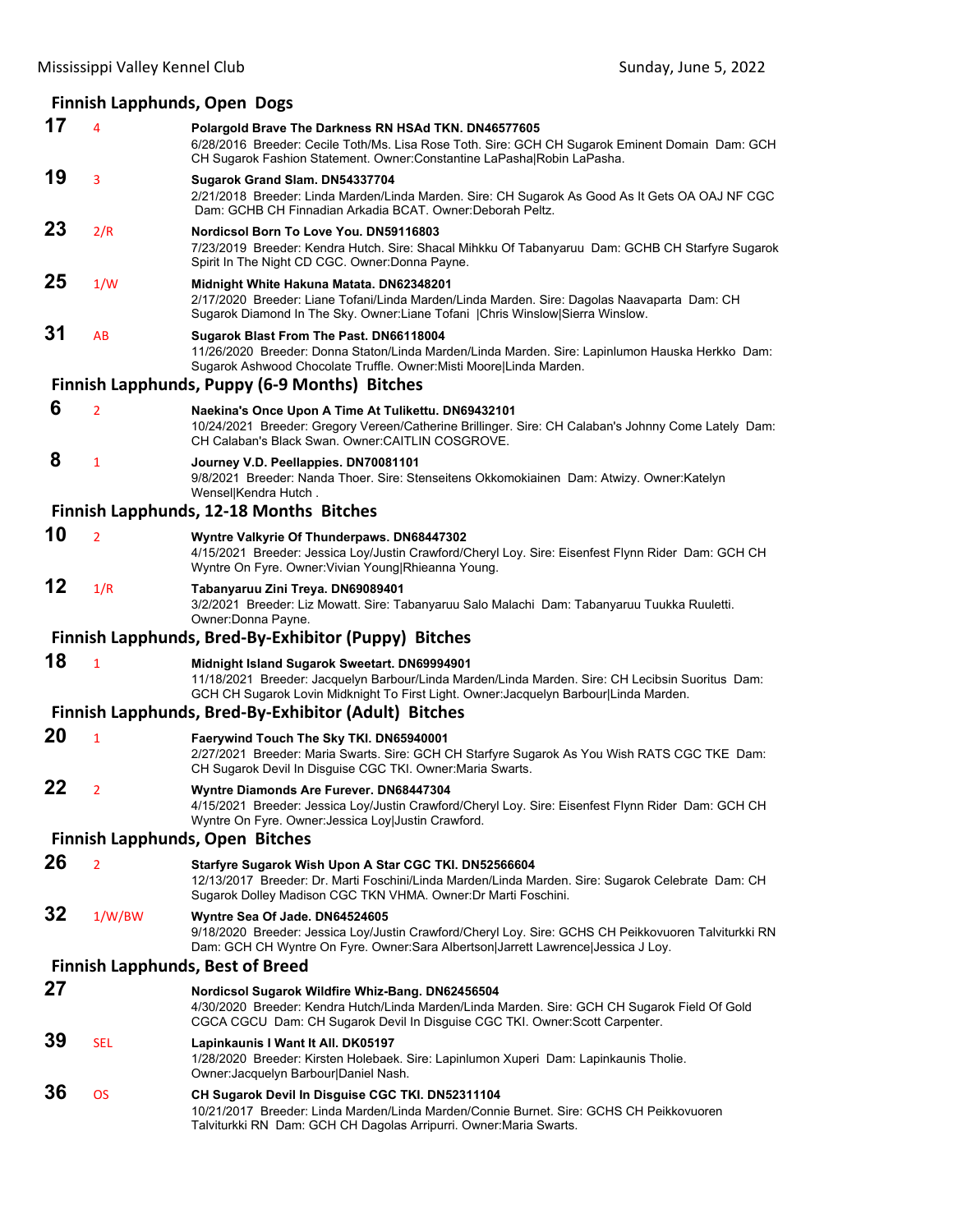### Finnish Lapphunds, Open Dogs

**17** 4 **Polargold Brave The Darkness RN HSAd TKN. DN46577605**
6/28/2016 Breeder: Cecile Toth/Ms. Lisa Rose Toth. Sire: GCH CH Sugarok Eminent Domain Dam: GCH CH Sugarok Fashion Statement. Owner:Constantine LaPasha|Robin LaPasha.

**19** 3 **Sugarok Grand Slam. DN54337704**
2/21/2018 Breeder: Linda Marden/Linda Marden. Sire: CH Sugarok As Good As It Gets OA OAJ NF CGC Dam: GCHB CH Finnadian Arkadia BCAT. Owner:Deborah Peltz.

**23** 2/R **Nordicsol Born To Love You. DN59116803**
7/23/2019 Breeder: Kendra Hutch. Sire: Shacal Mihkku Of Tabanyaruu Dam: GCHB CH Starfyre Sugarok Spirit In The Night CD CGC. Owner:Donna Payne.

**25** 1/W **Midnight White Hakuna Matata. DN62348201**
2/17/2020 Breeder: Liane Tofani/Linda Marden/Linda Marden. Sire: Dagolas Naavaparta Dam: CH Sugarok Diamond In The Sky. Owner:Liane Tofani |Chris Winslow|Sierra Winslow.

**31** AB **Sugarok Blast From The Past. DN66118004**
11/26/2020 Breeder: Donna Staton/Linda Marden/Linda Marden. Sire: Lapinlumon Hauska Herkko Dam: Sugarok Ashwood Chocolate Truffle. Owner:Misti Moore|Linda Marden.

### Finnish Lapphunds, Puppy (6-9 Months) Bitches

**6** 2 **Naekina's Once Upon A Time At Tulikettu. DN69432101**
10/24/2021 Breeder: Gregory Vereen/Catherine Brillinger. Sire: CH Calaban's Johnny Come Lately Dam: CH Calaban's Black Swan. Owner:CAITLIN COSGROVE.

**8** 1 **Journey V.D. Peellappies. DN70081101**
9/8/2021 Breeder: Nanda Thoer. Sire: Stenseitens Okkomokiainen Dam: Atwizy. Owner:Katelyn Wensel|Kendra Hutch .

### Finnish Lapphunds, 12-18 Months Bitches

**10** 2 **Wyntre Valkyrie Of Thunderpaws. DN68447302**
4/15/2021 Breeder: Jessica Loy/Justin Crawford/Cheryl Loy. Sire: Eisenfest Flynn Rider Dam: GCH CH Wyntre On Fyre. Owner:Vivian Young|Rhieanna Young.

**12** 1/R **Tabanyaruu Zini Treya. DN69089401**
3/2/2021 Breeder: Liz Mowatt. Sire: Tabanyaruu Salo Malachi Dam: Tabanyaruu Tuukka Ruuletti. Owner:Donna Payne.

### Finnish Lapphunds, Bred-By-Exhibitor (Puppy) Bitches

**18** 1 **Midnight Island Sugarok Sweetart. DN69994901**
11/18/2021 Breeder: Jacquelyn Barbour/Linda Marden/Linda Marden. Sire: CH Lecibsin Suoritus Dam: GCH CH Sugarok Lovin Midknight To First Light. Owner:Jacquelyn Barbour|Linda Marden.

### Finnish Lapphunds, Bred-By-Exhibitor (Adult) Bitches

**20** 1 **Faerywind Touch The Sky TKI. DN65940001**
2/27/2021 Breeder: Maria Swarts. Sire: GCH CH Starfyre Sugarok As You Wish RATS CGC TKE Dam: CH Sugarok Devil In Disguise CGC TKI. Owner:Maria Swarts.

**22** 2 **Wyntre Diamonds Are Furever. DN68447304**
4/15/2021 Breeder: Jessica Loy/Justin Crawford/Cheryl Loy. Sire: Eisenfest Flynn Rider Dam: GCH CH Wyntre On Fyre. Owner:Jessica Loy|Justin Crawford.

### Finnish Lapphunds, Open Bitches

**26** 2 **Starfyre Sugarok Wish Upon A Star CGC TKI. DN52566604**
12/13/2017 Breeder: Dr. Marti Foschini/Linda Marden/Linda Marden. Sire: Sugarok Celebrate Dam: CH Sugarok Dolley Madison CGC TKN VHMA. Owner:Dr Marti Foschini.

**32** 1/W/BW **Wyntre Sea Of Jade. DN64524605**
9/18/2020 Breeder: Jessica Loy/Justin Crawford/Cheryl Loy. Sire: GCHS CH Peikkovuoren Talviturkki RN Dam: GCH CH Wyntre On Fyre. Owner:Sara Albertson|Jarrett Lawrence|Jessica J Loy.

### Finnish Lapphunds, Best of Breed

**27** **Nordicsol Sugarok Wildfire Whiz-Bang. DN62456504**
4/30/2020 Breeder: Kendra Hutch/Linda Marden/Linda Marden. Sire: GCH CH Sugarok Field Of Gold CGCA CGCU Dam: CH Sugarok Devil In Disguise CGC TKI. Owner:Scott Carpenter.

**39** SEL **Lapinkaunis I Want It All. DK05197**
1/28/2020 Breeder: Kirsten Holebaek. Sire: Lapinlumon Xuperi Dam: Lapinkaunis Tholie. Owner:Jacquelyn Barbour|Daniel Nash.

**36** OS **CH Sugarok Devil In Disguise CGC TKI. DN52311104**
10/21/2017 Breeder: Linda Marden/Linda Marden/Connie Burnet. Sire: GCHS CH Peikkovuoren Talviturkki RN Dam: GCH CH Dagolas Arripurri. Owner:Maria Swarts.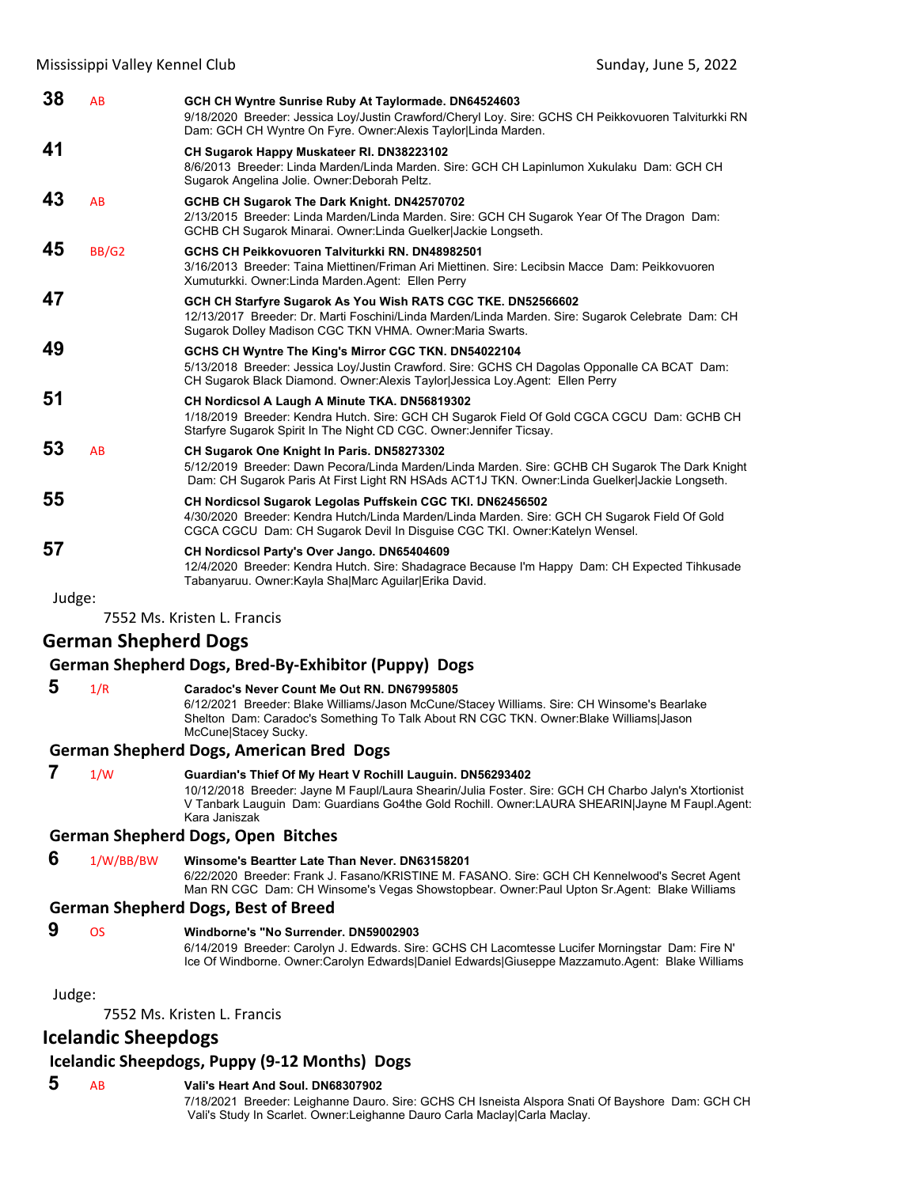**38** AB **GCH CH Wyntre Sunrise Ruby At Taylormade. DN64524603**
9/18/2020 Breeder: Jessica Loy/Justin Crawford/Cheryl Loy. Sire: GCHS CH Peikkovuoren Talviturkki RN Dam: GCH CH Wyntre On Fyre. Owner:Alexis Taylor|Linda Marden.

**41** **CH Sugarok Happy Muskateer RI. DN38223102**
8/6/2013 Breeder: Linda Marden/Linda Marden. Sire: GCH CH Lapinlumon Xukulaku Dam: GCH CH Sugarok Angelina Jolie. Owner:Deborah Peltz.

**43** AB **GCHB CH Sugarok The Dark Knight. DN42570702**
2/13/2015 Breeder: Linda Marden/Linda Marden. Sire: GCH CH Sugarok Year Of The Dragon Dam: GCHB CH Sugarok Minarai. Owner:Linda Guelker|Jackie Longseth.

**45** BB/G2 **GCHS CH Peikkovuoren Talviturkki RN. DN48982501**
3/16/2013 Breeder: Taina Miettinen/Friman Ari Miettinen. Sire: Lecibsin Macce Dam: Peikkovuoren Xumuturkki. Owner:Linda Marden.Agent: Ellen Perry

**47** **GCH CH Starfyre Sugarok As You Wish RATS CGC TKE. DN52566602**
12/13/2017 Breeder: Dr. Marti Foschini/Linda Marden/Linda Marden. Sire: Sugarok Celebrate Dam: CH Sugarok Dolley Madison CGC TKN VHMA. Owner:Maria Swarts.

**49** **GCHS CH Wyntre The King's Mirror CGC TKN. DN54022104**
5/13/2018 Breeder: Jessica Loy/Justin Crawford. Sire: GCHS CH Dagolas Opponalle CA BCAT Dam: CH Sugarok Black Diamond. Owner:Alexis Taylor|Jessica Loy.Agent: Ellen Perry

**51** **CH Nordicsol A Laugh A Minute TKA. DN56819302**
1/18/2019 Breeder: Kendra Hutch. Sire: GCH CH Sugarok Field Of Gold CGCA CGCU Dam: GCHB CH Starfyre Sugarok Spirit In The Night CD CGC. Owner:Jennifer Ticsay.

**53** AB **CH Sugarok One Knight In Paris. DN58273302**
5/12/2019 Breeder: Dawn Pecora/Linda Marden/Linda Marden. Sire: GCHB CH Sugarok The Dark Knight Dam: CH Sugarok Paris At First Light RN HSAds ACT1J TKN. Owner:Linda Guelker|Jackie Longseth.

**55** **CH Nordicsol Sugarok Legolas Puffskein CGC TKI. DN62456502**
4/30/2020 Breeder: Kendra Hutch/Linda Marden/Linda Marden. Sire: GCH CH Sugarok Field Of Gold CGCA CGCU Dam: CH Sugarok Devil In Disguise CGC TKI. Owner:Katelyn Wensel.

**57** **CH Nordicsol Party's Over Jango. DN65404609**
12/4/2020 Breeder: Kendra Hutch. Sire: Shadagrace Because I'm Happy Dam: CH Expected Tihkusade Tabanyaruu. Owner:Kayla Sha|Marc Aguilar|Erika David.

Judge:
7552 Ms. Kristen L. Francis

## German Shepherd Dogs

### German Shepherd Dogs, Bred-By-Exhibitor (Puppy) Dogs

**5** 1/R **Caradoc's Never Count Me Out RN. DN67995805**
6/12/2021 Breeder: Blake Williams/Jason McCune/Stacey Williams. Sire: CH Winsome's Bearlake Shelton Dam: Caradoc's Something To Talk About RN CGC TKN. Owner:Blake Williams|Jason McCune|Stacey Sucky.

### German Shepherd Dogs, American Bred Dogs

**7** 1/W **Guardian's Thief Of My Heart V Rochill Lauguin. DN56293402**
10/12/2018 Breeder: Jayne M Faupl/Laura Shearin/Julia Foster. Sire: GCH CH Charbo Jalyn's Xtortionist V Tanbark Lauguin Dam: Guardians Go4the Gold Rochill. Owner:LAURA SHEARIN|Jayne M Faupl.Agent: Kara Janiszak

### German Shepherd Dogs, Open Bitches

**6** 1/W/BB/BW **Winsome's Beartter Late Than Never. DN63158201**
6/22/2020 Breeder: Frank J. Fasano/KRISTINE M. FASANO. Sire: GCH CH Kennelwood's Secret Agent Man RN CGC Dam: CH Winsome's Vegas Showstopbear. Owner:Paul Upton Sr.Agent: Blake Williams

### German Shepherd Dogs, Best of Breed

**9** OS **Windborne's "No Surrender. DN59002903**
6/14/2019 Breeder: Carolyn J. Edwards. Sire: GCHS CH Lacomtesse Lucifer Morningstar Dam: Fire N' Ice Of Windborne. Owner:Carolyn Edwards|Daniel Edwards|Giuseppe Mazzamuto.Agent: Blake Williams

Judge:
7552 Ms. Kristen L. Francis

## Icelandic Sheepdogs

### Icelandic Sheepdogs, Puppy (9-12 Months) Dogs

**5** AB **Vali's Heart And Soul. DN68307902**
7/18/2021 Breeder: Leighanne Dauro. Sire: GCHS CH Isneista Alspora Snati Of Bayshore Dam: GCH CH Vali's Study In Scarlet. Owner:Leighanne Dauro Carla Maclay|Carla Maclay.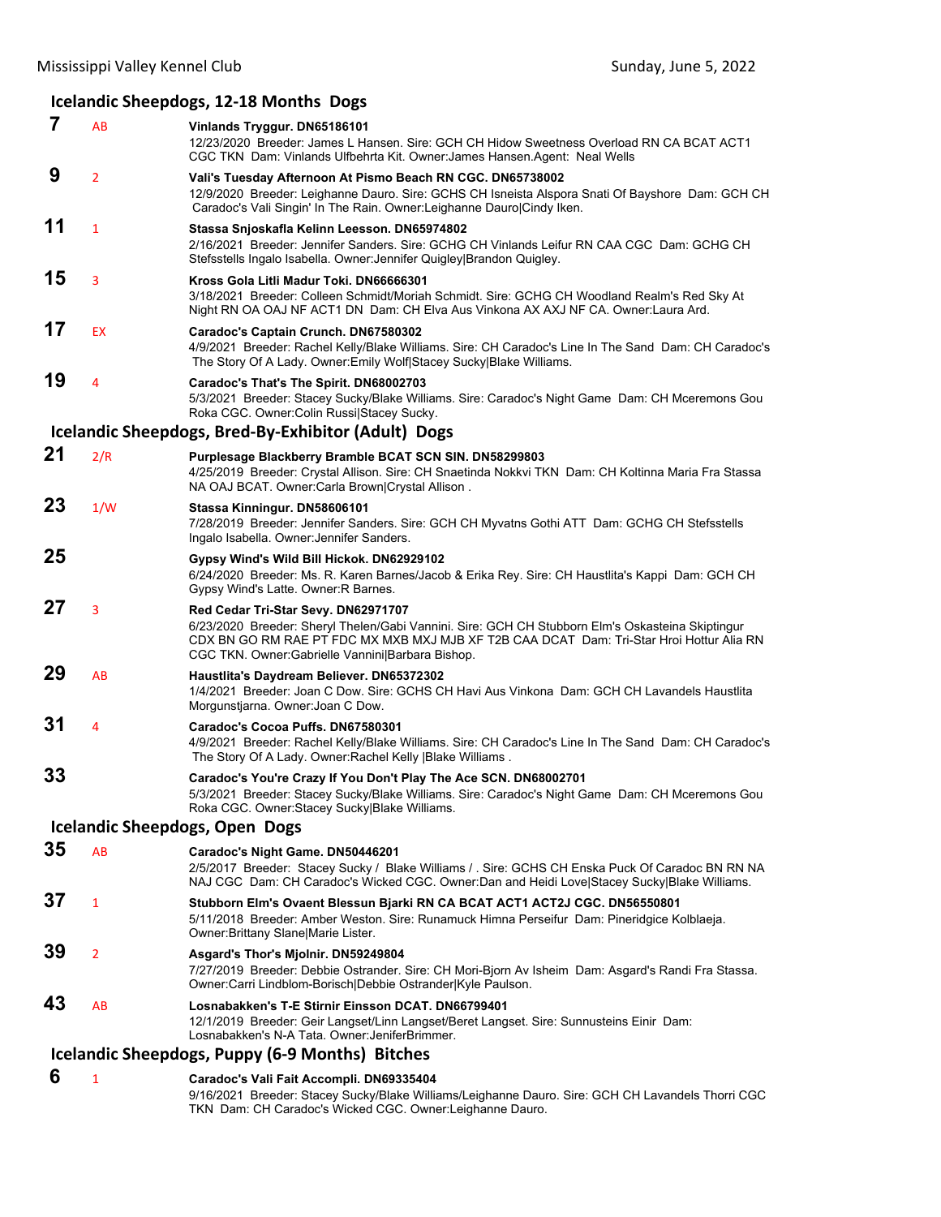## Icelandic Sheepdogs, 12-18 Months Dogs

**7** AB **Vinlands Tryggur. DN65186101**
12/23/2020 Breeder: James L Hansen. Sire: GCH CH Hidow Sweetness Overload RN CA BCAT ACT1 CGC TKN Dam: Vinlands Ulfbehrta Kit. Owner:James Hansen.Agent: Neal Wells

**9** 2 **Vali's Tuesday Afternoon At Pismo Beach RN CGC. DN65738002**
12/9/2020 Breeder: Leighanne Dauro. Sire: GCHS CH Isneista Alspora Snati Of Bayshore Dam: GCH CH Caradoc's Vali Singin' In The Rain. Owner:Leighanne Dauro|Cindy Iken.

**11** 1 **Stassa Snjoskafla Kelinn Leesson. DN65974802**
2/16/2021 Breeder: Jennifer Sanders. Sire: GCHG CH Vinlands Leifur RN CAA CGC Dam: GCHG CH Stefsstells Ingalo Isabella. Owner:Jennifer Quigley|Brandon Quigley.

**15** 3 **Kross Gola Litli Madur Toki. DN66666301**
3/18/2021 Breeder: Colleen Schmidt/Moriah Schmidt. Sire: GCHG CH Woodland Realm's Red Sky At Night RN OA OAJ NF ACT1 DN Dam: CH Elva Aus Vinkona AX AXJ NF CA. Owner:Laura Ard.

**17** EX **Caradoc's Captain Crunch. DN67580302**
4/9/2021 Breeder: Rachel Kelly/Blake Williams. Sire: CH Caradoc's Line In The Sand Dam: CH Caradoc's The Story Of A Lady. Owner:Emily Wolf|Stacey Sucky|Blake Williams.

**19** 4 **Caradoc's That's The Spirit. DN68002703**
5/3/2021 Breeder: Stacey Sucky/Blake Williams. Sire: Caradoc's Night Game Dam: CH Mceremons Gou Roka CGC. Owner:Colin Russi|Stacey Sucky.

## Icelandic Sheepdogs, Bred-By-Exhibitor (Adult) Dogs

**21** 2/R **Purplesage Blackberry Bramble BCAT SCN SIN. DN58299803**
4/25/2019 Breeder: Crystal Allison. Sire: CH Snaetinda Nokkvi TKN Dam: CH Koltinna Maria Fra Stassa NA OAJ BCAT. Owner:Carla Brown|Crystal Allison .

**23** 1/W **Stassa Kinningur. DN58606101**
7/28/2019 Breeder: Jennifer Sanders. Sire: GCH CH Myvatns Gothi ATT Dam: GCHG CH Stefsstells Ingalo Isabella. Owner:Jennifer Sanders.

**25** **Gypsy Wind's Wild Bill Hickok. DN62929102**
6/24/2020 Breeder: Ms. R. Karen Barnes/Jacob & Erika Rey. Sire: CH Haustlita's Kappi Dam: GCH CH Gypsy Wind's Latte. Owner:R Barnes.

**27** 3 **Red Cedar Tri-Star Sevy. DN62971707**
6/23/2020 Breeder: Sheryl Thelen/Gabi Vannini. Sire: GCH CH Stubborn Elm's Oskasteina Skiptingur CDX BN GO RM RAE PT FDC MX MXB MXJ MJB XF T2B CAA DCAT Dam: Tri-Star Hroi Hottur Alia RN CGC TKN. Owner:Gabrielle Vannini|Barbara Bishop.

**29** AB **Haustlita's Daydream Believer. DN65372302**
1/4/2021 Breeder: Joan C Dow. Sire: GCHS CH Havi Aus Vinkona Dam: GCH CH Lavandels Haustlita Morgunstjarna. Owner:Joan C Dow.

**31** 4 **Caradoc's Cocoa Puffs. DN67580301**
4/9/2021 Breeder: Rachel Kelly/Blake Williams. Sire: CH Caradoc's Line In The Sand Dam: CH Caradoc's The Story Of A Lady. Owner:Rachel Kelly |Blake Williams .

**33** **Caradoc's You're Crazy If You Don't Play The Ace SCN. DN68002701**
5/3/2021 Breeder: Stacey Sucky/Blake Williams. Sire: Caradoc's Night Game Dam: CH Mceremons Gou Roka CGC. Owner:Stacey Sucky|Blake Williams.

## Icelandic Sheepdogs, Open Dogs

**35** AB **Caradoc's Night Game. DN50446201**
2/5/2017 Breeder: Stacey Sucky / Blake Williams / . Sire: GCHS CH Enska Puck Of Caradoc BN RN NA NAJ CGC Dam: CH Caradoc's Wicked CGC. Owner:Dan and Heidi Love|Stacey Sucky|Blake Williams.

**37** 1 **Stubborn Elm's Ovaent Blessun Bjarki RN CA BCAT ACT1 ACT2J CGC. DN56550801**
5/11/2018 Breeder: Amber Weston. Sire: Runamuck Himna Perseifur Dam: Pineridgice Kolblaeja. Owner:Brittany Slane|Marie Lister.

**39** 2 **Asgard's Thor's Mjolnir. DN59249804**
7/27/2019 Breeder: Debbie Ostrander. Sire: CH Mori-Bjorn Av Isheim Dam: Asgard's Randi Fra Stassa. Owner:Carri Lindblom-Borisch|Debbie Ostrander|Kyle Paulson.

**43** AB **Losnabakken's T-E Stirnir Einsson DCAT. DN66799401**
12/1/2019 Breeder: Geir Langset/Linn Langset/Beret Langset. Sire: Sunnusteins Einir Dam: Losnabakken's N-A Tata. Owner:JeniferBrimmer.

## Icelandic Sheepdogs, Puppy (6-9 Months) Bitches

**6** 1 **Caradoc's Vali Fait Accompli. DN69335404**
9/16/2021 Breeder: Stacey Sucky/Blake Williams/Leighanne Dauro. Sire: GCH CH Lavandels Thorri CGC TKN Dam: CH Caradoc's Wicked CGC. Owner:Leighanne Dauro.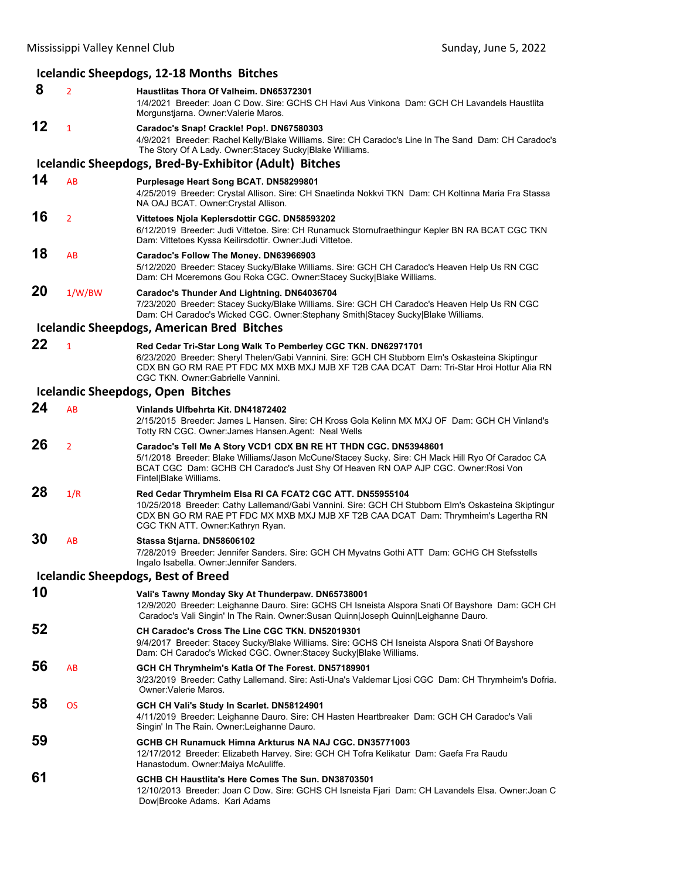## Icelandic Sheepdogs, 12-18 Months Bitches

**8** 2 **Haustlitas Thora Of Valheim. DN65372301**
1/4/2021 Breeder: Joan C Dow. Sire: GCHS CH Havi Aus Vinkona Dam: GCH CH Lavandels Haustlita Morgunstjarna. Owner:Valerie Maros.

**12** 1 **Caradoc's Snap! Crackle! Pop!. DN67580303**
4/9/2021 Breeder: Rachel Kelly/Blake Williams. Sire: CH Caradoc's Line In The Sand Dam: CH Caradoc's The Story Of A Lady. Owner:Stacey Sucky|Blake Williams.

## Icelandic Sheepdogs, Bred-By-Exhibitor (Adult) Bitches

**14** AB **Purplesage Heart Song BCAT. DN58299801**
4/25/2019 Breeder: Crystal Allison. Sire: CH Snaetinda Nokkvi TKN Dam: CH Koltinna Maria Fra Stassa NA OAJ BCAT. Owner:Crystal Allison.

**16** 2 **Vittetoes Njola Keplersdottir CGC. DN58593202**
6/12/2019 Breeder: Judi Vittetoe. Sire: CH Runamuck Stornufraethingur Kepler BN RA BCAT CGC TKN Dam: Vittetoes Kyssa Keilirsdottir. Owner:Judi Vittetoe.

**18** AB **Caradoc's Follow The Money. DN63966903**
5/12/2020 Breeder: Stacey Sucky/Blake Williams. Sire: GCH CH Caradoc's Heaven Help Us RN CGC Dam: CH Mceremons Gou Roka CGC. Owner:Stacey Sucky|Blake Williams.

**20** 1/W/BW **Caradoc's Thunder And Lightning. DN64036704**
7/23/2020 Breeder: Stacey Sucky/Blake Williams. Sire: GCH CH Caradoc's Heaven Help Us RN CGC Dam: CH Caradoc's Wicked CGC. Owner:Stephany Smith|Stacey Sucky|Blake Williams.

## Icelandic Sheepdogs, American Bred Bitches

**22** 1 **Red Cedar Tri-Star Long Walk To Pemberley CGC TKN. DN62971701**
6/23/2020 Breeder: Sheryl Thelen/Gabi Vannini. Sire: GCH CH Stubborn Elm's Oskasteina Skiptingur CDX BN GO RM RAE PT FDC MX MXB MXJ MJB XF T2B CAA DCAT Dam: Tri-Star Hroi Hottur Alia RN CGC TKN. Owner:Gabrielle Vannini.

## Icelandic Sheepdogs, Open Bitches

**24** AB **Vinlands Ulfbehrta Kit. DN41872402**
2/15/2015 Breeder: James L Hansen. Sire: CH Kross Gola Kelinn MX MXJ OF Dam: GCH CH Vinland's Totty RN CGC. Owner:James Hansen.Agent: Neal Wells

**26** 2 **Caradoc's Tell Me A Story VCD1 CDX BN RE HT THDN CGC. DN53948601**
5/1/2018 Breeder: Blake Williams/Jason McCune/Stacey Sucky. Sire: CH Mack Hill Ryo Of Caradoc CA BCAT CGC Dam: GCHB CH Caradoc's Just Shy Of Heaven RN OAP AJP CGC. Owner:Rosi Von Fintel|Blake Williams.

**28** 1/R **Red Cedar Thrymheim Elsa RI CA FCAT2 CGC ATT. DN55955104**
10/25/2018 Breeder: Cathy Lallemand/Gabi Vannini. Sire: GCH CH Stubborn Elm's Oskasteina Skiptingur CDX BN GO RM RAE PT FDC MX MXB MXJ MJB XF T2B CAA DCAT Dam: Thrymheim's Lagertha RN CGC TKN ATT. Owner:Kathryn Ryan.

**30** AB **Stassa Stjarna. DN58606102**
7/28/2019 Breeder: Jennifer Sanders. Sire: GCH CH Myvatns Gothi ATT Dam: GCHG CH Stefsstells Ingalo Isabella. Owner:Jennifer Sanders.

## Icelandic Sheepdogs, Best of Breed

**10** **Vali's Tawny Monday Sky At Thunderpaw. DN65738001**
12/9/2020 Breeder: Leighanne Dauro. Sire: GCHS CH Isneista Alspora Snati Of Bayshore Dam: GCH CH Caradoc's Vali Singin' In The Rain. Owner:Susan Quinn|Joseph Quinn|Leighanne Dauro.

**52** **CH Caradoc's Cross The Line CGC TKN. DN52019301**
9/4/2017 Breeder: Stacey Sucky/Blake Williams. Sire: GCHS CH Isneista Alspora Snati Of Bayshore Dam: CH Caradoc's Wicked CGC. Owner:Stacey Sucky|Blake Williams.

**56** AB **GCH CH Thrymheim's Katla Of The Forest. DN57189901**
3/23/2019 Breeder: Cathy Lallemand. Sire: Asti-Una's Valdemar Ljosi CGC Dam: CH Thrymheim's Dofria. Owner:Valerie Maros.

**58** OS **GCH CH Vali's Study In Scarlet. DN58124901**
4/11/2019 Breeder: Leighanne Dauro. Sire: CH Hasten Heartbreaker Dam: GCH CH Caradoc's Vali Singin' In The Rain. Owner:Leighanne Dauro.

**59** **GCHB CH Runamuck Himna Arkturus NA NAJ CGC. DN35771003**
12/17/2012 Breeder: Elizabeth Harvey. Sire: GCH CH Tofra Kelikatur Dam: Gaefa Fra Raudu Hanastodum. Owner:Maiya McAuliffe.

**61** **GCHB CH Haustlita's Here Comes The Sun. DN38703501**
12/10/2013 Breeder: Joan C Dow. Sire: GCHS CH Isneista Fjari Dam: CH Lavandels Elsa. Owner:Joan C Dow|Brooke Adams. Kari Adams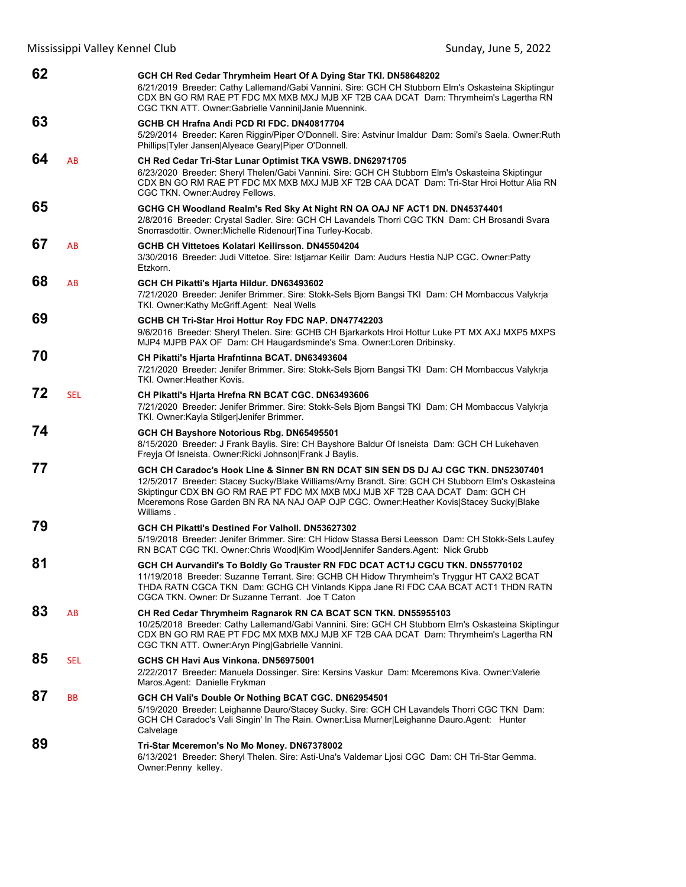**62** GCH CH Red Cedar Thrymheim Heart Of A Dying Star TKI. DN58648202
6/21/2019 Breeder: Cathy Lallemand/Gabi Vannini. Sire: GCH CH Stubborn Elm's Oskasteina Skiptingur CDX BN GO RM RAE PT FDC MX MXB MXJ MJB XF T2B CAA DCAT Dam: Thrymheim's Lagertha RN CGC TKN ATT. Owner:Gabrielle Vannini|Janie Muennink.

**63** GCHB CH Hrafna Andi PCD RI FDC. DN40817704
5/29/2014 Breeder: Karen Riggin/Piper O'Donnell. Sire: Astvinur Imaldur Dam: Somi's Saela. Owner:Ruth Phillips|Tyler Jansen|Alyeace Geary|Piper O'Donnell.

**64** AB **CH Red Cedar Tri-Star Lunar Optimist TKA VSWB. DN62971705**
6/23/2020 Breeder: Sheryl Thelen/Gabi Vannini. Sire: GCH CH Stubborn Elm's Oskasteina Skiptingur CDX BN GO RM RAE PT FDC MX MXB MXJ MJB XF T2B CAA DCAT Dam: Tri-Star Hroi Hottur Alia RN CGC TKN. Owner:Audrey Fellows.

**65** GCHG CH Woodland Realm's Red Sky At Night RN OA OAJ NF ACT1 DN. DN45374401
2/8/2016 Breeder: Crystal Sadler. Sire: GCH CH Lavandels Thorri CGC TKN Dam: CH Brosandi Svara Snorrasdottir. Owner:Michelle Ridenour|Tina Turley-Kocab.

**67** AB **GCHB CH Vittetoes Kolatari Keilirsson. DN45504204**
3/30/2016 Breeder: Judi Vittetoe. Sire: Istjarnar Keilir Dam: Audurs Hestia NJP CGC. Owner:Patty Etzkorn.

**68** AB **GCH CH Pikatti's Hjarta Hildur. DN63493602**
7/21/2020 Breeder: Jenifer Brimmer. Sire: Stokk-Sels Bjorn Bangsi TKI Dam: CH Mombaccus Valykrja TKI. Owner:Kathy McGriff.Agent: Neal Wells

**69** GCHB CH Tri-Star Hroi Hottur Roy FDC NAP. DN47742203
9/6/2016 Breeder: Sheryl Thelen. Sire: GCHB CH Bjarkarkots Hroi Hottur Luke PT MX AXJ MXP5 MXPS MJP4 MJPB PAX OF Dam: CH Haugardsminde's Sma. Owner:Loren Dribinsky.

**70** CH Pikatti's Hjarta Hrafntinna BCAT. DN63493604
7/21/2020 Breeder: Jenifer Brimmer. Sire: Stokk-Sels Bjorn Bangsi TKI Dam: CH Mombaccus Valykrja TKI. Owner:Heather Kovis.

**72** SEL **CH Pikatti's Hjarta Hrefna RN BCAT CGC. DN63493606**
7/21/2020 Breeder: Jenifer Brimmer. Sire: Stokk-Sels Bjorn Bangsi TKI Dam: CH Mombaccus Valykrja TKI. Owner:Kayla Stilger|Jenifer Brimmer.

**74** GCH CH Bayshore Notorious Rbg. DN65495501
8/15/2020 Breeder: J Frank Baylis. Sire: CH Bayshore Baldur Of Isneista Dam: GCH CH Lukehaven Freyja Of Isneista. Owner:Ricki Johnson|Frank J Baylis.

**77** GCH CH Caradoc's Hook Line & Sinner BN RN DCAT SIN SEN DS DJ AJ CGC TKN. DN52307401
12/5/2017 Breeder: Stacey Sucky/Blake Williams/Amy Brandt. Sire: GCH CH Stubborn Elm's Oskasteina Skiptingur CDX BN GO RM RAE PT FDC MX MXB MXJ MJB XF T2B CAA DCAT Dam: GCH CH Mceremons Rose Garden BN RA NA NAJ OAP OJP CGC. Owner:Heather Kovis|Stacey Sucky|Blake Williams .

**79** GCH CH Pikatti's Destined For Valholl. DN53627302
5/19/2018 Breeder: Jenifer Brimmer. Sire: CH Hidow Stassa Bersi Leesson Dam: CH Stokk-Sels Laufey RN BCAT CGC TKI. Owner:Chris Wood|Kim Wood|Jennifer Sanders.Agent: Nick Grubb

**81** GCH CH Aurvandil's To Boldly Go Trauster RN FDC DCAT ACT1J CGCU TKN. DN55770102
11/19/2018 Breeder: Suzanne Terrant. Sire: GCHB CH Hidow Thrymheim's Tryggur HT CAX2 BCAT THDA RATN CGCA TKN Dam: GCHG CH Vinlands Kippa Jane RI FDC CAA BCAT ACT1 THDN RATN CGCA TKN. Owner: Dr Suzanne Terrant. Joe T Caton

**83** AB **CH Red Cedar Thrymheim Ragnarok RN CA BCAT SCN TKN. DN55955103**
10/25/2018 Breeder: Cathy Lallemand/Gabi Vannini. Sire: GCH CH Stubborn Elm's Oskasteina Skiptingur CDX BN GO RM RAE PT FDC MX MXB MXJ MJB XF T2B CAA DCAT Dam: Thrymheim's Lagertha RN CGC TKN ATT. Owner:Aryn Ping|Gabrielle Vannini.

**85** SEL **GCHS CH Havi Aus Vinkona. DN56975001**
2/22/2017 Breeder: Manuela Dossinger. Sire: Kersins Vaskur Dam: Mceremons Kiva. Owner:Valerie Maros.Agent: Danielle Frykman

**87** BB **GCH CH Vali's Double Or Nothing BCAT CGC. DN62954501**
5/19/2020 Breeder: Leighanne Dauro/Stacey Sucky. Sire: GCH CH Lavandels Thorri CGC TKN Dam: GCH CH Caradoc's Vali Singin' In The Rain. Owner:Lisa Murner|Leighanne Dauro.Agent: Hunter Calvelage

**89** Tri-Star Mceremon's No Mo Money. DN67378002
6/13/2021 Breeder: Sheryl Thelen. Sire: Asti-Una's Valdemar Ljosi CGC Dam: CH Tri-Star Gemma. Owner:Penny kelley.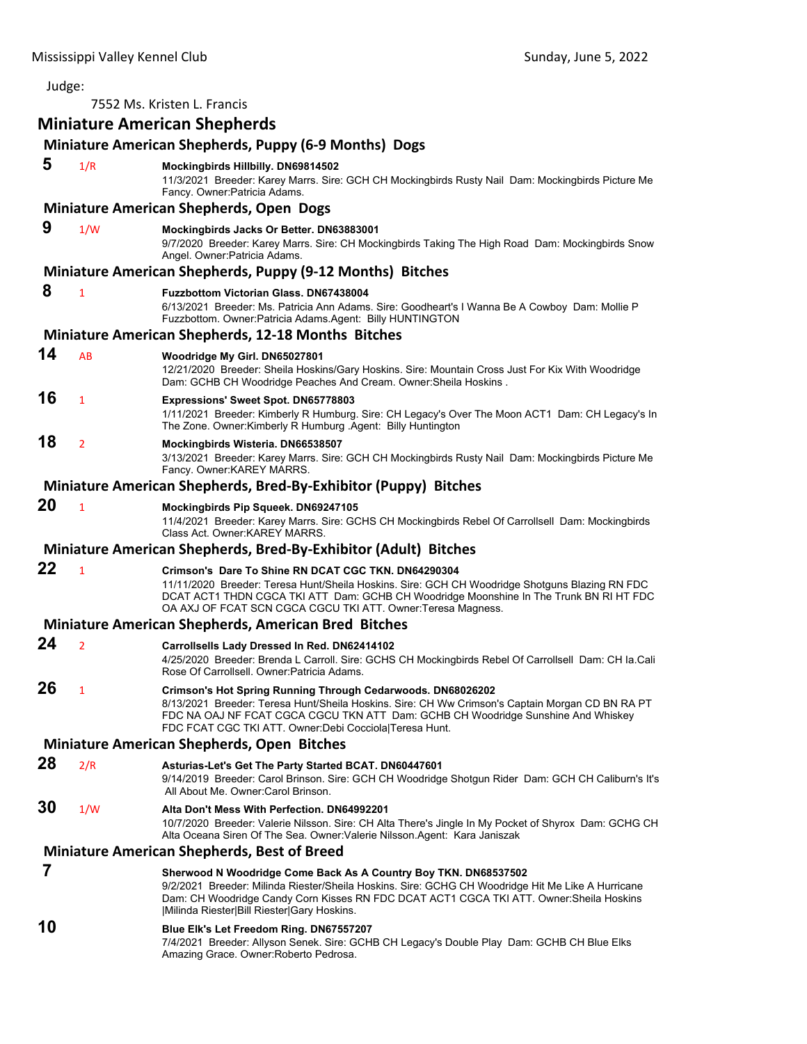Judge:

7552 Ms. Kristen L. Francis

## Miniature American Shepherds

### Miniature American Shepherds, Puppy (6-9 Months) Dogs

**5** 1/R **Mockingbirds Hillbilly. DN69814502**
11/3/2021 Breeder: Karey Marrs. Sire: GCH CH Mockingbirds Rusty Nail Dam: Mockingbirds Picture Me Fancy. Owner:Patricia Adams.

### Miniature American Shepherds, Open Dogs

**9** 1/W **Mockingbirds Jacks Or Better. DN63883001**
9/7/2020 Breeder: Karey Marrs. Sire: CH Mockingbirds Taking The High Road Dam: Mockingbirds Snow Angel. Owner:Patricia Adams.

### Miniature American Shepherds, Puppy (9-12 Months) Bitches

**8** 1 **Fuzzbottom Victorian Glass. DN67438004**
6/13/2021 Breeder: Ms. Patricia Ann Adams. Sire: Goodheart's I Wanna Be A Cowboy Dam: Mollie P Fuzzbottom. Owner:Patricia Adams.Agent: Billy HUNTINGTON

### Miniature American Shepherds, 12-18 Months Bitches

**14** AB **Woodridge My Girl. DN65027801**
12/21/2020 Breeder: Sheila Hoskins/Gary Hoskins. Sire: Mountain Cross Just For Kix With Woodridge Dam: GCHB CH Woodridge Peaches And Cream. Owner:Sheila Hoskins .

**16** 1 **Expressions' Sweet Spot. DN65778803**
1/11/2021 Breeder: Kimberly R Humburg. Sire: CH Legacy's Over The Moon ACT1 Dam: CH Legacy's In The Zone. Owner:Kimberly R Humburg .Agent: Billy Huntington

**18** 2 **Mockingbirds Wisteria. DN66538507**
3/13/2021 Breeder: Karey Marrs. Sire: GCH CH Mockingbirds Rusty Nail Dam: Mockingbirds Picture Me Fancy. Owner:KAREY MARRS.

### Miniature American Shepherds, Bred-By-Exhibitor (Puppy) Bitches

**20** 1 **Mockingbirds Pip Squeek. DN69247105**
11/4/2021 Breeder: Karey Marrs. Sire: GCHS CH Mockingbirds Rebel Of Carrollsell Dam: Mockingbirds Class Act. Owner:KAREY MARRS.

### Miniature American Shepherds, Bred-By-Exhibitor (Adult) Bitches

**22** 1 **Crimson's Dare To Shine RN DCAT CGC TKN. DN64290304**
11/11/2020 Breeder: Teresa Hunt/Sheila Hoskins. Sire: GCH CH Woodridge Shotguns Blazing RN FDC DCAT ACT1 THDN CGCA TKI ATT Dam: GCHB CH Woodridge Moonshine In The Trunk BN RI HT FDC OA AXJ OF FCAT SCN CGCA CGCU TKI ATT. Owner:Teresa Magness.

### Miniature American Shepherds, American Bred Bitches

**24** 2 **Carrollsells Lady Dressed In Red. DN62414102**
4/25/2020 Breeder: Brenda L Carroll. Sire: GCHS CH Mockingbirds Rebel Of Carrollsell Dam: CH Ia.Cali Rose Of Carrollsell. Owner:Patricia Adams.

**26** 1 **Crimson's Hot Spring Running Through Cedarwoods. DN68026202**
8/13/2021 Breeder: Teresa Hunt/Sheila Hoskins. Sire: CH Ww Crimson's Captain Morgan CD BN RA PT FDC NA OAJ NF FCAT CGCA CGCU TKN ATT Dam: GCHB CH Woodridge Sunshine And Whiskey FDC FCAT CGC TKI ATT. Owner:Debi Cocciola|Teresa Hunt.

### Miniature American Shepherds, Open Bitches

**28** 2/R **Asturias-Let's Get The Party Started BCAT. DN60447601**
9/14/2019 Breeder: Carol Brinson. Sire: GCH CH Woodridge Shotgun Rider Dam: GCH CH Caliburn's It's All About Me. Owner:Carol Brinson.

**30** 1/W **Alta Don't Mess With Perfection. DN64992201**
10/7/2020 Breeder: Valerie Nilsson. Sire: CH Alta There's Jingle In My Pocket of Shyrox Dam: GCHG CH Alta Oceana Siren Of The Sea. Owner:Valerie Nilsson.Agent: Kara Janiszak

### Miniature American Shepherds, Best of Breed

**7** **Sherwood N Woodridge Come Back As A Country Boy TKN. DN68537502**
9/2/2021 Breeder: Milinda Riester/Sheila Hoskins. Sire: GCHG CH Woodridge Hit Me Like A Hurricane Dam: CH Woodridge Candy Corn Kisses RN FDC DCAT ACT1 CGCA TKI ATT. Owner:Sheila Hoskins |Milinda Riester|Bill Riester|Gary Hoskins.

**10** **Blue Elk's Let Freedom Ring. DN67557207**
7/4/2021 Breeder: Allyson Senek. Sire: GCHB CH Legacy's Double Play Dam: GCHB CH Blue Elks Amazing Grace. Owner:Roberto Pedrosa.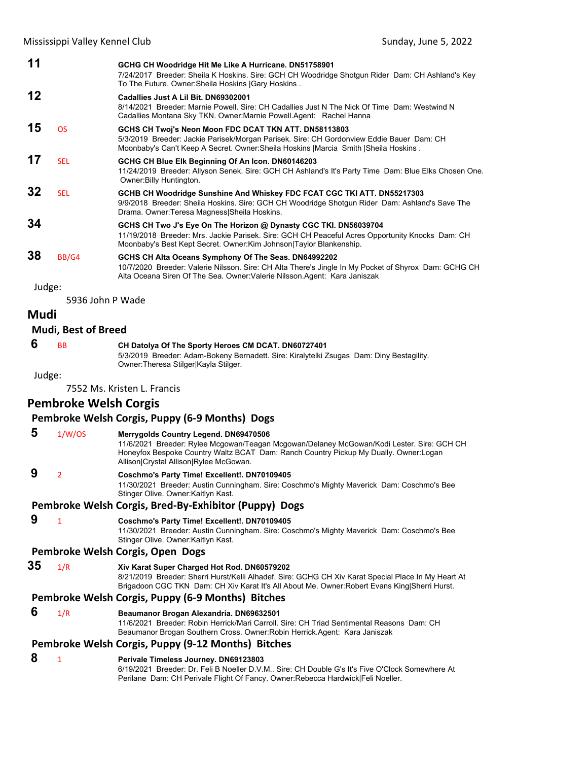**11** GCHG CH Woodridge Hit Me Like A Hurricane. DN51758901
7/24/2017 Breeder: Sheila K Hoskins. Sire: GCH CH Woodridge Shotgun Rider Dam: CH Ashland's Key To The Future. Owner:Sheila Hoskins |Gary Hoskins .

**12** Cadallies Just A Lil Bit. DN69302001
8/14/2021 Breeder: Marnie Powell. Sire: CH Cadallies Just N The Nick Of Time Dam: Westwind N Cadallies Montana Sky TKN. Owner:Marnie Powell.Agent: Rachel Hanna

**15** OS **GCHS CH Twoj's Neon Moon FDC DCAT TKN ATT. DN58113803**
5/3/2019 Breeder: Jackie Parisek/Morgan Parisek. Sire: CH Gordonview Eddie Bauer Dam: CH Moonbaby's Can't Keep A Secret. Owner:Sheila Hoskins |Marcia Smith |Sheila Hoskins .

**17** SEL **GCHG CH Blue Elk Beginning Of An Icon. DN60146203**
11/24/2019 Breeder: Allyson Senek. Sire: GCH CH Ashland's It's Party Time Dam: Blue Elks Chosen One. Owner:Billy Huntington.

**32** SEL **GCHB CH Woodridge Sunshine And Whiskey FDC FCAT CGC TKI ATT. DN55217303**
9/9/2018 Breeder: Sheila Hoskins. Sire: GCH CH Woodridge Shotgun Rider Dam: Ashland's Save The Drama. Owner:Teresa Magness|Sheila Hoskins.

**34** GCHS CH Two J's Eye On The Horizon @ Dynasty CGC TKI. DN56039704
11/19/2018 Breeder: Mrs. Jackie Parisek. Sire: GCH CH Peaceful Acres Opportunity Knocks Dam: CH Moonbaby's Best Kept Secret. Owner:Kim Johnson|Taylor Blankenship.

**38** BB/G4 **GCHS CH Alta Oceans Symphony Of The Seas. DN64992202**
10/7/2020 Breeder: Valerie Nilsson. Sire: CH Alta There's Jingle In My Pocket of Shyrox Dam: GCHG CH Alta Oceana Siren Of The Sea. Owner:Valerie Nilsson.Agent: Kara Janiszak

Judge:

5936 John P Wade

## Mudi

### Mudi, Best of Breed

**6** BB **CH Datolya Of The Sporty Heroes CM DCAT. DN60727401**
5/3/2019 Breeder: Adam-Bokeny Bernadett. Sire: Kiralytelki Zsugas Dam: Diny Bestagility. Owner:Theresa Stilger|Kayla Stilger.

Judge:

7552 Ms. Kristen L. Francis

## Pembroke Welsh Corgis

### Pembroke Welsh Corgis, Puppy (6-9 Months) Dogs

**5** 1/W/OS **Merrygolds Country Legend. DN69470506**
11/6/2021 Breeder: Rylee Mcgowan/Teagan Mcgowan/Delaney McGowan/Kodi Lester. Sire: GCH CH Honeyfox Bespoke Country Waltz BCAT Dam: Ranch Country Pickup My Dually. Owner:Logan Allison|Crystal Allison|Rylee McGowan.

**9** 2 **Coschmo's Party Time! Excellent!. DN70109405**
11/30/2021 Breeder: Austin Cunningham. Sire: Coschmo's Mighty Maverick Dam: Coschmo's Bee Stinger Olive. Owner:Kaitlyn Kast.

### Pembroke Welsh Corgis, Bred-By-Exhibitor (Puppy) Dogs

**9** 1 **Coschmo's Party Time! Excellent!. DN70109405**
11/30/2021 Breeder: Austin Cunningham. Sire: Coschmo's Mighty Maverick Dam: Coschmo's Bee Stinger Olive. Owner:Kaitlyn Kast.

### Pembroke Welsh Corgis, Open Dogs

**35** 1/R **Xiv Karat Super Charged Hot Rod. DN60579202**
8/21/2019 Breeder: Sherri Hurst/Kelli Alhadef. Sire: GCHG CH Xiv Karat Special Place In My Heart At Brigadoon CGC TKN Dam: CH Xiv Karat It's All About Me. Owner:Robert Evans King|Sherri Hurst.

### Pembroke Welsh Corgis, Puppy (6-9 Months) Bitches

**6** 1/R **Beaumanor Brogan Alexandria. DN69632501**
11/6/2021 Breeder: Robin Herrick/Mari Carroll. Sire: CH Triad Sentimental Reasons Dam: CH Beaumanor Brogan Southern Cross. Owner:Robin Herrick.Agent: Kara Janiszak

### Pembroke Welsh Corgis, Puppy (9-12 Months) Bitches

**8** 1 **Perivale Timeless Journey. DN69123803**
6/19/2021 Breeder: Dr. Feli B Noeller D.V.M.. Sire: CH Double G's It's Five O'Clock Somewhere At Perilane Dam: CH Perivale Flight Of Fancy. Owner:Rebecca Hardwick|Feli Noeller.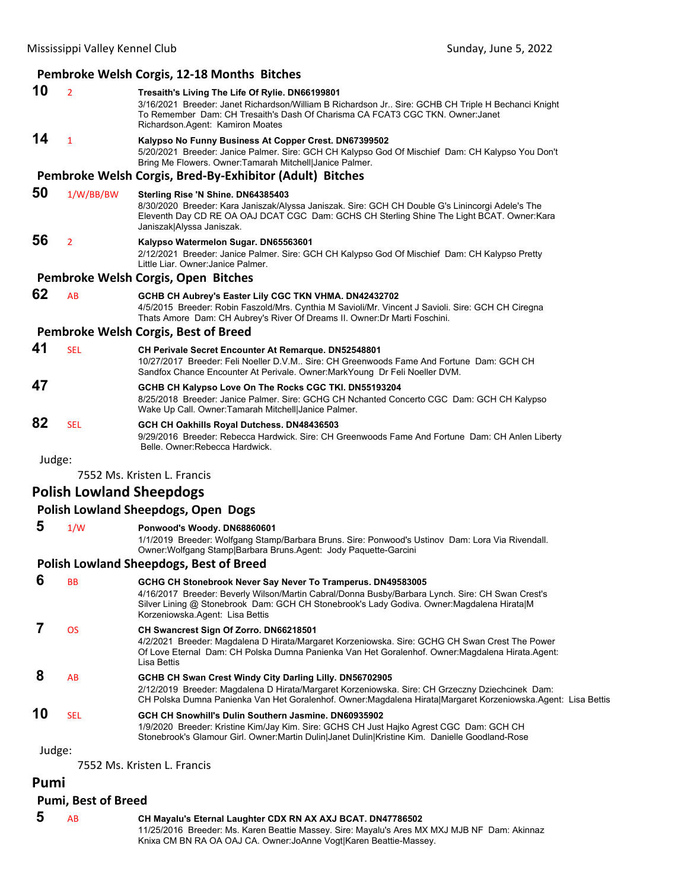### Pembroke Welsh Corgis, 12-18 Months Bitches

**10** 2 **Tresaith's Living The Life Of Rylie. DN66199801**
3/16/2021 Breeder: Janet Richardson/William B Richardson Jr.. Sire: GCHB CH Triple H Bechanci Knight To Remember Dam: CH Tresaith's Dash Of Charisma CA FCAT3 CGC TKN. Owner:Janet Richardson.Agent: Kamiron Moates

**14** 1 **Kalypso No Funny Business At Copper Crest. DN67399502**
5/20/2021 Breeder: Janice Palmer. Sire: GCH CH Kalypso God Of Mischief Dam: CH Kalypso You Don't Bring Me Flowers. Owner:Tamarah Mitchell|Janice Palmer.

### Pembroke Welsh Corgis, Bred-By-Exhibitor (Adult) Bitches

**50** 1/W/BB/BW **Sterling Rise 'N Shine. DN64385403**
8/30/2020 Breeder: Kara Janiszak/Alyssa Janiszak. Sire: GCH CH Double G's Linincorgi Adele's The Eleventh Day CD RE OA OAJ DCAT CGC Dam: GCHS CH Sterling Shine The Light BCAT. Owner:Kara Janiszak|Alyssa Janiszak.

**56** 2 **Kalypso Watermelon Sugar. DN65563601**
2/12/2021 Breeder: Janice Palmer. Sire: GCH CH Kalypso God Of Mischief Dam: CH Kalypso Pretty Little Liar. Owner:Janice Palmer.

### Pembroke Welsh Corgis, Open Bitches

**62** AB **GCHB CH Aubrey's Easter Lily CGC TKN VHMA. DN42432702**
4/5/2015 Breeder: Robin Faszold/Mrs. Cynthia M Savioli/Mr. Vincent J Savioli. Sire: GCH CH Ciregna Thats Amore Dam: CH Aubrey's River Of Dreams II. Owner:Dr Marti Foschini.

### Pembroke Welsh Corgis, Best of Breed

**41** SEL **CH Perivale Secret Encounter At Remarque. DN52548801**
10/27/2017 Breeder: Feli Noeller D.V.M.. Sire: CH Greenwoods Fame And Fortune Dam: GCH CH Sandfox Chance Encounter At Perivale. Owner:MarkYoung Dr Feli Noeller DVM.

**47** **GCHB CH Kalypso Love On The Rocks CGC TKI. DN55193204**
8/25/2018 Breeder: Janice Palmer. Sire: GCHG CH Nchanted Concerto CGC Dam: GCH CH Kalypso Wake Up Call. Owner:Tamarah Mitchell|Janice Palmer.

**82** SEL **GCH CH Oakhills Royal Dutchess. DN48436503**
9/29/2016 Breeder: Rebecca Hardwick. Sire: CH Greenwoods Fame And Fortune Dam: CH Anlen Liberty Belle. Owner:Rebecca Hardwick.

Judge:
7552 Ms. Kristen L. Francis

## Polish Lowland Sheepdogs

### Polish Lowland Sheepdogs, Open Dogs

**5** 1/W **Ponwood's Woody. DN68860601**
1/1/2019 Breeder: Wolfgang Stamp/Barbara Bruns. Sire: Ponwood's Ustinov Dam: Lora Via Rivendall. Owner:Wolfgang Stamp|Barbara Bruns.Agent: Jody Paquette-Garcini

### Polish Lowland Sheepdogs, Best of Breed

**6** BB **GCHG CH Stonebrook Never Say Never To Tramperus. DN49583005**
4/16/2017 Breeder: Beverly Wilson/Martin Cabral/Donna Busby/Barbara Lynch. Sire: CH Swan Crest's Silver Lining @ Stonebrook Dam: GCH CH Stonebrook's Lady Godiva. Owner:Magdalena Hirata|M Korzeniowska.Agent: Lisa Bettis

**7** OS **CH Swancrest Sign Of Zorro. DN66218501**
4/2/2021 Breeder: Magdalena D Hirata/Margaret Korzeniowska. Sire: GCHG CH Swan Crest The Power Of Love Eternal Dam: CH Polska Dumna Panienka Van Het Goralenhof. Owner:Magdalena Hirata.Agent: Lisa Bettis

**8** AB **GCHB CH Swan Crest Windy City Darling Lilly. DN56702905**
2/12/2019 Breeder: Magdalena D Hirata/Margaret Korzeniowska. Sire: CH Grzeczny Dziechcinek Dam: CH Polska Dumna Panienka Van Het Goralenhof. Owner:Magdalena Hirata|Margaret Korzeniowska.Agent: Lisa Bettis

**10** SEL **GCH CH Snowhill's Dulin Southern Jasmine. DN60935902**
1/9/2020 Breeder: Kristine Kim/Jay Kim. Sire: GCHS CH Just Hajko Agrest CGC Dam: GCH CH Stonebrook's Glamour Girl. Owner:Martin Dulin|Janet Dulin|Kristine Kim. Danielle Goodland-Rose

Judge:
7552 Ms. Kristen L. Francis

## Pumi

### Pumi, Best of Breed

**5** AB **CH Mayalu's Eternal Laughter CDX RN AX AXJ BCAT. DN47786502**
11/25/2016 Breeder: Ms. Karen Beattie Massey. Sire: Mayalu's Ares MX MXJ MJB NF Dam: Akinnaz Knixa CM BN RA OA OAJ CA. Owner:JoAnne Vogt|Karen Beattie-Massey.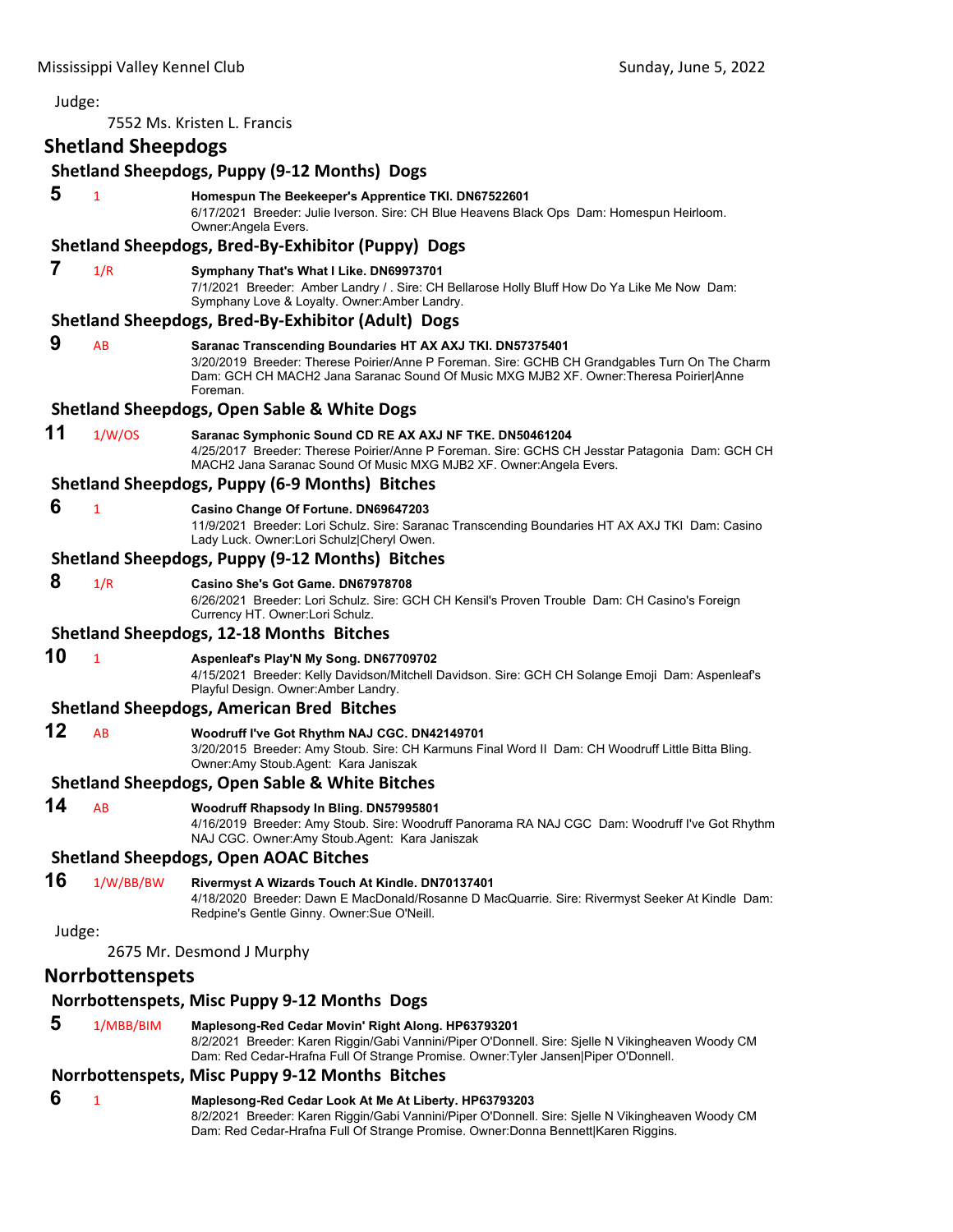Judge:

7552 Ms. Kristen L. Francis

## Shetland Sheepdogs

### Shetland Sheepdogs, Puppy (9-12 Months) Dogs

**5** 1 **Homespun The Beekeeper's Apprentice TKI. DN67522601**
6/17/2021 Breeder: Julie Iverson. Sire: CH Blue Heavens Black Ops Dam: Homespun Heirloom. Owner:Angela Evers.

### Shetland Sheepdogs, Bred-By-Exhibitor (Puppy) Dogs

**7** 1/R **Symphany That's What I Like. DN69973701**
7/1/2021 Breeder: Amber Landry / . Sire: CH Bellarose Holly Bluff How Do Ya Like Me Now Dam: Symphany Love & Loyalty. Owner:Amber Landry.

### Shetland Sheepdogs, Bred-By-Exhibitor (Adult) Dogs

**9** AB **Saranac Transcending Boundaries HT AX AXJ TKI. DN57375401**
3/20/2019 Breeder: Therese Poirier/Anne P Foreman. Sire: GCHB CH Grandgables Turn On The Charm Dam: GCH CH MACH2 Jana Saranac Sound Of Music MXG MJB2 XF. Owner:Theresa Poirier|Anne Foreman.

### Shetland Sheepdogs, Open Sable & White Dogs

**11** 1/W/OS **Saranac Symphonic Sound CD RE AX AXJ NF TKE. DN50461204**
4/25/2017 Breeder: Therese Poirier/Anne P Foreman. Sire: GCHS CH Jesstar Patagonia Dam: GCH CH MACH2 Jana Saranac Sound Of Music MXG MJB2 XF. Owner:Angela Evers.

### Shetland Sheepdogs, Puppy (6-9 Months) Bitches

**6** 1 **Casino Change Of Fortune. DN69647203**
11/9/2021 Breeder: Lori Schulz. Sire: Saranac Transcending Boundaries HT AX AXJ TKI Dam: Casino Lady Luck. Owner:Lori Schulz|Cheryl Owen.

### Shetland Sheepdogs, Puppy (9-12 Months) Bitches

**8** 1/R **Casino She's Got Game. DN67978708**
6/26/2021 Breeder: Lori Schulz. Sire: GCH CH Kensil's Proven Trouble Dam: CH Casino's Foreign Currency HT. Owner:Lori Schulz.

### Shetland Sheepdogs, 12-18 Months Bitches

**10** 1 **Aspenleaf's Play'N My Song. DN67709702**
4/15/2021 Breeder: Kelly Davidson/Mitchell Davidson. Sire: GCH CH Solange Emoji Dam: Aspenleaf's Playful Design. Owner:Amber Landry.

### Shetland Sheepdogs, American Bred Bitches

**12** AB **Woodruff I've Got Rhythm NAJ CGC. DN42149701**
3/20/2015 Breeder: Amy Stoub. Sire: CH Karmuns Final Word II Dam: CH Woodruff Little Bitta Bling. Owner:Amy Stoub.Agent: Kara Janiszak

### Shetland Sheepdogs, Open Sable & White Bitches

**14** AB **Woodruff Rhapsody In Bling. DN57995801**
4/16/2019 Breeder: Amy Stoub. Sire: Woodruff Panorama RA NAJ CGC Dam: Woodruff I've Got Rhythm NAJ CGC. Owner:Amy Stoub.Agent: Kara Janiszak

### Shetland Sheepdogs, Open AOAC Bitches

**16** 1/W/BB/BW **Rivermyst A Wizards Touch At Kindle. DN70137401**
4/18/2020 Breeder: Dawn E MacDonald/Rosanne D MacQuarrie. Sire: Rivermyst Seeker At Kindle Dam: Redpine's Gentle Ginny. Owner:Sue O'Neill.

Judge:

2675 Mr. Desmond J Murphy

## Norrbottenspets

### Norrbottenspets, Misc Puppy 9-12 Months Dogs

**5** 1/MBB/BIM **Maplesong-Red Cedar Movin' Right Along. HP63793201**
8/2/2021 Breeder: Karen Riggin/Gabi Vannini/Piper O'Donnell. Sire: Sjelle N Vikingheaven Woody CM Dam: Red Cedar-Hrafna Full Of Strange Promise. Owner:Tyler Jansen|Piper O'Donnell.

### Norrbottenspets, Misc Puppy 9-12 Months Bitches

**6** 1 **Maplesong-Red Cedar Look At Me At Liberty. HP63793203**
8/2/2021 Breeder: Karen Riggin/Gabi Vannini/Piper O'Donnell. Sire: Sjelle N Vikingheaven Woody CM Dam: Red Cedar-Hrafna Full Of Strange Promise. Owner:Donna Bennett|Karen Riggins.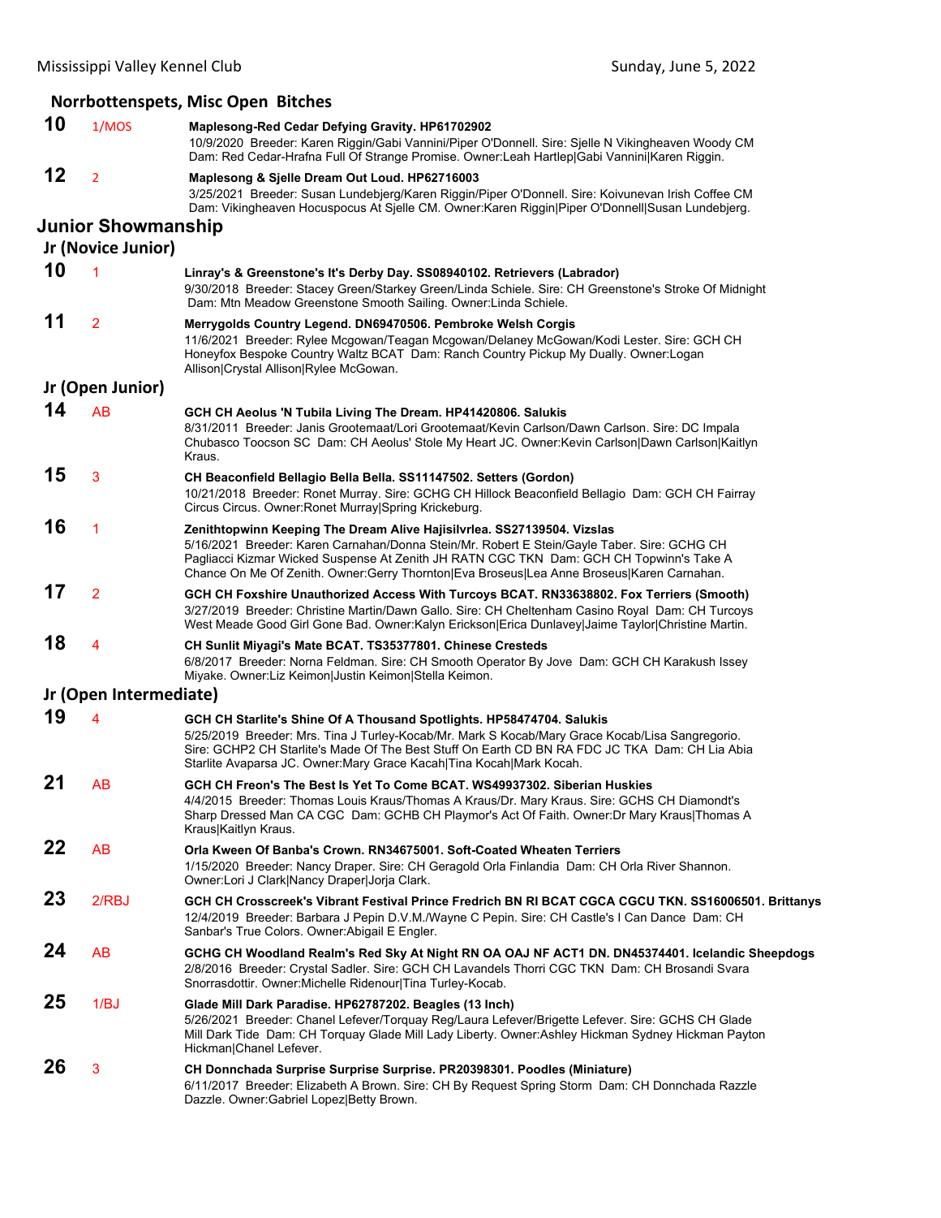## Norrbottenspets, Misc Open Bitches

**10** 1/MOS **Maplesong-Red Cedar Defying Gravity. HP61702902**
10/9/2020 Breeder: Karen Riggin/Gabi Vannini/Piper O'Donnell. Sire: Sjelle N Vikingheaven Woody CM Dam: Red Cedar-Hrafna Full Of Strange Promise. Owner:Leah Hartlep|Gabi Vannini|Karen Riggin.

**12** 2 **Maplesong & Sjelle Dream Out Loud. HP62716003**
3/25/2021 Breeder: Susan Lundebjerg/Karen Riggin/Piper O'Donnell. Sire: Koivunevan Irish Coffee CM Dam: Vikingheaven Hocuspocus At Sjelle CM. Owner:Karen Riggin|Piper O'Donnell|Susan Lundebjerg.

# Junior Showmanship

### Jr (Novice Junior)

**10** 1 **Linray's & Greenstone's It's Derby Day. SS08940102. Retrievers (Labrador)**
9/30/2018 Breeder: Stacey Green/Starkey Green/Linda Schiele. Sire: CH Greenstone's Stroke Of Midnight Dam: Mtn Meadow Greenstone Smooth Sailing. Owner:Linda Schiele.

**11** 2 **Merrygolds Country Legend. DN69470506. Pembroke Welsh Corgis**
11/6/2021 Breeder: Rylee Mcgowan/Teagan Mcgowan/Delaney McGowan/Kodi Lester. Sire: GCH CH Honeyfox Bespoke Country Waltz BCAT Dam: Ranch Country Pickup My Dually. Owner:Logan Allison|Crystal Allison|Rylee McGowan.

### Jr (Open Junior)

**14** AB **GCH CH Aeolus 'N Tubila Living The Dream. HP41420806. Salukis**
8/31/2011 Breeder: Janis Grootemaat/Lori Grootemaat/Kevin Carlson/Dawn Carlson. Sire: DC Impala Chubasco Toocson SC Dam: CH Aeolus' Stole My Heart JC. Owner:Kevin Carlson|Dawn Carlson|Kaitlyn Kraus.

**15** 3 **CH Beaconfield Bellagio Bella Bella. SS11147502. Setters (Gordon)**
10/21/2018 Breeder: Ronet Murray. Sire: GCHG CH Hillock Beaconfield Bellagio Dam: GCH CH Fairray Circus Circus. Owner:Ronet Murray|Spring Krickeburg.

**16** 1 **Zenithtopwinn Keeping The Dream Alive Hajisilvrlea. SS27139504. Vizslas**
5/16/2021 Breeder: Karen Carnahan/Donna Stein/Mr. Robert E Stein/Gayle Taber. Sire: GCHG CH Pagliacci Kizmar Wicked Suspense At Zenith JH RATN CGC TKN Dam: GCH CH Topwinn's Take A Chance On Me Of Zenith. Owner:Gerry Thornton|Eva Broseus|Lea Anne Broseus|Karen Carnahan.

**17** 2 **GCH CH Foxshire Unauthorized Access With Turcoys BCAT. RN33638802. Fox Terriers (Smooth)**
3/27/2019 Breeder: Christine Martin/Dawn Gallo. Sire: CH Cheltenham Casino Royal Dam: CH Turcoys West Meade Good Girl Gone Bad. Owner:Kalyn Erickson|Erica Dunlavey|Jaime Taylor|Christine Martin.

**18** 4 **CH Sunlit Miyagi's Mate BCAT. TS35377801. Chinese Cresteds**
6/8/2017 Breeder: Norna Feldman. Sire: CH Smooth Operator By Jove Dam: GCH CH Karakush Issey Miyake. Owner:Liz Keimon|Justin Keimon|Stella Keimon.

### Jr (Open Intermediate)

**19** 4 **GCH CH Starlite's Shine Of A Thousand Spotlights. HP58474704. Salukis**
5/25/2019 Breeder: Mrs. Tina J Turley-Kocab/Mr. Mark S Kocab/Mary Grace Kocab/Lisa Sangregorio. Sire: GCHP2 CH Starlite's Made Of The Best Stuff On Earth CD BN RA FDC JC TKA Dam: CH Lia Abia Starlite Avaparsa JC. Owner:Mary Grace Kacah|Tina Kocah|Mark Kocah.

**21** AB **GCH CH Freon's The Best Is Yet To Come BCAT. WS49937302. Siberian Huskies**
4/4/2015 Breeder: Thomas Louis Kraus/Thomas A Kraus/Dr. Mary Kraus. Sire: GCHS CH Diamondt's Sharp Dressed Man CA CGC Dam: GCHB CH Playmor's Act Of Faith. Owner:Dr Mary Kraus|Thomas A Kraus|Kaitlyn Kraus.

**22** AB **Orla Kween Of Banba's Crown. RN34675001. Soft-Coated Wheaten Terriers**
1/15/2020 Breeder: Nancy Draper. Sire: CH Geragold Orla Finlandia Dam: CH Orla River Shannon. Owner:Lori J Clark|Nancy Draper|Jorja Clark.

**23** 2/RBJ **GCH CH Crosscreek's Vibrant Festival Prince Fredrich BN RI BCAT CGCA CGCU TKN. SS16006501. Brittanys**
12/4/2019 Breeder: Barbara J Pepin D.V.M./Wayne C Pepin. Sire: CH Castle's I Can Dance Dam: CH Sanbar's True Colors. Owner:Abigail E Engler.

**24** AB **GCHG CH Woodland Realm's Red Sky At Night RN OA OAJ NF ACT1 DN. DN45374401. Icelandic Sheepdogs**
2/8/2016 Breeder: Crystal Sadler. Sire: GCH CH Lavandels Thorri CGC TKN Dam: CH Brosandi Svara Snorrasdottir. Owner:Michelle Ridenour|Tina Turley-Kocab.

**25** 1/BJ **Glade Mill Dark Paradise. HP62787202. Beagles (13 Inch)**
5/26/2021 Breeder: Chanel Lefever/Torquay Reg/Laura Lefever/Brigette Lefever. Sire: GCHS CH Glade Mill Dark Tide Dam: CH Torquay Glade Mill Lady Liberty. Owner:Ashley Hickman Sydney Hickman Payton Hickman|Chanel Lefever.

**26** 3 **CH Donnchada Surprise Surprise Surprise. PR20398301. Poodles (Miniature)**
6/11/2017 Breeder: Elizabeth A Brown. Sire: CH By Request Spring Storm Dam: CH Donnchada Razzle Dazzle. Owner:Gabriel Lopez|Betty Brown.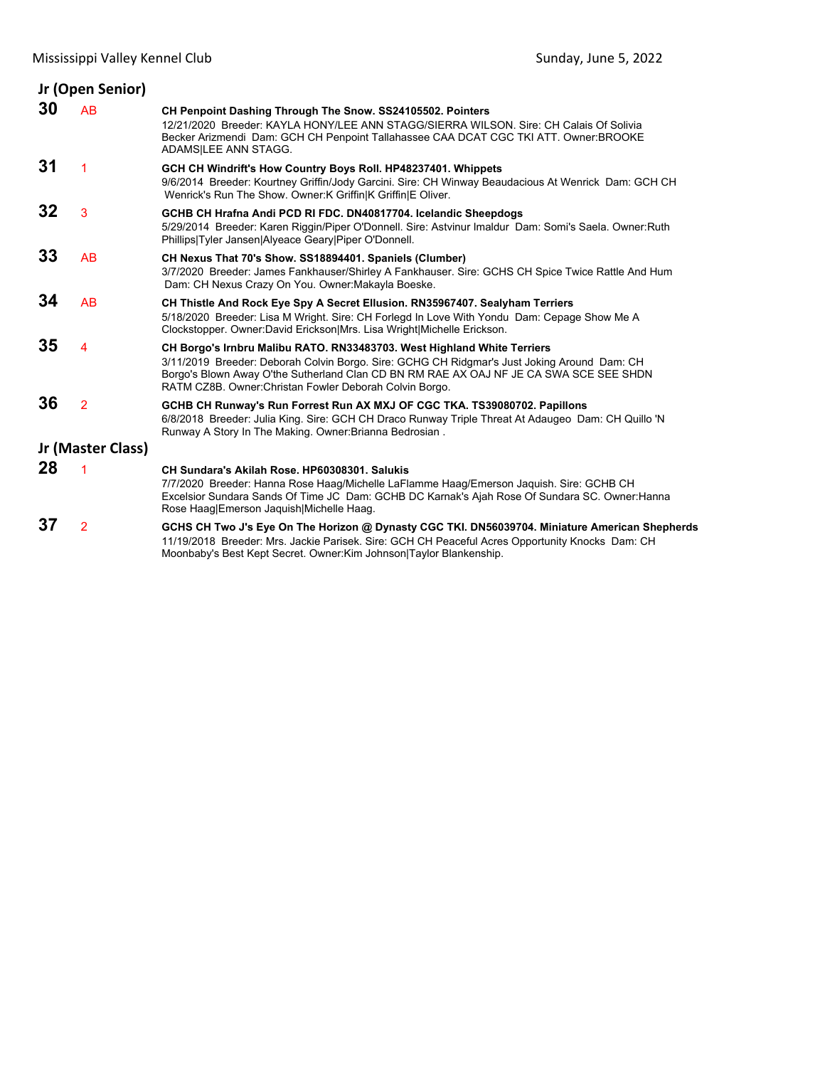## Jr (Open Senior)

**30** AB **CH Penpoint Dashing Through The Snow. SS24105502. Pointers**
12/21/2020 Breeder: KAYLA HONY/LEE ANN STAGG/SIERRA WILSON. Sire: CH Calais Of Solivia Becker Arizmendi Dam: GCH CH Penpoint Tallahassee CAA DCAT CGC TKI ATT. Owner:BROOKE ADAMS|LEE ANN STAGG.

**31** 1 **GCH CH Windrift's How Country Boys Roll. HP48237401. Whippets**
9/6/2014 Breeder: Kourtney Griffin/Jody Garcini. Sire: CH Winway Beaudacious At Wenrick Dam: GCH CH Wenrick's Run The Show. Owner:K Griffin|K Griffin|E Oliver.

**32** 3 **GCHB CH Hrafna Andi PCD RI FDC. DN40817704. Icelandic Sheepdogs**
5/29/2014 Breeder: Karen Riggin/Piper O'Donnell. Sire: Astvinur Imaldur Dam: Somi's Saela. Owner:Ruth Phillips|Tyler Jansen|Alyeace Geary|Piper O'Donnell.

**33** AB **CH Nexus That 70's Show. SS18894401. Spaniels (Clumber)**
3/7/2020 Breeder: James Fankhauser/Shirley A Fankhauser. Sire: GCHS CH Spice Twice Rattle And Hum Dam: CH Nexus Crazy On You. Owner:Makayla Boeske.

**34** AB **CH Thistle And Rock Eye Spy A Secret Ellusion. RN35967407. Sealyham Terriers**
5/18/2020 Breeder: Lisa M Wright. Sire: CH Forlegd In Love With Yondu Dam: Cepage Show Me A Clockstopper. Owner:David Erickson|Mrs. Lisa Wright|Michelle Erickson.

**35** 4 **CH Borgo's Irnbru Malibu RATO. RN33483703. West Highland White Terriers**
3/11/2019 Breeder: Deborah Colvin Borgo. Sire: GCHG CH Ridgmar's Just Joking Around Dam: CH Borgo's Blown Away O'the Sutherland Clan CD BN RM RAE AX OAJ NF JE CA SWA SCE SEE SHDN RATM CZ8B. Owner:Christan Fowler Deborah Colvin Borgo.

**36** 2 **GCHB CH Runway's Run Forrest Run AX MXJ OF CGC TKA. TS39080702. Papillons**
6/8/2018 Breeder: Julia King. Sire: GCH CH Draco Runway Triple Threat At Adaugeo Dam: CH Quillo 'N Runway A Story In The Making. Owner:Brianna Bedrosian .

## Jr (Master Class)

**28** 1 **CH Sundara's Akilah Rose. HP60308301. Salukis**
7/7/2020 Breeder: Hanna Rose Haag/Michelle LaFlamme Haag/Emerson Jaquish. Sire: GCHB CH Excelsior Sundara Sands Of Time JC Dam: GCHB DC Karnak's Ajah Rose Of Sundara SC. Owner:Hanna Rose Haag|Emerson Jaquish|Michelle Haag.

**37** 2 **GCHS CH Two J's Eye On The Horizon @ Dynasty CGC TKI. DN56039704. Miniature American Shepherds**
11/19/2018 Breeder: Mrs. Jackie Parisek. Sire: GCH CH Peaceful Acres Opportunity Knocks Dam: CH Moonbaby's Best Kept Secret. Owner:Kim Johnson|Taylor Blankenship.